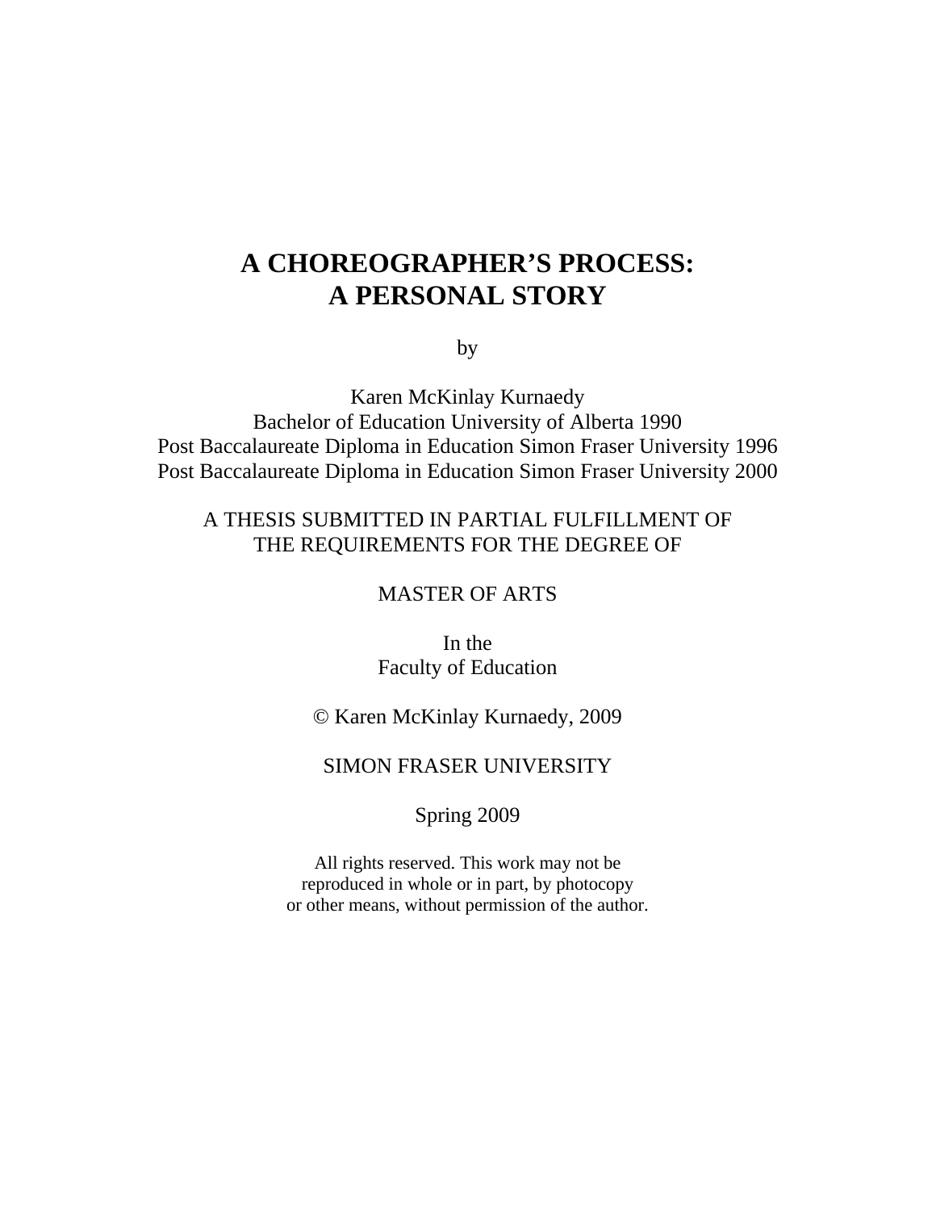# A CHOREOGRAPHER'S PROCESS: A PERSONAL STORY

by

Karen McKinlay Kurnaedy
Bachelor of Education University of Alberta 1990
Post Baccalaureate Diploma in Education Simon Fraser University 1996
Post Baccalaureate Diploma in Education Simon Fraser University 2000

A THESIS SUBMITTED IN PARTIAL FULFILLMENT OF
THE REQUIREMENTS FOR THE DEGREE OF

MASTER OF ARTS

In the
Faculty of Education

© Karen McKinlay Kurnaedy, 2009

SIMON FRASER UNIVERSITY

Spring 2009

All rights reserved. This work may not be
reproduced in whole or in part, by photocopy
or other means, without permission of the author.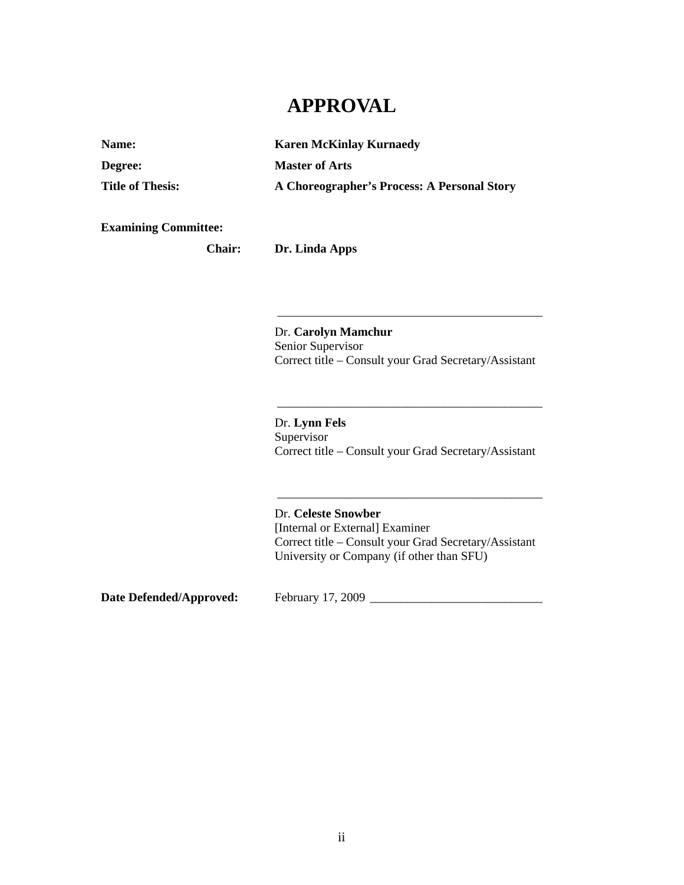# APPROVAL

**Name:** **Karen McKinlay Kurnaedy**

**Degree:** **Master of Arts**

**Title of Thesis:** **A Choreographer's Process: A Personal Story**

**Examining Committee:**

**Chair:** **Dr. Linda Apps**

\_\_\_\_\_\_\_\_\_\_\_\_\_\_\_\_\_\_\_\_\_\_\_\_\_\_\_\_\_\_\_\_\_\_\_\_\_\_\_\_\_\_\_\_

Dr. **Carolyn Mamchur**
Senior Supervisor
Correct title – Consult your Grad Secretary/Assistant

\_\_\_\_\_\_\_\_\_\_\_\_\_\_\_\_\_\_\_\_\_\_\_\_\_\_\_\_\_\_\_\_\_\_\_\_\_\_\_\_\_\_\_\_

Dr. **Lynn Fels**
Supervisor
Correct title – Consult your Grad Secretary/Assistant

\_\_\_\_\_\_\_\_\_\_\_\_\_\_\_\_\_\_\_\_\_\_\_\_\_\_\_\_\_\_\_\_\_\_\_\_\_\_\_\_\_\_\_\_

Dr. **Celeste Snowber**
[Internal or External] Examiner
Correct title – Consult your Grad Secretary/Assistant
University or Company (if other than SFU)

**Date Defended/Approved:** February 17, 2009 \_\_\_\_\_\_\_\_\_\_\_\_\_\_\_\_\_\_\_\_\_\_\_\_\_\_\_\_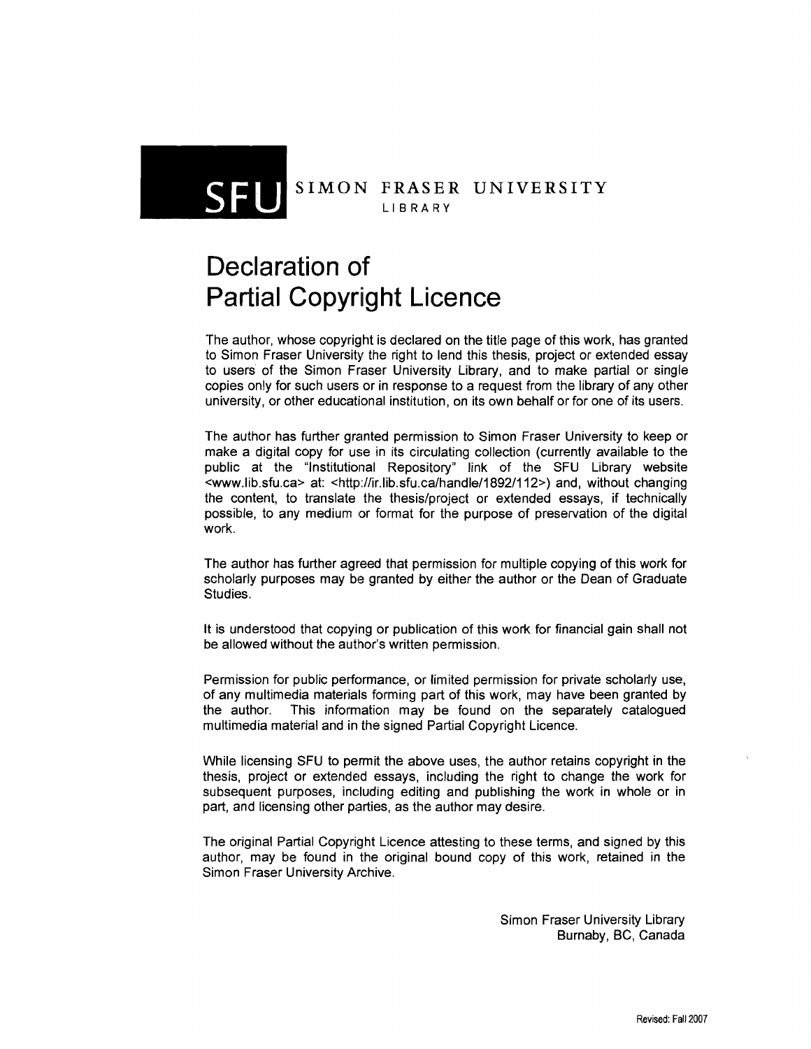SFU SIMON FRASER UNIVERSITY
LIBRARY

# Declaration of Partial Copyright Licence

The author, whose copyright is declared on the title page of this work, has granted to Simon Fraser University the right to lend this thesis, project or extended essay to users of the Simon Fraser University Library, and to make partial or single copies only for such users or in response to a request from the library of any other university, or other educational institution, on its own behalf or for one of its users.

The author has further granted permission to Simon Fraser University to keep or make a digital copy for use in its circulating collection (currently available to the public at the "Institutional Repository" link of the SFU Library website <www.lib.sfu.ca> at: <http://ir.lib.sfu.ca/handle/1892/112>) and, without changing the content, to translate the thesis/project or extended essays, if technically possible, to any medium or format for the purpose of preservation of the digital work.

The author has further agreed that permission for multiple copying of this work for scholarly purposes may be granted by either the author or the Dean of Graduate Studies.

It is understood that copying or publication of this work for financial gain shall not be allowed without the author's written permission.

Permission for public performance, or limited permission for private scholarly use, of any multimedia materials forming part of this work, may have been granted by the author. This information may be found on the separately catalogued multimedia material and in the signed Partial Copyright Licence.

While licensing SFU to permit the above uses, the author retains copyright in the thesis, project or extended essays, including the right to change the work for subsequent purposes, including editing and publishing the work in whole or in part, and licensing other parties, as the author may desire.

The original Partial Copyright Licence attesting to these terms, and signed by this author, may be found in the original bound copy of this work, retained in the Simon Fraser University Archive.

Simon Fraser University Library
Burnaby, BC, Canada

Revised: Fall 2007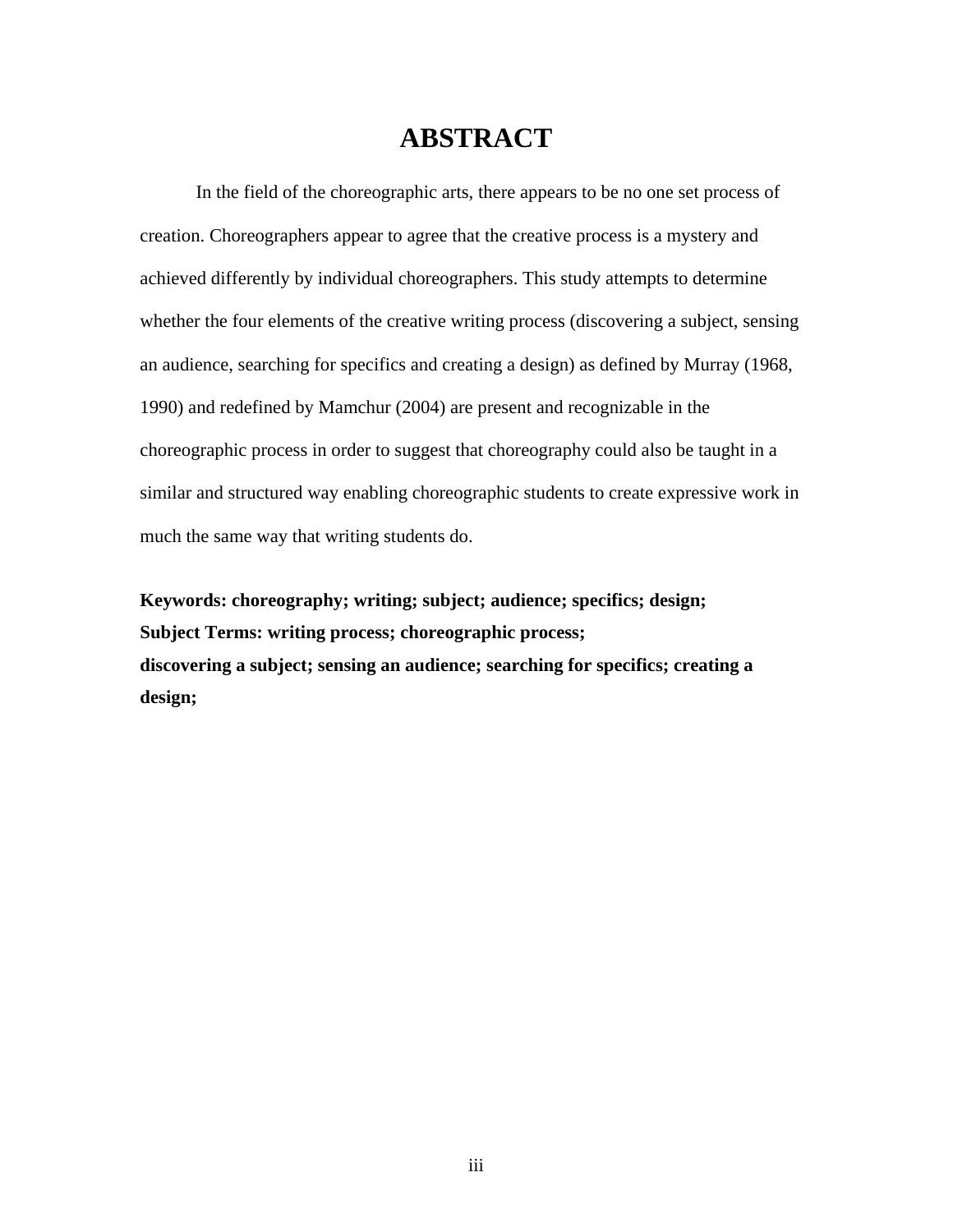# ABSTRACT

In the field of the choreographic arts, there appears to be no one set process of creation. Choreographers appear to agree that the creative process is a mystery and achieved differently by individual choreographers. This study attempts to determine whether the four elements of the creative writing process (discovering a subject, sensing an audience, searching for specifics and creating a design) as defined by Murray (1968, 1990) and redefined by Mamchur (2004) are present and recognizable in the choreographic process in order to suggest that choreography could also be taught in a similar and structured way enabling choreographic students to create expressive work in much the same way that writing students do.

**Keywords: choreography; writing; subject; audience; specifics; design;**
**Subject Terms: writing process; choreographic process;**
**discovering a subject; sensing an audience; searching for specifics; creating a design;**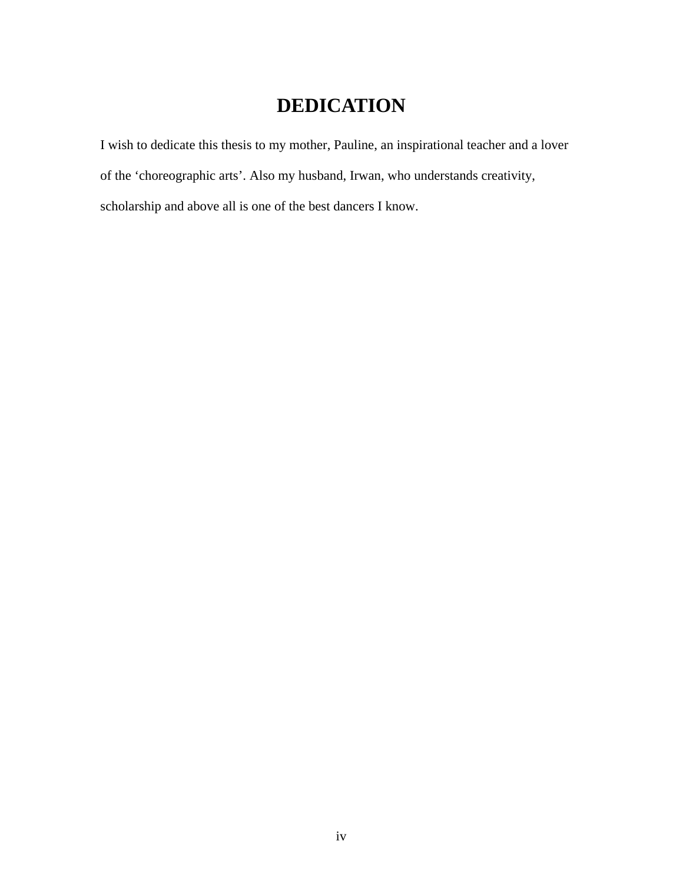# DEDICATION

I wish to dedicate this thesis to my mother, Pauline, an inspirational teacher and a lover of the ‘choreographic arts’. Also my husband, Irwan, who understands creativity, scholarship and above all is one of the best dancers I know.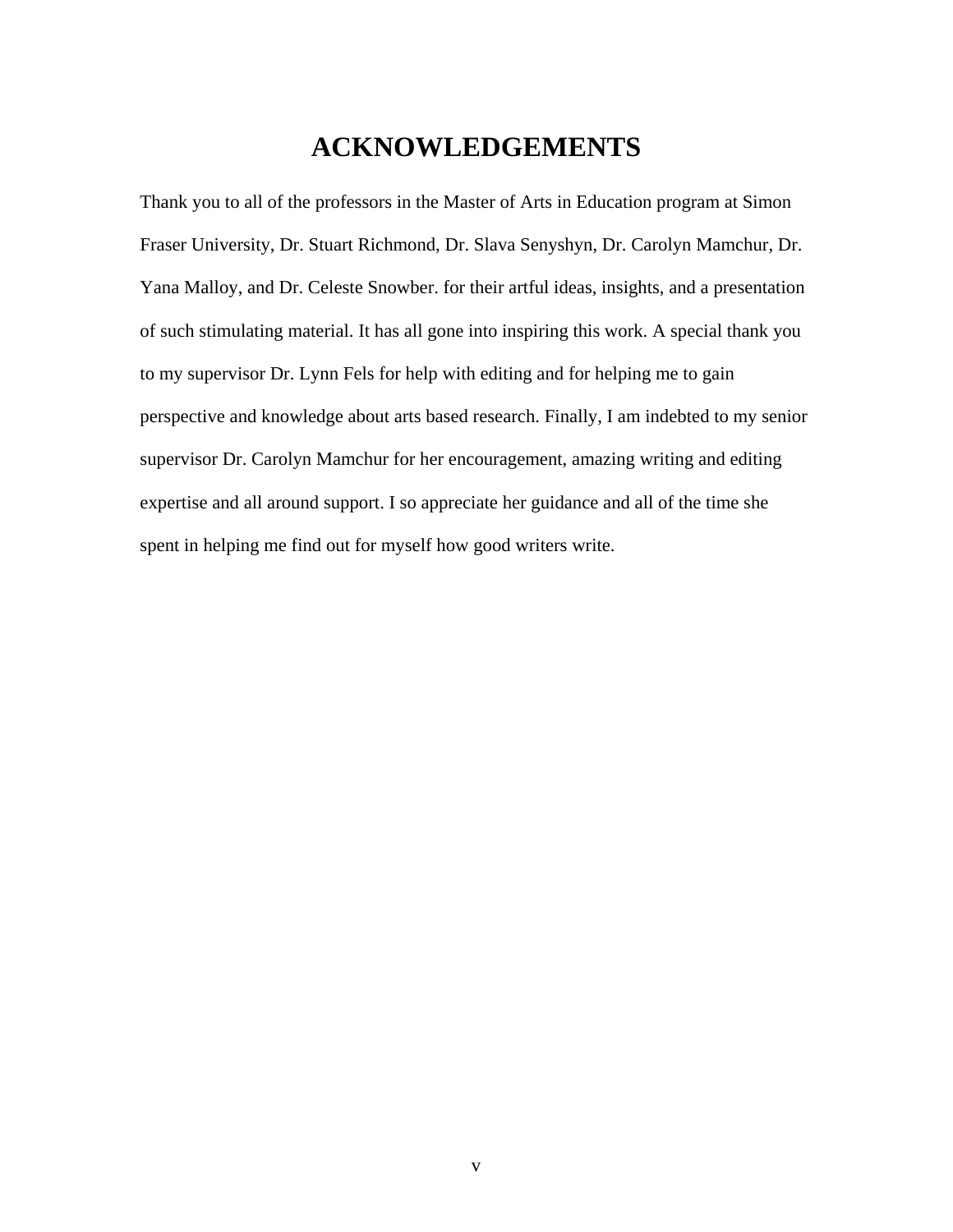# ACKNOWLEDGEMENTS

Thank you to all of the professors in the Master of Arts in Education program at Simon Fraser University, Dr. Stuart Richmond, Dr. Slava Senyshyn, Dr. Carolyn Mamchur, Dr. Yana Malloy, and Dr. Celeste Snowber. for their artful ideas, insights, and a presentation of such stimulating material. It has all gone into inspiring this work. A special thank you to my supervisor Dr. Lynn Fels for help with editing and for helping me to gain perspective and knowledge about arts based research. Finally, I am indebted to my senior supervisor Dr. Carolyn Mamchur for her encouragement, amazing writing and editing expertise and all around support. I so appreciate her guidance and all of the time she spent in helping me find out for myself how good writers write.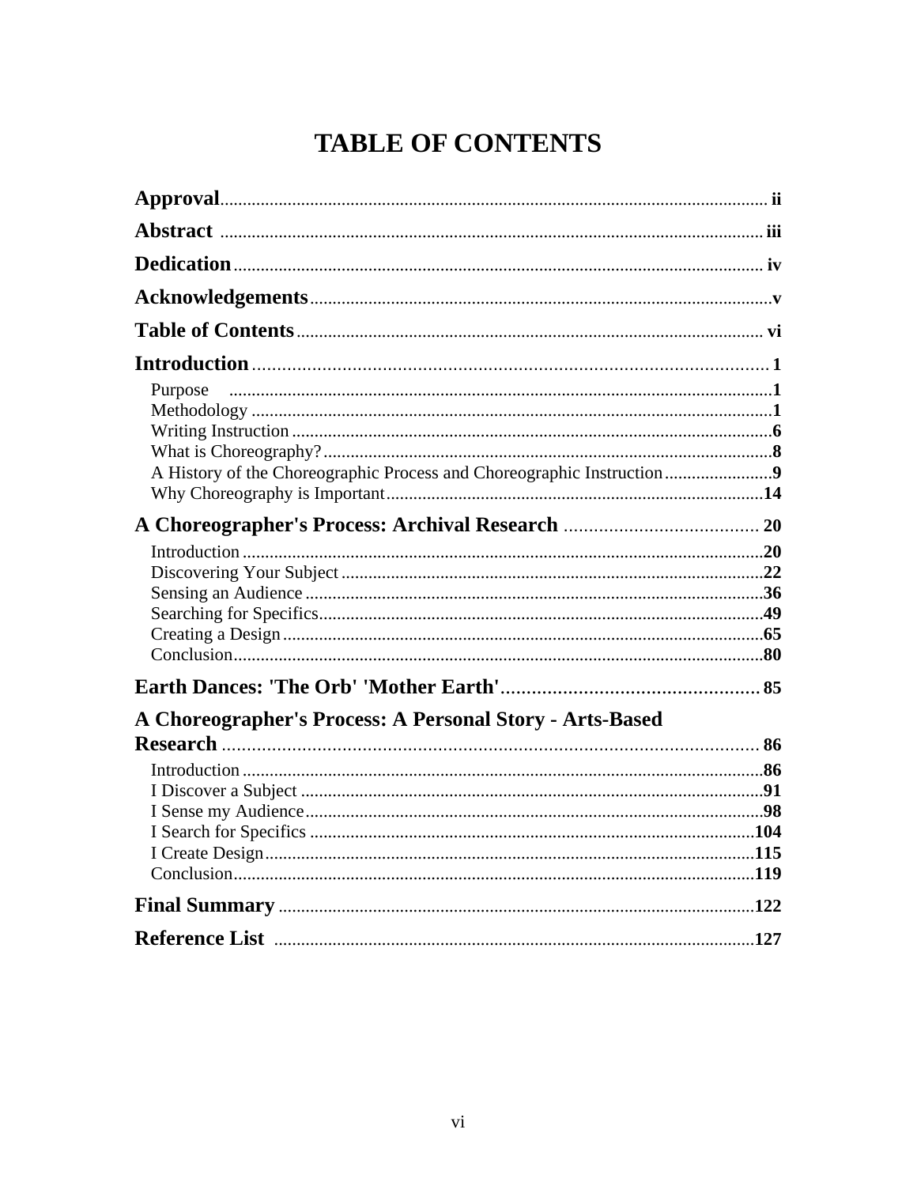# TABLE OF CONTENTS

**Approval** .......... ii

**Abstract** .......... iii

**Dedication** .......... iv

**Acknowledgements** .......... v

**Table of Contents** .......... vi

**Introduction** .......... 1

- Purpose .......... 1
- Methodology .......... 1
- Writing Instruction .......... 6
- What is Choreography? .......... 8
- A History of the Choreographic Process and Choreographic Instruction .......... 9
- Why Choreography is Important .......... 14

**A Choreographer's Process: Archival Research** .......... 20

- Introduction .......... 20
- Discovering Your Subject .......... 22
- Sensing an Audience .......... 36
- Searching for Specifics .......... 49
- Creating a Design .......... 65
- Conclusion .......... 80

**Earth Dances: 'The Orb' 'Mother Earth'** .......... 85

**A Choreographer's Process: A Personal Story - Arts-Based Research** .......... 86

- Introduction .......... 86
- I Discover a Subject .......... 91
- I Sense my Audience .......... 98
- I Search for Specifics .......... 104
- I Create Design .......... 115
- Conclusion .......... 119

**Final Summary** .......... 122

**Reference List** .......... 127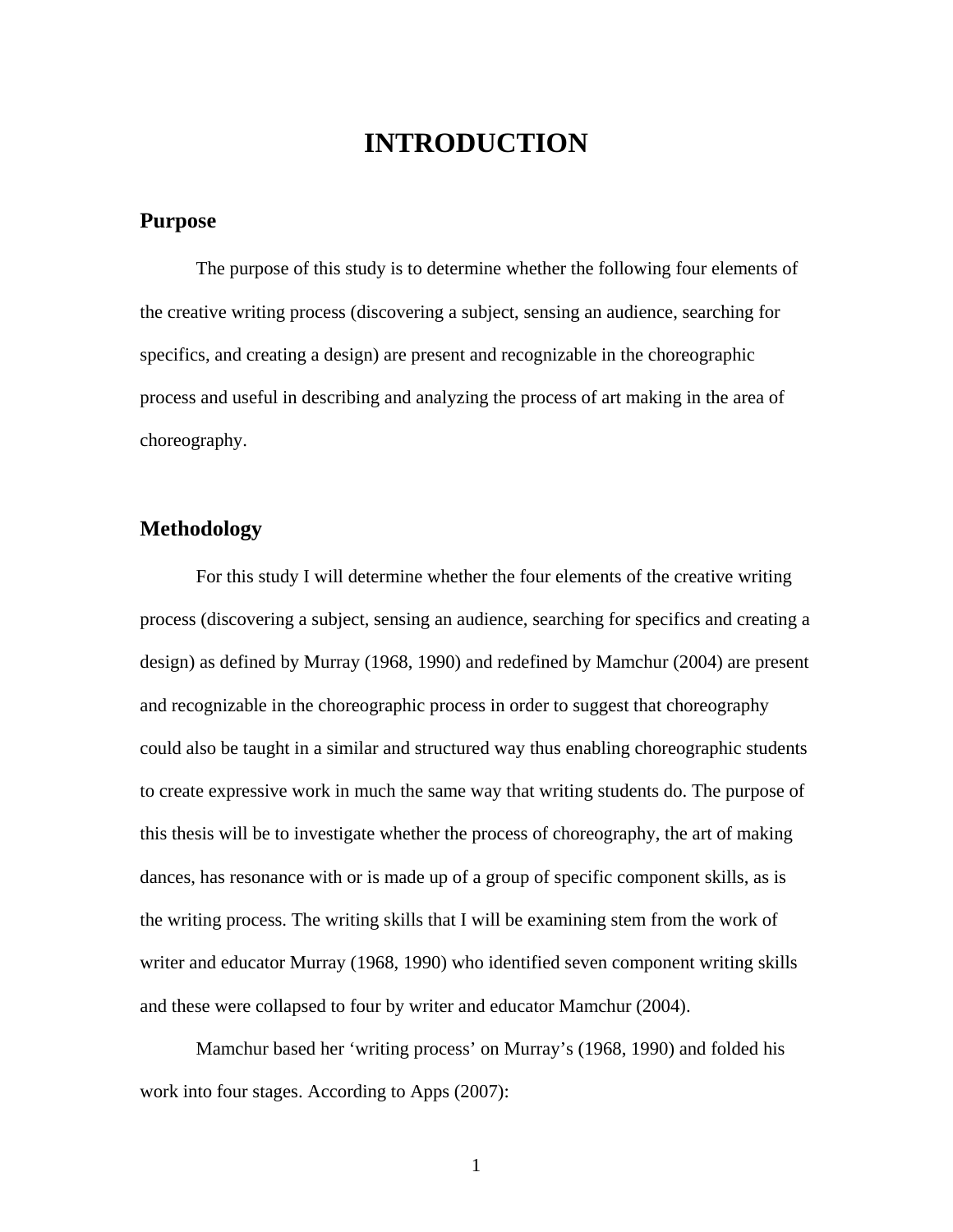# INTRODUCTION

## Purpose

The purpose of this study is to determine whether the following four elements of the creative writing process (discovering a subject, sensing an audience, searching for specifics, and creating a design) are present and recognizable in the choreographic process and useful in describing and analyzing the process of art making in the area of choreography.

## Methodology

For this study I will determine whether the four elements of the creative writing process (discovering a subject, sensing an audience, searching for specifics and creating a design) as defined by Murray (1968, 1990) and redefined by Mamchur (2004) are present and recognizable in the choreographic process in order to suggest that choreography could also be taught in a similar and structured way thus enabling choreographic students to create expressive work in much the same way that writing students do. The purpose of this thesis will be to investigate whether the process of choreography, the art of making dances, has resonance with or is made up of a group of specific component skills, as is the writing process. The writing skills that I will be examining stem from the work of writer and educator Murray (1968, 1990) who identified seven component writing skills and these were collapsed to four by writer and educator Mamchur (2004).

Mamchur based her 'writing process' on Murray's (1968, 1990) and folded his work into four stages. According to Apps (2007):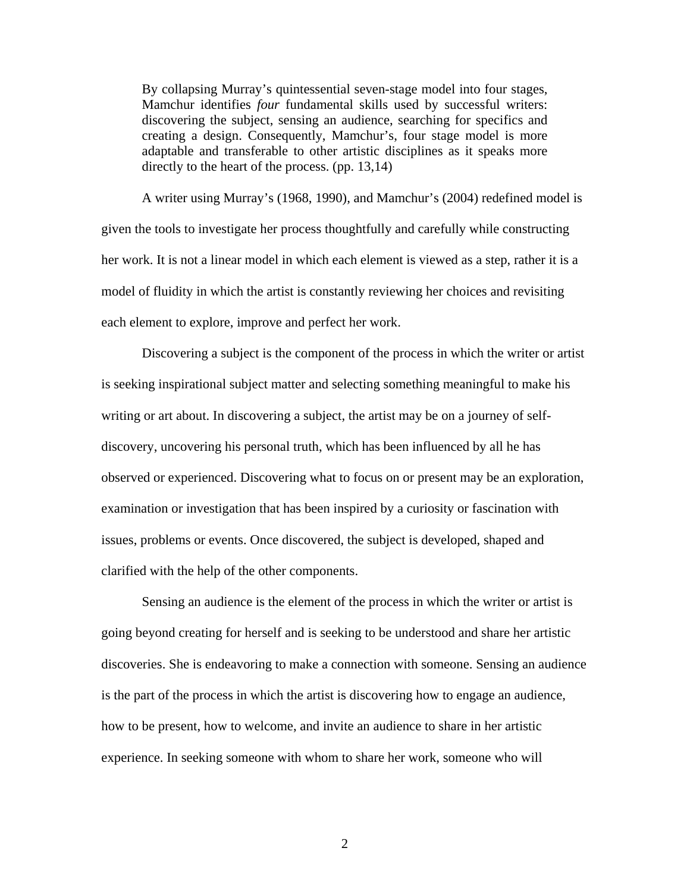> By collapsing Murray's quintessential seven-stage model into four stages, Mamchur identifies *four* fundamental skills used by successful writers: discovering the subject, sensing an audience, searching for specifics and creating a design. Consequently, Mamchur's, four stage model is more adaptable and transferable to other artistic disciplines as it speaks more directly to the heart of the process. (pp. 13,14)

A writer using Murray's (1968, 1990), and Mamchur's (2004) redefined model is given the tools to investigate her process thoughtfully and carefully while constructing her work. It is not a linear model in which each element is viewed as a step, rather it is a model of fluidity in which the artist is constantly reviewing her choices and revisiting each element to explore, improve and perfect her work.

Discovering a subject is the component of the process in which the writer or artist is seeking inspirational subject matter and selecting something meaningful to make his writing or art about. In discovering a subject, the artist may be on a journey of self-discovery, uncovering his personal truth, which has been influenced by all he has observed or experienced. Discovering what to focus on or present may be an exploration, examination or investigation that has been inspired by a curiosity or fascination with issues, problems or events. Once discovered, the subject is developed, shaped and clarified with the help of the other components.

Sensing an audience is the element of the process in which the writer or artist is going beyond creating for herself and is seeking to be understood and share her artistic discoveries. She is endeavoring to make a connection with someone. Sensing an audience is the part of the process in which the artist is discovering how to engage an audience, how to be present, how to welcome, and invite an audience to share in her artistic experience. In seeking someone with whom to share her work, someone who will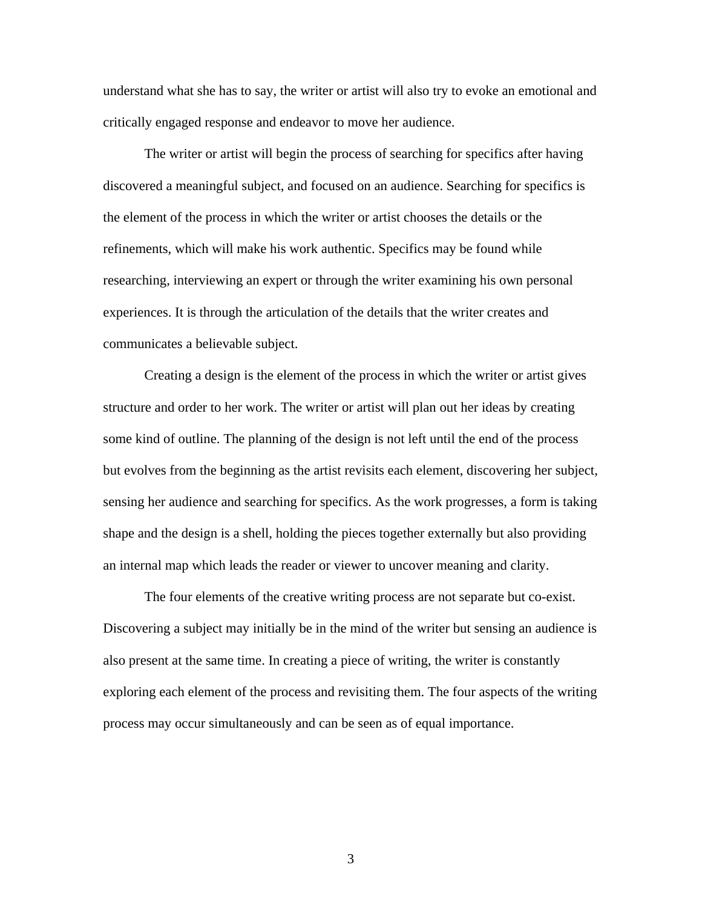understand what she has to say, the writer or artist will also try to evoke an emotional and critically engaged response and endeavor to move her audience.

The writer or artist will begin the process of searching for specifics after having discovered a meaningful subject, and focused on an audience. Searching for specifics is the element of the process in which the writer or artist chooses the details or the refinements, which will make his work authentic. Specifics may be found while researching, interviewing an expert or through the writer examining his own personal experiences. It is through the articulation of the details that the writer creates and communicates a believable subject.

Creating a design is the element of the process in which the writer or artist gives structure and order to her work. The writer or artist will plan out her ideas by creating some kind of outline. The planning of the design is not left until the end of the process but evolves from the beginning as the artist revisits each element, discovering her subject, sensing her audience and searching for specifics. As the work progresses, a form is taking shape and the design is a shell, holding the pieces together externally but also providing an internal map which leads the reader or viewer to uncover meaning and clarity.

The four elements of the creative writing process are not separate but co-exist. Discovering a subject may initially be in the mind of the writer but sensing an audience is also present at the same time. In creating a piece of writing, the writer is constantly exploring each element of the process and revisiting them. The four aspects of the writing process may occur simultaneously and can be seen as of equal importance.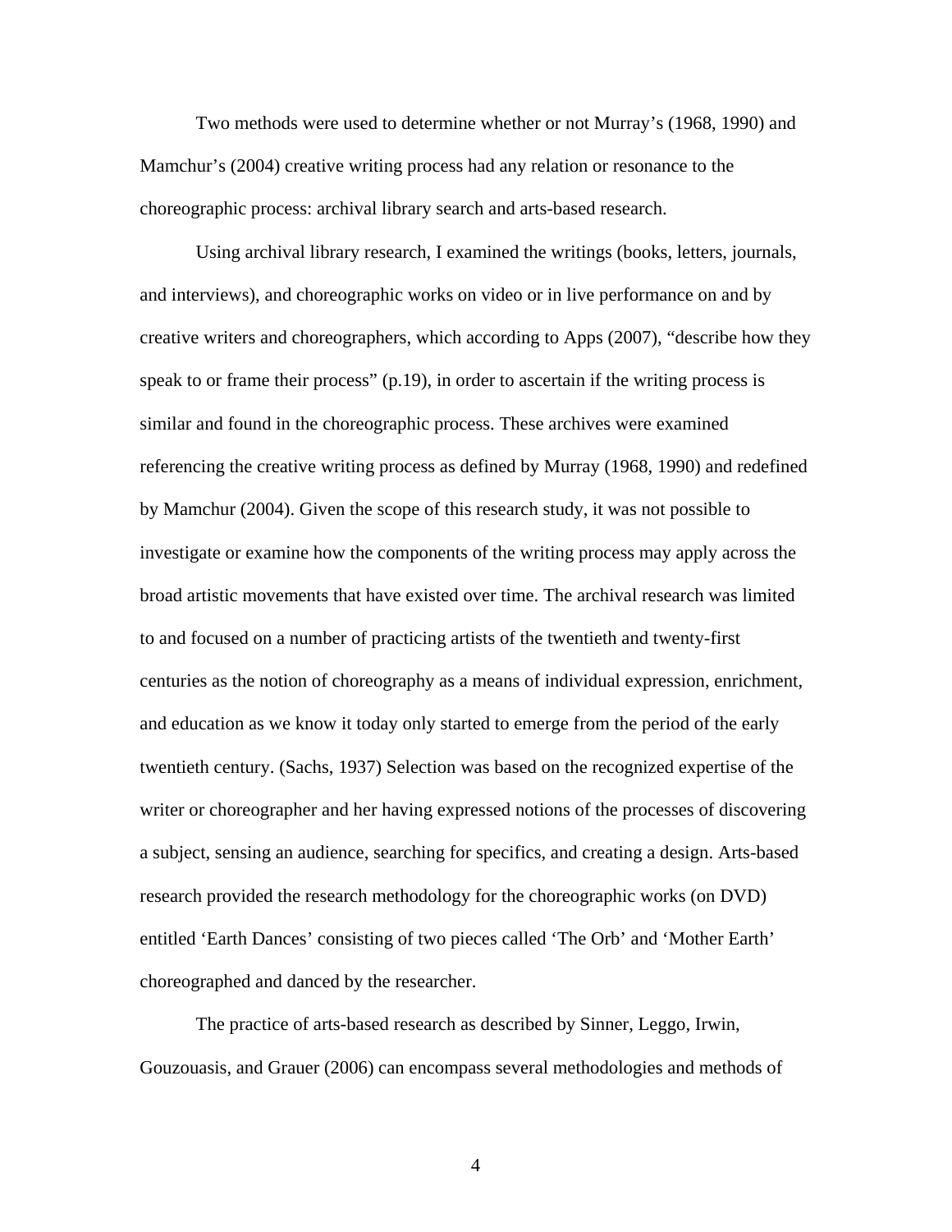Two methods were used to determine whether or not Murray's (1968, 1990) and Mamchur's (2004) creative writing process had any relation or resonance to the choreographic process: archival library search and arts-based research.

Using archival library research, I examined the writings (books, letters, journals, and interviews), and choreographic works on video or in live performance on and by creative writers and choreographers, which according to Apps (2007), "describe how they speak to or frame their process" (p.19), in order to ascertain if the writing process is similar and found in the choreographic process. These archives were examined referencing the creative writing process as defined by Murray (1968, 1990) and redefined by Mamchur (2004). Given the scope of this research study, it was not possible to investigate or examine how the components of the writing process may apply across the broad artistic movements that have existed over time. The archival research was limited to and focused on a number of practicing artists of the twentieth and twenty-first centuries as the notion of choreography as a means of individual expression, enrichment, and education as we know it today only started to emerge from the period of the early twentieth century. (Sachs, 1937) Selection was based on the recognized expertise of the writer or choreographer and her having expressed notions of the processes of discovering a subject, sensing an audience, searching for specifics, and creating a design. Arts-based research provided the research methodology for the choreographic works (on DVD) entitled 'Earth Dances' consisting of two pieces called 'The Orb' and 'Mother Earth' choreographed and danced by the researcher.

The practice of arts-based research as described by Sinner, Leggo, Irwin, Gouzouasis, and Grauer (2006) can encompass several methodologies and methods of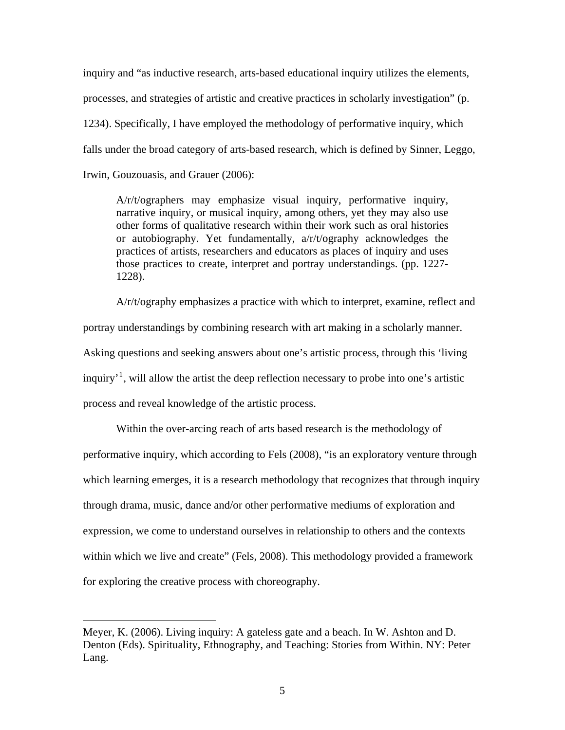inquiry and "as inductive research, arts-based educational inquiry utilizes the elements, processes, and strategies of artistic and creative practices in scholarly investigation" (p. 1234). Specifically, I have employed the methodology of performative inquiry, which falls under the broad category of arts-based research, which is defined by Sinner, Leggo, Irwin, Gouzouasis, and Grauer (2006):

> A/r/t/ographers may emphasize visual inquiry, performative inquiry, narrative inquiry, or musical inquiry, among others, yet they may also use other forms of qualitative research within their work such as oral histories or autobiography. Yet fundamentally, a/r/t/ography acknowledges the practices of artists, researchers and educators as places of inquiry and uses those practices to create, interpret and portray understandings. (pp. 1227-1228).

A/r/t/ography emphasizes a practice with which to interpret, examine, reflect and portray understandings by combining research with art making in a scholarly manner. Asking questions and seeking answers about one's artistic process, through this 'living inquiry'[1], will allow the artist the deep reflection necessary to probe into one's artistic process and reveal knowledge of the artistic process.

Within the over-arcing reach of arts based research is the methodology of performative inquiry, which according to Fels (2008), "is an exploratory venture through which learning emerges, it is a research methodology that recognizes that through inquiry through drama, music, dance and/or other performative mediums of exploration and expression, we come to understand ourselves in relationship to others and the contexts within which we live and create" (Fels, 2008). This methodology provided a framework for exploring the creative process with choreography.

---

Meyer, K. (2006). Living inquiry: A gateless gate and a beach. In W. Ashton and D. Denton (Eds). Spirituality, Ethnography, and Teaching: Stories from Within. NY: Peter Lang.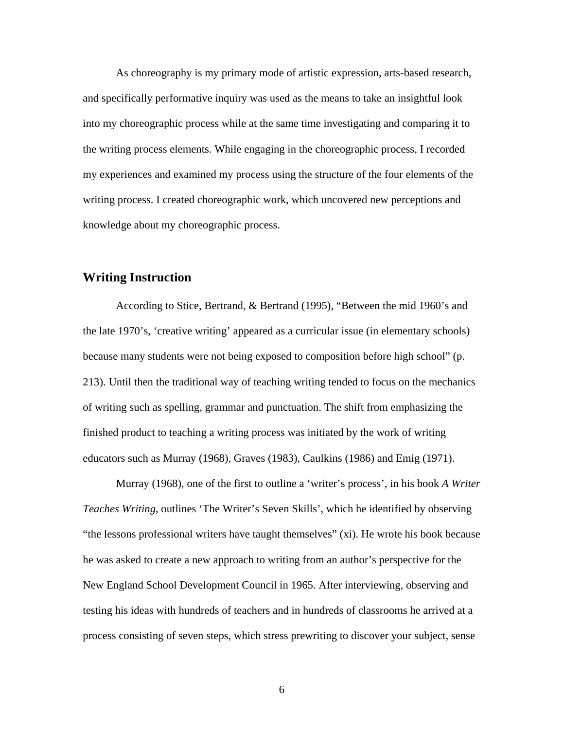As choreography is my primary mode of artistic expression, arts-based research, and specifically performative inquiry was used as the means to take an insightful look into my choreographic process while at the same time investigating and comparing it to the writing process elements. While engaging in the choreographic process, I recorded my experiences and examined my process using the structure of the four elements of the writing process. I created choreographic work, which uncovered new perceptions and knowledge about my choreographic process.

## Writing Instruction

According to Stice, Bertrand, & Bertrand (1995), "Between the mid 1960's and the late 1970's, 'creative writing' appeared as a curricular issue (in elementary schools) because many students were not being exposed to composition before high school" (p. 213). Until then the traditional way of teaching writing tended to focus on the mechanics of writing such as spelling, grammar and punctuation. The shift from emphasizing the finished product to teaching a writing process was initiated by the work of writing educators such as Murray (1968), Graves (1983), Caulkins (1986) and Emig (1971).

Murray (1968), one of the first to outline a 'writer's process', in his book *A Writer Teaches Writing*, outlines 'The Writer's Seven Skills', which he identified by observing "the lessons professional writers have taught themselves" (xi). He wrote his book because he was asked to create a new approach to writing from an author's perspective for the New England School Development Council in 1965. After interviewing, observing and testing his ideas with hundreds of teachers and in hundreds of classrooms he arrived at a process consisting of seven steps, which stress prewriting to discover your subject, sense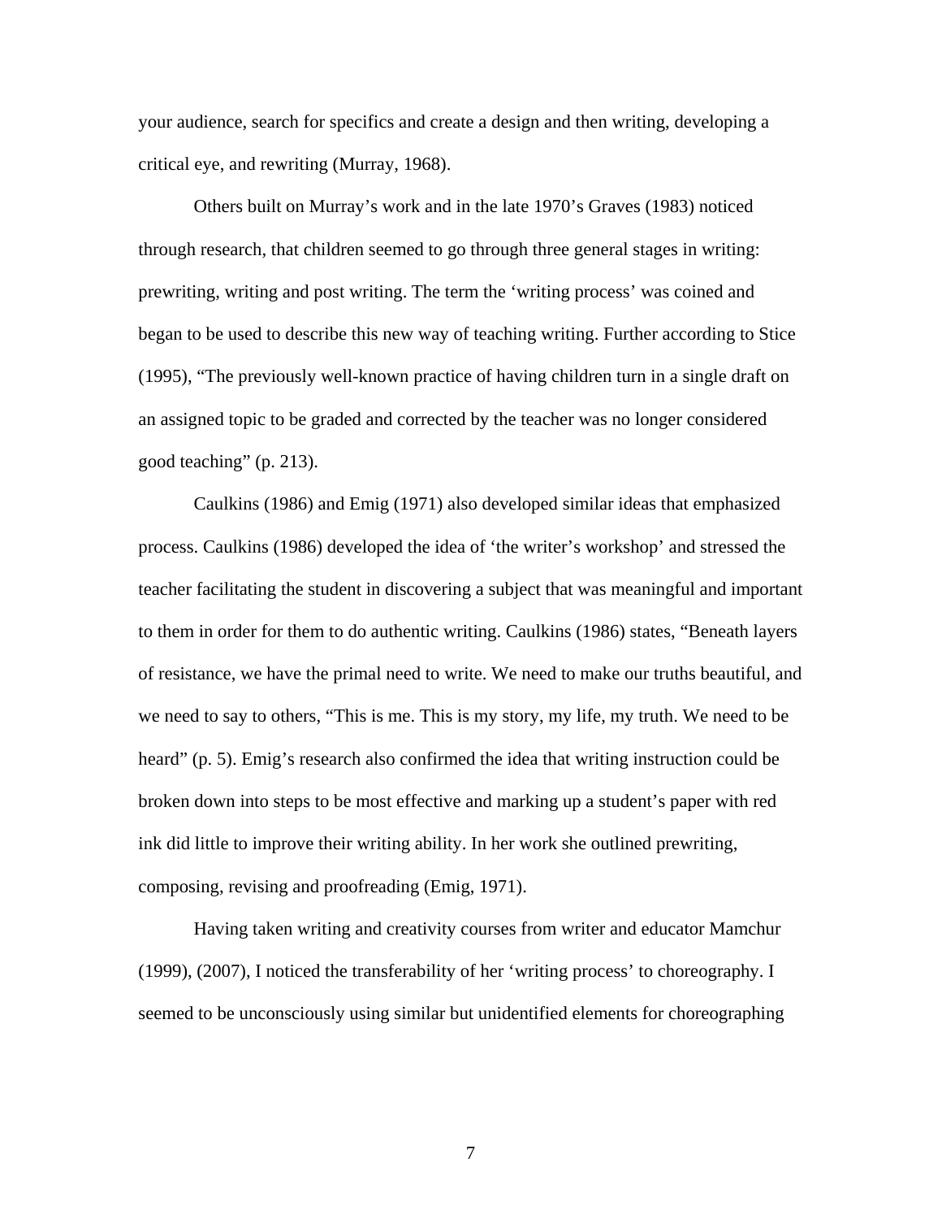your audience, search for specifics and create a design and then writing, developing a critical eye, and rewriting (Murray, 1968).

Others built on Murray's work and in the late 1970's Graves (1983) noticed through research, that children seemed to go through three general stages in writing: prewriting, writing and post writing. The term the 'writing process' was coined and began to be used to describe this new way of teaching writing. Further according to Stice (1995), "The previously well-known practice of having children turn in a single draft on an assigned topic to be graded and corrected by the teacher was no longer considered good teaching" (p. 213).

Caulkins (1986) and Emig (1971) also developed similar ideas that emphasized process. Caulkins (1986) developed the idea of 'the writer's workshop' and stressed the teacher facilitating the student in discovering a subject that was meaningful and important to them in order for them to do authentic writing. Caulkins (1986) states, "Beneath layers of resistance, we have the primal need to write. We need to make our truths beautiful, and we need to say to others, "This is me. This is my story, my life, my truth. We need to be heard" (p. 5). Emig's research also confirmed the idea that writing instruction could be broken down into steps to be most effective and marking up a student's paper with red ink did little to improve their writing ability. In her work she outlined prewriting, composing, revising and proofreading (Emig, 1971).

Having taken writing and creativity courses from writer and educator Mamchur (1999), (2007), I noticed the transferability of her 'writing process' to choreography. I seemed to be unconsciously using similar but unidentified elements for choreographing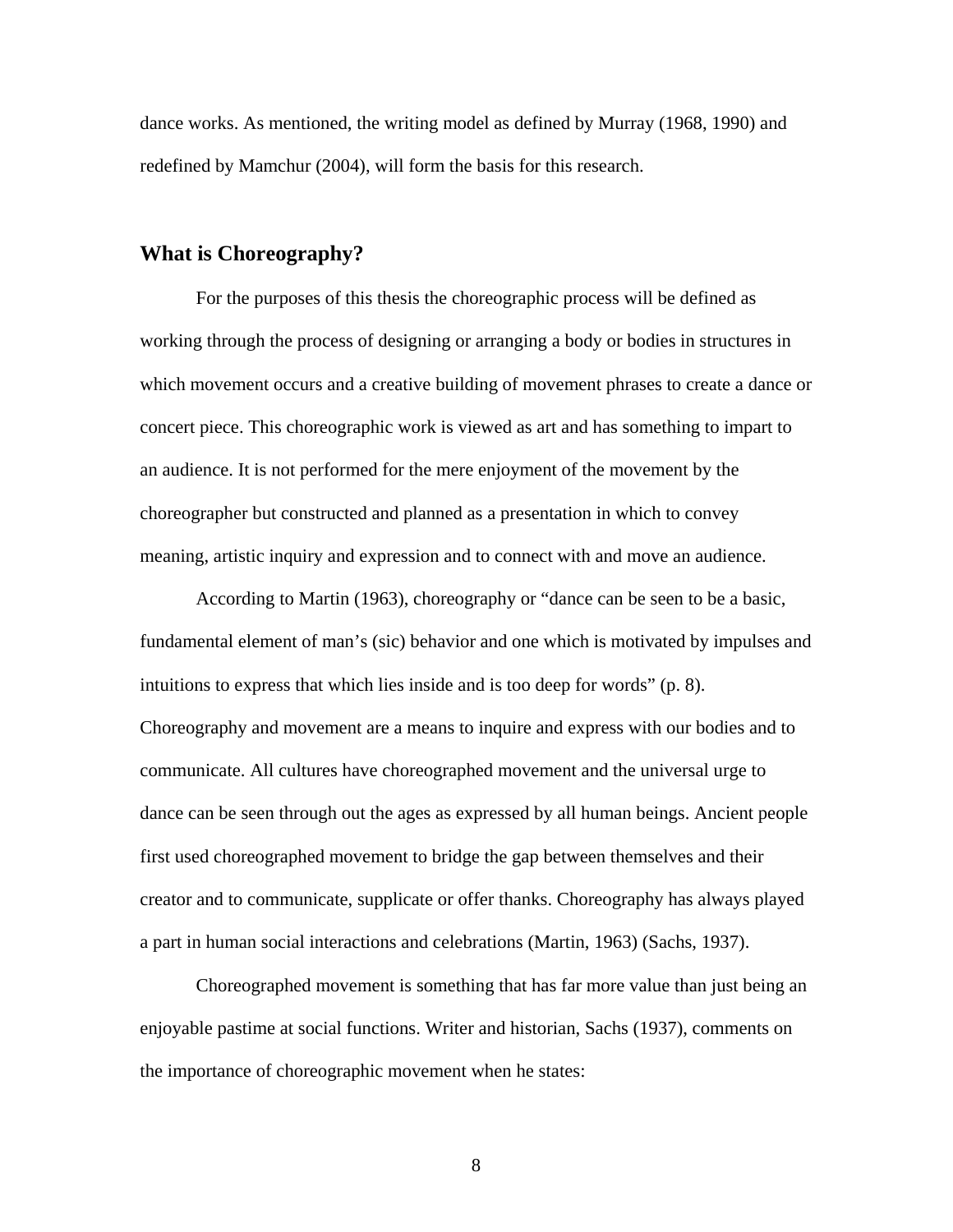dance works. As mentioned, the writing model as defined by Murray (1968, 1990) and redefined by Mamchur (2004), will form the basis for this research.

## What is Choreography?

For the purposes of this thesis the choreographic process will be defined as working through the process of designing or arranging a body or bodies in structures in which movement occurs and a creative building of movement phrases to create a dance or concert piece. This choreographic work is viewed as art and has something to impart to an audience. It is not performed for the mere enjoyment of the movement by the choreographer but constructed and planned as a presentation in which to convey meaning, artistic inquiry and expression and to connect with and move an audience.

According to Martin (1963), choreography or "dance can be seen to be a basic, fundamental element of man's (sic) behavior and one which is motivated by impulses and intuitions to express that which lies inside and is too deep for words" (p. 8). Choreography and movement are a means to inquire and express with our bodies and to communicate. All cultures have choreographed movement and the universal urge to dance can be seen through out the ages as expressed by all human beings. Ancient people first used choreographed movement to bridge the gap between themselves and their creator and to communicate, supplicate or offer thanks. Choreography has always played a part in human social interactions and celebrations (Martin, 1963) (Sachs, 1937).

Choreographed movement is something that has far more value than just being an enjoyable pastime at social functions. Writer and historian, Sachs (1937), comments on the importance of choreographic movement when he states: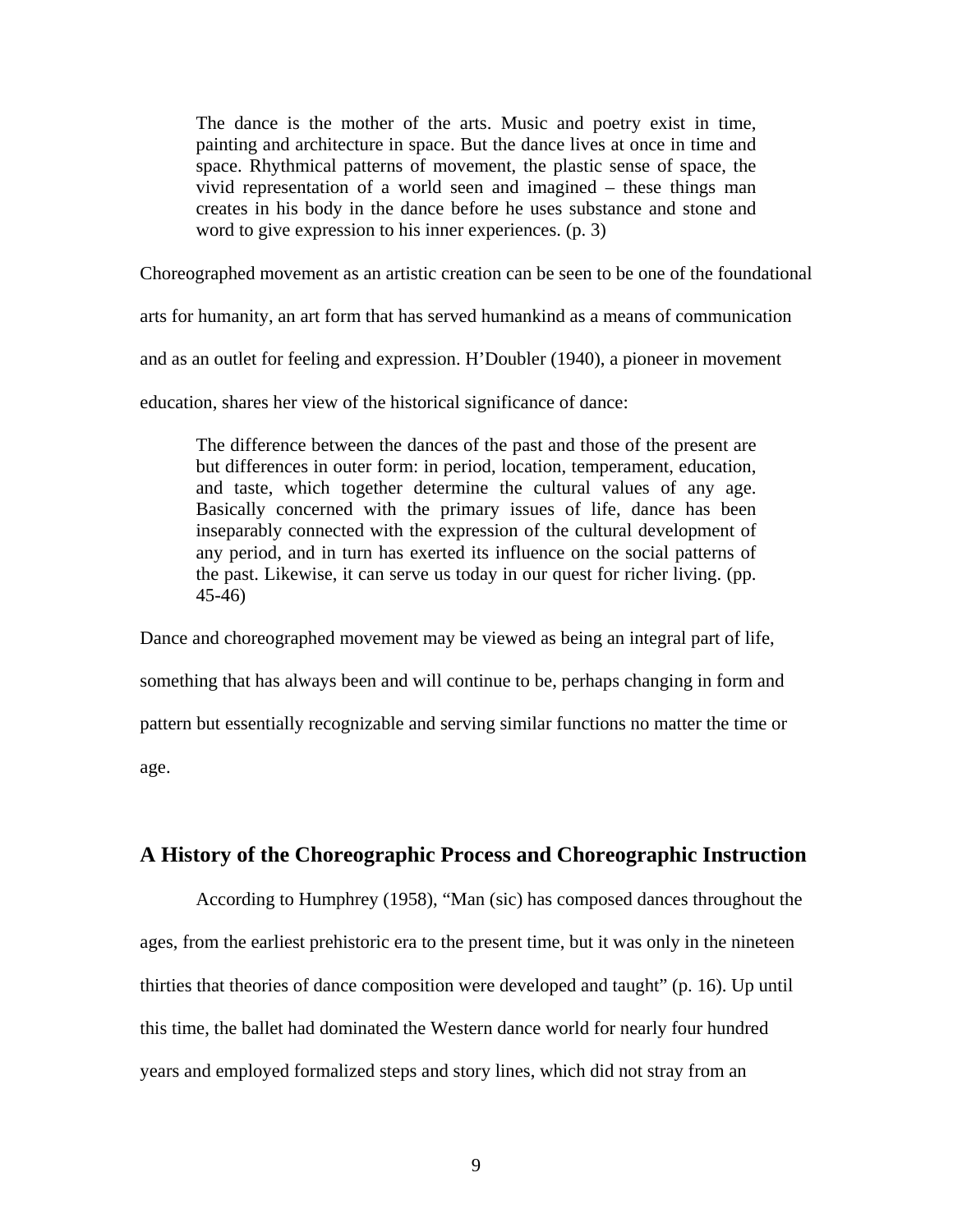> The dance is the mother of the arts. Music and poetry exist in time, painting and architecture in space. But the dance lives at once in time and space. Rhythmical patterns of movement, the plastic sense of space, the vivid representation of a world seen and imagined – these things man creates in his body in the dance before he uses substance and stone and word to give expression to his inner experiences. (p. 3)

Choreographed movement as an artistic creation can be seen to be one of the foundational arts for humanity, an art form that has served humankind as a means of communication and as an outlet for feeling and expression. H'Doubler (1940), a pioneer in movement education, shares her view of the historical significance of dance:

> The difference between the dances of the past and those of the present are but differences in outer form: in period, location, temperament, education, and taste, which together determine the cultural values of any age. Basically concerned with the primary issues of life, dance has been inseparably connected with the expression of the cultural development of any period, and in turn has exerted its influence on the social patterns of the past. Likewise, it can serve us today in our quest for richer living. (pp. 45-46)

Dance and choreographed movement may be viewed as being an integral part of life, something that has always been and will continue to be, perhaps changing in form and pattern but essentially recognizable and serving similar functions no matter the time or age.

## A History of the Choreographic Process and Choreographic Instruction

According to Humphrey (1958), "Man (sic) has composed dances throughout the ages, from the earliest prehistoric era to the present time, but it was only in the nineteen thirties that theories of dance composition were developed and taught" (p. 16). Up until this time, the ballet had dominated the Western dance world for nearly four hundred years and employed formalized steps and story lines, which did not stray from an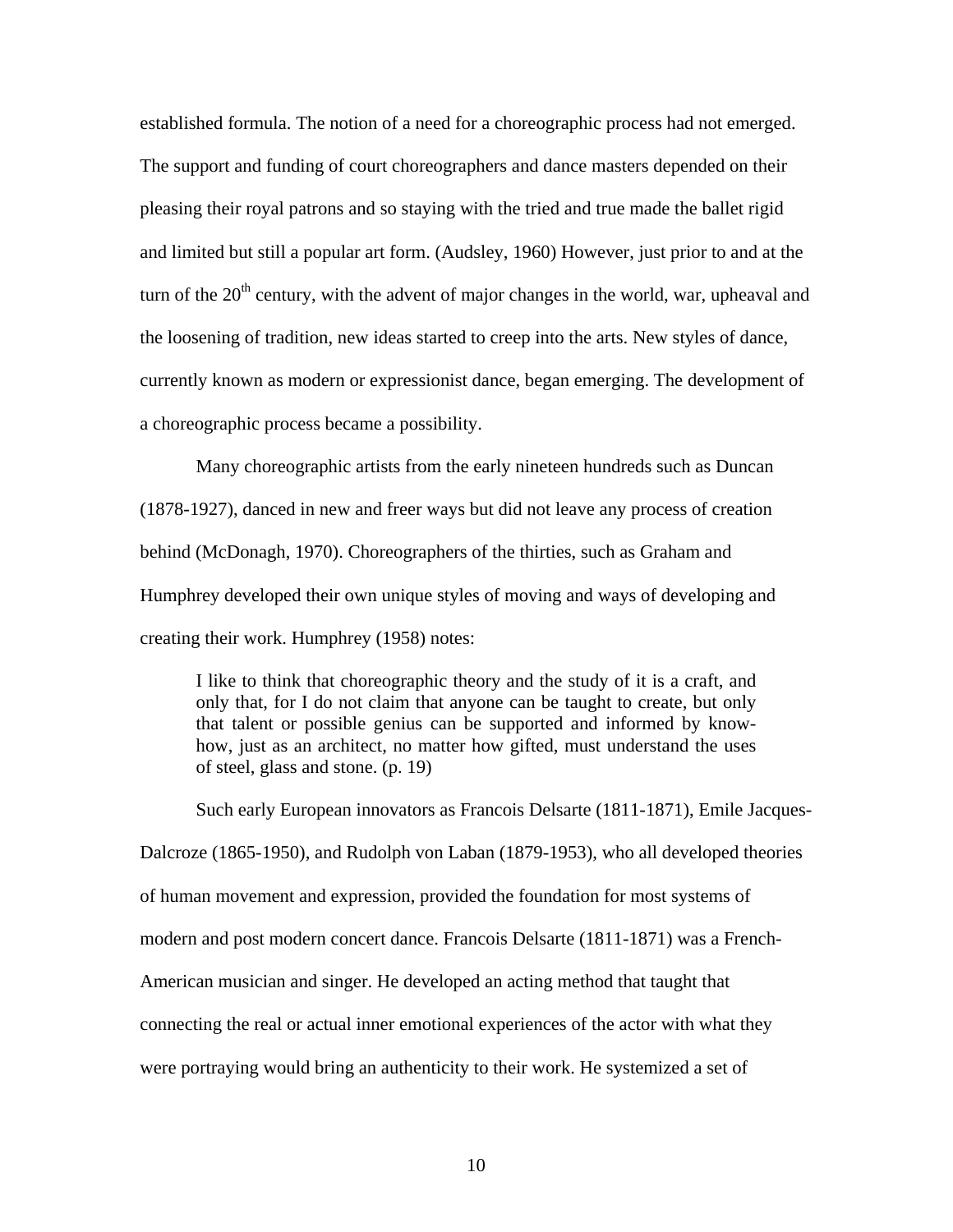established formula. The notion of a need for a choreographic process had not emerged. The support and funding of court choreographers and dance masters depended on their pleasing their royal patrons and so staying with the tried and true made the ballet rigid and limited but still a popular art form. (Audsley, 1960) However, just prior to and at the turn of the 20th century, with the advent of major changes in the world, war, upheaval and the loosening of tradition, new ideas started to creep into the arts. New styles of dance, currently known as modern or expressionist dance, began emerging. The development of a choreographic process became a possibility.

Many choreographic artists from the early nineteen hundreds such as Duncan (1878-1927), danced in new and freer ways but did not leave any process of creation behind (McDonagh, 1970). Choreographers of the thirties, such as Graham and Humphrey developed their own unique styles of moving and ways of developing and creating their work. Humphrey (1958) notes:

> I like to think that choreographic theory and the study of it is a craft, and only that, for I do not claim that anyone can be taught to create, but only that talent or possible genius can be supported and informed by know-how, just as an architect, no matter how gifted, must understand the uses of steel, glass and stone. (p. 19)

Such early European innovators as Francois Delsarte (1811-1871), Emile Jacques-Dalcroze (1865-1950), and Rudolph von Laban (1879-1953), who all developed theories of human movement and expression, provided the foundation for most systems of modern and post modern concert dance. Francois Delsarte (1811-1871) was a French-American musician and singer. He developed an acting method that taught that connecting the real or actual inner emotional experiences of the actor with what they were portraying would bring an authenticity to their work. He systemized a set of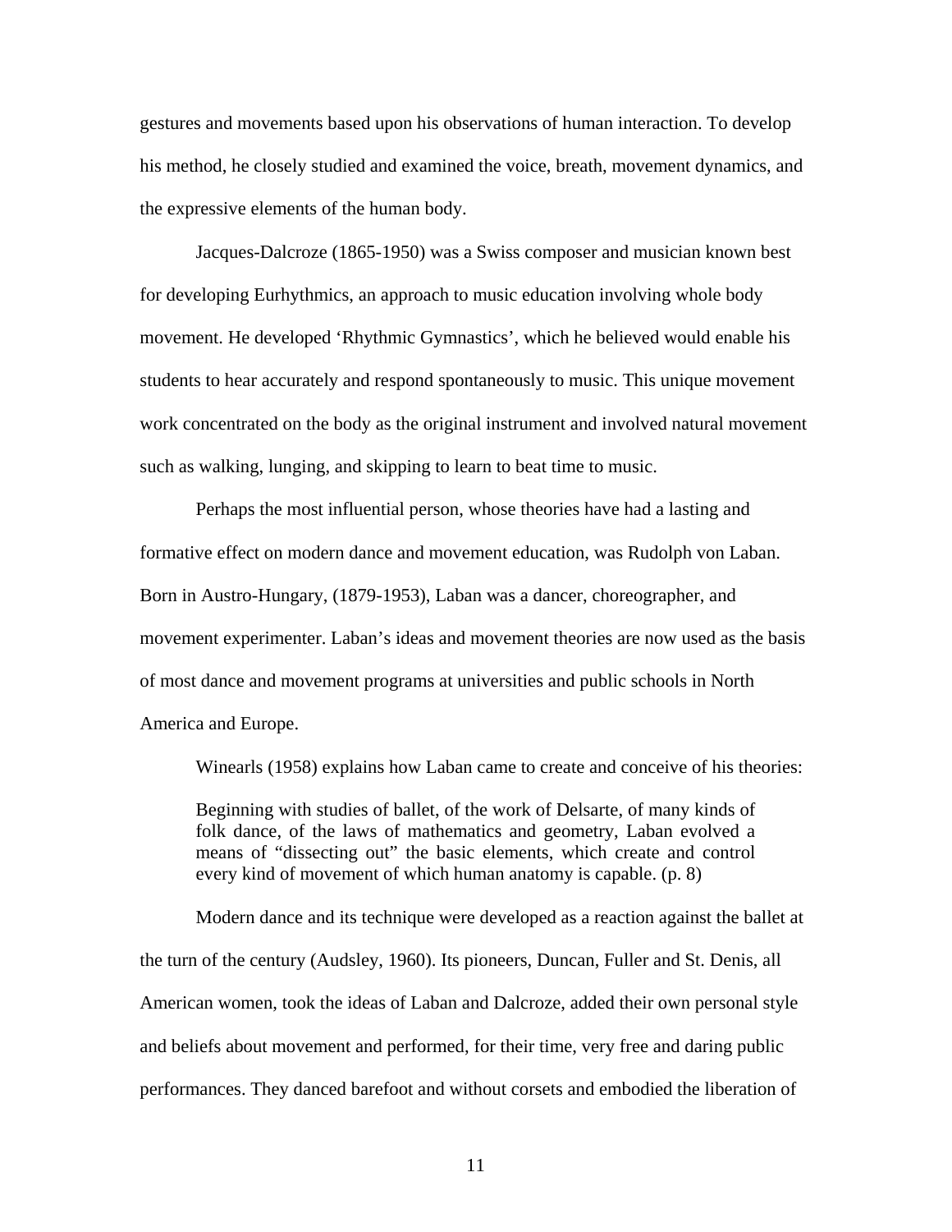gestures and movements based upon his observations of human interaction. To develop his method, he closely studied and examined the voice, breath, movement dynamics, and the expressive elements of the human body.

Jacques-Dalcroze (1865-1950) was a Swiss composer and musician known best for developing Eurhythmics, an approach to music education involving whole body movement. He developed 'Rhythmic Gymnastics', which he believed would enable his students to hear accurately and respond spontaneously to music. This unique movement work concentrated on the body as the original instrument and involved natural movement such as walking, lunging, and skipping to learn to beat time to music.

Perhaps the most influential person, whose theories have had a lasting and formative effect on modern dance and movement education, was Rudolph von Laban. Born in Austro-Hungary, (1879-1953), Laban was a dancer, choreographer, and movement experimenter. Laban's ideas and movement theories are now used as the basis of most dance and movement programs at universities and public schools in North America and Europe.

Winearls (1958) explains how Laban came to create and conceive of his theories:

> Beginning with studies of ballet, of the work of Delsarte, of many kinds of folk dance, of the laws of mathematics and geometry, Laban evolved a means of "dissecting out" the basic elements, which create and control every kind of movement of which human anatomy is capable. (p. 8)

Modern dance and its technique were developed as a reaction against the ballet at the turn of the century (Audsley, 1960). Its pioneers, Duncan, Fuller and St. Denis, all American women, took the ideas of Laban and Dalcroze, added their own personal style and beliefs about movement and performed, for their time, very free and daring public performances. They danced barefoot and without corsets and embodied the liberation of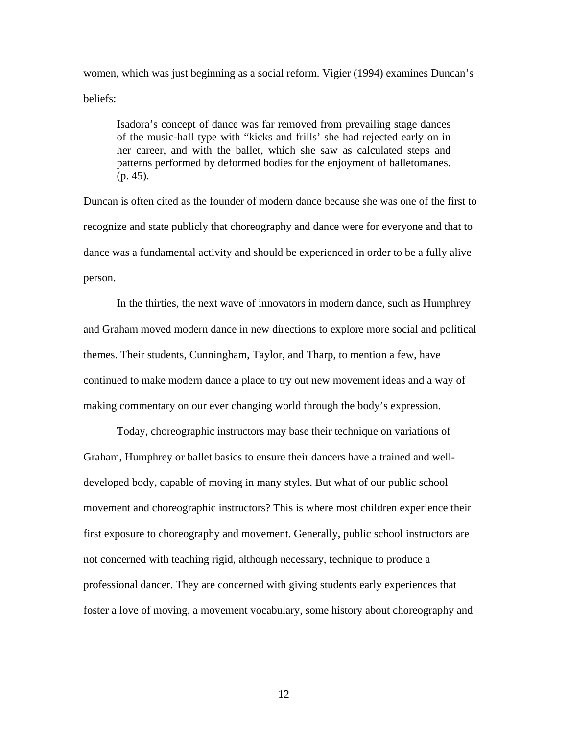women, which was just beginning as a social reform. Vigier (1994) examines Duncan's beliefs:

> Isadora's concept of dance was far removed from prevailing stage dances of the music-hall type with "kicks and frills' she had rejected early on in her career, and with the ballet, which she saw as calculated steps and patterns performed by deformed bodies for the enjoyment of balletomanes. (p. 45).

Duncan is often cited as the founder of modern dance because she was one of the first to recognize and state publicly that choreography and dance were for everyone and that to dance was a fundamental activity and should be experienced in order to be a fully alive person.

In the thirties, the next wave of innovators in modern dance, such as Humphrey and Graham moved modern dance in new directions to explore more social and political themes. Their students, Cunningham, Taylor, and Tharp, to mention a few, have continued to make modern dance a place to try out new movement ideas and a way of making commentary on our ever changing world through the body's expression.

Today, choreographic instructors may base their technique on variations of Graham, Humphrey or ballet basics to ensure their dancers have a trained and well-developed body, capable of moving in many styles. But what of our public school movement and choreographic instructors? This is where most children experience their first exposure to choreography and movement. Generally, public school instructors are not concerned with teaching rigid, although necessary, technique to produce a professional dancer. They are concerned with giving students early experiences that foster a love of moving, a movement vocabulary, some history about choreography and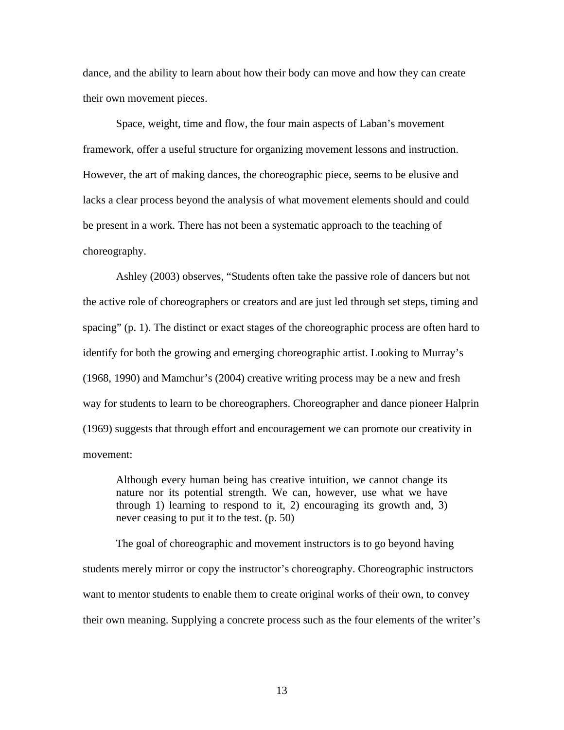dance, and the ability to learn about how their body can move and how they can create their own movement pieces.

Space, weight, time and flow, the four main aspects of Laban's movement framework, offer a useful structure for organizing movement lessons and instruction. However, the art of making dances, the choreographic piece, seems to be elusive and lacks a clear process beyond the analysis of what movement elements should and could be present in a work. There has not been a systematic approach to the teaching of choreography.

Ashley (2003) observes, "Students often take the passive role of dancers but not the active role of choreographers or creators and are just led through set steps, timing and spacing" (p. 1). The distinct or exact stages of the choreographic process are often hard to identify for both the growing and emerging choreographic artist. Looking to Murray's (1968, 1990) and Mamchur's (2004) creative writing process may be a new and fresh way for students to learn to be choreographers. Choreographer and dance pioneer Halprin (1969) suggests that through effort and encouragement we can promote our creativity in movement:

> Although every human being has creative intuition, we cannot change its nature nor its potential strength. We can, however, use what we have through 1) learning to respond to it, 2) encouraging its growth and, 3) never ceasing to put it to the test. (p. 50)

The goal of choreographic and movement instructors is to go beyond having students merely mirror or copy the instructor's choreography. Choreographic instructors want to mentor students to enable them to create original works of their own, to convey their own meaning. Supplying a concrete process such as the four elements of the writer's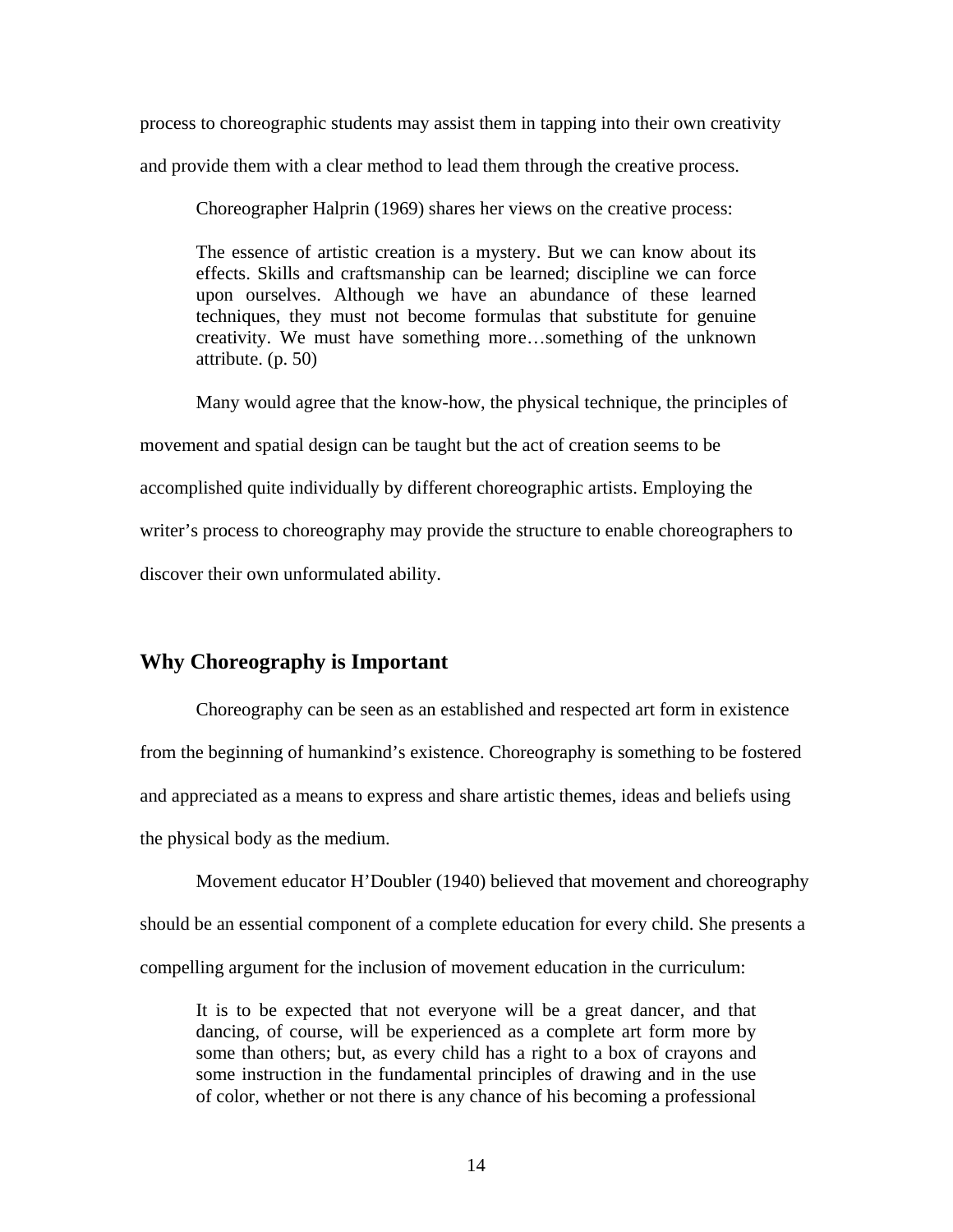process to choreographic students may assist them in tapping into their own creativity and provide them with a clear method to lead them through the creative process.

Choreographer Halprin (1969) shares her views on the creative process:

> The essence of artistic creation is a mystery. But we can know about its effects. Skills and craftsmanship can be learned; discipline we can force upon ourselves. Although we have an abundance of these learned techniques, they must not become formulas that substitute for genuine creativity. We must have something more…something of the unknown attribute. (p. 50)

Many would agree that the know-how, the physical technique, the principles of movement and spatial design can be taught but the act of creation seems to be accomplished quite individually by different choreographic artists. Employing the writer's process to choreography may provide the structure to enable choreographers to discover their own unformulated ability.

## Why Choreography is Important

Choreography can be seen as an established and respected art form in existence from the beginning of humankind's existence. Choreography is something to be fostered and appreciated as a means to express and share artistic themes, ideas and beliefs using the physical body as the medium.

Movement educator H'Doubler (1940) believed that movement and choreography should be an essential component of a complete education for every child. She presents a compelling argument for the inclusion of movement education in the curriculum:

> It is to be expected that not everyone will be a great dancer, and that dancing, of course, will be experienced as a complete art form more by some than others; but, as every child has a right to a box of crayons and some instruction in the fundamental principles of drawing and in the use of color, whether or not there is any chance of his becoming a professional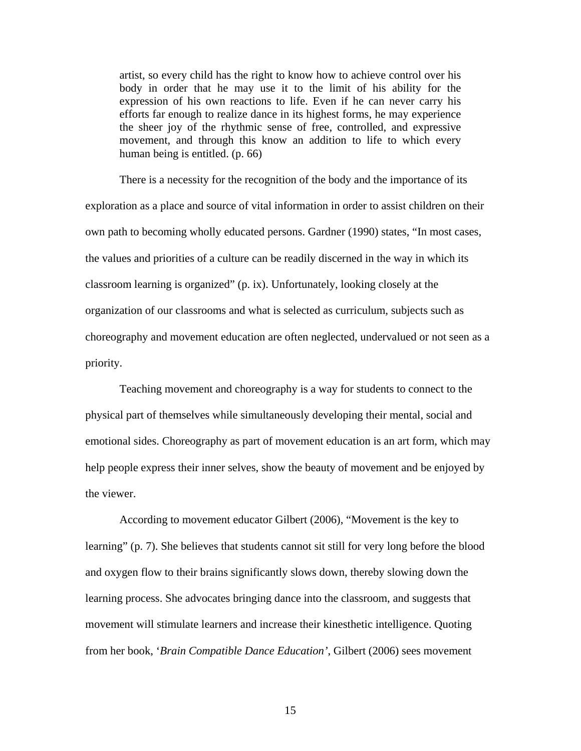> artist, so every child has the right to know how to achieve control over his body in order that he may use it to the limit of his ability for the expression of his own reactions to life. Even if he can never carry his efforts far enough to realize dance in its highest forms, he may experience the sheer joy of the rhythmic sense of free, controlled, and expressive movement, and through this know an addition to life to which every human being is entitled. (p. 66)

There is a necessity for the recognition of the body and the importance of its exploration as a place and source of vital information in order to assist children on their own path to becoming wholly educated persons. Gardner (1990) states, "In most cases, the values and priorities of a culture can be readily discerned in the way in which its classroom learning is organized" (p. ix). Unfortunately, looking closely at the organization of our classrooms and what is selected as curriculum, subjects such as choreography and movement education are often neglected, undervalued or not seen as a priority.

Teaching movement and choreography is a way for students to connect to the physical part of themselves while simultaneously developing their mental, social and emotional sides. Choreography as part of movement education is an art form, which may help people express their inner selves, show the beauty of movement and be enjoyed by the viewer.

According to movement educator Gilbert (2006), "Movement is the key to learning" (p. 7). She believes that students cannot sit still for very long before the blood and oxygen flow to their brains significantly slows down, thereby slowing down the learning process. She advocates bringing dance into the classroom, and suggests that movement will stimulate learners and increase their kinesthetic intelligence. Quoting from her book, '*Brain Compatible Dance Education*', Gilbert (2006) sees movement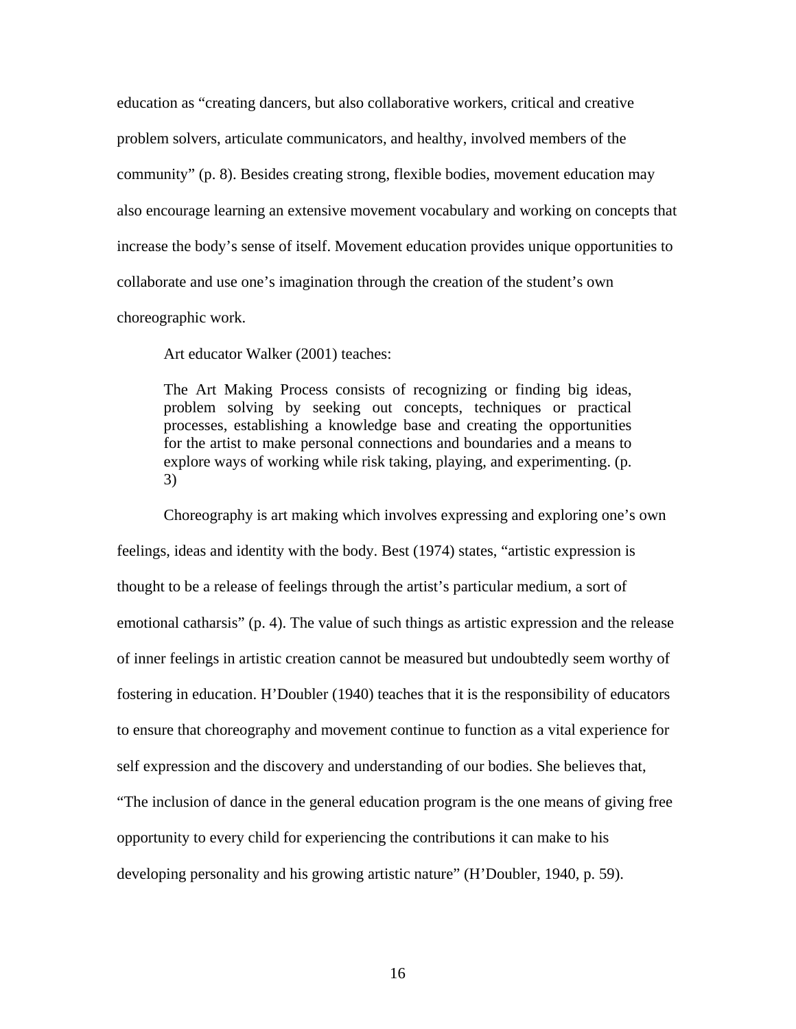education as "creating dancers, but also collaborative workers, critical and creative problem solvers, articulate communicators, and healthy, involved members of the community" (p. 8). Besides creating strong, flexible bodies, movement education may also encourage learning an extensive movement vocabulary and working on concepts that increase the body's sense of itself. Movement education provides unique opportunities to collaborate and use one's imagination through the creation of the student's own choreographic work.

Art educator Walker (2001) teaches:

> The Art Making Process consists of recognizing or finding big ideas, problem solving by seeking out concepts, techniques or practical processes, establishing a knowledge base and creating the opportunities for the artist to make personal connections and boundaries and a means to explore ways of working while risk taking, playing, and experimenting. (p. 3)

Choreography is art making which involves expressing and exploring one's own feelings, ideas and identity with the body. Best (1974) states, "artistic expression is thought to be a release of feelings through the artist's particular medium, a sort of emotional catharsis" (p. 4). The value of such things as artistic expression and the release of inner feelings in artistic creation cannot be measured but undoubtedly seem worthy of fostering in education. H'Doubler (1940) teaches that it is the responsibility of educators to ensure that choreography and movement continue to function as a vital experience for self expression and the discovery and understanding of our bodies. She believes that, "The inclusion of dance in the general education program is the one means of giving free opportunity to every child for experiencing the contributions it can make to his developing personality and his growing artistic nature" (H'Doubler, 1940, p. 59).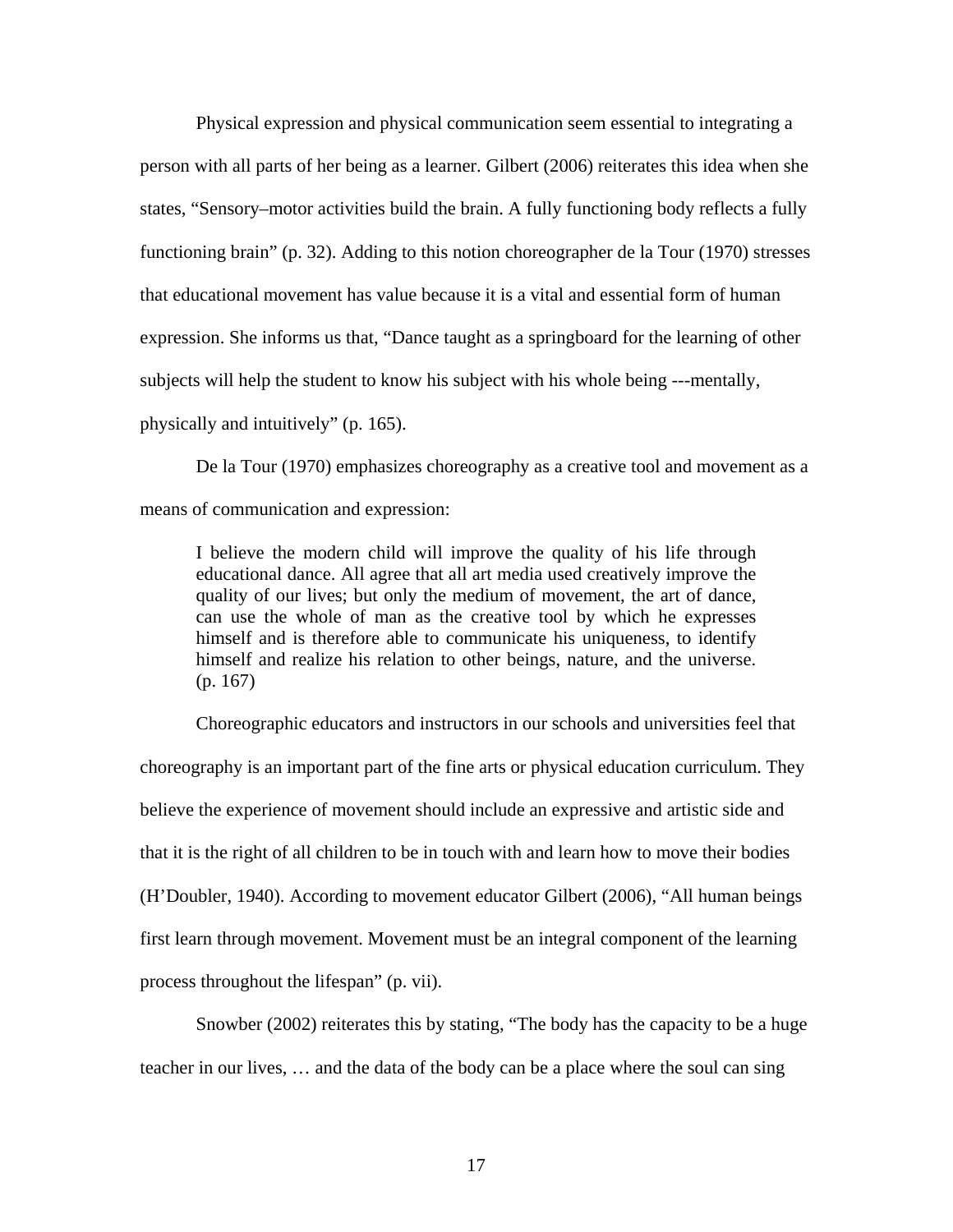Physical expression and physical communication seem essential to integrating a person with all parts of her being as a learner. Gilbert (2006) reiterates this idea when she states, “Sensory–motor activities build the brain. A fully functioning body reflects a fully functioning brain” (p. 32). Adding to this notion choreographer de la Tour (1970) stresses that educational movement has value because it is a vital and essential form of human expression. She informs us that, “Dance taught as a springboard for the learning of other subjects will help the student to know his subject with his whole being ---mentally, physically and intuitively” (p. 165).

De la Tour (1970) emphasizes choreography as a creative tool and movement as a means of communication and expression:

> I believe the modern child will improve the quality of his life through educational dance. All agree that all art media used creatively improve the quality of our lives; but only the medium of movement, the art of dance, can use the whole of man as the creative tool by which he expresses himself and is therefore able to communicate his uniqueness, to identify himself and realize his relation to other beings, nature, and the universe. (p. 167)

Choreographic educators and instructors in our schools and universities feel that choreography is an important part of the fine arts or physical education curriculum. They believe the experience of movement should include an expressive and artistic side and that it is the right of all children to be in touch with and learn how to move their bodies (H’Doubler, 1940). According to movement educator Gilbert (2006), “All human beings first learn through movement. Movement must be an integral component of the learning process throughout the lifespan” (p. vii).

Snowber (2002) reiterates this by stating, “The body has the capacity to be a huge teacher in our lives, … and the data of the body can be a place where the soul can sing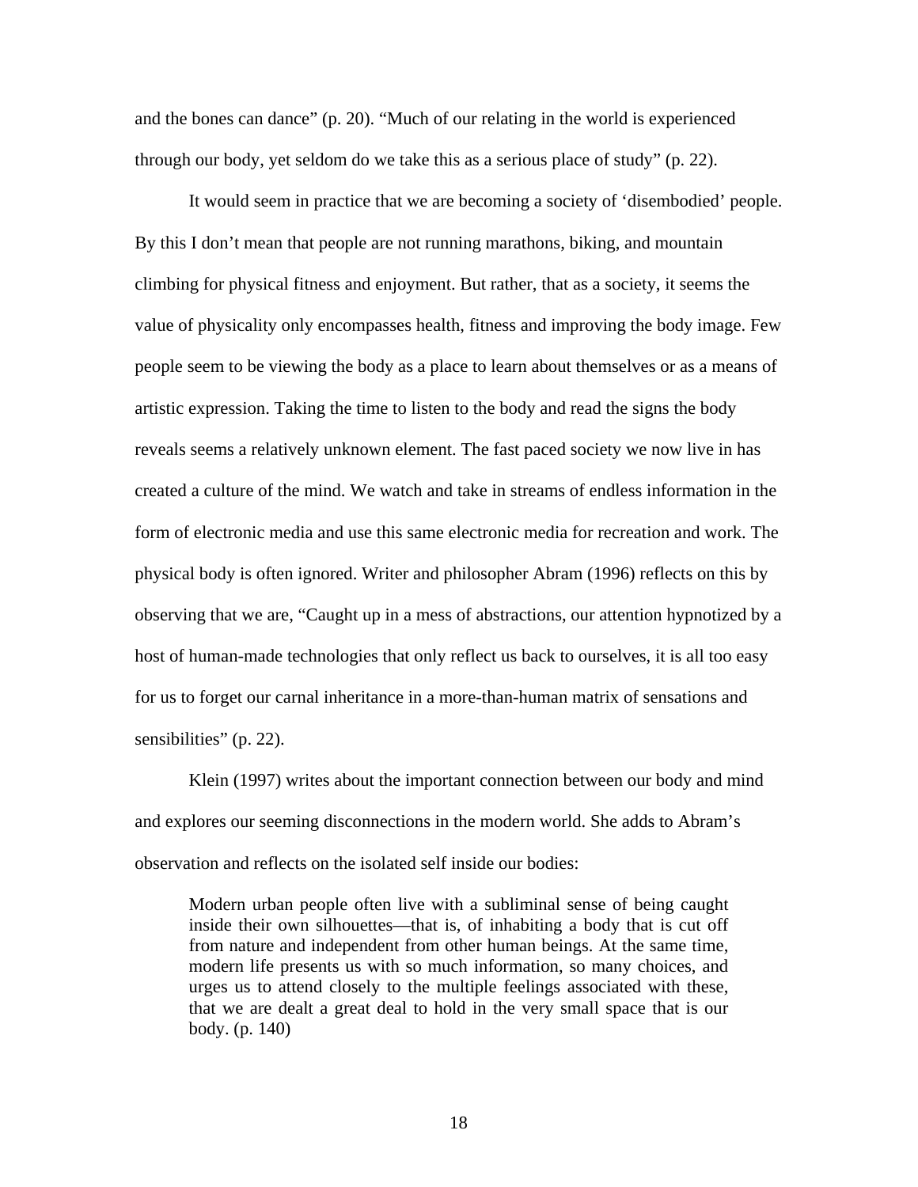and the bones can dance" (p. 20). "Much of our relating in the world is experienced through our body, yet seldom do we take this as a serious place of study" (p. 22).

It would seem in practice that we are becoming a society of 'disembodied' people. By this I don't mean that people are not running marathons, biking, and mountain climbing for physical fitness and enjoyment. But rather, that as a society, it seems the value of physicality only encompasses health, fitness and improving the body image. Few people seem to be viewing the body as a place to learn about themselves or as a means of artistic expression. Taking the time to listen to the body and read the signs the body reveals seems a relatively unknown element. The fast paced society we now live in has created a culture of the mind. We watch and take in streams of endless information in the form of electronic media and use this same electronic media for recreation and work. The physical body is often ignored. Writer and philosopher Abram (1996) reflects on this by observing that we are, "Caught up in a mess of abstractions, our attention hypnotized by a host of human-made technologies that only reflect us back to ourselves, it is all too easy for us to forget our carnal inheritance in a more-than-human matrix of sensations and sensibilities" (p. 22).

Klein (1997) writes about the important connection between our body and mind and explores our seeming disconnections in the modern world. She adds to Abram's observation and reflects on the isolated self inside our bodies:

> Modern urban people often live with a subliminal sense of being caught inside their own silhouettes—that is, of inhabiting a body that is cut off from nature and independent from other human beings. At the same time, modern life presents us with so much information, so many choices, and urges us to attend closely to the multiple feelings associated with these, that we are dealt a great deal to hold in the very small space that is our body. (p. 140)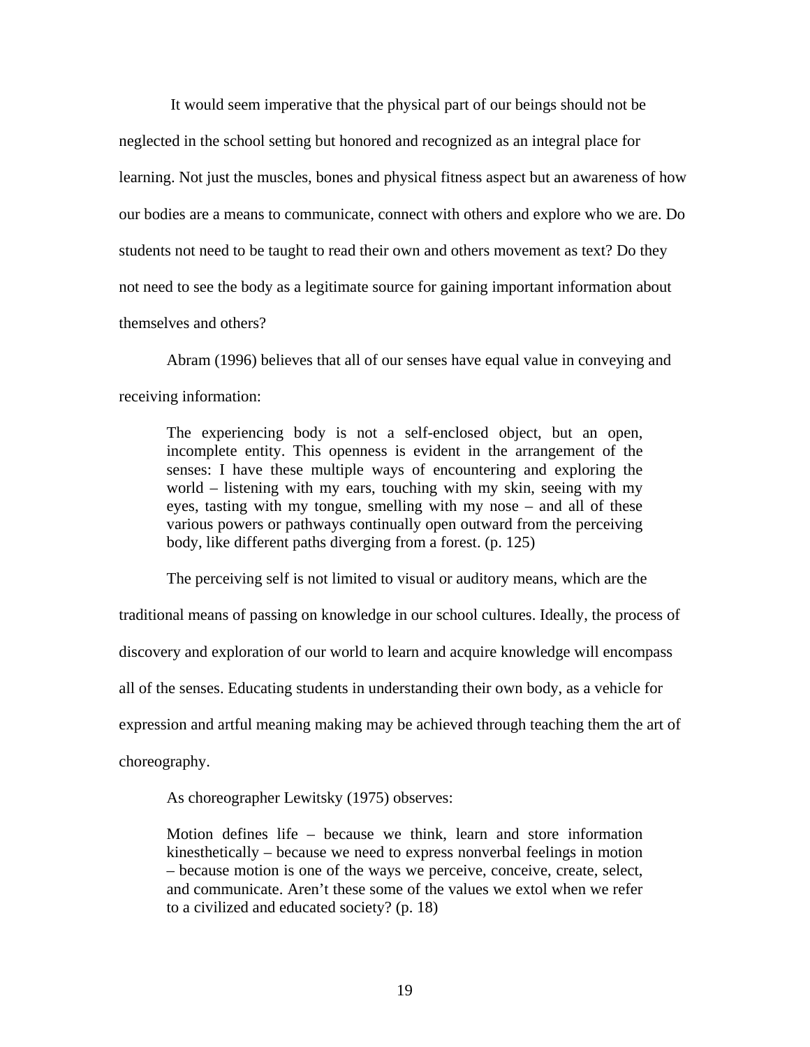It would seem imperative that the physical part of our beings should not be neglected in the school setting but honored and recognized as an integral place for learning. Not just the muscles, bones and physical fitness aspect but an awareness of how our bodies are a means to communicate, connect with others and explore who we are. Do students not need to be taught to read their own and others movement as text? Do they not need to see the body as a legitimate source for gaining important information about themselves and others?

Abram (1996) believes that all of our senses have equal value in conveying and receiving information:

> The experiencing body is not a self-enclosed object, but an open, incomplete entity. This openness is evident in the arrangement of the senses: I have these multiple ways of encountering and exploring the world – listening with my ears, touching with my skin, seeing with my eyes, tasting with my tongue, smelling with my nose – and all of these various powers or pathways continually open outward from the perceiving body, like different paths diverging from a forest. (p. 125)

The perceiving self is not limited to visual or auditory means, which are the traditional means of passing on knowledge in our school cultures. Ideally, the process of discovery and exploration of our world to learn and acquire knowledge will encompass all of the senses. Educating students in understanding their own body, as a vehicle for expression and artful meaning making may be achieved through teaching them the art of choreography.

As choreographer Lewitsky (1975) observes:

> Motion defines life – because we think, learn and store information kinesthetically – because we need to express nonverbal feelings in motion – because motion is one of the ways we perceive, conceive, create, select, and communicate. Aren't these some of the values we extol when we refer to a civilized and educated society? (p. 18)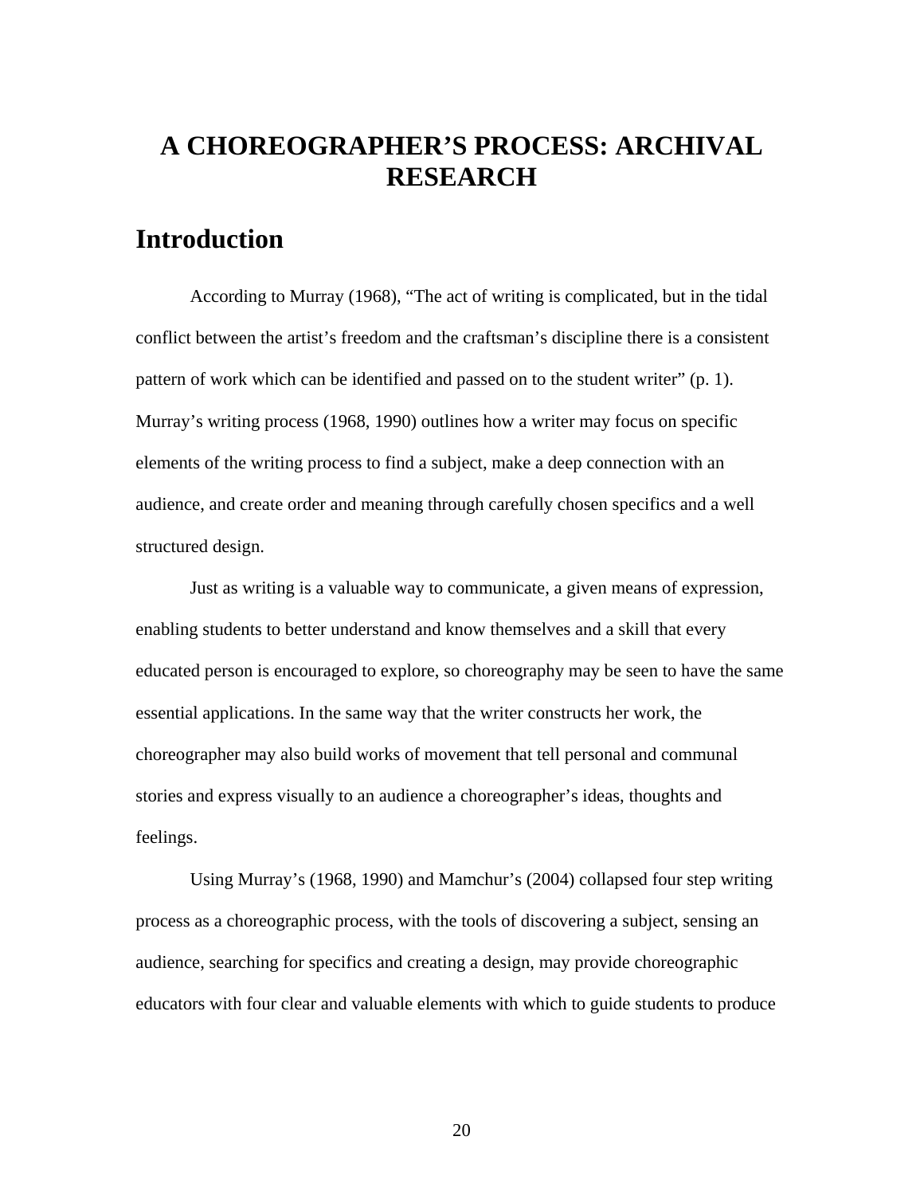# A CHOREOGRAPHER'S PROCESS: ARCHIVAL RESEARCH

## Introduction

According to Murray (1968), "The act of writing is complicated, but in the tidal conflict between the artist's freedom and the craftsman's discipline there is a consistent pattern of work which can be identified and passed on to the student writer" (p. 1). Murray's writing process (1968, 1990) outlines how a writer may focus on specific elements of the writing process to find a subject, make a deep connection with an audience, and create order and meaning through carefully chosen specifics and a well structured design.

Just as writing is a valuable way to communicate, a given means of expression, enabling students to better understand and know themselves and a skill that every educated person is encouraged to explore, so choreography may be seen to have the same essential applications. In the same way that the writer constructs her work, the choreographer may also build works of movement that tell personal and communal stories and express visually to an audience a choreographer's ideas, thoughts and feelings.

Using Murray's (1968, 1990) and Mamchur's (2004) collapsed four step writing process as a choreographic process, with the tools of discovering a subject, sensing an audience, searching for specifics and creating a design, may provide choreographic educators with four clear and valuable elements with which to guide students to produce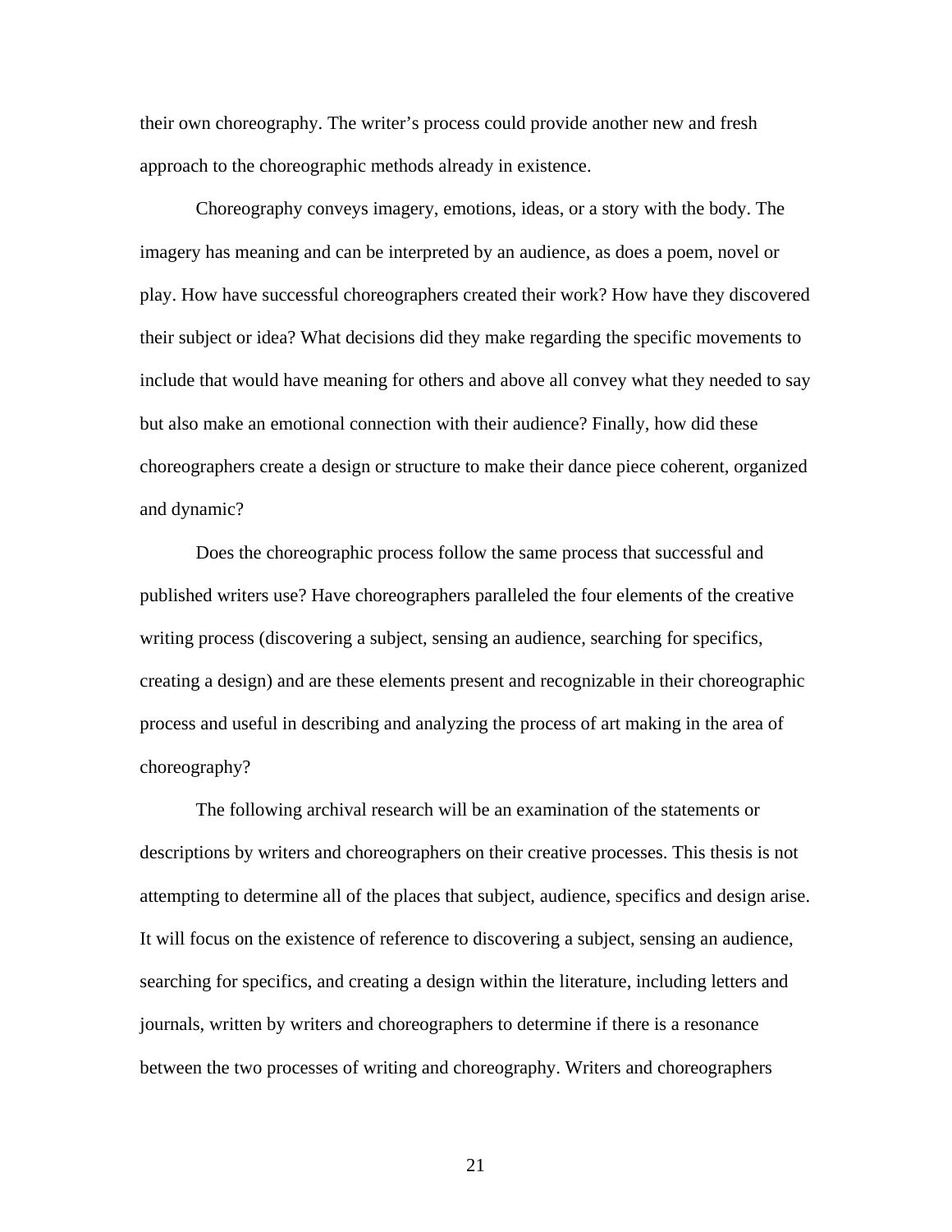their own choreography. The writer's process could provide another new and fresh approach to the choreographic methods already in existence.

Choreography conveys imagery, emotions, ideas, or a story with the body. The imagery has meaning and can be interpreted by an audience, as does a poem, novel or play. How have successful choreographers created their work? How have they discovered their subject or idea? What decisions did they make regarding the specific movements to include that would have meaning for others and above all convey what they needed to say but also make an emotional connection with their audience? Finally, how did these choreographers create a design or structure to make their dance piece coherent, organized and dynamic?

Does the choreographic process follow the same process that successful and published writers use? Have choreographers paralleled the four elements of the creative writing process (discovering a subject, sensing an audience, searching for specifics, creating a design) and are these elements present and recognizable in their choreographic process and useful in describing and analyzing the process of art making in the area of choreography?

The following archival research will be an examination of the statements or descriptions by writers and choreographers on their creative processes. This thesis is not attempting to determine all of the places that subject, audience, specifics and design arise. It will focus on the existence of reference to discovering a subject, sensing an audience, searching for specifics, and creating a design within the literature, including letters and journals, written by writers and choreographers to determine if there is a resonance between the two processes of writing and choreography. Writers and choreographers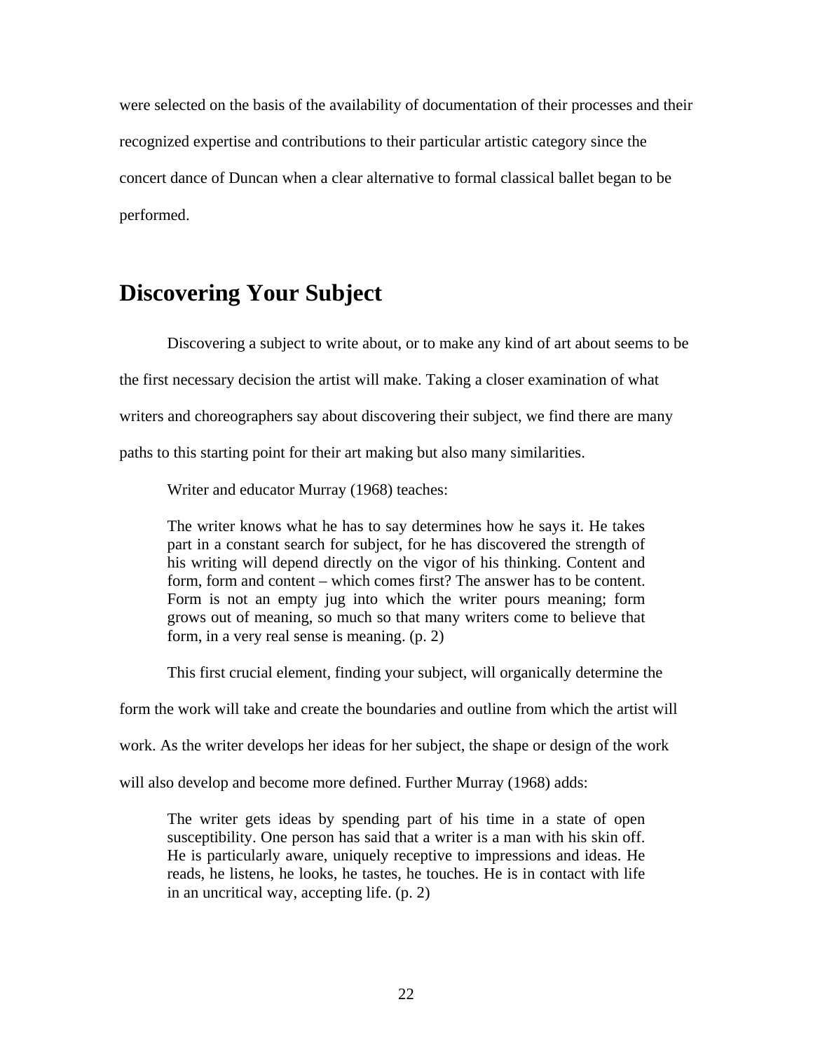were selected on the basis of the availability of documentation of their processes and their recognized expertise and contributions to their particular artistic category since the concert dance of Duncan when a clear alternative to formal classical ballet began to be performed.

## Discovering Your Subject

Discovering a subject to write about, or to make any kind of art about seems to be the first necessary decision the artist will make. Taking a closer examination of what writers and choreographers say about discovering their subject, we find there are many paths to this starting point for their art making but also many similarities.

Writer and educator Murray (1968) teaches:

> The writer knows what he has to say determines how he says it. He takes part in a constant search for subject, for he has discovered the strength of his writing will depend directly on the vigor of his thinking. Content and form, form and content – which comes first? The answer has to be content. Form is not an empty jug into which the writer pours meaning; form grows out of meaning, so much so that many writers come to believe that form, in a very real sense is meaning. (p. 2)

This first crucial element, finding your subject, will organically determine the form the work will take and create the boundaries and outline from which the artist will work. As the writer develops her ideas for her subject, the shape or design of the work will also develop and become more defined. Further Murray (1968) adds:

> The writer gets ideas by spending part of his time in a state of open susceptibility. One person has said that a writer is a man with his skin off. He is particularly aware, uniquely receptive to impressions and ideas. He reads, he listens, he looks, he tastes, he touches. He is in contact with life in an uncritical way, accepting life. (p. 2)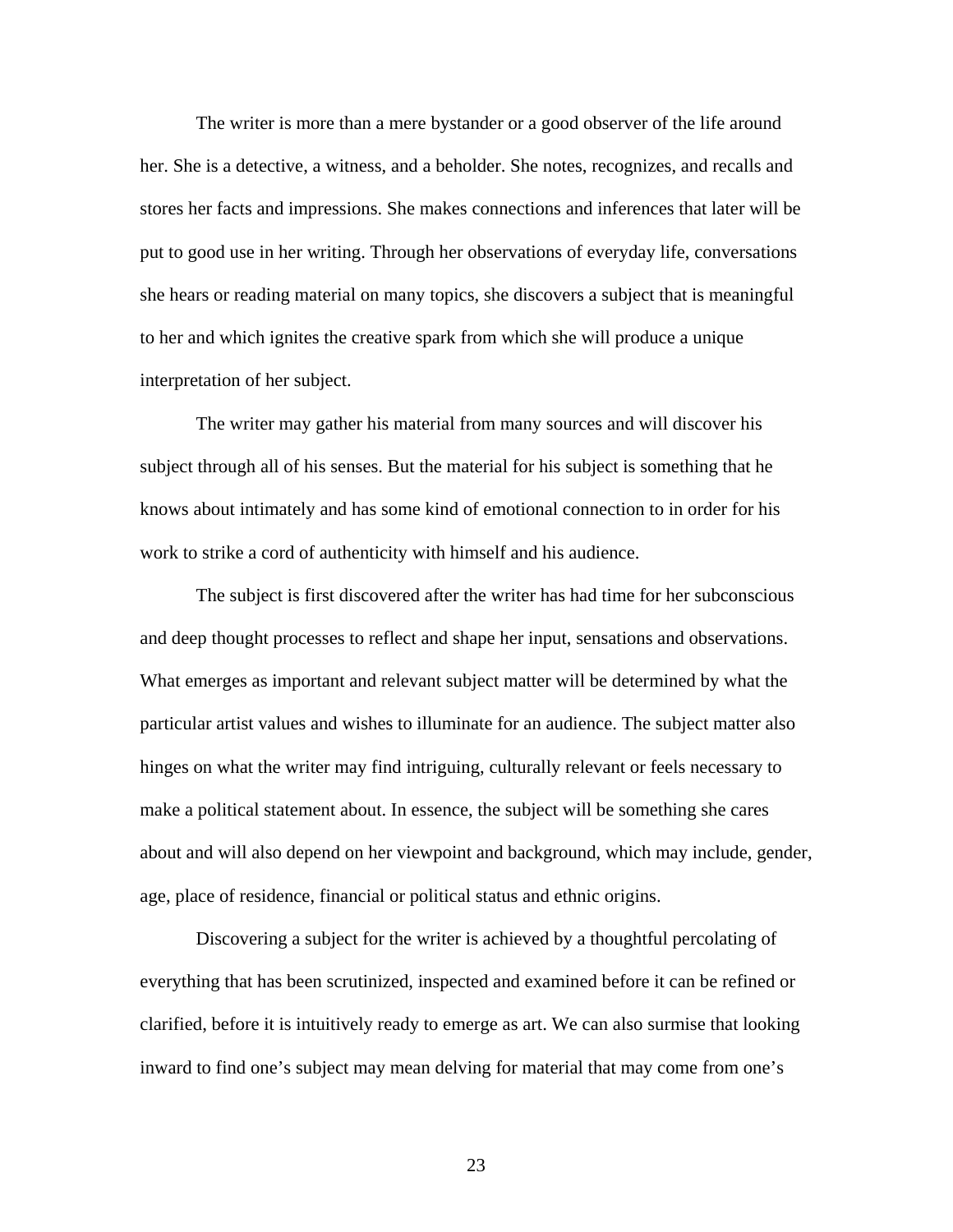The writer is more than a mere bystander or a good observer of the life around her. She is a detective, a witness, and a beholder. She notes, recognizes, and recalls and stores her facts and impressions. She makes connections and inferences that later will be put to good use in her writing. Through her observations of everyday life, conversations she hears or reading material on many topics, she discovers a subject that is meaningful to her and which ignites the creative spark from which she will produce a unique interpretation of her subject.

The writer may gather his material from many sources and will discover his subject through all of his senses. But the material for his subject is something that he knows about intimately and has some kind of emotional connection to in order for his work to strike a cord of authenticity with himself and his audience.

The subject is first discovered after the writer has had time for her subconscious and deep thought processes to reflect and shape her input, sensations and observations. What emerges as important and relevant subject matter will be determined by what the particular artist values and wishes to illuminate for an audience. The subject matter also hinges on what the writer may find intriguing, culturally relevant or feels necessary to make a political statement about. In essence, the subject will be something she cares about and will also depend on her viewpoint and background, which may include, gender, age, place of residence, financial or political status and ethnic origins.

Discovering a subject for the writer is achieved by a thoughtful percolating of everything that has been scrutinized, inspected and examined before it can be refined or clarified, before it is intuitively ready to emerge as art. We can also surmise that looking inward to find one's subject may mean delving for material that may come from one's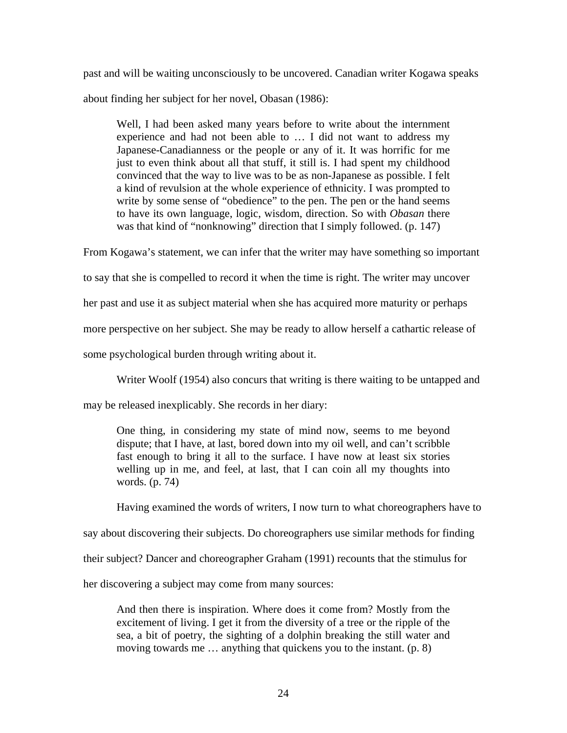past and will be waiting unconsciously to be uncovered. Canadian writer Kogawa speaks about finding her subject for her novel, Obasan (1986):

> Well, I had been asked many years before to write about the internment experience and had not been able to … I did not want to address my Japanese-Canadianness or the people or any of it. It was horrific for me just to even think about all that stuff, it still is. I had spent my childhood convinced that the way to live was to be as non-Japanese as possible. I felt a kind of revulsion at the whole experience of ethnicity. I was prompted to write by some sense of "obedience" to the pen. The pen or the hand seems to have its own language, logic, wisdom, direction. So with *Obasan* there was that kind of "nonknowing" direction that I simply followed. (p. 147)

From Kogawa's statement, we can infer that the writer may have something so important to say that she is compelled to record it when the time is right. The writer may uncover her past and use it as subject material when she has acquired more maturity or perhaps more perspective on her subject. She may be ready to allow herself a cathartic release of some psychological burden through writing about it.

Writer Woolf (1954) also concurs that writing is there waiting to be untapped and may be released inexplicably. She records in her diary:

> One thing, in considering my state of mind now, seems to me beyond dispute; that I have, at last, bored down into my oil well, and can't scribble fast enough to bring it all to the surface. I have now at least six stories welling up in me, and feel, at last, that I can coin all my thoughts into words. (p. 74)

Having examined the words of writers, I now turn to what choreographers have to say about discovering their subjects. Do choreographers use similar methods for finding their subject? Dancer and choreographer Graham (1991) recounts that the stimulus for her discovering a subject may come from many sources:

> And then there is inspiration. Where does it come from? Mostly from the excitement of living. I get it from the diversity of a tree or the ripple of the sea, a bit of poetry, the sighting of a dolphin breaking the still water and moving towards me … anything that quickens you to the instant. (p. 8)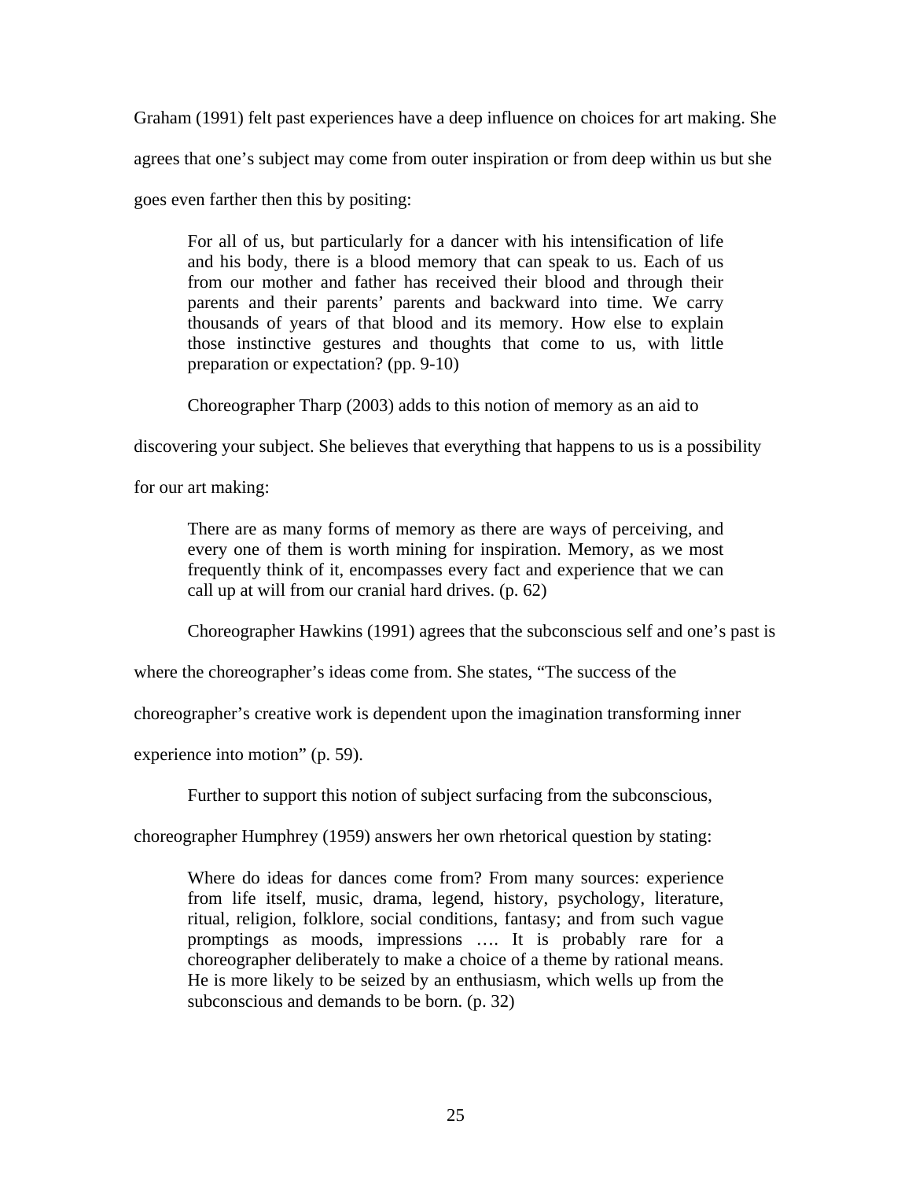Graham (1991) felt past experiences have a deep influence on choices for art making. She agrees that one's subject may come from outer inspiration or from deep within us but she goes even farther then this by positing:

> For all of us, but particularly for a dancer with his intensification of life and his body, there is a blood memory that can speak to us. Each of us from our mother and father has received their blood and through their parents and their parents' parents and backward into time. We carry thousands of years of that blood and its memory. How else to explain those instinctive gestures and thoughts that come to us, with little preparation or expectation? (pp. 9-10)

Choreographer Tharp (2003) adds to this notion of memory as an aid to discovering your subject. She believes that everything that happens to us is a possibility for our art making:

> There are as many forms of memory as there are ways of perceiving, and every one of them is worth mining for inspiration. Memory, as we most frequently think of it, encompasses every fact and experience that we can call up at will from our cranial hard drives. (p. 62)

Choreographer Hawkins (1991) agrees that the subconscious self and one's past is where the choreographer's ideas come from. She states, "The success of the choreographer's creative work is dependent upon the imagination transforming inner experience into motion" (p. 59).

Further to support this notion of subject surfacing from the subconscious, choreographer Humphrey (1959) answers her own rhetorical question by stating:

> Where do ideas for dances come from? From many sources: experience from life itself, music, drama, legend, history, psychology, literature, ritual, religion, folklore, social conditions, fantasy; and from such vague promptings as moods, impressions …. It is probably rare for a choreographer deliberately to make a choice of a theme by rational means. He is more likely to be seized by an enthusiasm, which wells up from the subconscious and demands to be born. (p. 32)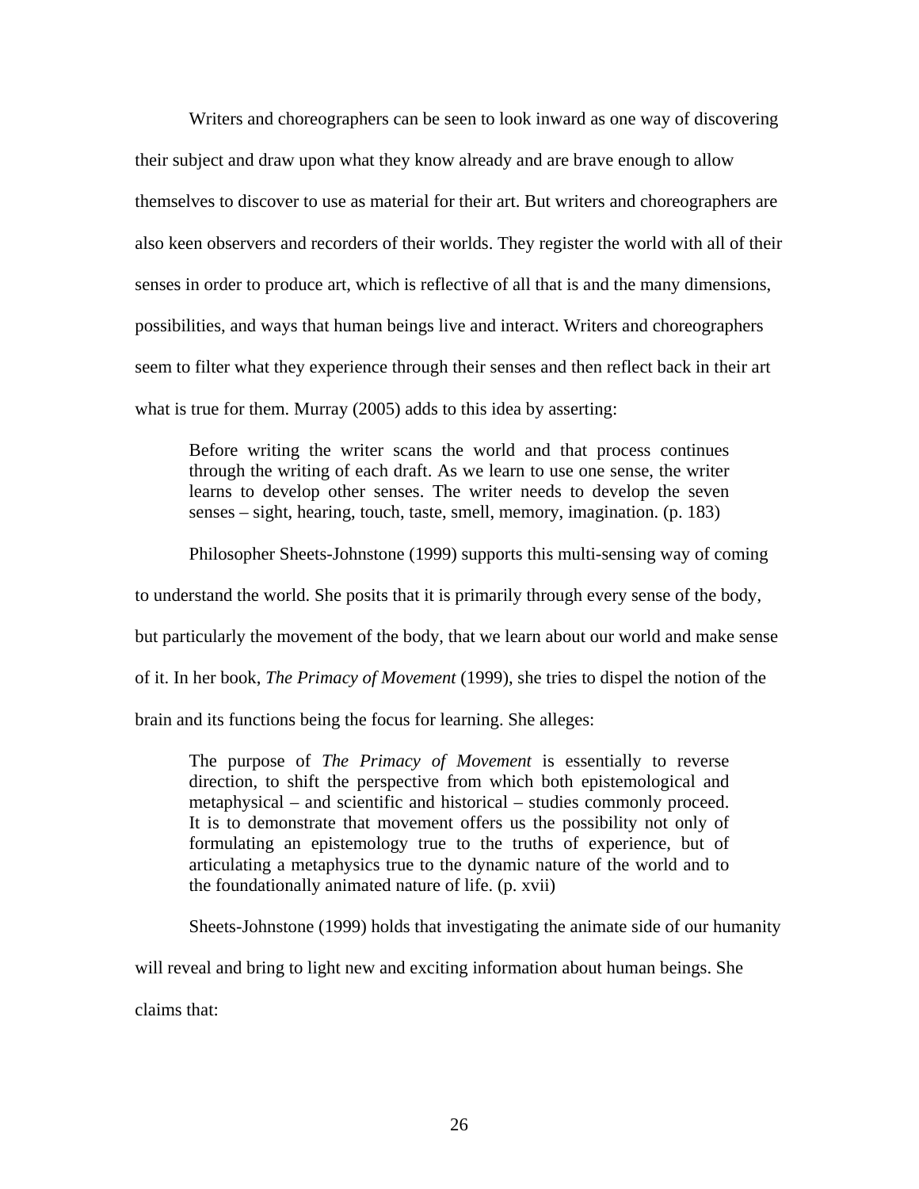Writers and choreographers can be seen to look inward as one way of discovering their subject and draw upon what they know already and are brave enough to allow themselves to discover to use as material for their art. But writers and choreographers are also keen observers and recorders of their worlds. They register the world with all of their senses in order to produce art, which is reflective of all that is and the many dimensions, possibilities, and ways that human beings live and interact. Writers and choreographers seem to filter what they experience through their senses and then reflect back in their art what is true for them. Murray (2005) adds to this idea by asserting:

> Before writing the writer scans the world and that process continues through the writing of each draft. As we learn to use one sense, the writer learns to develop other senses. The writer needs to develop the seven senses – sight, hearing, touch, taste, smell, memory, imagination. (p. 183)

Philosopher Sheets-Johnstone (1999) supports this multi-sensing way of coming to understand the world. She posits that it is primarily through every sense of the body, but particularly the movement of the body, that we learn about our world and make sense of it. In her book, *The Primacy of Movement* (1999), she tries to dispel the notion of the brain and its functions being the focus for learning. She alleges:

> The purpose of *The Primacy of Movement* is essentially to reverse direction, to shift the perspective from which both epistemological and metaphysical – and scientific and historical – studies commonly proceed. It is to demonstrate that movement offers us the possibility not only of formulating an epistemology true to the truths of experience, but of articulating a metaphysics true to the dynamic nature of the world and to the foundationally animated nature of life. (p. xvii)

Sheets-Johnstone (1999) holds that investigating the animate side of our humanity will reveal and bring to light new and exciting information about human beings. She claims that: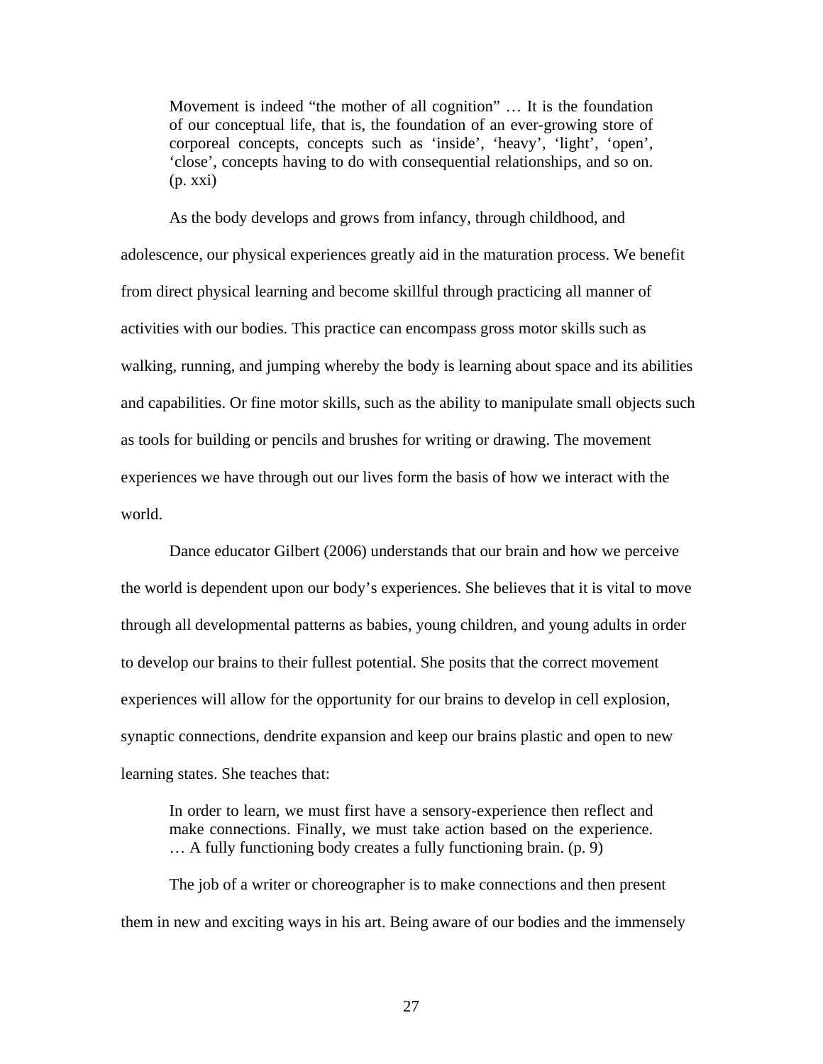> Movement is indeed "the mother of all cognition" … It is the foundation of our conceptual life, that is, the foundation of an ever-growing store of corporeal concepts, concepts such as 'inside', 'heavy', 'light', 'open', 'close', concepts having to do with consequential relationships, and so on. (p. xxi)

As the body develops and grows from infancy, through childhood, and adolescence, our physical experiences greatly aid in the maturation process. We benefit from direct physical learning and become skillful through practicing all manner of activities with our bodies. This practice can encompass gross motor skills such as walking, running, and jumping whereby the body is learning about space and its abilities and capabilities. Or fine motor skills, such as the ability to manipulate small objects such as tools for building or pencils and brushes for writing or drawing. The movement experiences we have through out our lives form the basis of how we interact with the world.

Dance educator Gilbert (2006) understands that our brain and how we perceive the world is dependent upon our body's experiences. She believes that it is vital to move through all developmental patterns as babies, young children, and young adults in order to develop our brains to their fullest potential. She posits that the correct movement experiences will allow for the opportunity for our brains to develop in cell explosion, synaptic connections, dendrite expansion and keep our brains plastic and open to new learning states. She teaches that:

> In order to learn, we must first have a sensory-experience then reflect and make connections. Finally, we must take action based on the experience. … A fully functioning body creates a fully functioning brain. (p. 9)

The job of a writer or choreographer is to make connections and then present them in new and exciting ways in his art. Being aware of our bodies and the immensely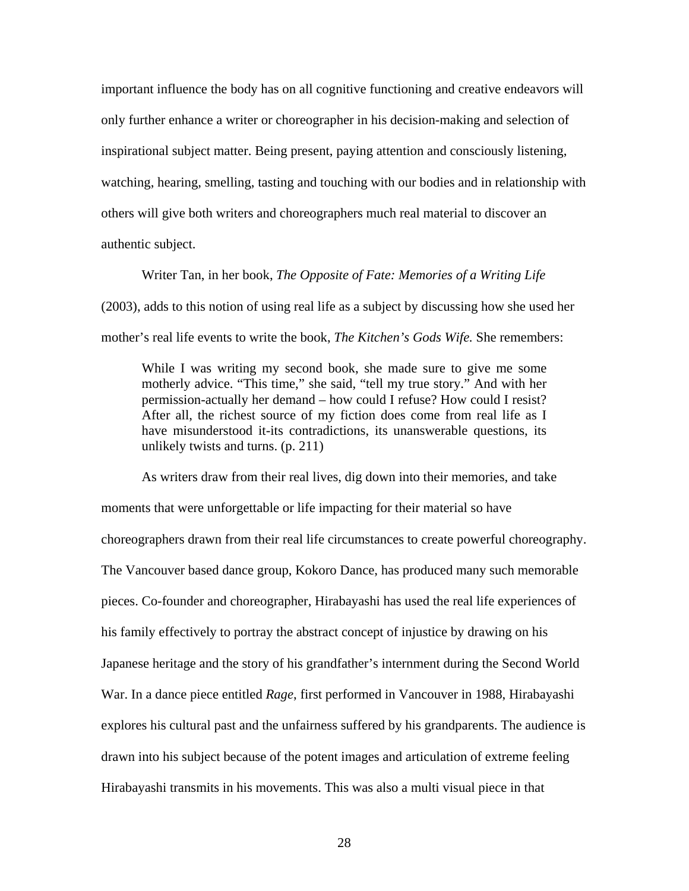important influence the body has on all cognitive functioning and creative endeavors will only further enhance a writer or choreographer in his decision-making and selection of inspirational subject matter. Being present, paying attention and consciously listening, watching, hearing, smelling, tasting and touching with our bodies and in relationship with others will give both writers and choreographers much real material to discover an authentic subject.

Writer Tan, in her book, *The Opposite of Fate: Memories of a Writing Life* (2003), adds to this notion of using real life as a subject by discussing how she used her mother's real life events to write the book, *The Kitchen's Gods Wife.* She remembers:

> While I was writing my second book, she made sure to give me some motherly advice. "This time," she said, "tell my true story." And with her permission-actually her demand – how could I refuse? How could I resist? After all, the richest source of my fiction does come from real life as I have misunderstood it-its contradictions, its unanswerable questions, its unlikely twists and turns. (p. 211)

As writers draw from their real lives, dig down into their memories, and take moments that were unforgettable or life impacting for their material so have choreographers drawn from their real life circumstances to create powerful choreography. The Vancouver based dance group, Kokoro Dance, has produced many such memorable pieces. Co-founder and choreographer, Hirabayashi has used the real life experiences of his family effectively to portray the abstract concept of injustice by drawing on his Japanese heritage and the story of his grandfather's internment during the Second World War. In a dance piece entitled *Rage*, first performed in Vancouver in 1988, Hirabayashi explores his cultural past and the unfairness suffered by his grandparents. The audience is drawn into his subject because of the potent images and articulation of extreme feeling Hirabayashi transmits in his movements. This was also a multi visual piece in that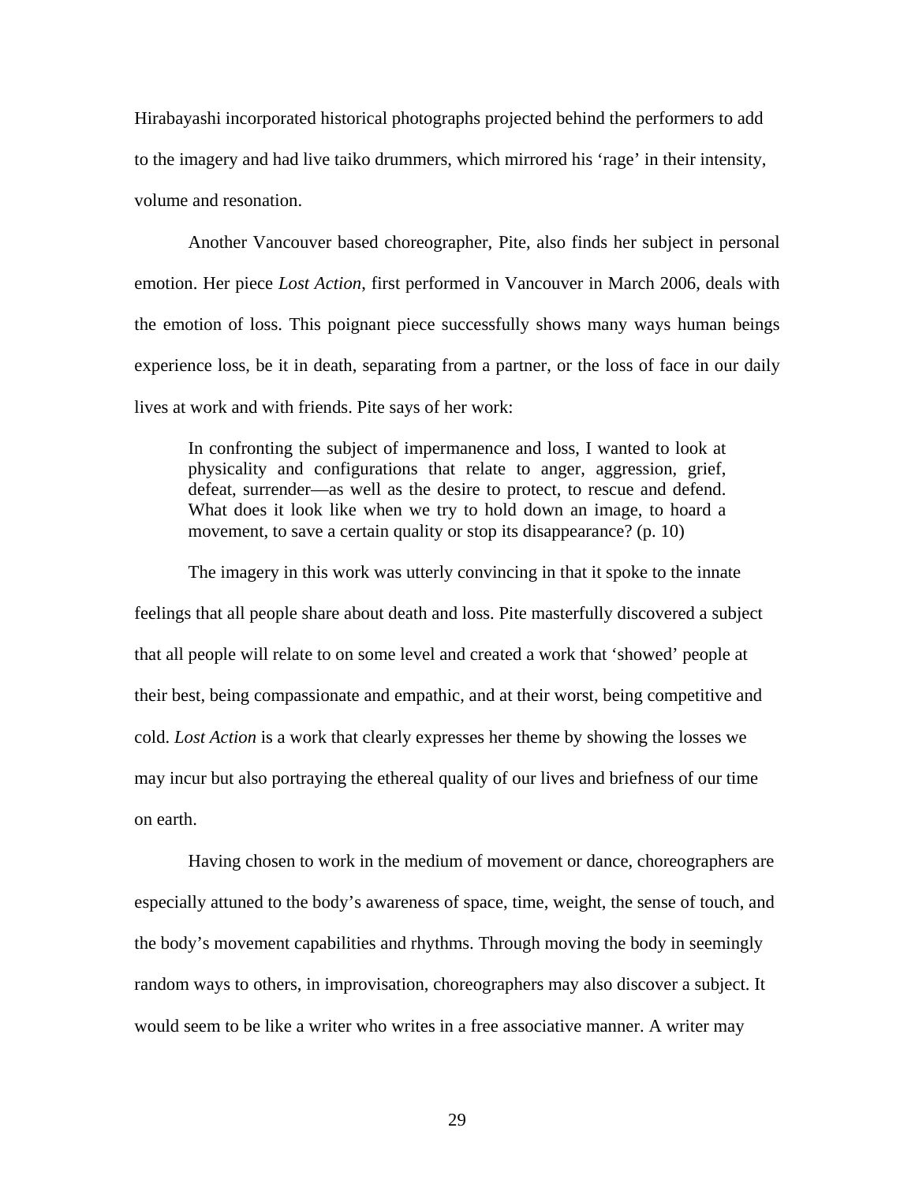Hirabayashi incorporated historical photographs projected behind the performers to add to the imagery and had live taiko drummers, which mirrored his 'rage' in their intensity, volume and resonation.

Another Vancouver based choreographer, Pite, also finds her subject in personal emotion. Her piece *Lost Action*, first performed in Vancouver in March 2006, deals with the emotion of loss. This poignant piece successfully shows many ways human beings experience loss, be it in death, separating from a partner, or the loss of face in our daily lives at work and with friends. Pite says of her work:

> In confronting the subject of impermanence and loss, I wanted to look at physicality and configurations that relate to anger, aggression, grief, defeat, surrender—as well as the desire to protect, to rescue and defend. What does it look like when we try to hold down an image, to hoard a movement, to save a certain quality or stop its disappearance? (p. 10)

The imagery in this work was utterly convincing in that it spoke to the innate feelings that all people share about death and loss. Pite masterfully discovered a subject that all people will relate to on some level and created a work that 'showed' people at their best, being compassionate and empathic, and at their worst, being competitive and cold. *Lost Action* is a work that clearly expresses her theme by showing the losses we may incur but also portraying the ethereal quality of our lives and briefness of our time on earth.

Having chosen to work in the medium of movement or dance, choreographers are especially attuned to the body's awareness of space, time, weight, the sense of touch, and the body's movement capabilities and rhythms. Through moving the body in seemingly random ways to others, in improvisation, choreographers may also discover a subject. It would seem to be like a writer who writes in a free associative manner. A writer may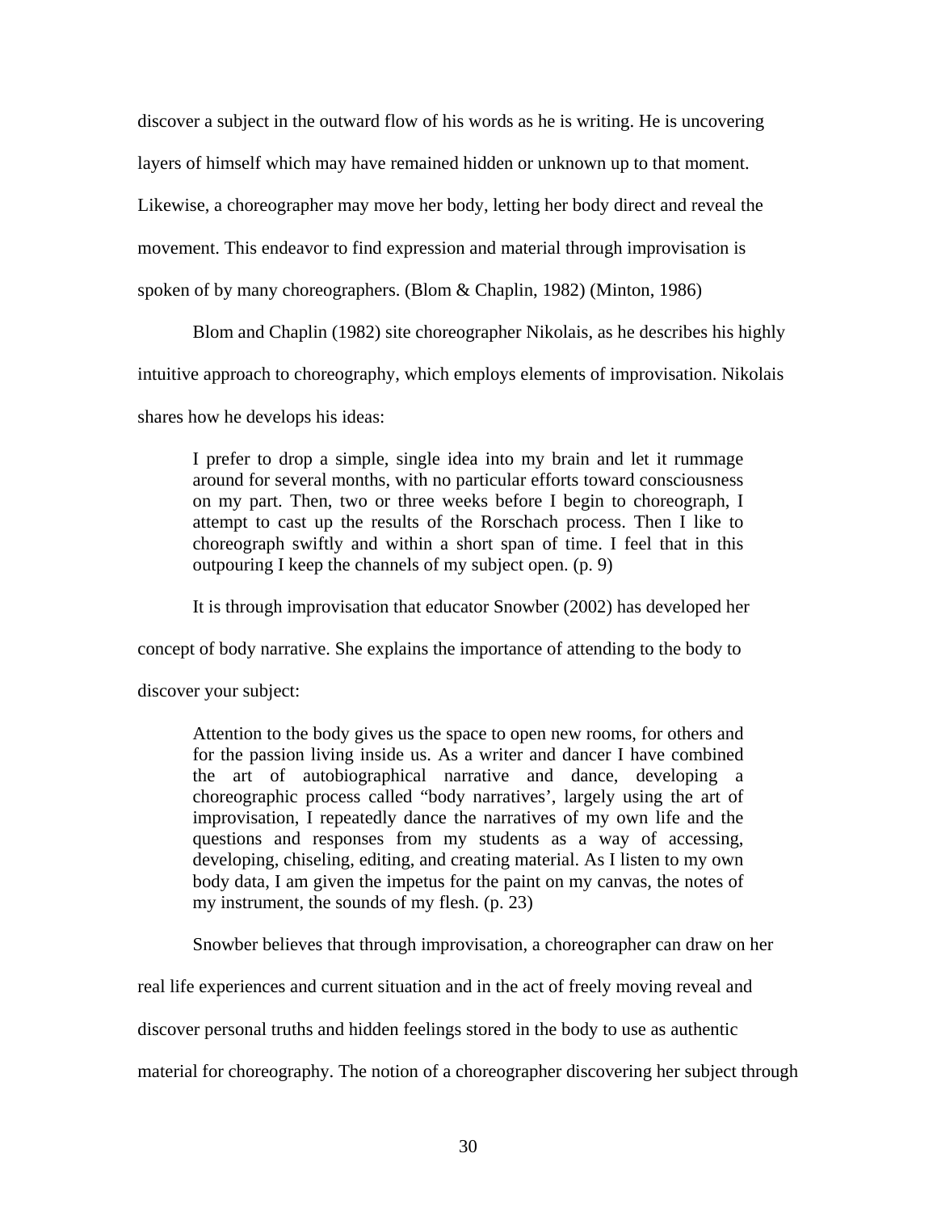discover a subject in the outward flow of his words as he is writing. He is uncovering layers of himself which may have remained hidden or unknown up to that moment. Likewise, a choreographer may move her body, letting her body direct and reveal the movement. This endeavor to find expression and material through improvisation is spoken of by many choreographers. (Blom & Chaplin, 1982) (Minton, 1986)

Blom and Chaplin (1982) site choreographer Nikolais, as he describes his highly intuitive approach to choreography, which employs elements of improvisation. Nikolais shares how he develops his ideas:

> I prefer to drop a simple, single idea into my brain and let it rummage around for several months, with no particular efforts toward consciousness on my part. Then, two or three weeks before I begin to choreograph, I attempt to cast up the results of the Rorschach process. Then I like to choreograph swiftly and within a short span of time. I feel that in this outpouring I keep the channels of my subject open. (p. 9)

It is through improvisation that educator Snowber (2002) has developed her concept of body narrative. She explains the importance of attending to the body to discover your subject:

> Attention to the body gives us the space to open new rooms, for others and for the passion living inside us. As a writer and dancer I have combined the art of autobiographical narrative and dance, developing a choreographic process called "body narratives', largely using the art of improvisation, I repeatedly dance the narratives of my own life and the questions and responses from my students as a way of accessing, developing, chiseling, editing, and creating material. As I listen to my own body data, I am given the impetus for the paint on my canvas, the notes of my instrument, the sounds of my flesh. (p. 23)

Snowber believes that through improvisation, a choreographer can draw on her real life experiences and current situation and in the act of freely moving reveal and discover personal truths and hidden feelings stored in the body to use as authentic material for choreography. The notion of a choreographer discovering her subject through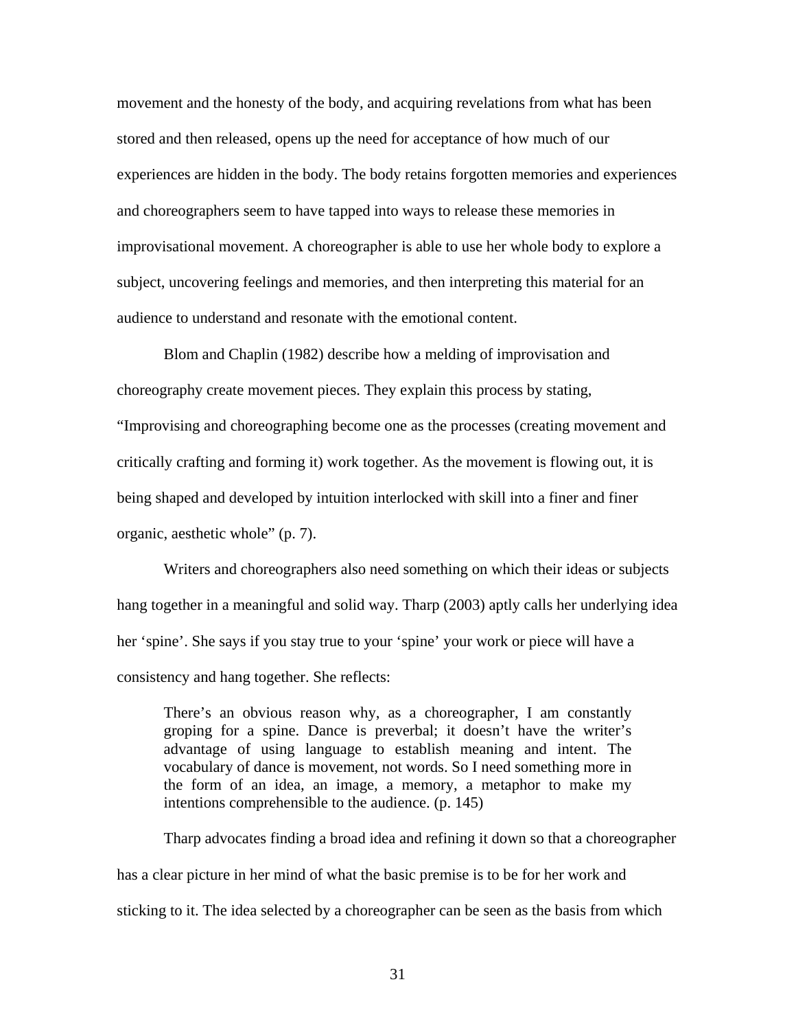movement and the honesty of the body, and acquiring revelations from what has been stored and then released, opens up the need for acceptance of how much of our experiences are hidden in the body. The body retains forgotten memories and experiences and choreographers seem to have tapped into ways to release these memories in improvisational movement. A choreographer is able to use her whole body to explore a subject, uncovering feelings and memories, and then interpreting this material for an audience to understand and resonate with the emotional content.

Blom and Chaplin (1982) describe how a melding of improvisation and choreography create movement pieces. They explain this process by stating, "Improvising and choreographing become one as the processes (creating movement and critically crafting and forming it) work together. As the movement is flowing out, it is being shaped and developed by intuition interlocked with skill into a finer and finer organic, aesthetic whole" (p. 7).

Writers and choreographers also need something on which their ideas or subjects hang together in a meaningful and solid way. Tharp (2003) aptly calls her underlying idea her 'spine'. She says if you stay true to your 'spine' your work or piece will have a consistency and hang together. She reflects:

> There's an obvious reason why, as a choreographer, I am constantly groping for a spine. Dance is preverbal; it doesn't have the writer's advantage of using language to establish meaning and intent. The vocabulary of dance is movement, not words. So I need something more in the form of an idea, an image, a memory, a metaphor to make my intentions comprehensible to the audience. (p. 145)

Tharp advocates finding a broad idea and refining it down so that a choreographer has a clear picture in her mind of what the basic premise is to be for her work and sticking to it. The idea selected by a choreographer can be seen as the basis from which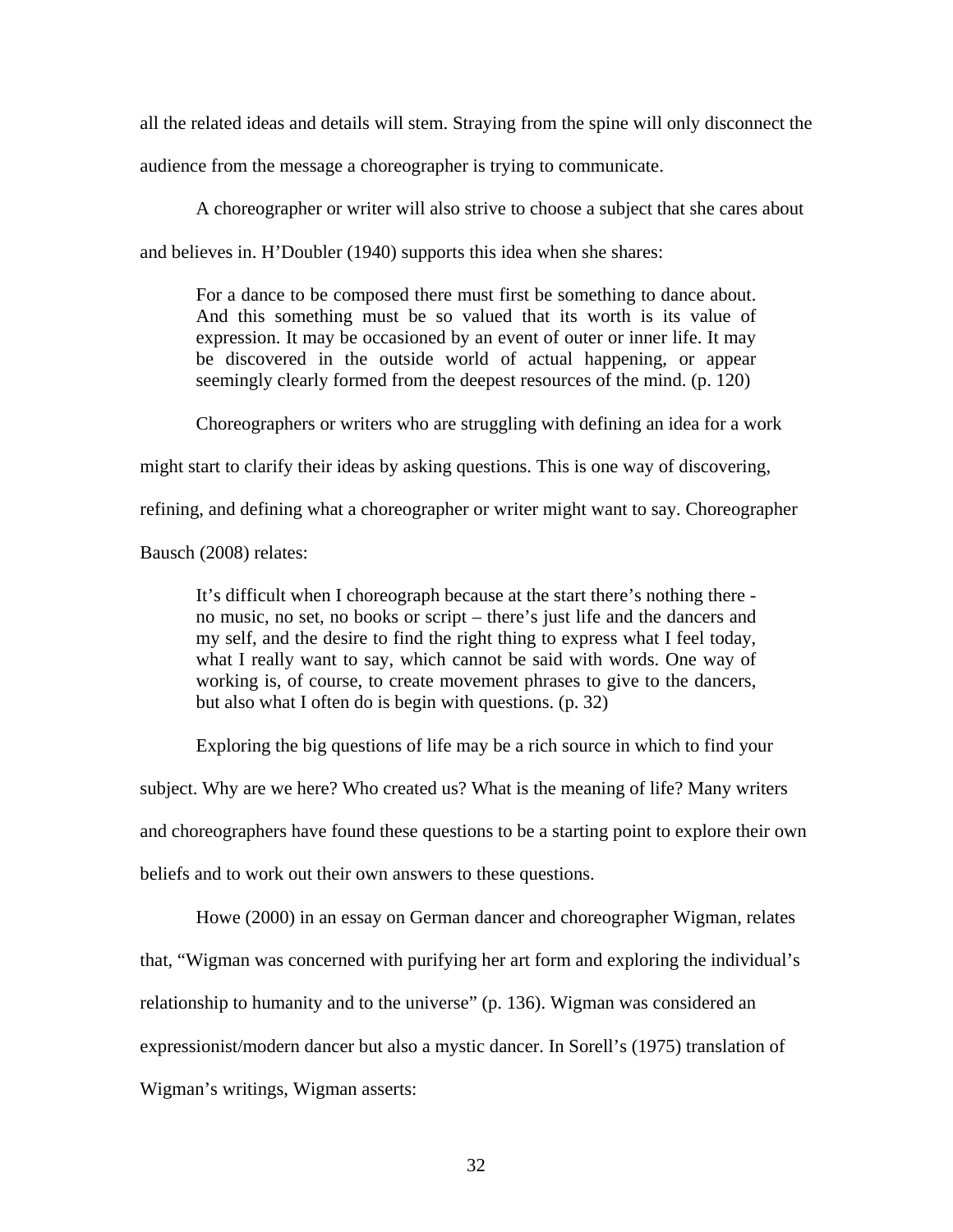all the related ideas and details will stem. Straying from the spine will only disconnect the audience from the message a choreographer is trying to communicate.

A choreographer or writer will also strive to choose a subject that she cares about and believes in. H'Doubler (1940) supports this idea when she shares:

> For a dance to be composed there must first be something to dance about. And this something must be so valued that its worth is its value of expression. It may be occasioned by an event of outer or inner life. It may be discovered in the outside world of actual happening, or appear seemingly clearly formed from the deepest resources of the mind. (p. 120)

Choreographers or writers who are struggling with defining an idea for a work might start to clarify their ideas by asking questions. This is one way of discovering, refining, and defining what a choreographer or writer might want to say. Choreographer Bausch (2008) relates:

> It's difficult when I choreograph because at the start there's nothing there - no music, no set, no books or script – there's just life and the dancers and my self, and the desire to find the right thing to express what I feel today, what I really want to say, which cannot be said with words. One way of working is, of course, to create movement phrases to give to the dancers, but also what I often do is begin with questions. (p. 32)

Exploring the big questions of life may be a rich source in which to find your subject. Why are we here? Who created us? What is the meaning of life? Many writers and choreographers have found these questions to be a starting point to explore their own beliefs and to work out their own answers to these questions.

Howe (2000) in an essay on German dancer and choreographer Wigman, relates that, "Wigman was concerned with purifying her art form and exploring the individual's relationship to humanity and to the universe" (p. 136). Wigman was considered an expressionist/modern dancer but also a mystic dancer. In Sorell's (1975) translation of Wigman's writings, Wigman asserts: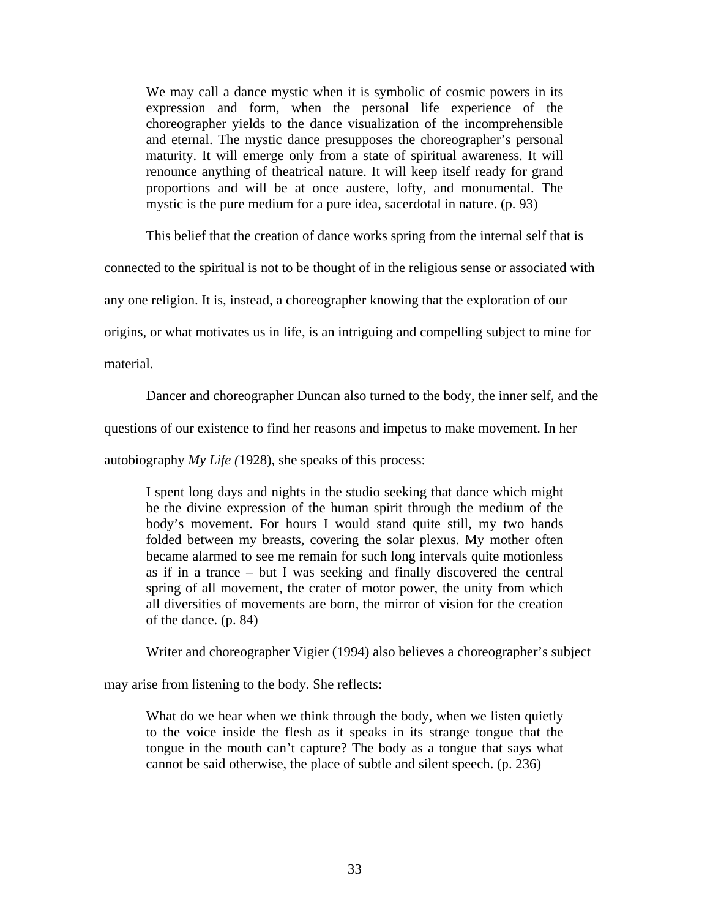> We may call a dance mystic when it is symbolic of cosmic powers in its expression and form, when the personal life experience of the choreographer yields to the dance visualization of the incomprehensible and eternal. The mystic dance presupposes the choreographer's personal maturity. It will emerge only from a state of spiritual awareness. It will renounce anything of theatrical nature. It will keep itself ready for grand proportions and will be at once austere, lofty, and monumental. The mystic is the pure medium for a pure idea, sacerdotal in nature. (p. 93)

This belief that the creation of dance works spring from the internal self that is connected to the spiritual is not to be thought of in the religious sense or associated with any one religion. It is, instead, a choreographer knowing that the exploration of our origins, or what motivates us in life, is an intriguing and compelling subject to mine for material.

Dancer and choreographer Duncan also turned to the body, the inner self, and the questions of our existence to find her reasons and impetus to make movement. In her autobiography *My Life (*1928), she speaks of this process:

> I spent long days and nights in the studio seeking that dance which might be the divine expression of the human spirit through the medium of the body's movement. For hours I would stand quite still, my two hands folded between my breasts, covering the solar plexus. My mother often became alarmed to see me remain for such long intervals quite motionless as if in a trance – but I was seeking and finally discovered the central spring of all movement, the crater of motor power, the unity from which all diversities of movements are born, the mirror of vision for the creation of the dance. (p. 84)

Writer and choreographer Vigier (1994) also believes a choreographer's subject may arise from listening to the body. She reflects:

> What do we hear when we think through the body, when we listen quietly to the voice inside the flesh as it speaks in its strange tongue that the tongue in the mouth can't capture? The body as a tongue that says what cannot be said otherwise, the place of subtle and silent speech. (p. 236)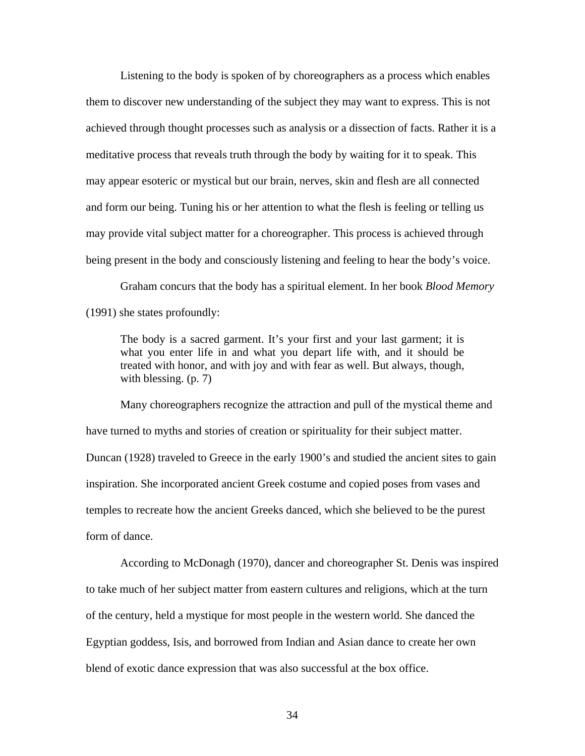Listening to the body is spoken of by choreographers as a process which enables them to discover new understanding of the subject they may want to express. This is not achieved through thought processes such as analysis or a dissection of facts. Rather it is a meditative process that reveals truth through the body by waiting for it to speak. This may appear esoteric or mystical but our brain, nerves, skin and flesh are all connected and form our being. Tuning his or her attention to what the flesh is feeling or telling us may provide vital subject matter for a choreographer. This process is achieved through being present in the body and consciously listening and feeling to hear the body's voice.

Graham concurs that the body has a spiritual element. In her book *Blood Memory* (1991) she states profoundly:

> The body is a sacred garment. It's your first and your last garment; it is what you enter life in and what you depart life with, and it should be treated with honor, and with joy and with fear as well. But always, though, with blessing. (p. 7)

Many choreographers recognize the attraction and pull of the mystical theme and have turned to myths and stories of creation or spirituality for their subject matter. Duncan (1928) traveled to Greece in the early 1900's and studied the ancient sites to gain inspiration. She incorporated ancient Greek costume and copied poses from vases and temples to recreate how the ancient Greeks danced, which she believed to be the purest form of dance.

According to McDonagh (1970), dancer and choreographer St. Denis was inspired to take much of her subject matter from eastern cultures and religions, which at the turn of the century, held a mystique for most people in the western world. She danced the Egyptian goddess, Isis, and borrowed from Indian and Asian dance to create her own blend of exotic dance expression that was also successful at the box office.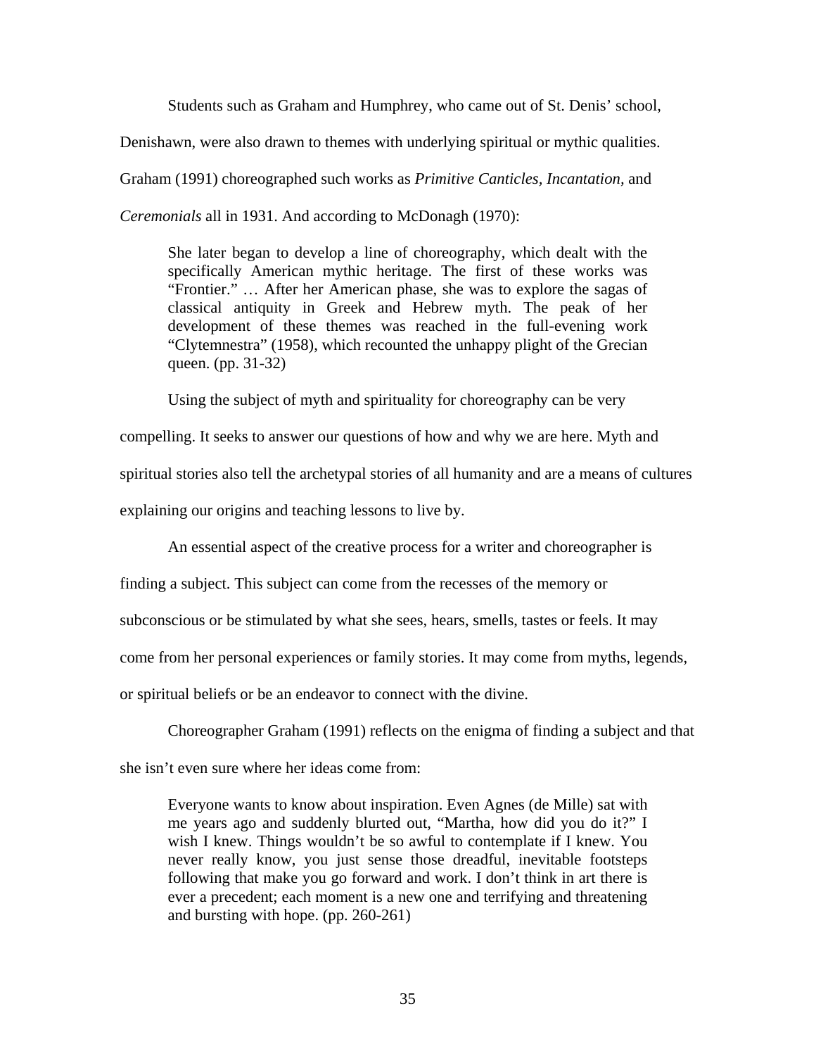Students such as Graham and Humphrey, who came out of St. Denis' school, Denishawn, were also drawn to themes with underlying spiritual or mythic qualities. Graham (1991) choreographed such works as *Primitive Canticles*, *Incantation*, and *Ceremonials* all in 1931. And according to McDonagh (1970):

> She later began to develop a line of choreography, which dealt with the specifically American mythic heritage. The first of these works was "Frontier." … After her American phase, she was to explore the sagas of classical antiquity in Greek and Hebrew myth. The peak of her development of these themes was reached in the full-evening work "Clytemnestra" (1958), which recounted the unhappy plight of the Grecian queen. (pp. 31-32)

Using the subject of myth and spirituality for choreography can be very compelling. It seeks to answer our questions of how and why we are here. Myth and spiritual stories also tell the archetypal stories of all humanity and are a means of cultures explaining our origins and teaching lessons to live by.

An essential aspect of the creative process for a writer and choreographer is finding a subject. This subject can come from the recesses of the memory or subconscious or be stimulated by what she sees, hears, smells, tastes or feels. It may come from her personal experiences or family stories. It may come from myths, legends, or spiritual beliefs or be an endeavor to connect with the divine.

Choreographer Graham (1991) reflects on the enigma of finding a subject and that she isn't even sure where her ideas come from:

> Everyone wants to know about inspiration. Even Agnes (de Mille) sat with me years ago and suddenly blurted out, "Martha, how did you do it?" I wish I knew. Things wouldn't be so awful to contemplate if I knew. You never really know, you just sense those dreadful, inevitable footsteps following that make you go forward and work. I don't think in art there is ever a precedent; each moment is a new one and terrifying and threatening and bursting with hope. (pp. 260-261)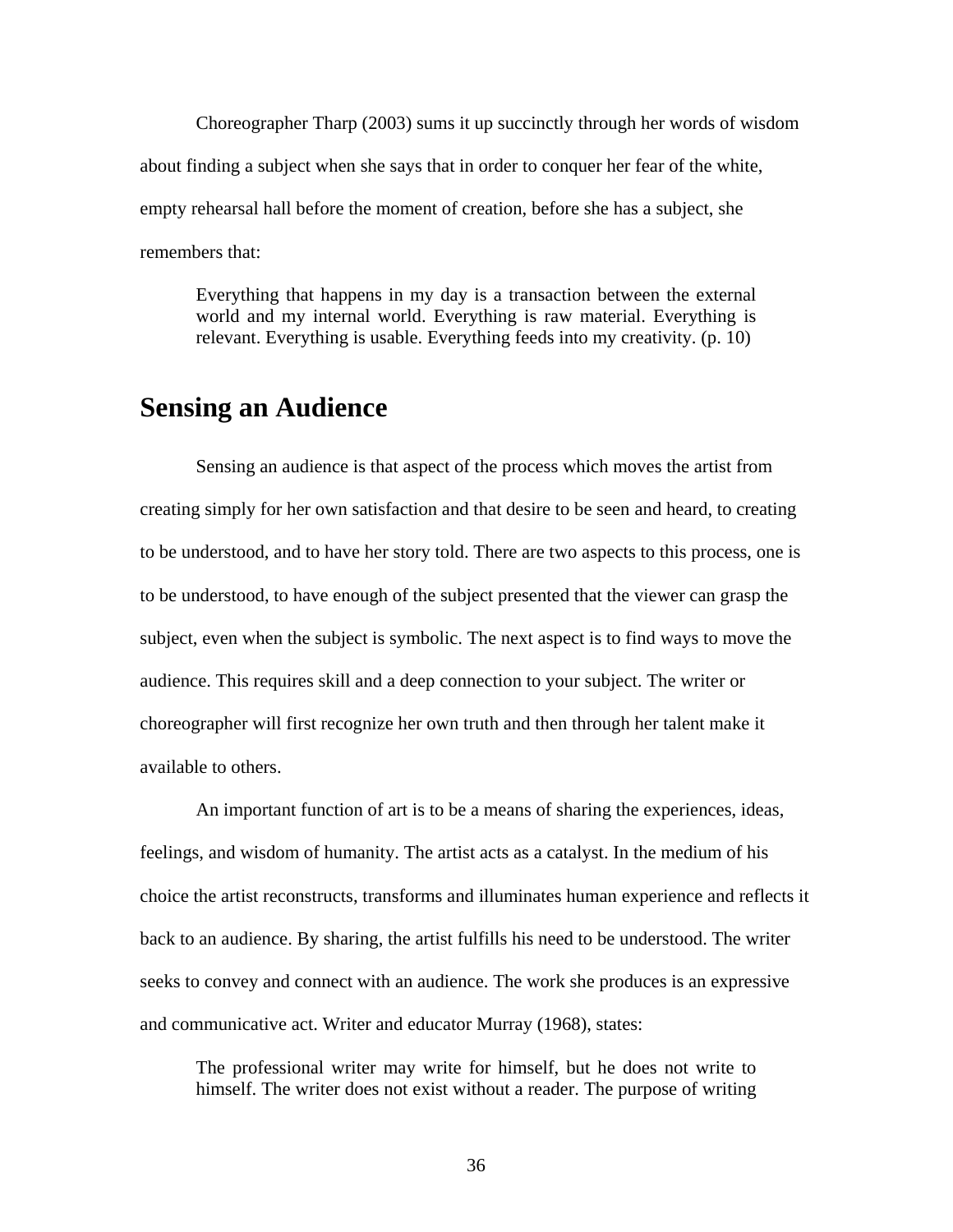Choreographer Tharp (2003) sums it up succinctly through her words of wisdom about finding a subject when she says that in order to conquer her fear of the white, empty rehearsal hall before the moment of creation, before she has a subject, she remembers that:

> Everything that happens in my day is a transaction between the external world and my internal world. Everything is raw material. Everything is relevant. Everything is usable. Everything feeds into my creativity. (p. 10)

## Sensing an Audience

Sensing an audience is that aspect of the process which moves the artist from creating simply for her own satisfaction and that desire to be seen and heard, to creating to be understood, and to have her story told. There are two aspects to this process, one is to be understood, to have enough of the subject presented that the viewer can grasp the subject, even when the subject is symbolic. The next aspect is to find ways to move the audience. This requires skill and a deep connection to your subject. The writer or choreographer will first recognize her own truth and then through her talent make it available to others.

An important function of art is to be a means of sharing the experiences, ideas, feelings, and wisdom of humanity. The artist acts as a catalyst. In the medium of his choice the artist reconstructs, transforms and illuminates human experience and reflects it back to an audience. By sharing, the artist fulfills his need to be understood. The writer seeks to convey and connect with an audience. The work she produces is an expressive and communicative act. Writer and educator Murray (1968), states:

> The professional writer may write for himself, but he does not write to himself. The writer does not exist without a reader. The purpose of writing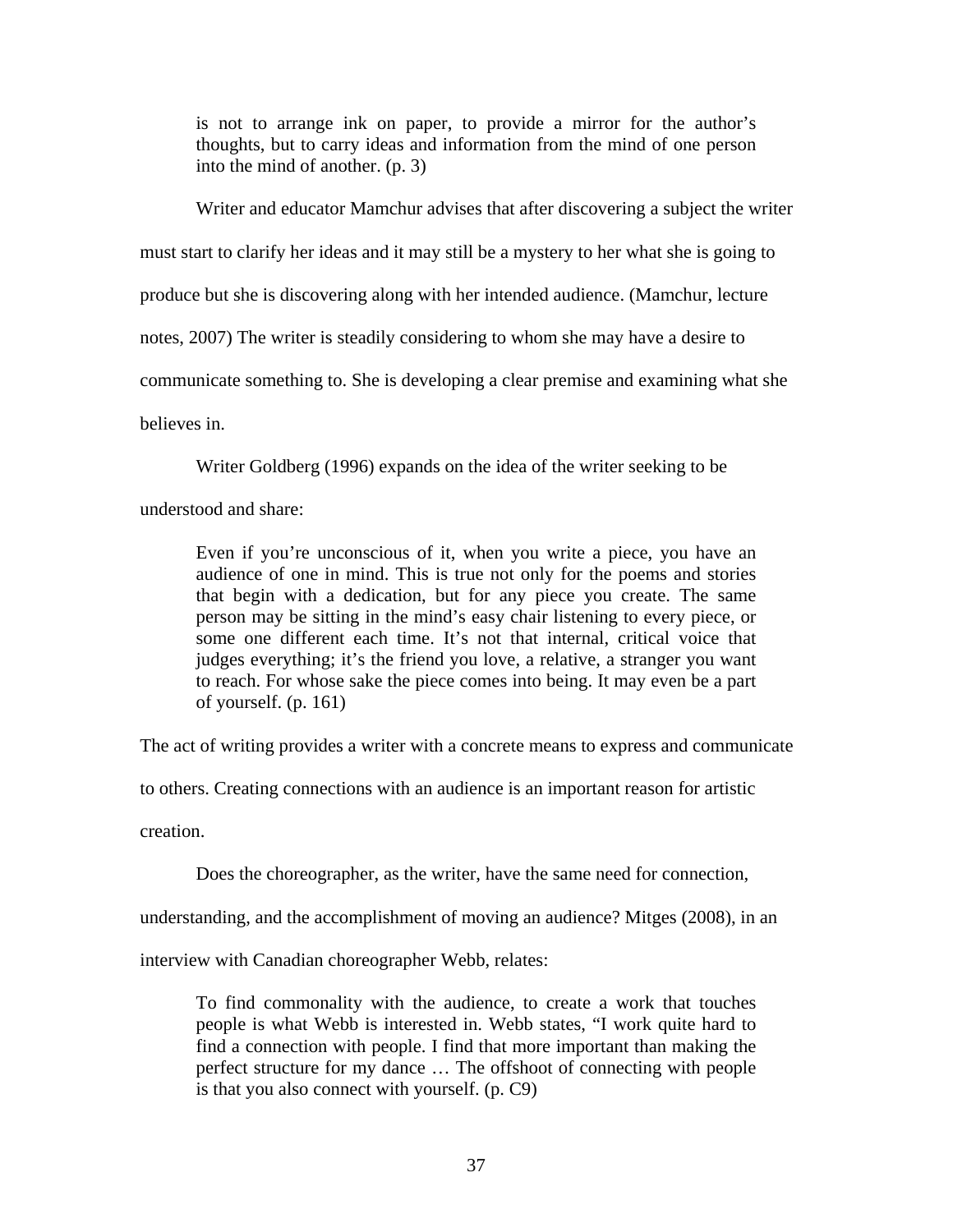> is not to arrange ink on paper, to provide a mirror for the author's thoughts, but to carry ideas and information from the mind of one person into the mind of another. (p. 3)

Writer and educator Mamchur advises that after discovering a subject the writer must start to clarify her ideas and it may still be a mystery to her what she is going to produce but she is discovering along with her intended audience. (Mamchur, lecture notes, 2007) The writer is steadily considering to whom she may have a desire to communicate something to. She is developing a clear premise and examining what she believes in.

Writer Goldberg (1996) expands on the idea of the writer seeking to be understood and share:

> Even if you're unconscious of it, when you write a piece, you have an audience of one in mind. This is true not only for the poems and stories that begin with a dedication, but for any piece you create. The same person may be sitting in the mind's easy chair listening to every piece, or some one different each time. It's not that internal, critical voice that judges everything; it's the friend you love, a relative, a stranger you want to reach. For whose sake the piece comes into being. It may even be a part of yourself. (p. 161)

The act of writing provides a writer with a concrete means to express and communicate to others. Creating connections with an audience is an important reason for artistic creation.

Does the choreographer, as the writer, have the same need for connection, understanding, and the accomplishment of moving an audience? Mitges (2008), in an interview with Canadian choreographer Webb, relates:

> To find commonality with the audience, to create a work that touches people is what Webb is interested in. Webb states, "I work quite hard to find a connection with people. I find that more important than making the perfect structure for my dance … The offshoot of connecting with people is that you also connect with yourself. (p. C9)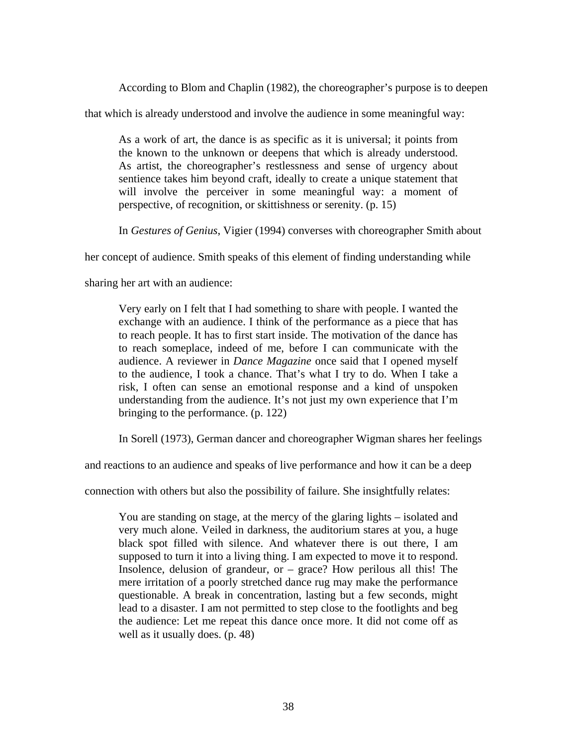According to Blom and Chaplin (1982), the choreographer's purpose is to deepen that which is already understood and involve the audience in some meaningful way:

> As a work of art, the dance is as specific as it is universal; it points from the known to the unknown or deepens that which is already understood. As artist, the choreographer's restlessness and sense of urgency about sentience takes him beyond craft, ideally to create a unique statement that will involve the perceiver in some meaningful way: a moment of perspective, of recognition, or skittishness or serenity. (p. 15)

In *Gestures of Genius*, Vigier (1994) converses with choreographer Smith about her concept of audience. Smith speaks of this element of finding understanding while sharing her art with an audience:

> Very early on I felt that I had something to share with people. I wanted the exchange with an audience. I think of the performance as a piece that has to reach people. It has to first start inside. The motivation of the dance has to reach someplace, indeed of me, before I can communicate with the audience. A reviewer in *Dance Magazine* once said that I opened myself to the audience, I took a chance. That's what I try to do. When I take a risk, I often can sense an emotional response and a kind of unspoken understanding from the audience. It's not just my own experience that I'm bringing to the performance. (p. 122)

In Sorell (1973), German dancer and choreographer Wigman shares her feelings and reactions to an audience and speaks of live performance and how it can be a deep connection with others but also the possibility of failure. She insightfully relates:

> You are standing on stage, at the mercy of the glaring lights – isolated and very much alone. Veiled in darkness, the auditorium stares at you, a huge black spot filled with silence. And whatever there is out there, I am supposed to turn it into a living thing. I am expected to move it to respond. Insolence, delusion of grandeur, or – grace? How perilous all this! The mere irritation of a poorly stretched dance rug may make the performance questionable. A break in concentration, lasting but a few seconds, might lead to a disaster. I am not permitted to step close to the footlights and beg the audience: Let me repeat this dance once more. It did not come off as well as it usually does. (p. 48)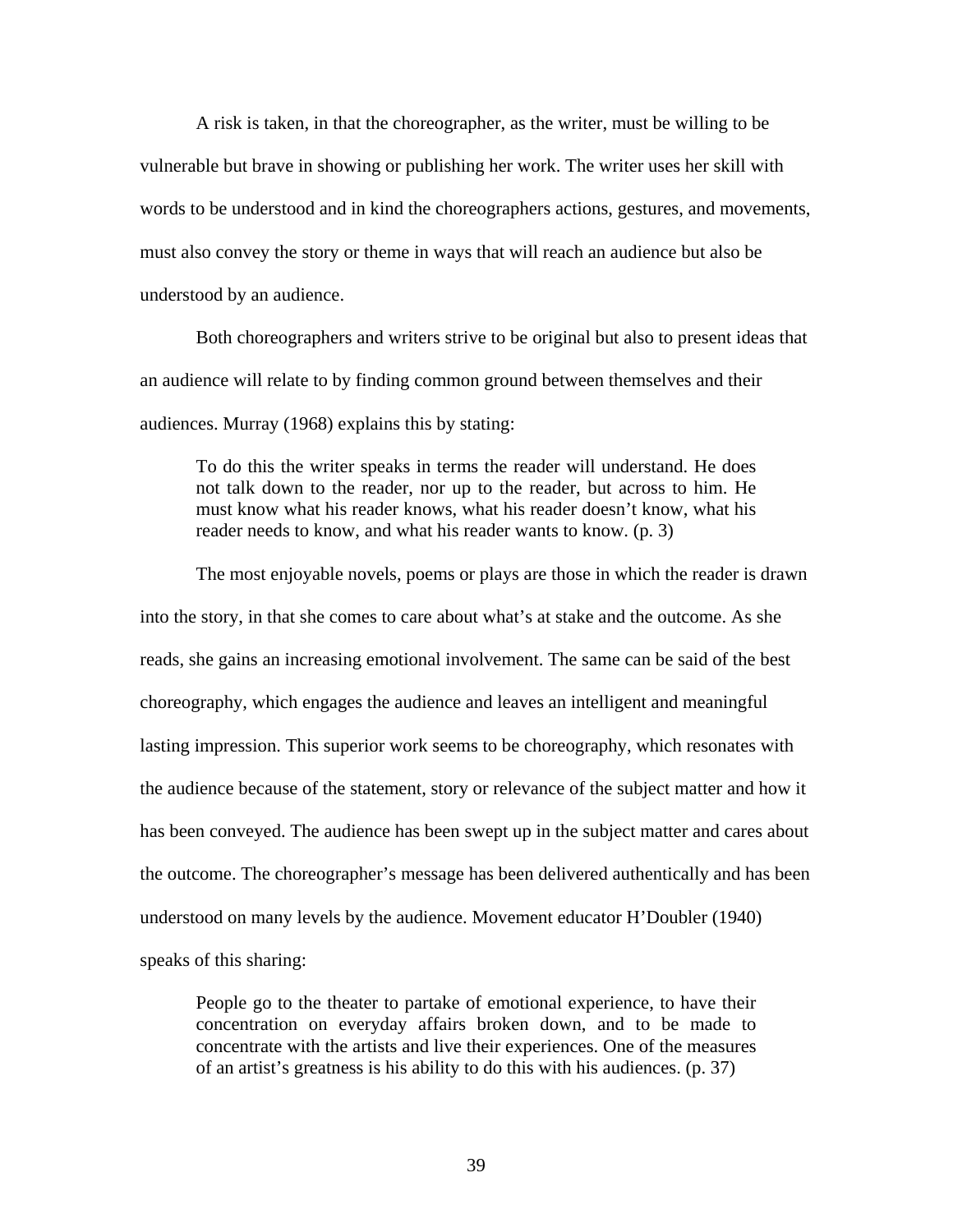A risk is taken, in that the choreographer, as the writer, must be willing to be vulnerable but brave in showing or publishing her work. The writer uses her skill with words to be understood and in kind the choreographers actions, gestures, and movements, must also convey the story or theme in ways that will reach an audience but also be understood by an audience.

Both choreographers and writers strive to be original but also to present ideas that an audience will relate to by finding common ground between themselves and their audiences. Murray (1968) explains this by stating:

> To do this the writer speaks in terms the reader will understand. He does not talk down to the reader, nor up to the reader, but across to him. He must know what his reader knows, what his reader doesn't know, what his reader needs to know, and what his reader wants to know. (p. 3)

The most enjoyable novels, poems or plays are those in which the reader is drawn into the story, in that she comes to care about what's at stake and the outcome. As she reads, she gains an increasing emotional involvement. The same can be said of the best choreography, which engages the audience and leaves an intelligent and meaningful lasting impression. This superior work seems to be choreography, which resonates with the audience because of the statement, story or relevance of the subject matter and how it has been conveyed. The audience has been swept up in the subject matter and cares about the outcome. The choreographer's message has been delivered authentically and has been understood on many levels by the audience. Movement educator H'Doubler (1940) speaks of this sharing:

> People go to the theater to partake of emotional experience, to have their concentration on everyday affairs broken down, and to be made to concentrate with the artists and live their experiences. One of the measures of an artist's greatness is his ability to do this with his audiences. (p. 37)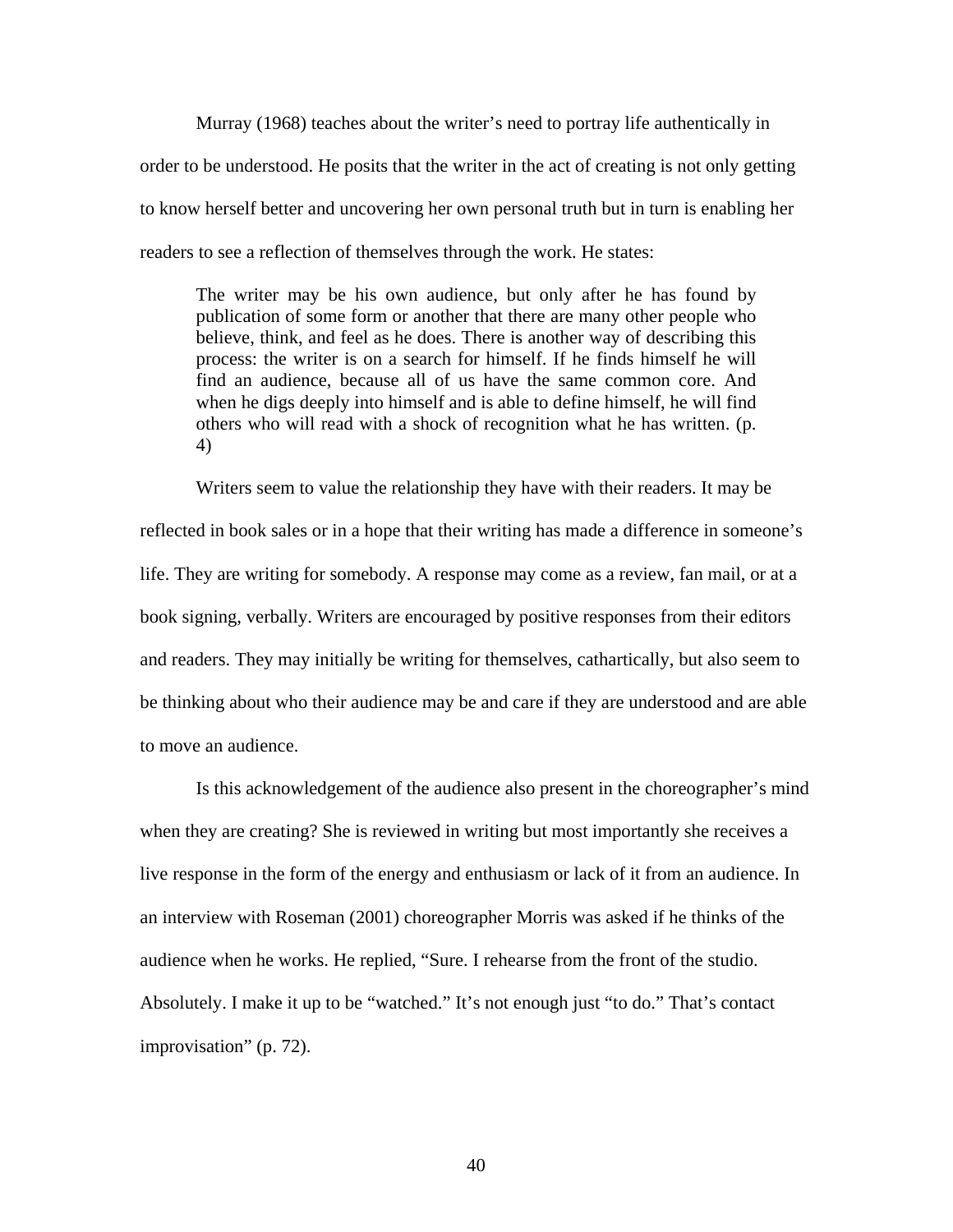Murray (1968) teaches about the writer's need to portray life authentically in order to be understood. He posits that the writer in the act of creating is not only getting to know herself better and uncovering her own personal truth but in turn is enabling her readers to see a reflection of themselves through the work. He states:

> The writer may be his own audience, but only after he has found by publication of some form or another that there are many other people who believe, think, and feel as he does. There is another way of describing this process: the writer is on a search for himself. If he finds himself he will find an audience, because all of us have the same common core. And when he digs deeply into himself and is able to define himself, he will find others who will read with a shock of recognition what he has written. (p. 4)

Writers seem to value the relationship they have with their readers. It may be reflected in book sales or in a hope that their writing has made a difference in someone's life. They are writing for somebody. A response may come as a review, fan mail, or at a book signing, verbally. Writers are encouraged by positive responses from their editors and readers. They may initially be writing for themselves, cathartically, but also seem to be thinking about who their audience may be and care if they are understood and are able to move an audience.

Is this acknowledgement of the audience also present in the choreographer's mind when they are creating? She is reviewed in writing but most importantly she receives a live response in the form of the energy and enthusiasm or lack of it from an audience. In an interview with Roseman (2001) choreographer Morris was asked if he thinks of the audience when he works. He replied, "Sure. I rehearse from the front of the studio. Absolutely. I make it up to be "watched." It's not enough just "to do." That's contact improvisation" (p. 72).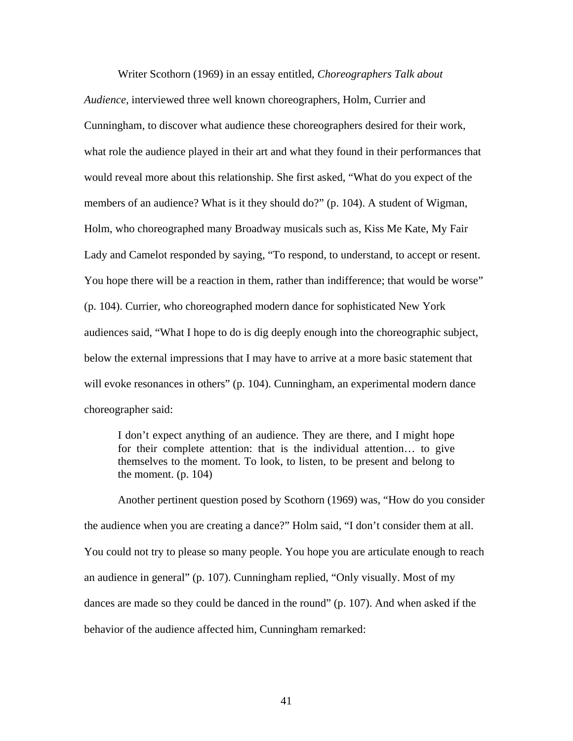Writer Scothorn (1969) in an essay entitled, *Choreographers Talk about Audience,* interviewed three well known choreographers, Holm, Currier and Cunningham, to discover what audience these choreographers desired for their work, what role the audience played in their art and what they found in their performances that would reveal more about this relationship. She first asked, “What do you expect of the members of an audience? What is it they should do?” (p. 104). A student of Wigman, Holm, who choreographed many Broadway musicals such as, Kiss Me Kate, My Fair Lady and Camelot responded by saying, “To respond, to understand, to accept or resent. You hope there will be a reaction in them, rather than indifference; that would be worse” (p. 104). Currier, who choreographed modern dance for sophisticated New York audiences said, “What I hope to do is dig deeply enough into the choreographic subject, below the external impressions that I may have to arrive at a more basic statement that will evoke resonances in others” (p. 104). Cunningham, an experimental modern dance choreographer said:

> I don’t expect anything of an audience. They are there, and I might hope for their complete attention: that is the individual attention… to give themselves to the moment. To look, to listen, to be present and belong to the moment. (p. 104)

Another pertinent question posed by Scothorn (1969) was, “How do you consider the audience when you are creating a dance?” Holm said, “I don’t consider them at all. You could not try to please so many people. You hope you are articulate enough to reach an audience in general” (p. 107). Cunningham replied, “Only visually. Most of my dances are made so they could be danced in the round” (p. 107). And when asked if the behavior of the audience affected him, Cunningham remarked: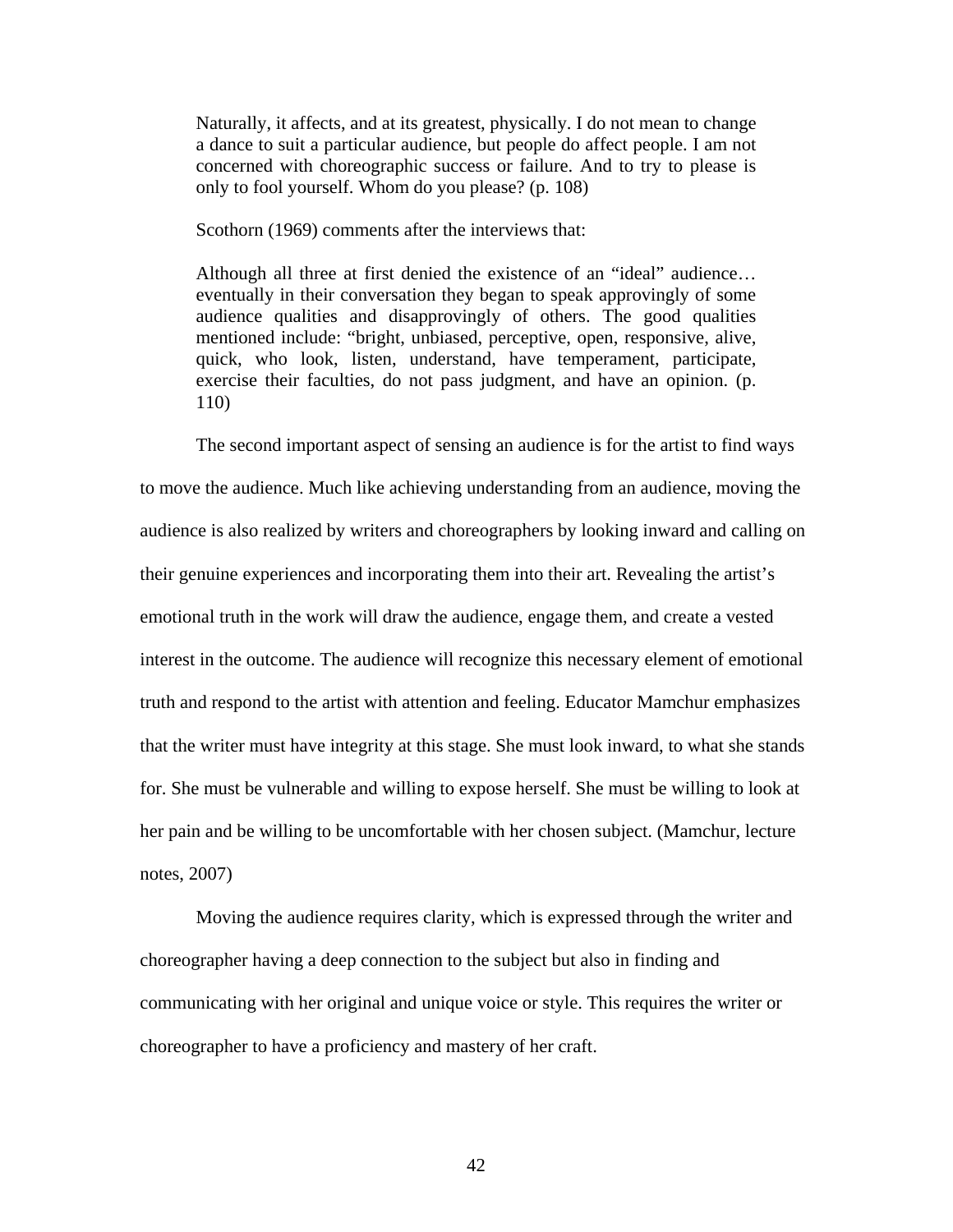> Naturally, it affects, and at its greatest, physically. I do not mean to change a dance to suit a particular audience, but people do affect people. I am not concerned with choreographic success or failure. And to try to please is only to fool yourself. Whom do you please? (p. 108)

Scothorn (1969) comments after the interviews that:

> Although all three at first denied the existence of an "ideal" audience… eventually in their conversation they began to speak approvingly of some audience qualities and disapprovingly of others. The good qualities mentioned include: "bright, unbiased, perceptive, open, responsive, alive, quick, who look, listen, understand, have temperament, participate, exercise their faculties, do not pass judgment, and have an opinion. (p. 110)

The second important aspect of sensing an audience is for the artist to find ways to move the audience. Much like achieving understanding from an audience, moving the audience is also realized by writers and choreographers by looking inward and calling on their genuine experiences and incorporating them into their art. Revealing the artist's emotional truth in the work will draw the audience, engage them, and create a vested interest in the outcome. The audience will recognize this necessary element of emotional truth and respond to the artist with attention and feeling. Educator Mamchur emphasizes that the writer must have integrity at this stage. She must look inward, to what she stands for. She must be vulnerable and willing to expose herself. She must be willing to look at her pain and be willing to be uncomfortable with her chosen subject. (Mamchur, lecture notes, 2007)

Moving the audience requires clarity, which is expressed through the writer and choreographer having a deep connection to the subject but also in finding and communicating with her original and unique voice or style. This requires the writer or choreographer to have a proficiency and mastery of her craft.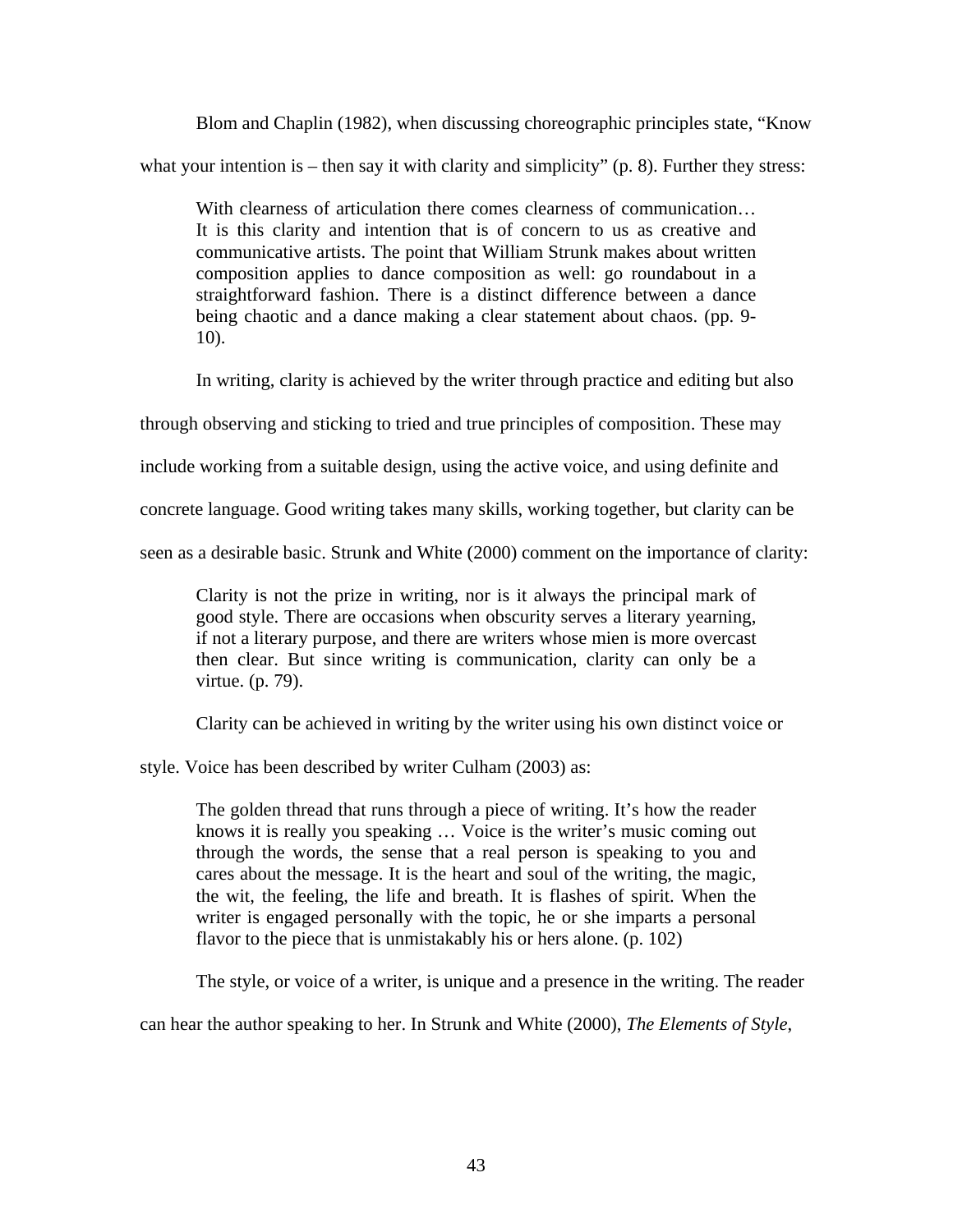Blom and Chaplin (1982), when discussing choreographic principles state, "Know what your intention is – then say it with clarity and simplicity" (p. 8). Further they stress:

> With clearness of articulation there comes clearness of communication… It is this clarity and intention that is of concern to us as creative and communicative artists. The point that William Strunk makes about written composition applies to dance composition as well: go roundabout in a straightforward fashion. There is a distinct difference between a dance being chaotic and a dance making a clear statement about chaos. (pp. 9-10).

In writing, clarity is achieved by the writer through practice and editing but also through observing and sticking to tried and true principles of composition. These may include working from a suitable design, using the active voice, and using definite and concrete language. Good writing takes many skills, working together, but clarity can be seen as a desirable basic. Strunk and White (2000) comment on the importance of clarity:

> Clarity is not the prize in writing, nor is it always the principal mark of good style. There are occasions when obscurity serves a literary yearning, if not a literary purpose, and there are writers whose mien is more overcast then clear. But since writing is communication, clarity can only be a virtue. (p. 79).

Clarity can be achieved in writing by the writer using his own distinct voice or style. Voice has been described by writer Culham (2003) as:

> The golden thread that runs through a piece of writing. It's how the reader knows it is really you speaking … Voice is the writer's music coming out through the words, the sense that a real person is speaking to you and cares about the message. It is the heart and soul of the writing, the magic, the wit, the feeling, the life and breath. It is flashes of spirit. When the writer is engaged personally with the topic, he or she imparts a personal flavor to the piece that is unmistakably his or hers alone. (p. 102)

The style, or voice of a writer, is unique and a presence in the writing. The reader can hear the author speaking to her. In Strunk and White (2000), *The Elements of Style*,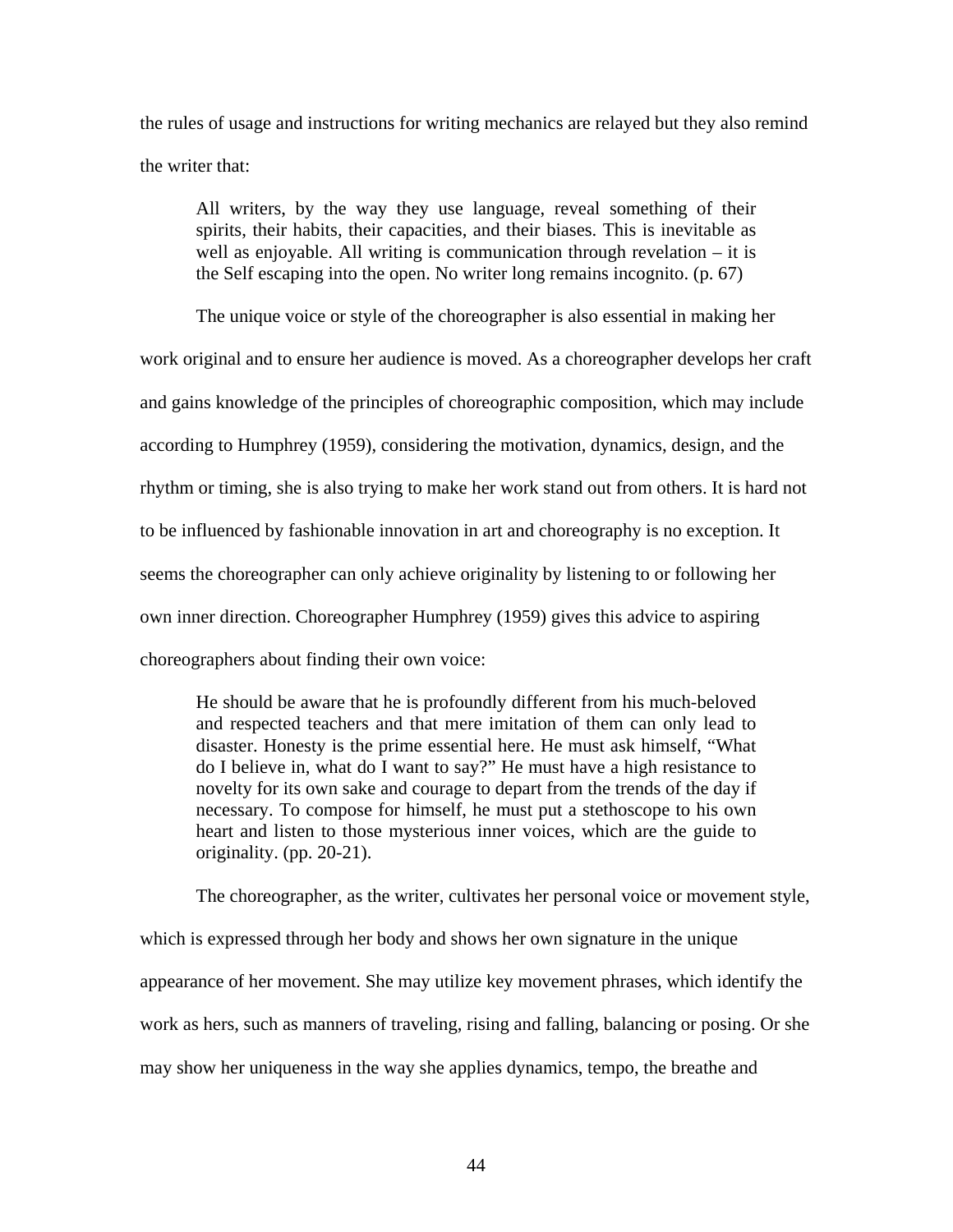the rules of usage and instructions for writing mechanics are relayed but they also remind the writer that:

> All writers, by the way they use language, reveal something of their spirits, their habits, their capacities, and their biases. This is inevitable as well as enjoyable. All writing is communication through revelation – it is the Self escaping into the open. No writer long remains incognito. (p. 67)

The unique voice or style of the choreographer is also essential in making her work original and to ensure her audience is moved. As a choreographer develops her craft and gains knowledge of the principles of choreographic composition, which may include according to Humphrey (1959), considering the motivation, dynamics, design, and the rhythm or timing, she is also trying to make her work stand out from others. It is hard not to be influenced by fashionable innovation in art and choreography is no exception. It seems the choreographer can only achieve originality by listening to or following her own inner direction. Choreographer Humphrey (1959) gives this advice to aspiring choreographers about finding their own voice:

> He should be aware that he is profoundly different from his much-beloved and respected teachers and that mere imitation of them can only lead to disaster. Honesty is the prime essential here. He must ask himself, "What do I believe in, what do I want to say?" He must have a high resistance to novelty for its own sake and courage to depart from the trends of the day if necessary. To compose for himself, he must put a stethoscope to his own heart and listen to those mysterious inner voices, which are the guide to originality. (pp. 20-21).

The choreographer, as the writer, cultivates her personal voice or movement style, which is expressed through her body and shows her own signature in the unique appearance of her movement. She may utilize key movement phrases, which identify the work as hers, such as manners of traveling, rising and falling, balancing or posing. Or she may show her uniqueness in the way she applies dynamics, tempo, the breathe and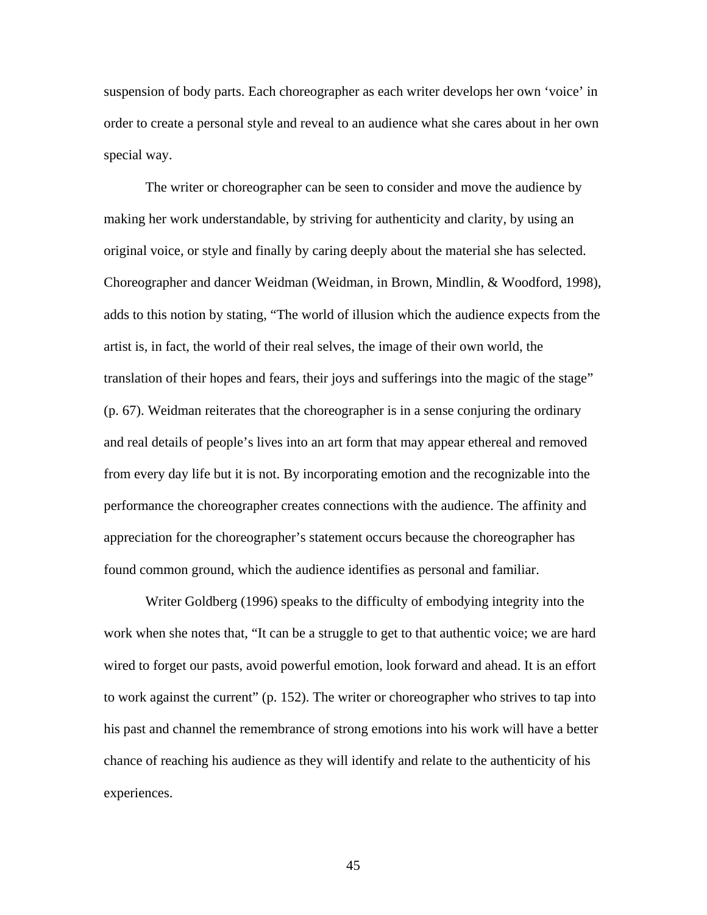suspension of body parts. Each choreographer as each writer develops her own 'voice' in order to create a personal style and reveal to an audience what she cares about in her own special way.

The writer or choreographer can be seen to consider and move the audience by making her work understandable, by striving for authenticity and clarity, by using an original voice, or style and finally by caring deeply about the material she has selected. Choreographer and dancer Weidman (Weidman, in Brown, Mindlin, & Woodford, 1998), adds to this notion by stating, "The world of illusion which the audience expects from the artist is, in fact, the world of their real selves, the image of their own world, the translation of their hopes and fears, their joys and sufferings into the magic of the stage" (p. 67). Weidman reiterates that the choreographer is in a sense conjuring the ordinary and real details of people's lives into an art form that may appear ethereal and removed from every day life but it is not. By incorporating emotion and the recognizable into the performance the choreographer creates connections with the audience. The affinity and appreciation for the choreographer's statement occurs because the choreographer has found common ground, which the audience identifies as personal and familiar.

Writer Goldberg (1996) speaks to the difficulty of embodying integrity into the work when she notes that, "It can be a struggle to get to that authentic voice; we are hard wired to forget our pasts, avoid powerful emotion, look forward and ahead. It is an effort to work against the current" (p. 152). The writer or choreographer who strives to tap into his past and channel the remembrance of strong emotions into his work will have a better chance of reaching his audience as they will identify and relate to the authenticity of his experiences.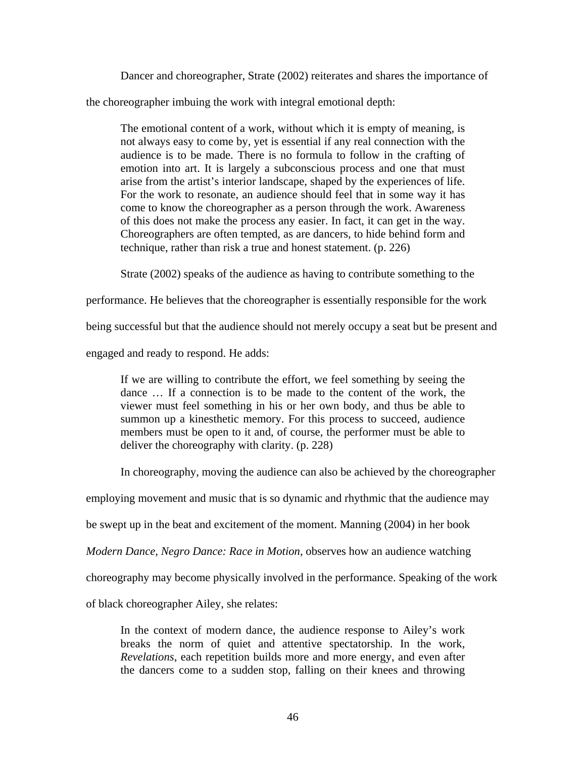Dancer and choreographer, Strate (2002) reiterates and shares the importance of the choreographer imbuing the work with integral emotional depth:

> The emotional content of a work, without which it is empty of meaning, is not always easy to come by, yet is essential if any real connection with the audience is to be made. There is no formula to follow in the crafting of emotion into art. It is largely a subconscious process and one that must arise from the artist's interior landscape, shaped by the experiences of life. For the work to resonate, an audience should feel that in some way it has come to know the choreographer as a person through the work. Awareness of this does not make the process any easier. In fact, it can get in the way. Choreographers are often tempted, as are dancers, to hide behind form and technique, rather than risk a true and honest statement. (p. 226)

Strate (2002) speaks of the audience as having to contribute something to the performance. He believes that the choreographer is essentially responsible for the work being successful but that the audience should not merely occupy a seat but be present and engaged and ready to respond. He adds:

> If we are willing to contribute the effort, we feel something by seeing the dance … If a connection is to be made to the content of the work, the viewer must feel something in his or her own body, and thus be able to summon up a kinesthetic memory. For this process to succeed, audience members must be open to it and, of course, the performer must be able to deliver the choreography with clarity. (p. 228)

In choreography, moving the audience can also be achieved by the choreographer employing movement and music that is so dynamic and rhythmic that the audience may be swept up in the beat and excitement of the moment. Manning (2004) in her book *Modern Dance, Negro Dance: Race in Motion*, observes how an audience watching choreography may become physically involved in the performance. Speaking of the work of black choreographer Ailey, she relates:

> In the context of modern dance, the audience response to Ailey's work breaks the norm of quiet and attentive spectatorship. In the work, *Revelations*, each repetition builds more and more energy, and even after the dancers come to a sudden stop, falling on their knees and throwing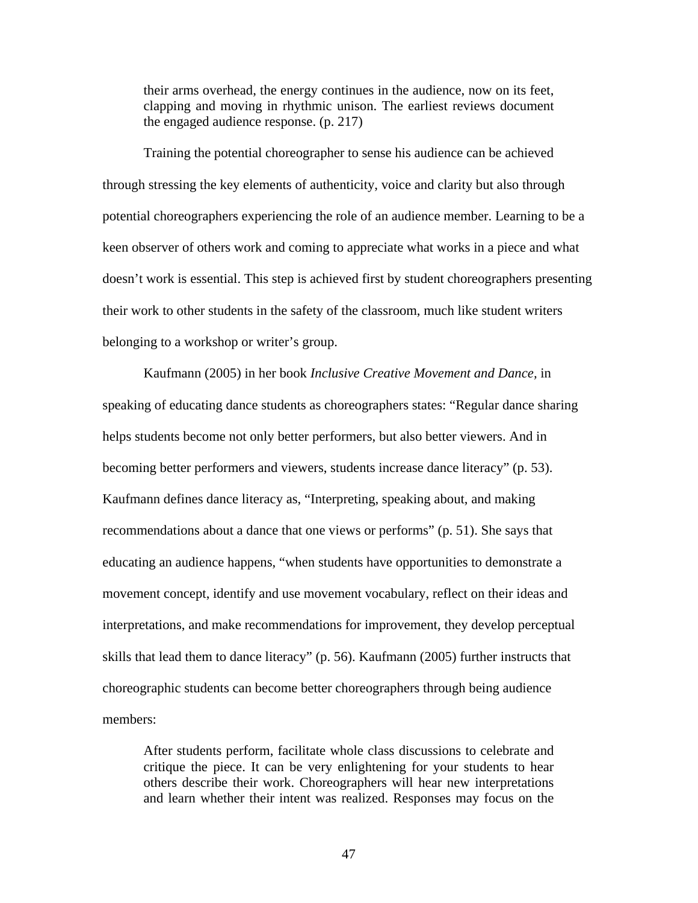> their arms overhead, the energy continues in the audience, now on its feet, clapping and moving in rhythmic unison. The earliest reviews document the engaged audience response. (p. 217)

Training the potential choreographer to sense his audience can be achieved through stressing the key elements of authenticity, voice and clarity but also through potential choreographers experiencing the role of an audience member. Learning to be a keen observer of others work and coming to appreciate what works in a piece and what doesn't work is essential. This step is achieved first by student choreographers presenting their work to other students in the safety of the classroom, much like student writers belonging to a workshop or writer's group.

Kaufmann (2005) in her book *Inclusive Creative Movement and Dance,* in speaking of educating dance students as choreographers states: "Regular dance sharing helps students become not only better performers, but also better viewers. And in becoming better performers and viewers, students increase dance literacy" (p. 53). Kaufmann defines dance literacy as, "Interpreting, speaking about, and making recommendations about a dance that one views or performs" (p. 51). She says that educating an audience happens, "when students have opportunities to demonstrate a movement concept, identify and use movement vocabulary, reflect on their ideas and interpretations, and make recommendations for improvement, they develop perceptual skills that lead them to dance literacy" (p. 56). Kaufmann (2005) further instructs that choreographic students can become better choreographers through being audience members:

> After students perform, facilitate whole class discussions to celebrate and critique the piece. It can be very enlightening for your students to hear others describe their work. Choreographers will hear new interpretations and learn whether their intent was realized. Responses may focus on the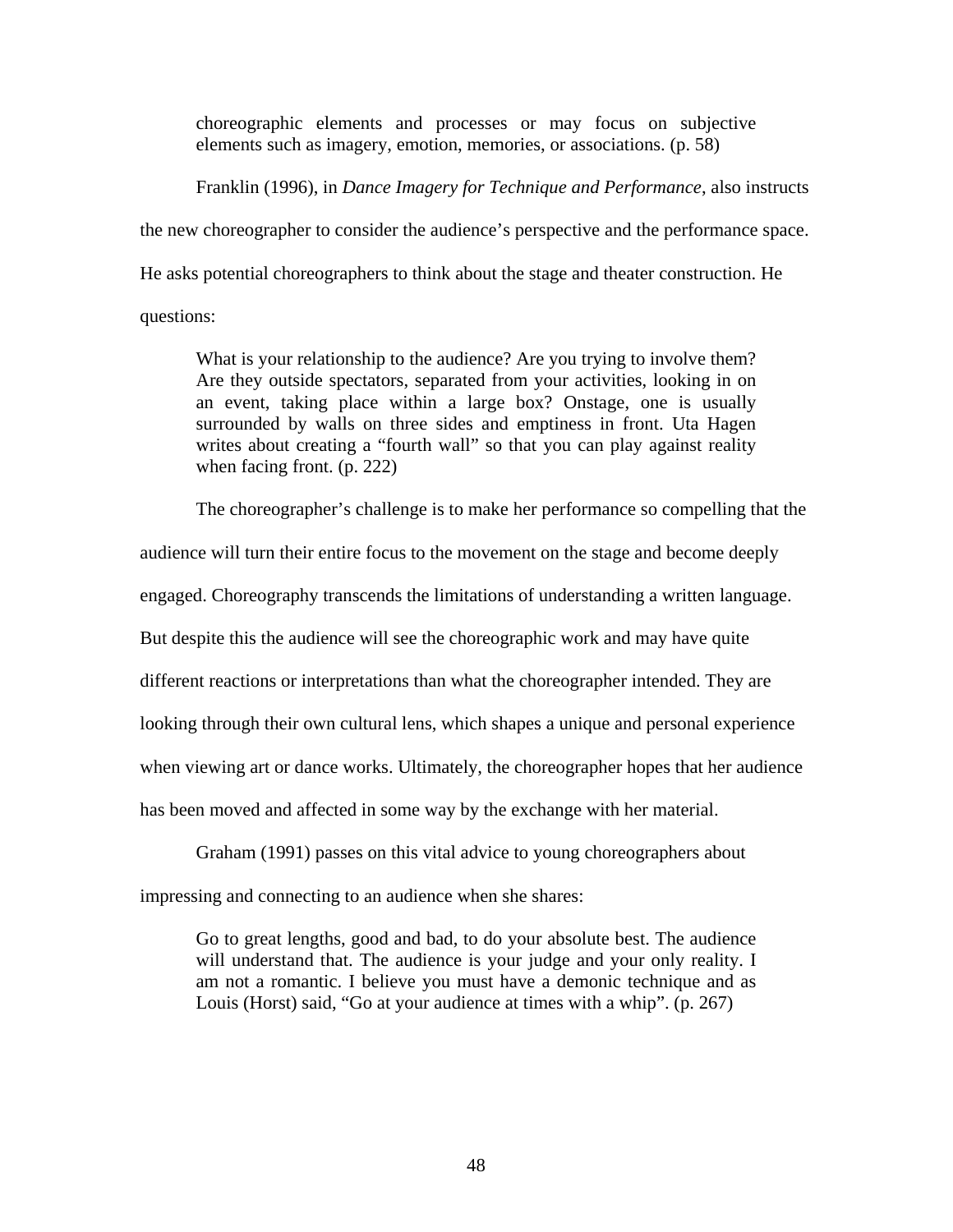> choreographic elements and processes or may focus on subjective elements such as imagery, emotion, memories, or associations. (p. 58)

Franklin (1996), in *Dance Imagery for Technique and Performance*, also instructs the new choreographer to consider the audience's perspective and the performance space. He asks potential choreographers to think about the stage and theater construction. He questions:

> What is your relationship to the audience? Are you trying to involve them? Are they outside spectators, separated from your activities, looking in on an event, taking place within a large box? Onstage, one is usually surrounded by walls on three sides and emptiness in front. Uta Hagen writes about creating a "fourth wall" so that you can play against reality when facing front. (p. 222)

The choreographer's challenge is to make her performance so compelling that the audience will turn their entire focus to the movement on the stage and become deeply engaged. Choreography transcends the limitations of understanding a written language. But despite this the audience will see the choreographic work and may have quite different reactions or interpretations than what the choreographer intended. They are looking through their own cultural lens, which shapes a unique and personal experience when viewing art or dance works. Ultimately, the choreographer hopes that her audience has been moved and affected in some way by the exchange with her material.

Graham (1991) passes on this vital advice to young choreographers about impressing and connecting to an audience when she shares:

> Go to great lengths, good and bad, to do your absolute best. The audience will understand that. The audience is your judge and your only reality. I am not a romantic. I believe you must have a demonic technique and as Louis (Horst) said, "Go at your audience at times with a whip". (p. 267)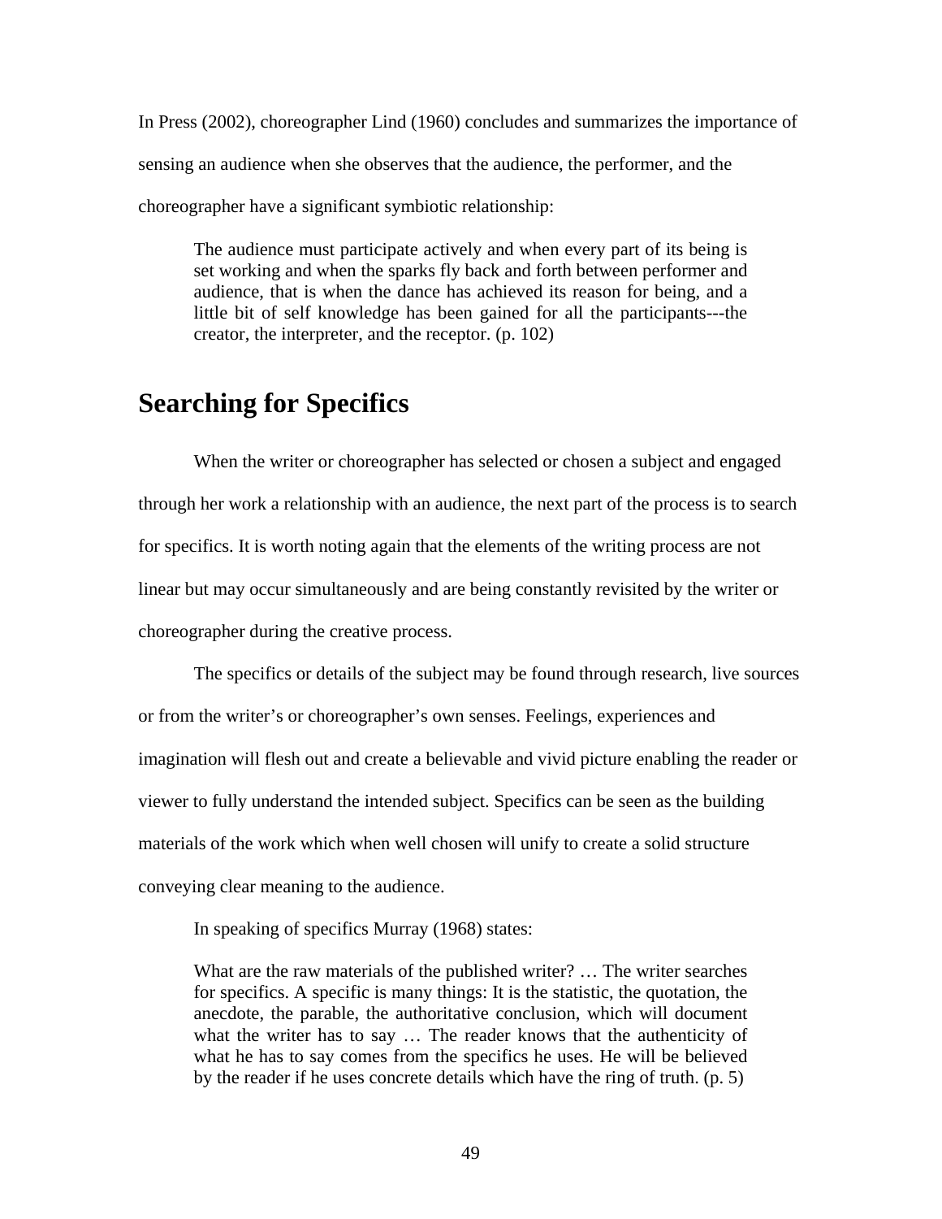In Press (2002), choreographer Lind (1960) concludes and summarizes the importance of sensing an audience when she observes that the audience, the performer, and the choreographer have a significant symbiotic relationship:

> The audience must participate actively and when every part of its being is set working and when the sparks fly back and forth between performer and audience, that is when the dance has achieved its reason for being, and a little bit of self knowledge has been gained for all the participants---the creator, the interpreter, and the receptor. (p. 102)

## Searching for Specifics

When the writer or choreographer has selected or chosen a subject and engaged through her work a relationship with an audience, the next part of the process is to search for specifics. It is worth noting again that the elements of the writing process are not linear but may occur simultaneously and are being constantly revisited by the writer or choreographer during the creative process.

The specifics or details of the subject may be found through research, live sources or from the writer's or choreographer's own senses. Feelings, experiences and imagination will flesh out and create a believable and vivid picture enabling the reader or viewer to fully understand the intended subject. Specifics can be seen as the building materials of the work which when well chosen will unify to create a solid structure conveying clear meaning to the audience.

In speaking of specifics Murray (1968) states:

> What are the raw materials of the published writer? … The writer searches for specifics. A specific is many things: It is the statistic, the quotation, the anecdote, the parable, the authoritative conclusion, which will document what the writer has to say … The reader knows that the authenticity of what he has to say comes from the specifics he uses. He will be believed by the reader if he uses concrete details which have the ring of truth. (p. 5)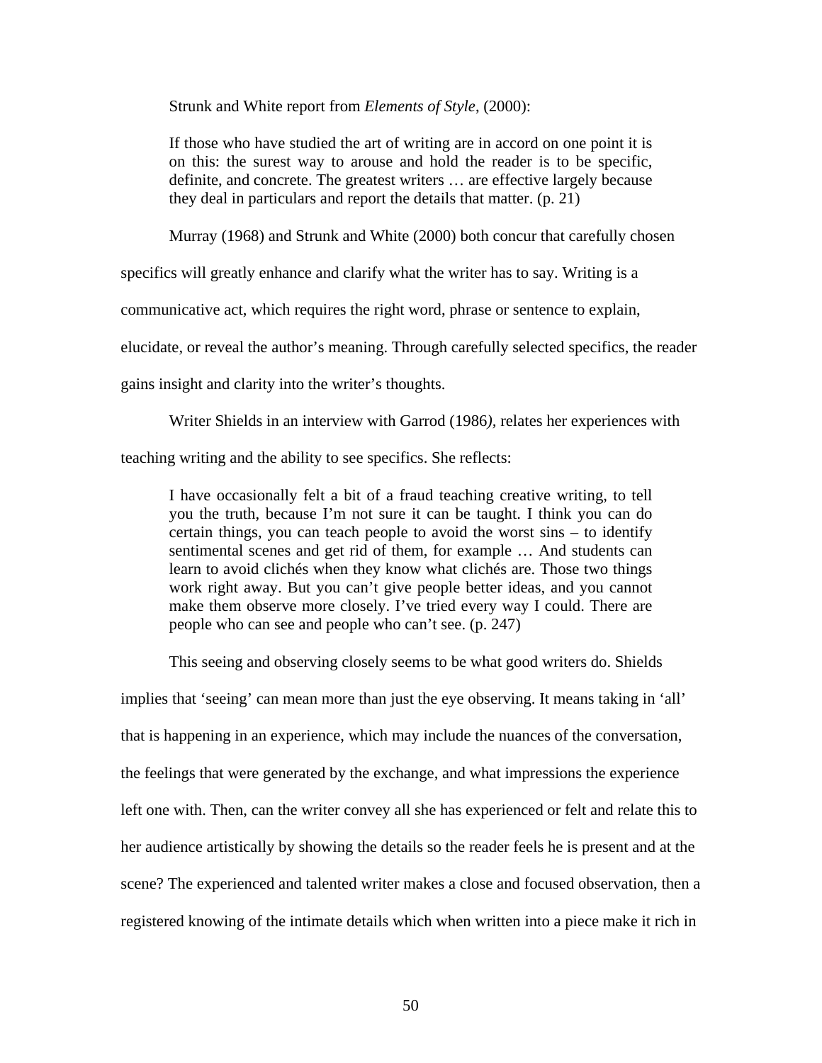Strunk and White report from *Elements of Style*, (2000):

> If those who have studied the art of writing are in accord on one point it is on this: the surest way to arouse and hold the reader is to be specific, definite, and concrete. The greatest writers … are effective largely because they deal in particulars and report the details that matter. (p. 21)

Murray (1968) and Strunk and White (2000) both concur that carefully chosen specifics will greatly enhance and clarify what the writer has to say. Writing is a communicative act, which requires the right word, phrase or sentence to explain, elucidate, or reveal the author's meaning. Through carefully selected specifics, the reader gains insight and clarity into the writer's thoughts.

Writer Shields in an interview with Garrod (1986*)*, relates her experiences with teaching writing and the ability to see specifics. She reflects:

> I have occasionally felt a bit of a fraud teaching creative writing, to tell you the truth, because I'm not sure it can be taught. I think you can do certain things, you can teach people to avoid the worst sins – to identify sentimental scenes and get rid of them, for example … And students can learn to avoid clichés when they know what clichés are. Those two things work right away. But you can't give people better ideas, and you cannot make them observe more closely. I've tried every way I could. There are people who can see and people who can't see. (p. 247)

This seeing and observing closely seems to be what good writers do. Shields implies that 'seeing' can mean more than just the eye observing. It means taking in 'all' that is happening in an experience, which may include the nuances of the conversation, the feelings that were generated by the exchange, and what impressions the experience left one with. Then, can the writer convey all she has experienced or felt and relate this to her audience artistically by showing the details so the reader feels he is present and at the scene? The experienced and talented writer makes a close and focused observation, then a registered knowing of the intimate details which when written into a piece make it rich in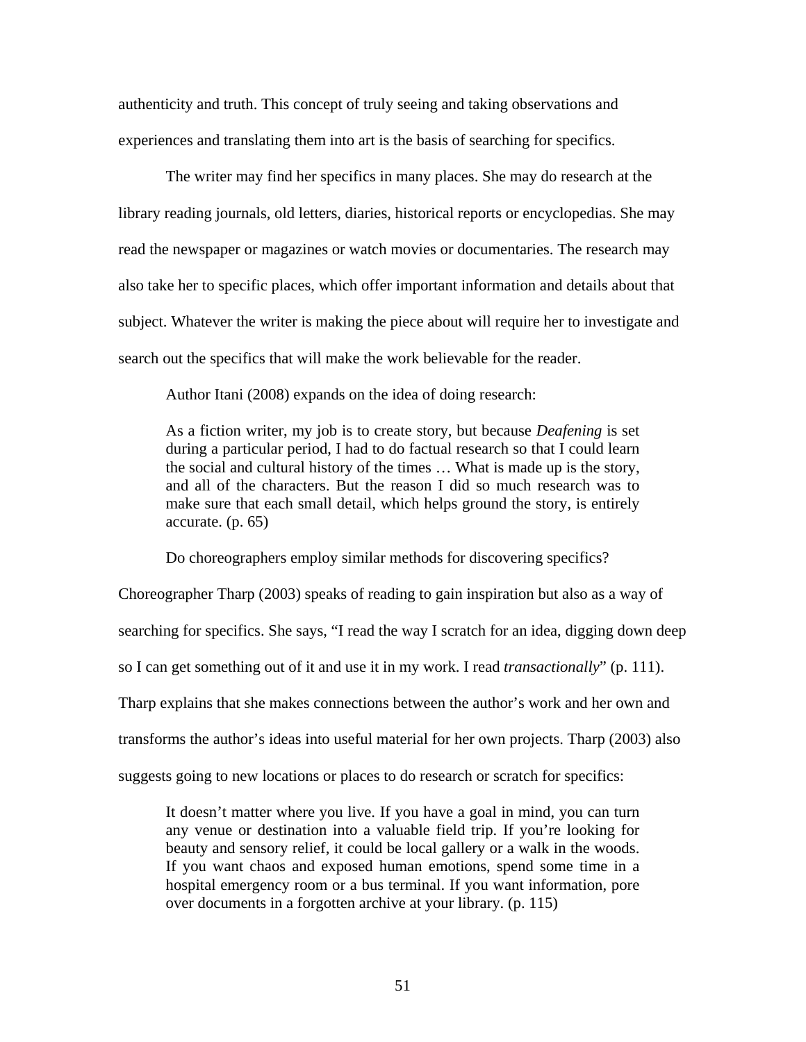authenticity and truth. This concept of truly seeing and taking observations and experiences and translating them into art is the basis of searching for specifics.

The writer may find her specifics in many places. She may do research at the library reading journals, old letters, diaries, historical reports or encyclopedias. She may read the newspaper or magazines or watch movies or documentaries. The research may also take her to specific places, which offer important information and details about that subject. Whatever the writer is making the piece about will require her to investigate and search out the specifics that will make the work believable for the reader.

Author Itani (2008) expands on the idea of doing research:

> As a fiction writer, my job is to create story, but because *Deafening* is set during a particular period, I had to do factual research so that I could learn the social and cultural history of the times … What is made up is the story, and all of the characters. But the reason I did so much research was to make sure that each small detail, which helps ground the story, is entirely accurate. (p. 65)

Do choreographers employ similar methods for discovering specifics? Choreographer Tharp (2003) speaks of reading to gain inspiration but also as a way of searching for specifics. She says, "I read the way I scratch for an idea, digging down deep so I can get something out of it and use it in my work. I read *transactionally*" (p. 111). Tharp explains that she makes connections between the author's work and her own and transforms the author's ideas into useful material for her own projects. Tharp (2003) also suggests going to new locations or places to do research or scratch for specifics:

> It doesn't matter where you live. If you have a goal in mind, you can turn any venue or destination into a valuable field trip. If you're looking for beauty and sensory relief, it could be local gallery or a walk in the woods. If you want chaos and exposed human emotions, spend some time in a hospital emergency room or a bus terminal. If you want information, pore over documents in a forgotten archive at your library. (p. 115)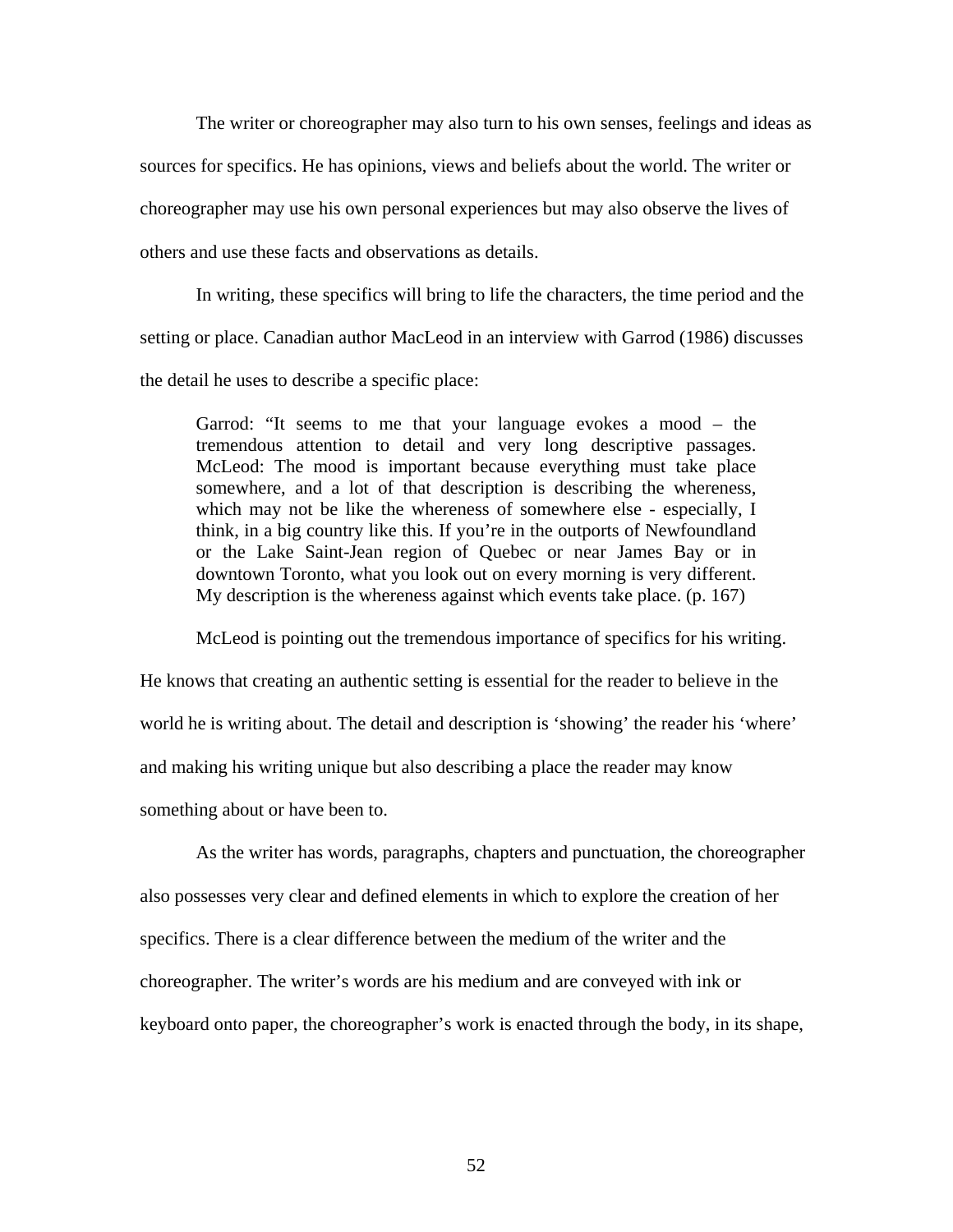The writer or choreographer may also turn to his own senses, feelings and ideas as sources for specifics. He has opinions, views and beliefs about the world. The writer or choreographer may use his own personal experiences but may also observe the lives of others and use these facts and observations as details.

In writing, these specifics will bring to life the characters, the time period and the setting or place. Canadian author MacLeod in an interview with Garrod (1986) discusses the detail he uses to describe a specific place:

> Garrod: "It seems to me that your language evokes a mood – the tremendous attention to detail and very long descriptive passages. McLeod: The mood is important because everything must take place somewhere, and a lot of that description is describing the whereness, which may not be like the whereness of somewhere else - especially, I think, in a big country like this. If you're in the outports of Newfoundland or the Lake Saint-Jean region of Quebec or near James Bay or in downtown Toronto, what you look out on every morning is very different. My description is the whereness against which events take place. (p. 167)

McLeod is pointing out the tremendous importance of specifics for his writing. He knows that creating an authentic setting is essential for the reader to believe in the world he is writing about. The detail and description is 'showing' the reader his 'where' and making his writing unique but also describing a place the reader may know something about or have been to.

As the writer has words, paragraphs, chapters and punctuation, the choreographer also possesses very clear and defined elements in which to explore the creation of her specifics. There is a clear difference between the medium of the writer and the choreographer. The writer's words are his medium and are conveyed with ink or keyboard onto paper, the choreographer's work is enacted through the body, in its shape,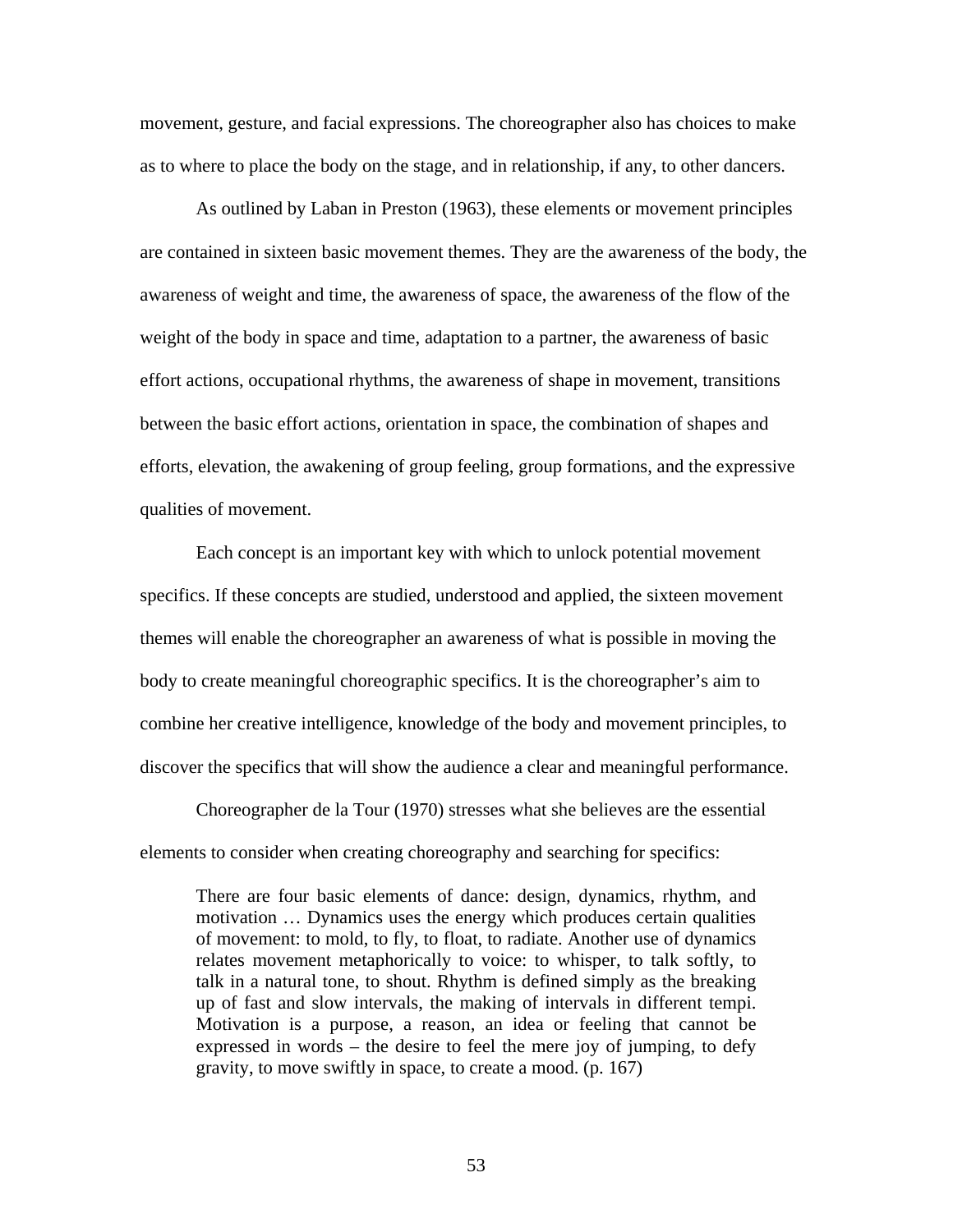movement, gesture, and facial expressions. The choreographer also has choices to make as to where to place the body on the stage, and in relationship, if any, to other dancers.

As outlined by Laban in Preston (1963), these elements or movement principles are contained in sixteen basic movement themes. They are the awareness of the body, the awareness of weight and time, the awareness of space, the awareness of the flow of the weight of the body in space and time, adaptation to a partner, the awareness of basic effort actions, occupational rhythms, the awareness of shape in movement, transitions between the basic effort actions, orientation in space, the combination of shapes and efforts, elevation, the awakening of group feeling, group formations, and the expressive qualities of movement.

Each concept is an important key with which to unlock potential movement specifics. If these concepts are studied, understood and applied, the sixteen movement themes will enable the choreographer an awareness of what is possible in moving the body to create meaningful choreographic specifics. It is the choreographer's aim to combine her creative intelligence, knowledge of the body and movement principles, to discover the specifics that will show the audience a clear and meaningful performance.

Choreographer de la Tour (1970) stresses what she believes are the essential elements to consider when creating choreography and searching for specifics:

> There are four basic elements of dance: design, dynamics, rhythm, and motivation … Dynamics uses the energy which produces certain qualities of movement: to mold, to fly, to float, to radiate. Another use of dynamics relates movement metaphorically to voice: to whisper, to talk softly, to talk in a natural tone, to shout. Rhythm is defined simply as the breaking up of fast and slow intervals, the making of intervals in different tempi. Motivation is a purpose, a reason, an idea or feeling that cannot be expressed in words – the desire to feel the mere joy of jumping, to defy gravity, to move swiftly in space, to create a mood. (p. 167)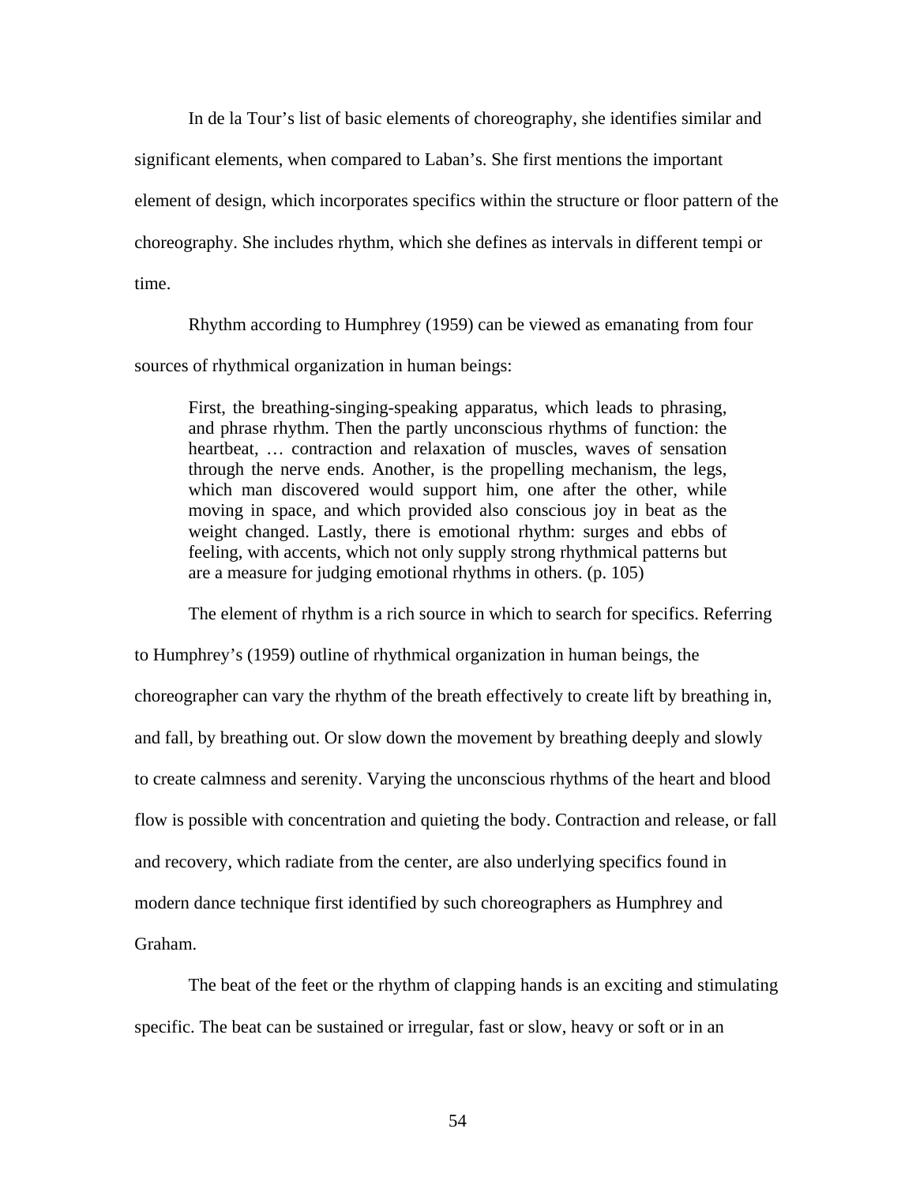In de la Tour's list of basic elements of choreography, she identifies similar and significant elements, when compared to Laban's. She first mentions the important element of design, which incorporates specifics within the structure or floor pattern of the choreography. She includes rhythm, which she defines as intervals in different tempi or time.

Rhythm according to Humphrey (1959) can be viewed as emanating from four sources of rhythmical organization in human beings:

> First, the breathing-singing-speaking apparatus, which leads to phrasing, and phrase rhythm. Then the partly unconscious rhythms of function: the heartbeat, … contraction and relaxation of muscles, waves of sensation through the nerve ends. Another, is the propelling mechanism, the legs, which man discovered would support him, one after the other, while moving in space, and which provided also conscious joy in beat as the weight changed. Lastly, there is emotional rhythm: surges and ebbs of feeling, with accents, which not only supply strong rhythmical patterns but are a measure for judging emotional rhythms in others. (p. 105)

The element of rhythm is a rich source in which to search for specifics. Referring to Humphrey's (1959) outline of rhythmical organization in human beings, the choreographer can vary the rhythm of the breath effectively to create lift by breathing in, and fall, by breathing out. Or slow down the movement by breathing deeply and slowly to create calmness and serenity. Varying the unconscious rhythms of the heart and blood flow is possible with concentration and quieting the body. Contraction and release, or fall and recovery, which radiate from the center, are also underlying specifics found in modern dance technique first identified by such choreographers as Humphrey and Graham.

The beat of the feet or the rhythm of clapping hands is an exciting and stimulating specific. The beat can be sustained or irregular, fast or slow, heavy or soft or in an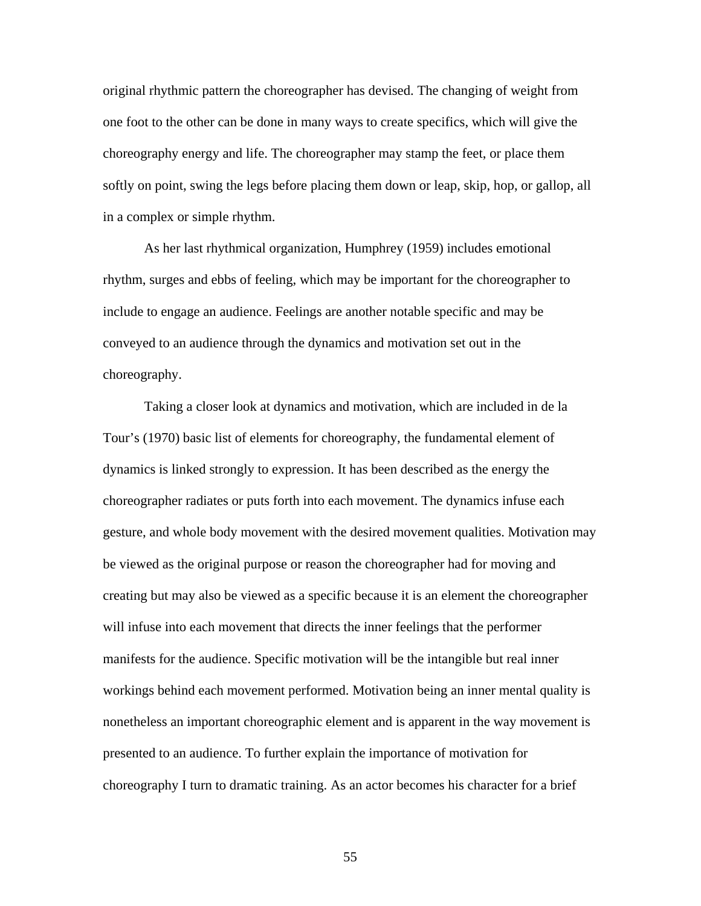original rhythmic pattern the choreographer has devised. The changing of weight from one foot to the other can be done in many ways to create specifics, which will give the choreography energy and life. The choreographer may stamp the feet, or place them softly on point, swing the legs before placing them down or leap, skip, hop, or gallop, all in a complex or simple rhythm.

As her last rhythmical organization, Humphrey (1959) includes emotional rhythm, surges and ebbs of feeling, which may be important for the choreographer to include to engage an audience. Feelings are another notable specific and may be conveyed to an audience through the dynamics and motivation set out in the choreography.

Taking a closer look at dynamics and motivation, which are included in de la Tour's (1970) basic list of elements for choreography, the fundamental element of dynamics is linked strongly to expression. It has been described as the energy the choreographer radiates or puts forth into each movement. The dynamics infuse each gesture, and whole body movement with the desired movement qualities. Motivation may be viewed as the original purpose or reason the choreographer had for moving and creating but may also be viewed as a specific because it is an element the choreographer will infuse into each movement that directs the inner feelings that the performer manifests for the audience. Specific motivation will be the intangible but real inner workings behind each movement performed. Motivation being an inner mental quality is nonetheless an important choreographic element and is apparent in the way movement is presented to an audience. To further explain the importance of motivation for choreography I turn to dramatic training. As an actor becomes his character for a brief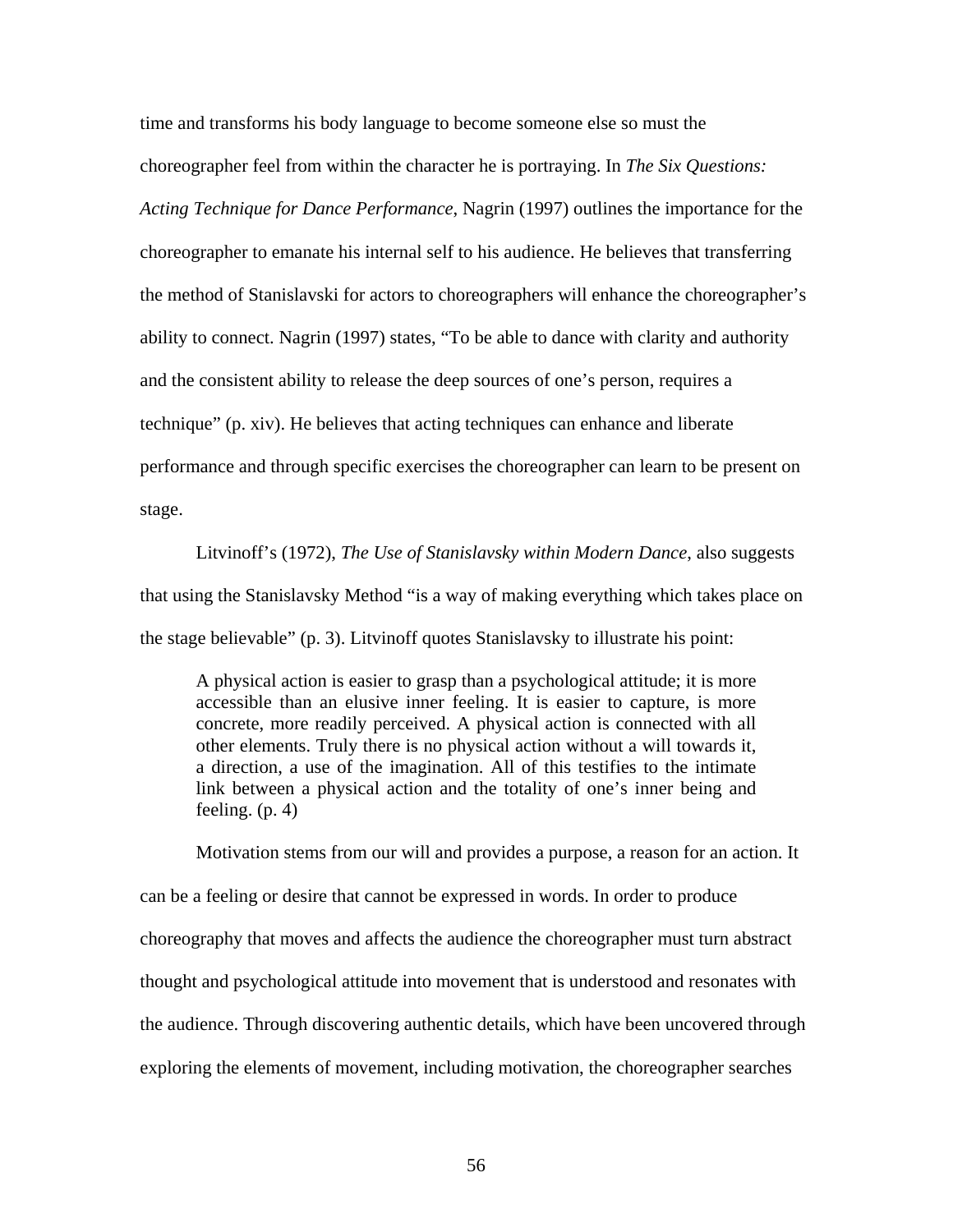time and transforms his body language to become someone else so must the choreographer feel from within the character he is portraying. In *The Six Questions: Acting Technique for Dance Performance*, Nagrin (1997) outlines the importance for the choreographer to emanate his internal self to his audience. He believes that transferring the method of Stanislavski for actors to choreographers will enhance the choreographer's ability to connect. Nagrin (1997) states, "To be able to dance with clarity and authority and the consistent ability to release the deep sources of one's person, requires a technique" (p. xiv). He believes that acting techniques can enhance and liberate performance and through specific exercises the choreographer can learn to be present on stage.

Litvinoff's (1972), *The Use of Stanislavsky within Modern Dance*, also suggests that using the Stanislavsky Method "is a way of making everything which takes place on the stage believable" (p. 3). Litvinoff quotes Stanislavsky to illustrate his point:

> A physical action is easier to grasp than a psychological attitude; it is more accessible than an elusive inner feeling. It is easier to capture, is more concrete, more readily perceived. A physical action is connected with all other elements. Truly there is no physical action without a will towards it, a direction, a use of the imagination. All of this testifies to the intimate link between a physical action and the totality of one's inner being and feeling. (p. 4)

Motivation stems from our will and provides a purpose, a reason for an action. It can be a feeling or desire that cannot be expressed in words. In order to produce choreography that moves and affects the audience the choreographer must turn abstract thought and psychological attitude into movement that is understood and resonates with the audience. Through discovering authentic details, which have been uncovered through exploring the elements of movement, including motivation, the choreographer searches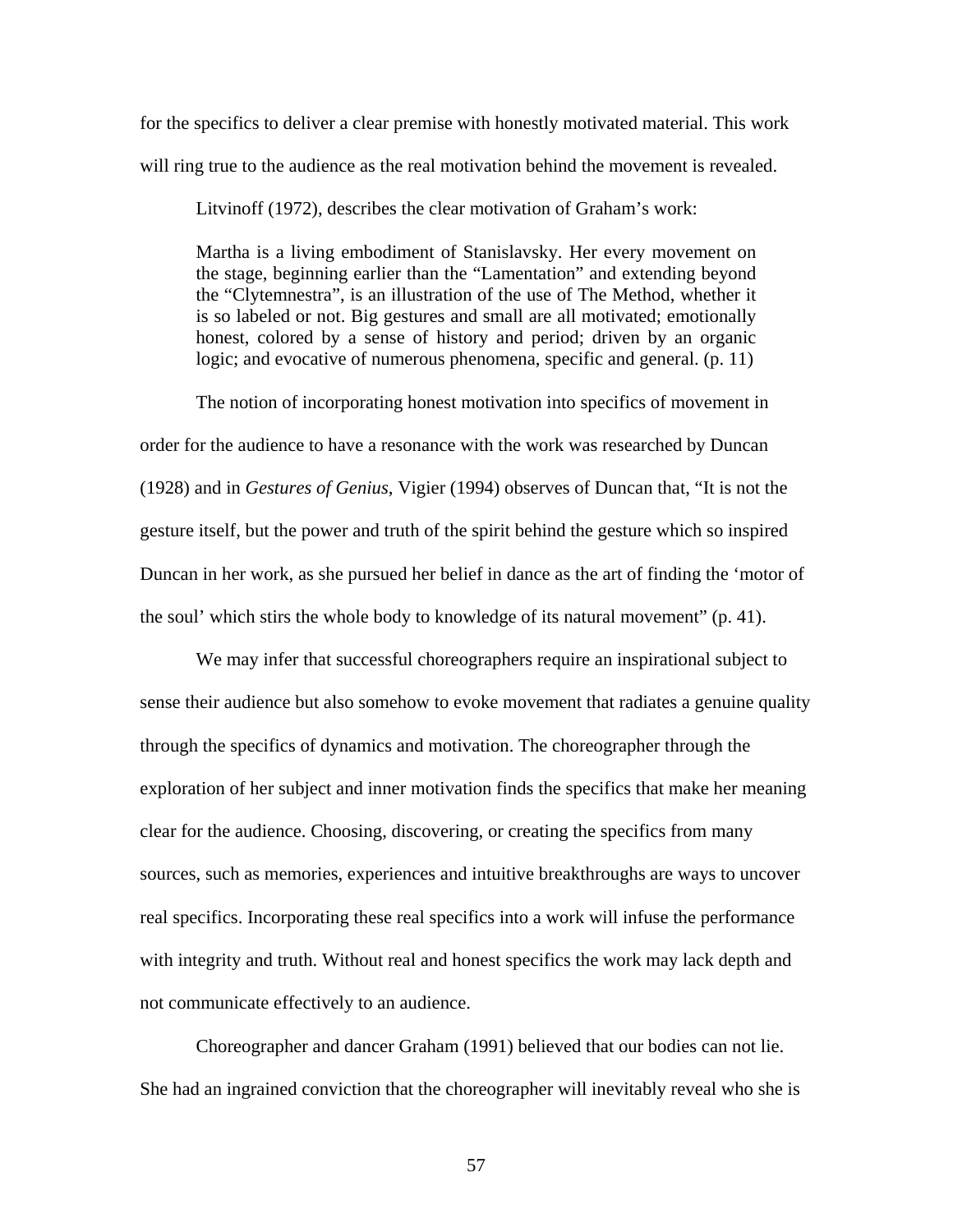for the specifics to deliver a clear premise with honestly motivated material. This work will ring true to the audience as the real motivation behind the movement is revealed.

Litvinoff (1972), describes the clear motivation of Graham's work:

> Martha is a living embodiment of Stanislavsky. Her every movement on the stage, beginning earlier than the "Lamentation" and extending beyond the "Clytemnestra", is an illustration of the use of The Method, whether it is so labeled or not. Big gestures and small are all motivated; emotionally honest, colored by a sense of history and period; driven by an organic logic; and evocative of numerous phenomena, specific and general. (p. 11)

The notion of incorporating honest motivation into specifics of movement in order for the audience to have a resonance with the work was researched by Duncan (1928) and in *Gestures of Genius*, Vigier (1994) observes of Duncan that, "It is not the gesture itself, but the power and truth of the spirit behind the gesture which so inspired Duncan in her work, as she pursued her belief in dance as the art of finding the 'motor of the soul' which stirs the whole body to knowledge of its natural movement" (p. 41).

We may infer that successful choreographers require an inspirational subject to sense their audience but also somehow to evoke movement that radiates a genuine quality through the specifics of dynamics and motivation. The choreographer through the exploration of her subject and inner motivation finds the specifics that make her meaning clear for the audience. Choosing, discovering, or creating the specifics from many sources, such as memories, experiences and intuitive breakthroughs are ways to uncover real specifics. Incorporating these real specifics into a work will infuse the performance with integrity and truth. Without real and honest specifics the work may lack depth and not communicate effectively to an audience.

Choreographer and dancer Graham (1991) believed that our bodies can not lie. She had an ingrained conviction that the choreographer will inevitably reveal who she is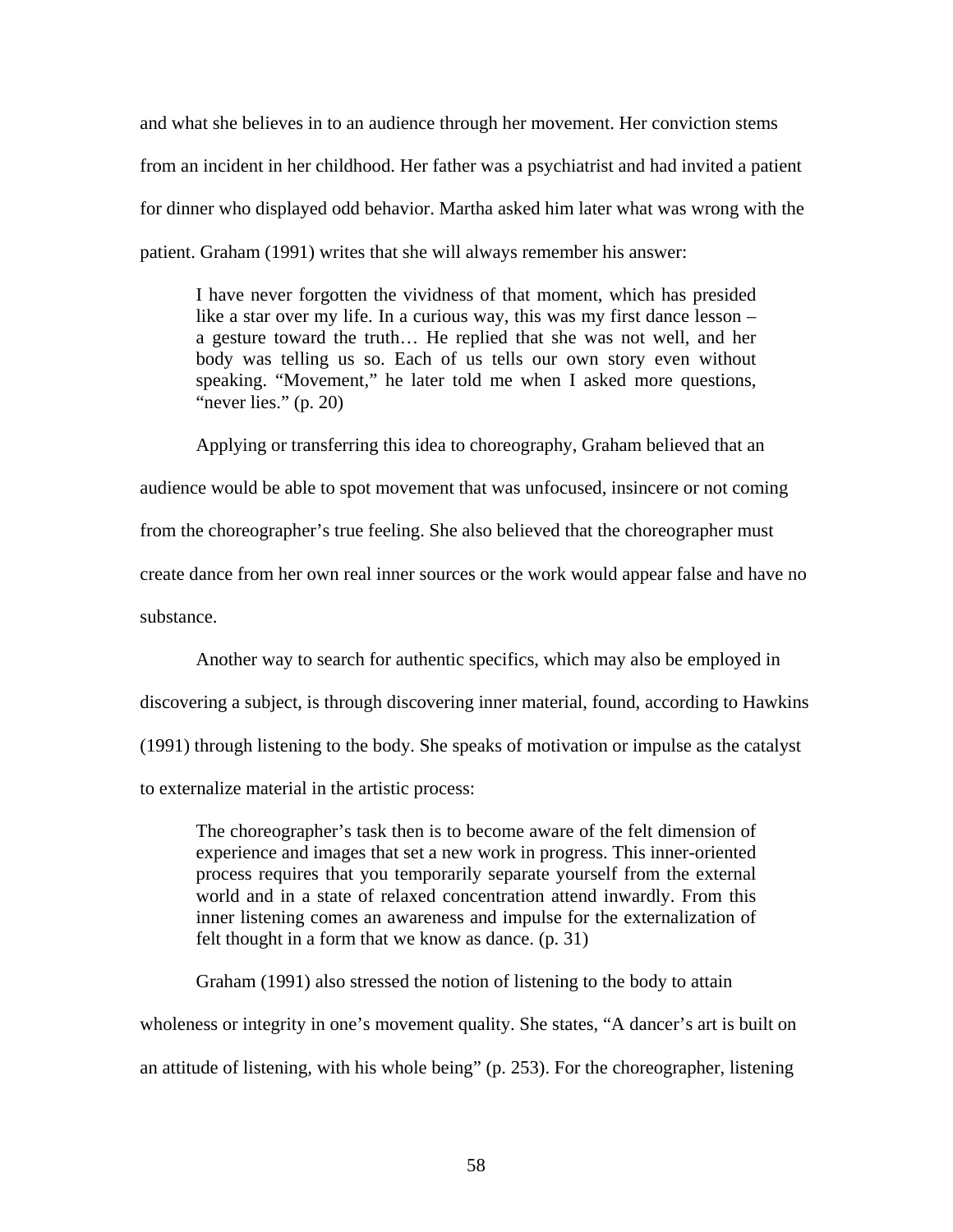and what she believes in to an audience through her movement. Her conviction stems from an incident in her childhood. Her father was a psychiatrist and had invited a patient for dinner who displayed odd behavior. Martha asked him later what was wrong with the patient. Graham (1991) writes that she will always remember his answer:

> I have never forgotten the vividness of that moment, which has presided like a star over my life. In a curious way, this was my first dance lesson – a gesture toward the truth… He replied that she was not well, and her body was telling us so. Each of us tells our own story even without speaking. "Movement," he later told me when I asked more questions, "never lies." (p. 20)

Applying or transferring this idea to choreography, Graham believed that an audience would be able to spot movement that was unfocused, insincere or not coming from the choreographer's true feeling. She also believed that the choreographer must create dance from her own real inner sources or the work would appear false and have no substance.

Another way to search for authentic specifics, which may also be employed in discovering a subject, is through discovering inner material, found, according to Hawkins (1991) through listening to the body. She speaks of motivation or impulse as the catalyst to externalize material in the artistic process:

> The choreographer's task then is to become aware of the felt dimension of experience and images that set a new work in progress. This inner-oriented process requires that you temporarily separate yourself from the external world and in a state of relaxed concentration attend inwardly. From this inner listening comes an awareness and impulse for the externalization of felt thought in a form that we know as dance. (p. 31)

Graham (1991) also stressed the notion of listening to the body to attain wholeness or integrity in one's movement quality. She states, "A dancer's art is built on an attitude of listening, with his whole being" (p. 253). For the choreographer, listening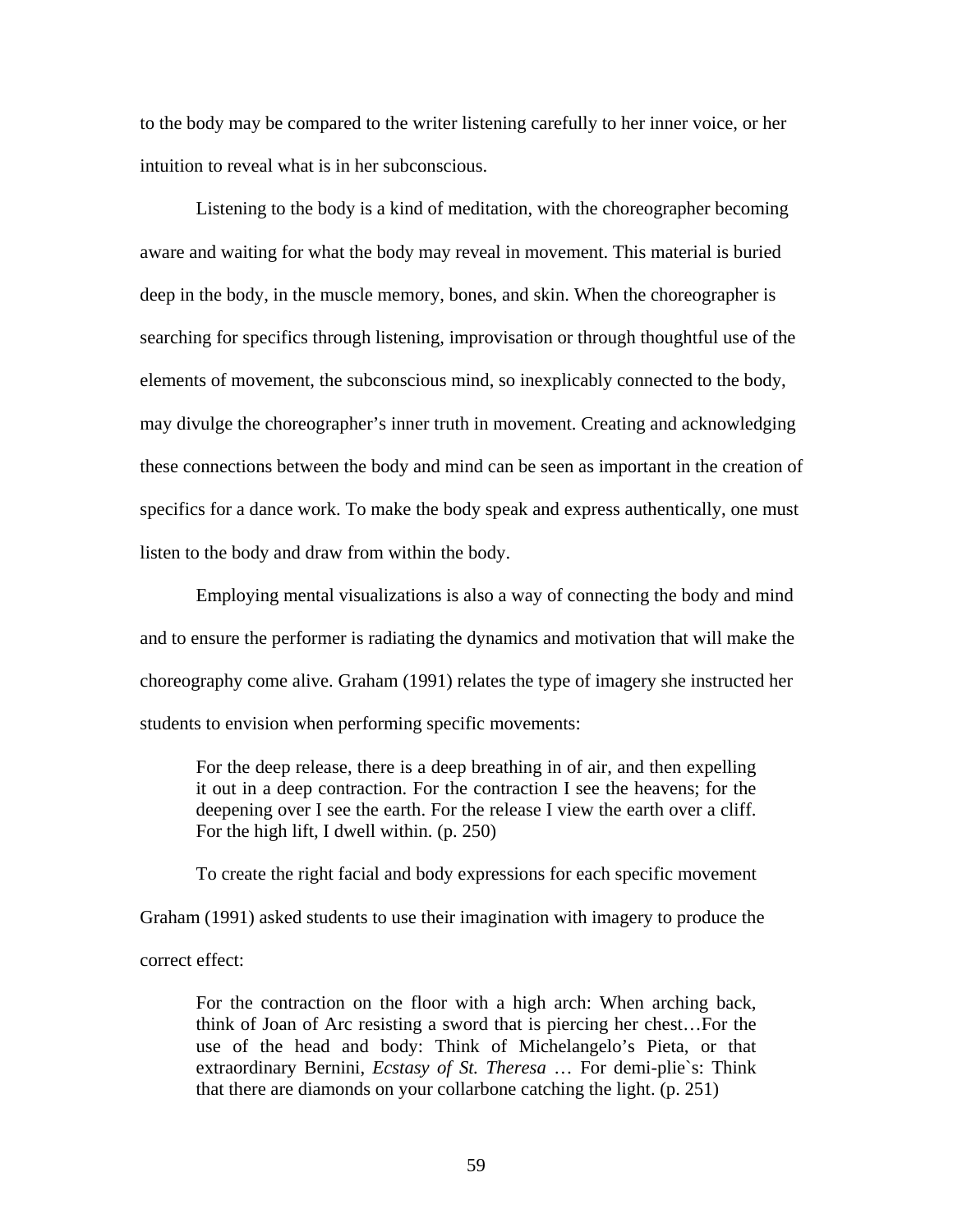to the body may be compared to the writer listening carefully to her inner voice, or her intuition to reveal what is in her subconscious.

Listening to the body is a kind of meditation, with the choreographer becoming aware and waiting for what the body may reveal in movement. This material is buried deep in the body, in the muscle memory, bones, and skin. When the choreographer is searching for specifics through listening, improvisation or through thoughtful use of the elements of movement, the subconscious mind, so inexplicably connected to the body, may divulge the choreographer's inner truth in movement. Creating and acknowledging these connections between the body and mind can be seen as important in the creation of specifics for a dance work. To make the body speak and express authentically, one must listen to the body and draw from within the body.

Employing mental visualizations is also a way of connecting the body and mind and to ensure the performer is radiating the dynamics and motivation that will make the choreography come alive. Graham (1991) relates the type of imagery she instructed her students to envision when performing specific movements:

> For the deep release, there is a deep breathing in of air, and then expelling it out in a deep contraction. For the contraction I see the heavens; for the deepening over I see the earth. For the release I view the earth over a cliff. For the high lift, I dwell within. (p. 250)

To create the right facial and body expressions for each specific movement Graham (1991) asked students to use their imagination with imagery to produce the correct effect:

> For the contraction on the floor with a high arch: When arching back, think of Joan of Arc resisting a sword that is piercing her chest…For the use of the head and body: Think of Michelangelo's Pieta, or that extraordinary Bernini, *Ecstasy of St. Theresa* … For demi-plie`s: Think that there are diamonds on your collarbone catching the light. (p. 251)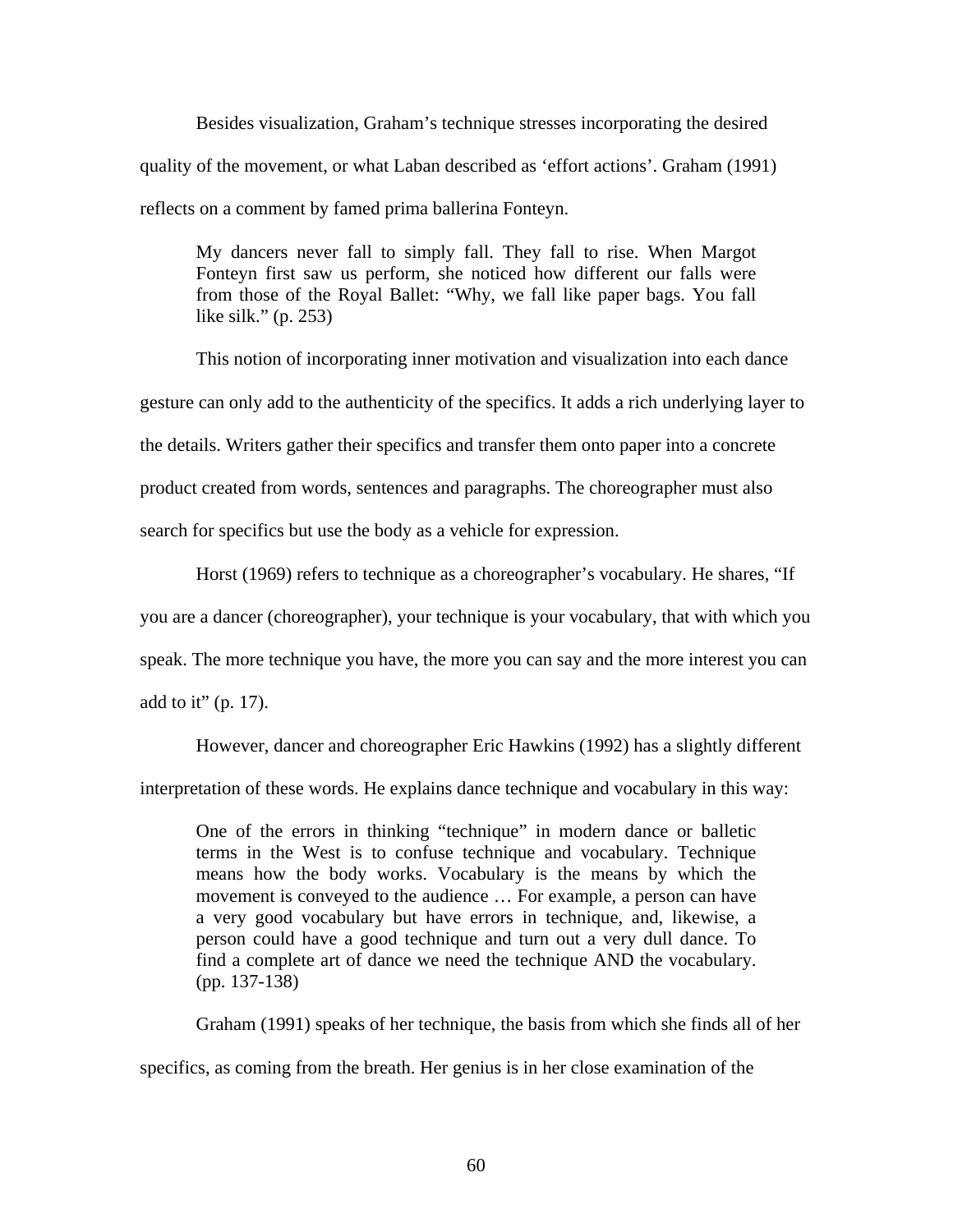Besides visualization, Graham's technique stresses incorporating the desired quality of the movement, or what Laban described as 'effort actions'. Graham (1991) reflects on a comment by famed prima ballerina Fonteyn.

> My dancers never fall to simply fall. They fall to rise. When Margot Fonteyn first saw us perform, she noticed how different our falls were from those of the Royal Ballet: "Why, we fall like paper bags. You fall like silk." (p. 253)

This notion of incorporating inner motivation and visualization into each dance gesture can only add to the authenticity of the specifics. It adds a rich underlying layer to the details. Writers gather their specifics and transfer them onto paper into a concrete product created from words, sentences and paragraphs. The choreographer must also search for specifics but use the body as a vehicle for expression.

Horst (1969) refers to technique as a choreographer's vocabulary. He shares, "If you are a dancer (choreographer), your technique is your vocabulary, that with which you speak. The more technique you have, the more you can say and the more interest you can add to it" (p. 17).

However, dancer and choreographer Eric Hawkins (1992) has a slightly different interpretation of these words. He explains dance technique and vocabulary in this way:

> One of the errors in thinking "technique" in modern dance or balletic terms in the West is to confuse technique and vocabulary. Technique means how the body works. Vocabulary is the means by which the movement is conveyed to the audience … For example, a person can have a very good vocabulary but have errors in technique, and, likewise, a person could have a good technique and turn out a very dull dance. To find a complete art of dance we need the technique AND the vocabulary. (pp. 137-138)

Graham (1991) speaks of her technique, the basis from which she finds all of her specifics, as coming from the breath. Her genius is in her close examination of the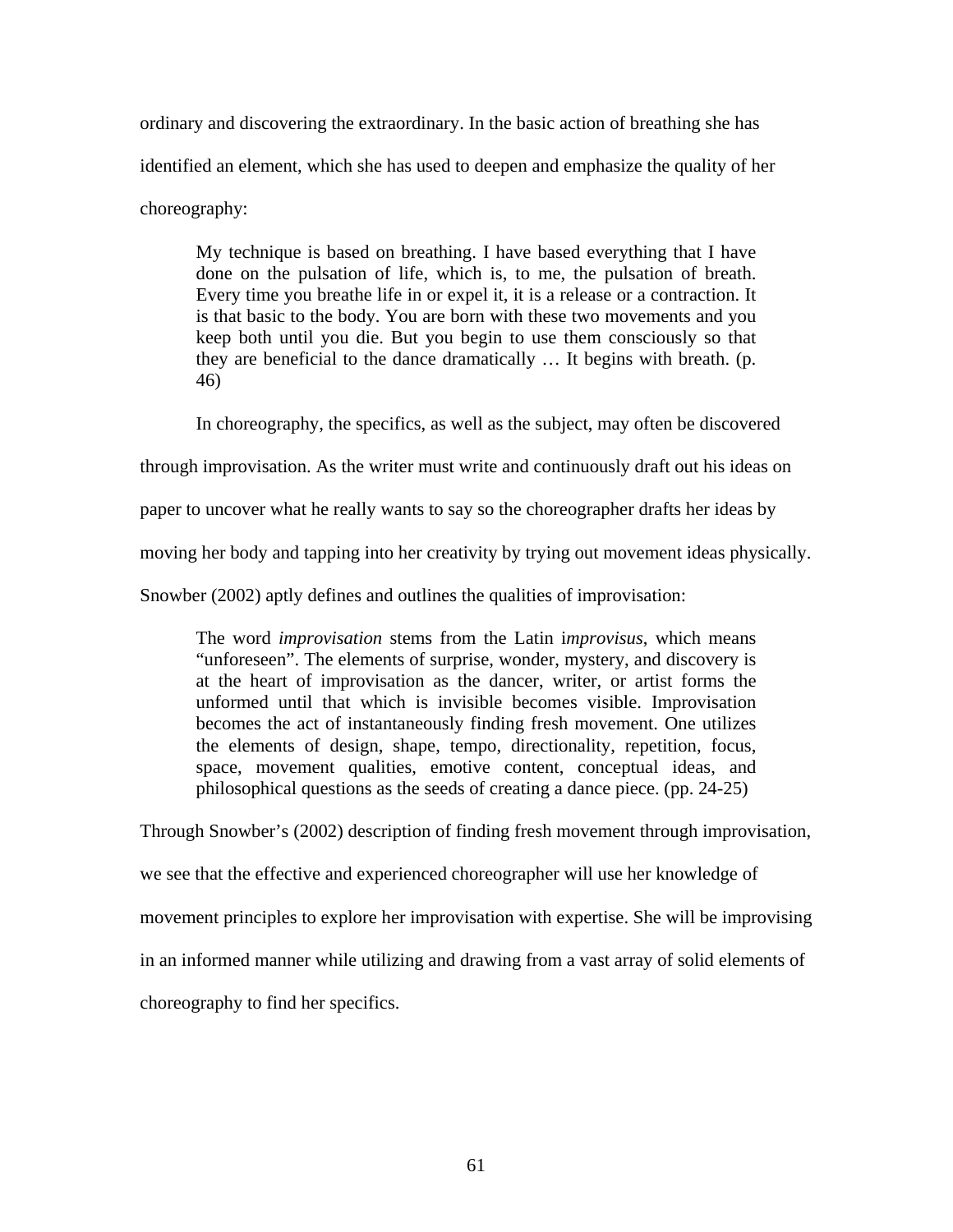ordinary and discovering the extraordinary. In the basic action of breathing she has identified an element, which she has used to deepen and emphasize the quality of her choreography:

> My technique is based on breathing. I have based everything that I have done on the pulsation of life, which is, to me, the pulsation of breath. Every time you breathe life in or expel it, it is a release or a contraction. It is that basic to the body. You are born with these two movements and you keep both until you die. But you begin to use them consciously so that they are beneficial to the dance dramatically … It begins with breath. (p. 46)

In choreography, the specifics, as well as the subject, may often be discovered through improvisation. As the writer must write and continuously draft out his ideas on paper to uncover what he really wants to say so the choreographer drafts her ideas by moving her body and tapping into her creativity by trying out movement ideas physically. Snowber (2002) aptly defines and outlines the qualities of improvisation:

> The word *improvisation* stems from the Latin i*mprovisus*, which means "unforeseen". The elements of surprise, wonder, mystery, and discovery is at the heart of improvisation as the dancer, writer, or artist forms the unformed until that which is invisible becomes visible. Improvisation becomes the act of instantaneously finding fresh movement. One utilizes the elements of design, shape, tempo, directionality, repetition, focus, space, movement qualities, emotive content, conceptual ideas, and philosophical questions as the seeds of creating a dance piece. (pp. 24-25)

Through Snowber's (2002) description of finding fresh movement through improvisation, we see that the effective and experienced choreographer will use her knowledge of movement principles to explore her improvisation with expertise. She will be improvising in an informed manner while utilizing and drawing from a vast array of solid elements of choreography to find her specifics.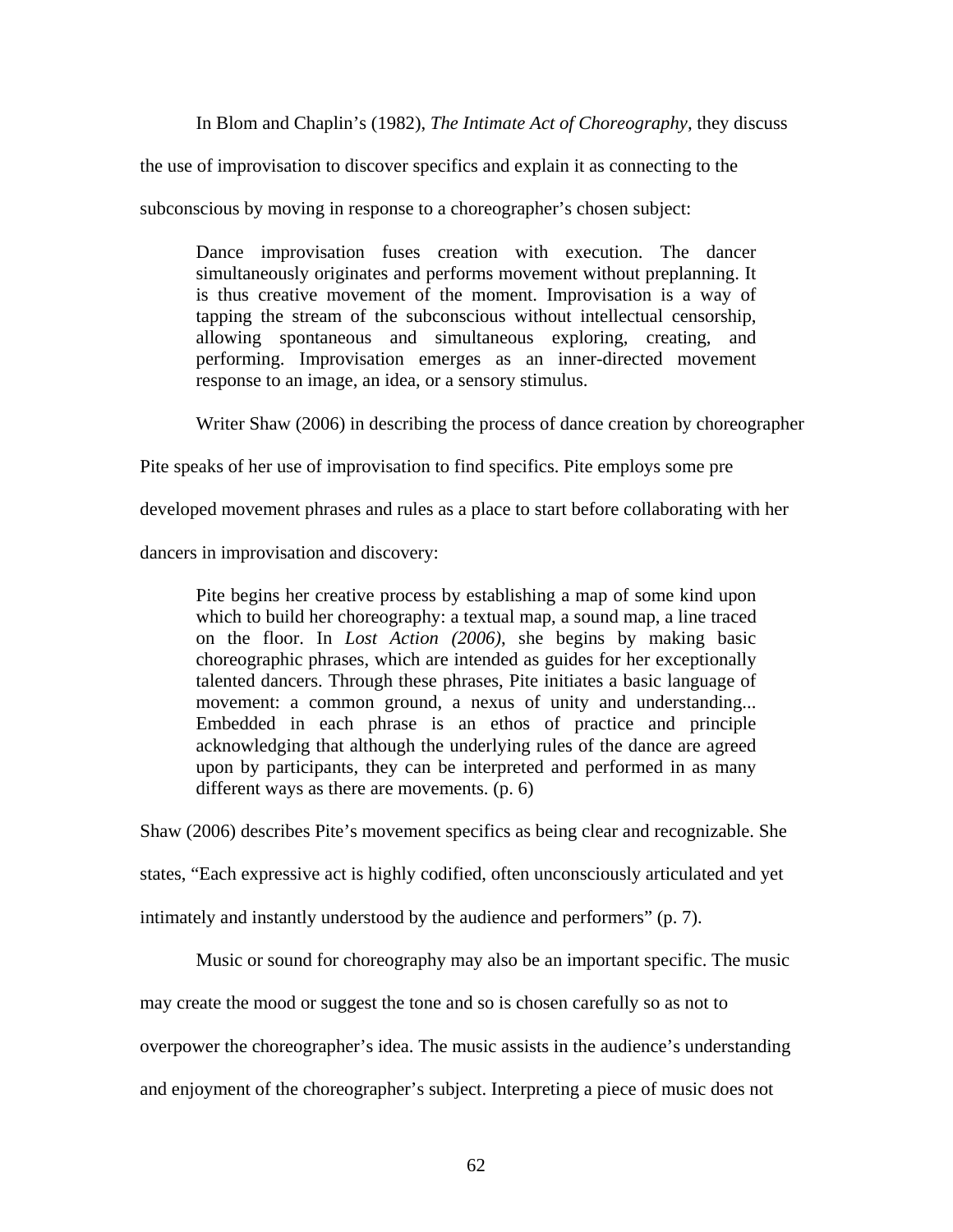In Blom and Chaplin's (1982), *The Intimate Act of Choreography*, they discuss the use of improvisation to discover specifics and explain it as connecting to the subconscious by moving in response to a choreographer's chosen subject:

> Dance improvisation fuses creation with execution. The dancer simultaneously originates and performs movement without preplanning. It is thus creative movement of the moment. Improvisation is a way of tapping the stream of the subconscious without intellectual censorship, allowing spontaneous and simultaneous exploring, creating, and performing. Improvisation emerges as an inner-directed movement response to an image, an idea, or a sensory stimulus.

Writer Shaw (2006) in describing the process of dance creation by choreographer Pite speaks of her use of improvisation to find specifics. Pite employs some pre developed movement phrases and rules as a place to start before collaborating with her dancers in improvisation and discovery:

> Pite begins her creative process by establishing a map of some kind upon which to build her choreography: a textual map, a sound map, a line traced on the floor. In *Lost Action (2006)*, she begins by making basic choreographic phrases, which are intended as guides for her exceptionally talented dancers. Through these phrases, Pite initiates a basic language of movement: a common ground, a nexus of unity and understanding... Embedded in each phrase is an ethos of practice and principle acknowledging that although the underlying rules of the dance are agreed upon by participants, they can be interpreted and performed in as many different ways as there are movements. (p. 6)

Shaw (2006) describes Pite's movement specifics as being clear and recognizable. She states, "Each expressive act is highly codified, often unconsciously articulated and yet intimately and instantly understood by the audience and performers" (p. 7).

Music or sound for choreography may also be an important specific. The music may create the mood or suggest the tone and so is chosen carefully so as not to overpower the choreographer's idea. The music assists in the audience's understanding and enjoyment of the choreographer's subject. Interpreting a piece of music does not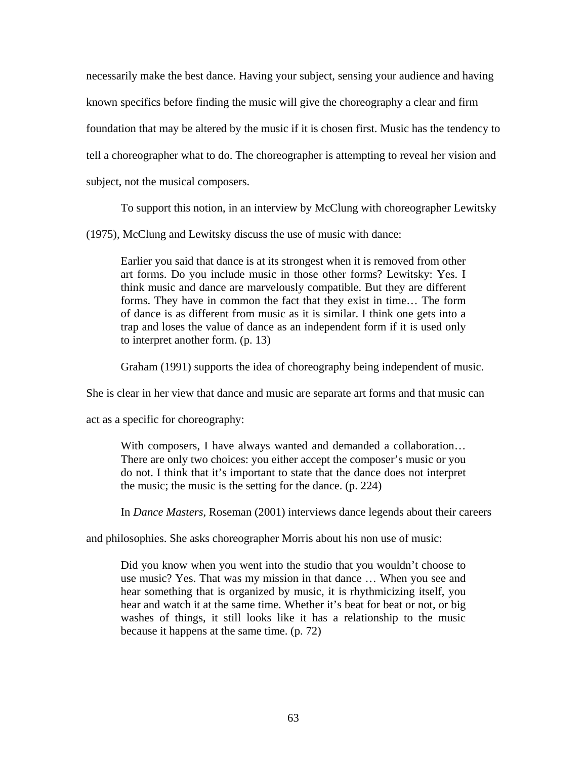necessarily make the best dance. Having your subject, sensing your audience and having known specifics before finding the music will give the choreography a clear and firm foundation that may be altered by the music if it is chosen first. Music has the tendency to tell a choreographer what to do. The choreographer is attempting to reveal her vision and subject, not the musical composers.

To support this notion, in an interview by McClung with choreographer Lewitsky (1975), McClung and Lewitsky discuss the use of music with dance:

> Earlier you said that dance is at its strongest when it is removed from other art forms. Do you include music in those other forms? Lewitsky: Yes. I think music and dance are marvelously compatible. But they are different forms. They have in common the fact that they exist in time… The form of dance is as different from music as it is similar. I think one gets into a trap and loses the value of dance as an independent form if it is used only to interpret another form. (p. 13)

Graham (1991) supports the idea of choreography being independent of music. She is clear in her view that dance and music are separate art forms and that music can act as a specific for choreography:

> With composers, I have always wanted and demanded a collaboration… There are only two choices: you either accept the composer's music or you do not. I think that it's important to state that the dance does not interpret the music; the music is the setting for the dance. (p. 224)

In *Dance Masters*, Roseman (2001) interviews dance legends about their careers and philosophies. She asks choreographer Morris about his non use of music:

> Did you know when you went into the studio that you wouldn't choose to use music? Yes. That was my mission in that dance … When you see and hear something that is organized by music, it is rhythmicizing itself, you hear and watch it at the same time. Whether it's beat for beat or not, or big washes of things, it still looks like it has a relationship to the music because it happens at the same time. (p. 72)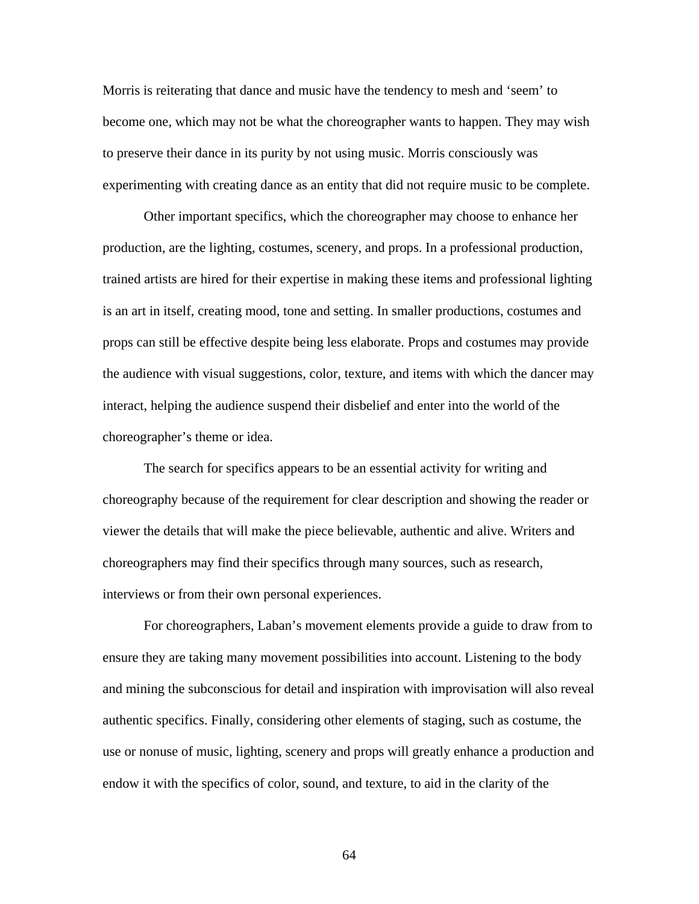Morris is reiterating that dance and music have the tendency to mesh and ‘seem’ to become one, which may not be what the choreographer wants to happen. They may wish to preserve their dance in its purity by not using music. Morris consciously was experimenting with creating dance as an entity that did not require music to be complete.

Other important specifics, which the choreographer may choose to enhance her production, are the lighting, costumes, scenery, and props. In a professional production, trained artists are hired for their expertise in making these items and professional lighting is an art in itself, creating mood, tone and setting. In smaller productions, costumes and props can still be effective despite being less elaborate. Props and costumes may provide the audience with visual suggestions, color, texture, and items with which the dancer may interact, helping the audience suspend their disbelief and enter into the world of the choreographer’s theme or idea.

The search for specifics appears to be an essential activity for writing and choreography because of the requirement for clear description and showing the reader or viewer the details that will make the piece believable, authentic and alive. Writers and choreographers may find their specifics through many sources, such as research, interviews or from their own personal experiences.

For choreographers, Laban’s movement elements provide a guide to draw from to ensure they are taking many movement possibilities into account. Listening to the body and mining the subconscious for detail and inspiration with improvisation will also reveal authentic specifics. Finally, considering other elements of staging, such as costume, the use or nonuse of music, lighting, scenery and props will greatly enhance a production and endow it with the specifics of color, sound, and texture, to aid in the clarity of the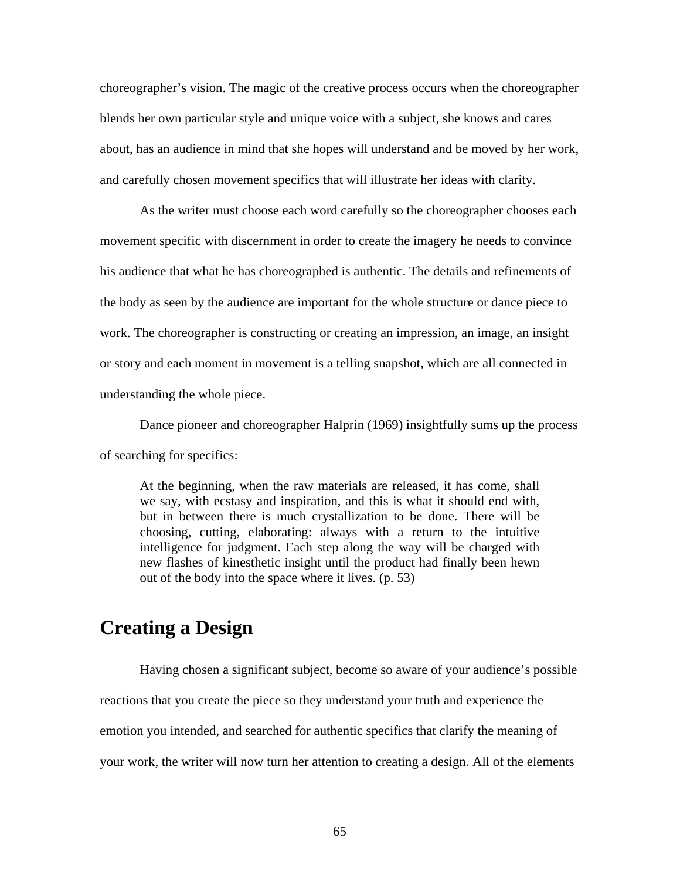choreographer's vision. The magic of the creative process occurs when the choreographer blends her own particular style and unique voice with a subject, she knows and cares about, has an audience in mind that she hopes will understand and be moved by her work, and carefully chosen movement specifics that will illustrate her ideas with clarity.

As the writer must choose each word carefully so the choreographer chooses each movement specific with discernment in order to create the imagery he needs to convince his audience that what he has choreographed is authentic. The details and refinements of the body as seen by the audience are important for the whole structure or dance piece to work. The choreographer is constructing or creating an impression, an image, an insight or story and each moment in movement is a telling snapshot, which are all connected in understanding the whole piece.

Dance pioneer and choreographer Halprin (1969) insightfully sums up the process of searching for specifics:

> At the beginning, when the raw materials are released, it has come, shall we say, with ecstasy and inspiration, and this is what it should end with, but in between there is much crystallization to be done. There will be choosing, cutting, elaborating: always with a return to the intuitive intelligence for judgment. Each step along the way will be charged with new flashes of kinesthetic insight until the product had finally been hewn out of the body into the space where it lives. (p. 53)

## Creating a Design

Having chosen a significant subject, become so aware of your audience's possible reactions that you create the piece so they understand your truth and experience the emotion you intended, and searched for authentic specifics that clarify the meaning of your work, the writer will now turn her attention to creating a design. All of the elements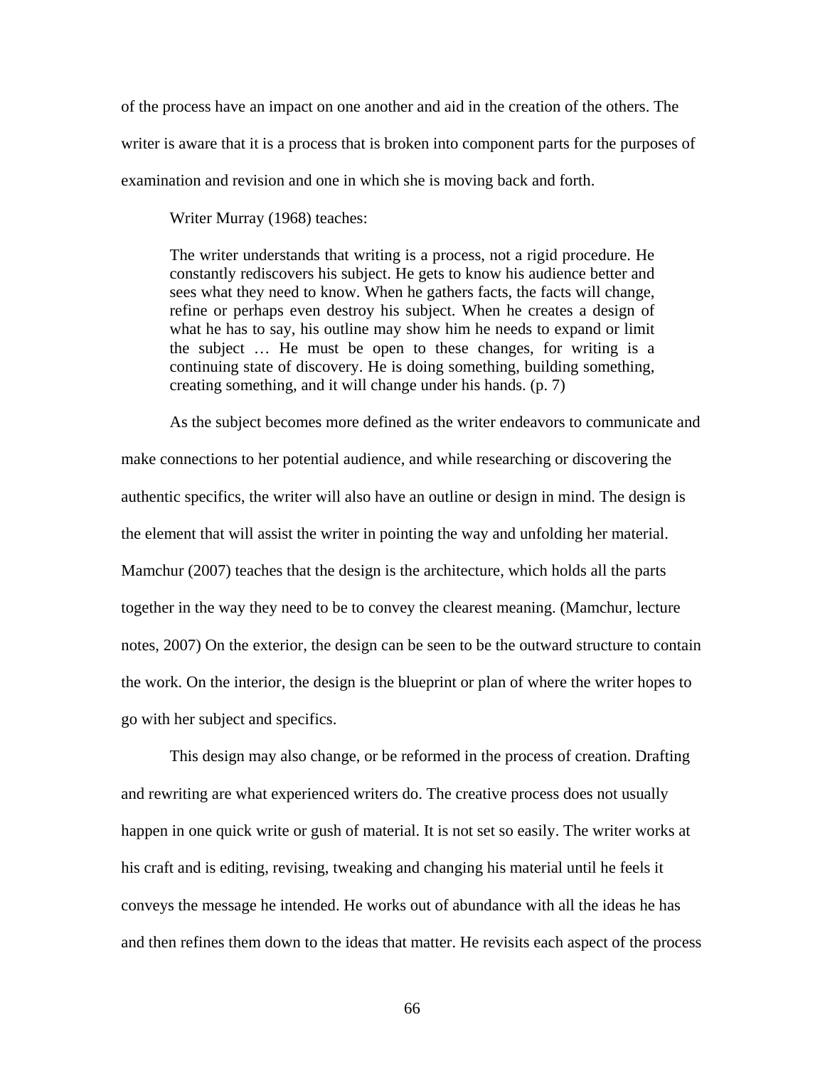of the process have an impact on one another and aid in the creation of the others. The writer is aware that it is a process that is broken into component parts for the purposes of examination and revision and one in which she is moving back and forth.

Writer Murray (1968) teaches:

> The writer understands that writing is a process, not a rigid procedure. He constantly rediscovers his subject. He gets to know his audience better and sees what they need to know. When he gathers facts, the facts will change, refine or perhaps even destroy his subject. When he creates a design of what he has to say, his outline may show him he needs to expand or limit the subject … He must be open to these changes, for writing is a continuing state of discovery. He is doing something, building something, creating something, and it will change under his hands. (p. 7)

As the subject becomes more defined as the writer endeavors to communicate and make connections to her potential audience, and while researching or discovering the authentic specifics, the writer will also have an outline or design in mind. The design is the element that will assist the writer in pointing the way and unfolding her material. Mamchur (2007) teaches that the design is the architecture, which holds all the parts together in the way they need to be to convey the clearest meaning. (Mamchur, lecture notes, 2007) On the exterior, the design can be seen to be the outward structure to contain the work. On the interior, the design is the blueprint or plan of where the writer hopes to go with her subject and specifics.

This design may also change, or be reformed in the process of creation. Drafting and rewriting are what experienced writers do. The creative process does not usually happen in one quick write or gush of material. It is not set so easily. The writer works at his craft and is editing, revising, tweaking and changing his material until he feels it conveys the message he intended. He works out of abundance with all the ideas he has and then refines them down to the ideas that matter. He revisits each aspect of the process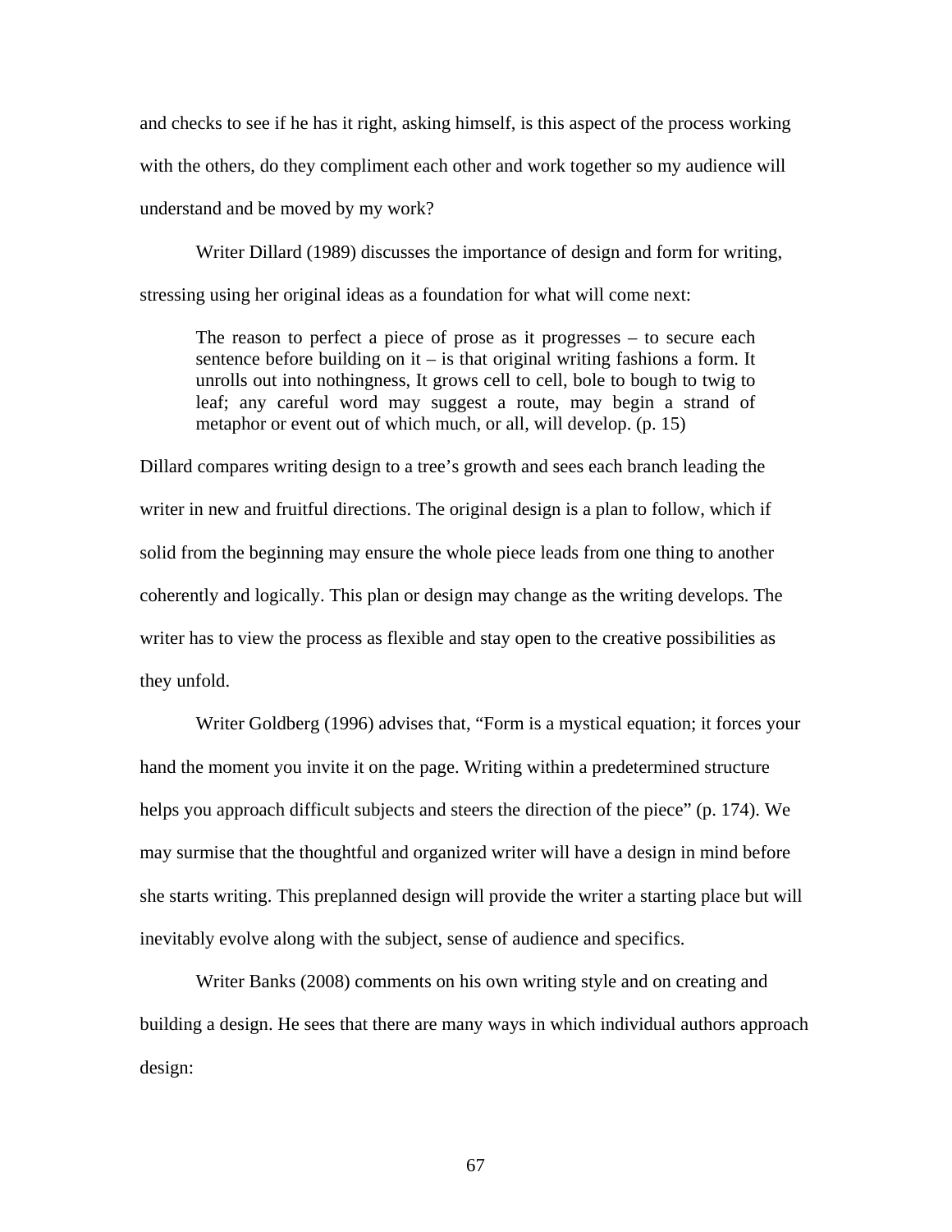and checks to see if he has it right, asking himself, is this aspect of the process working with the others, do they compliment each other and work together so my audience will understand and be moved by my work?

Writer Dillard (1989) discusses the importance of design and form for writing, stressing using her original ideas as a foundation for what will come next:

> The reason to perfect a piece of prose as it progresses – to secure each sentence before building on it – is that original writing fashions a form. It unrolls out into nothingness, It grows cell to cell, bole to bough to twig to leaf; any careful word may suggest a route, may begin a strand of metaphor or event out of which much, or all, will develop. (p. 15)

Dillard compares writing design to a tree's growth and sees each branch leading the writer in new and fruitful directions. The original design is a plan to follow, which if solid from the beginning may ensure the whole piece leads from one thing to another coherently and logically. This plan or design may change as the writing develops. The writer has to view the process as flexible and stay open to the creative possibilities as they unfold.

Writer Goldberg (1996) advises that, "Form is a mystical equation; it forces your hand the moment you invite it on the page. Writing within a predetermined structure helps you approach difficult subjects and steers the direction of the piece" (p. 174). We may surmise that the thoughtful and organized writer will have a design in mind before she starts writing. This preplanned design will provide the writer a starting place but will inevitably evolve along with the subject, sense of audience and specifics.

Writer Banks (2008) comments on his own writing style and on creating and building a design. He sees that there are many ways in which individual authors approach design: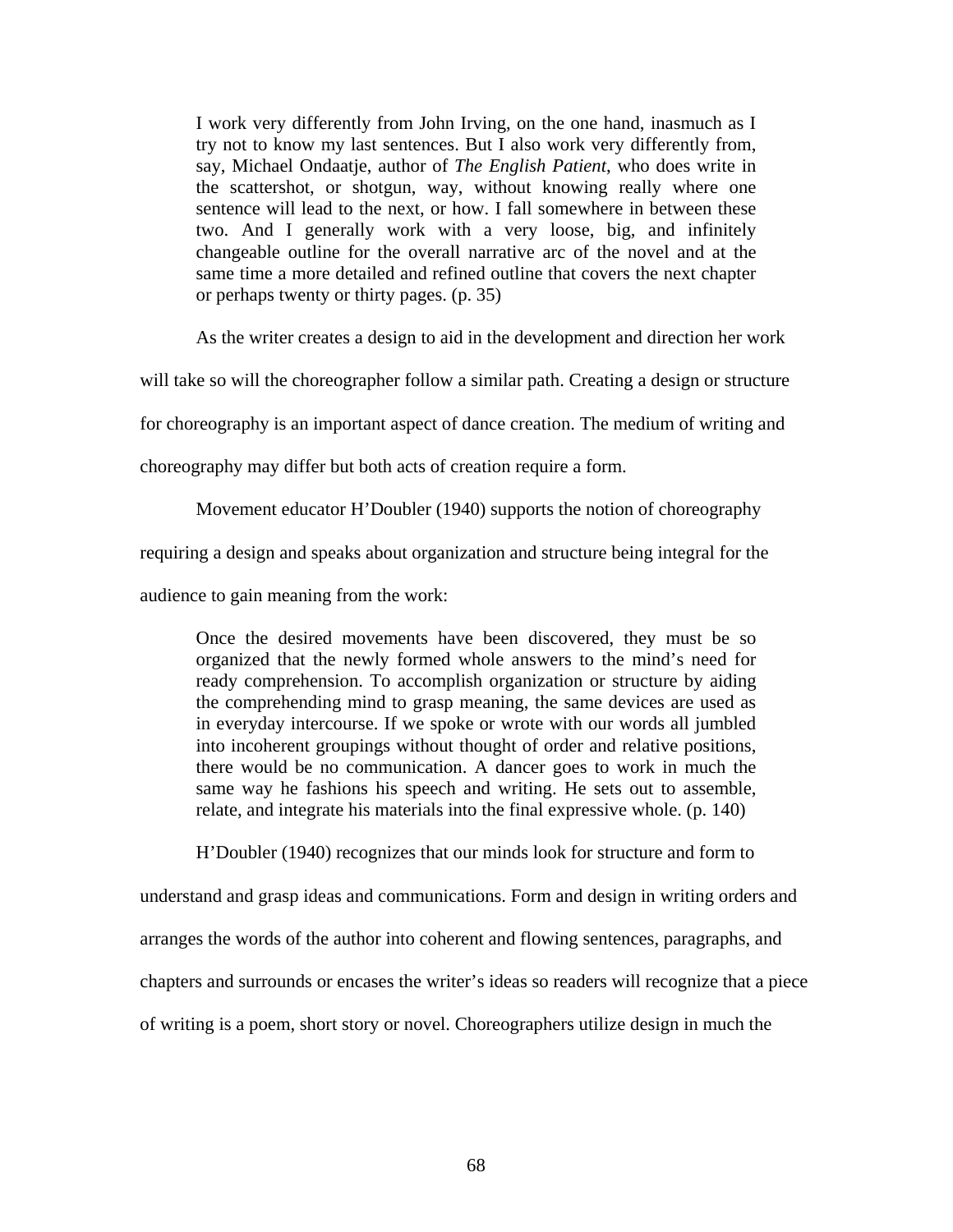> I work very differently from John Irving, on the one hand, inasmuch as I try not to know my last sentences. But I also work very differently from, say, Michael Ondaatje, author of *The English Patient*, who does write in the scattershot, or shotgun, way, without knowing really where one sentence will lead to the next, or how. I fall somewhere in between these two. And I generally work with a very loose, big, and infinitely changeable outline for the overall narrative arc of the novel and at the same time a more detailed and refined outline that covers the next chapter or perhaps twenty or thirty pages. (p. 35)

As the writer creates a design to aid in the development and direction her work will take so will the choreographer follow a similar path. Creating a design or structure for choreography is an important aspect of dance creation. The medium of writing and choreography may differ but both acts of creation require a form.

Movement educator H'Doubler (1940) supports the notion of choreography requiring a design and speaks about organization and structure being integral for the audience to gain meaning from the work:

> Once the desired movements have been discovered, they must be so organized that the newly formed whole answers to the mind's need for ready comprehension. To accomplish organization or structure by aiding the comprehending mind to grasp meaning, the same devices are used as in everyday intercourse. If we spoke or wrote with our words all jumbled into incoherent groupings without thought of order and relative positions, there would be no communication. A dancer goes to work in much the same way he fashions his speech and writing. He sets out to assemble, relate, and integrate his materials into the final expressive whole. (p. 140)

H'Doubler (1940) recognizes that our minds look for structure and form to understand and grasp ideas and communications. Form and design in writing orders and arranges the words of the author into coherent and flowing sentences, paragraphs, and chapters and surrounds or encases the writer's ideas so readers will recognize that a piece of writing is a poem, short story or novel. Choreographers utilize design in much the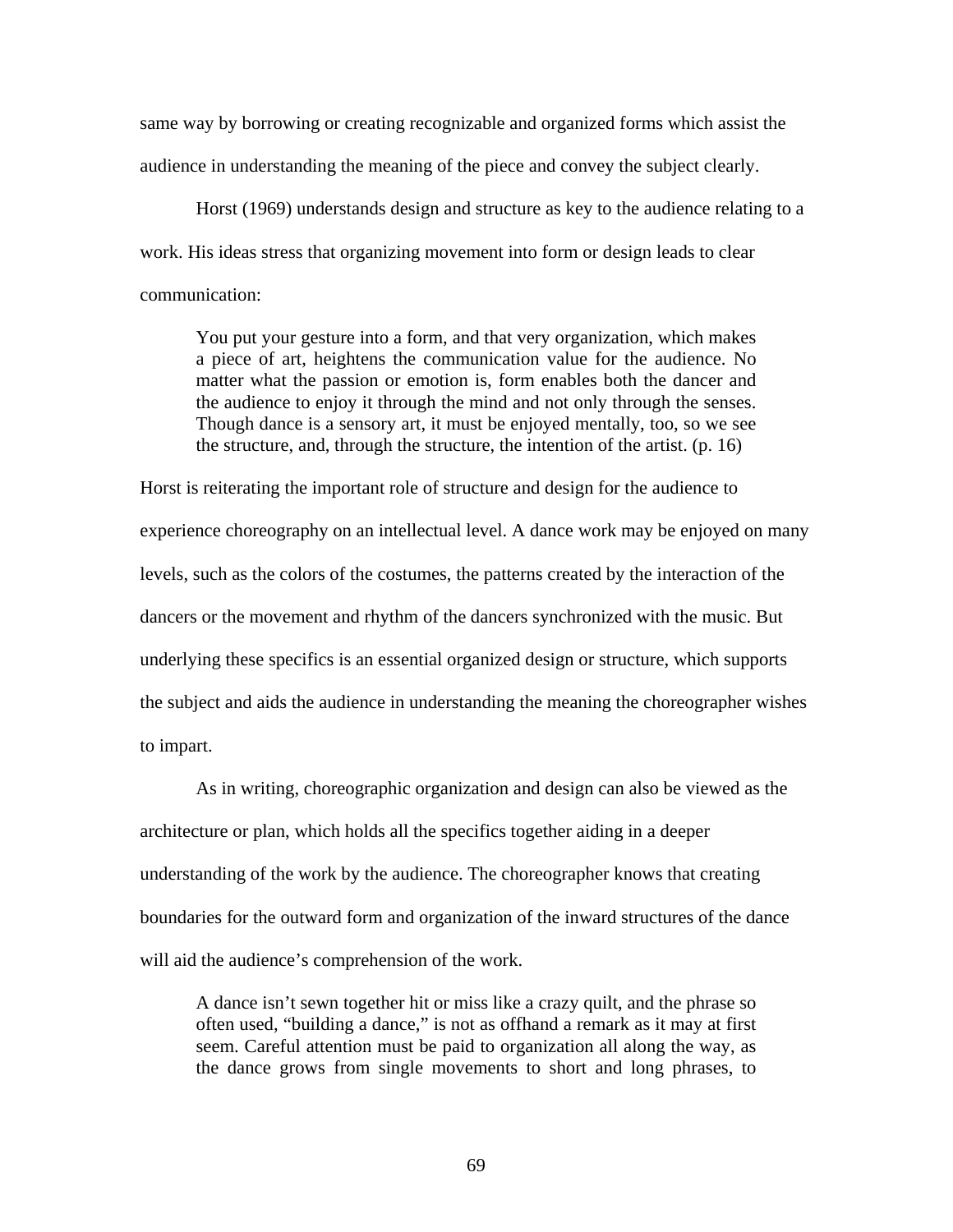same way by borrowing or creating recognizable and organized forms which assist the audience in understanding the meaning of the piece and convey the subject clearly.

Horst (1969) understands design and structure as key to the audience relating to a work. His ideas stress that organizing movement into form or design leads to clear communication:

> You put your gesture into a form, and that very organization, which makes a piece of art, heightens the communication value for the audience. No matter what the passion or emotion is, form enables both the dancer and the audience to enjoy it through the mind and not only through the senses. Though dance is a sensory art, it must be enjoyed mentally, too, so we see the structure, and, through the structure, the intention of the artist. (p. 16)

Horst is reiterating the important role of structure and design for the audience to experience choreography on an intellectual level. A dance work may be enjoyed on many levels, such as the colors of the costumes, the patterns created by the interaction of the dancers or the movement and rhythm of the dancers synchronized with the music. But underlying these specifics is an essential organized design or structure, which supports the subject and aids the audience in understanding the meaning the choreographer wishes to impart.

As in writing, choreographic organization and design can also be viewed as the architecture or plan, which holds all the specifics together aiding in a deeper understanding of the work by the audience. The choreographer knows that creating boundaries for the outward form and organization of the inward structures of the dance will aid the audience's comprehension of the work.

> A dance isn't sewn together hit or miss like a crazy quilt, and the phrase so often used, "building a dance," is not as offhand a remark as it may at first seem. Careful attention must be paid to organization all along the way, as the dance grows from single movements to short and long phrases, to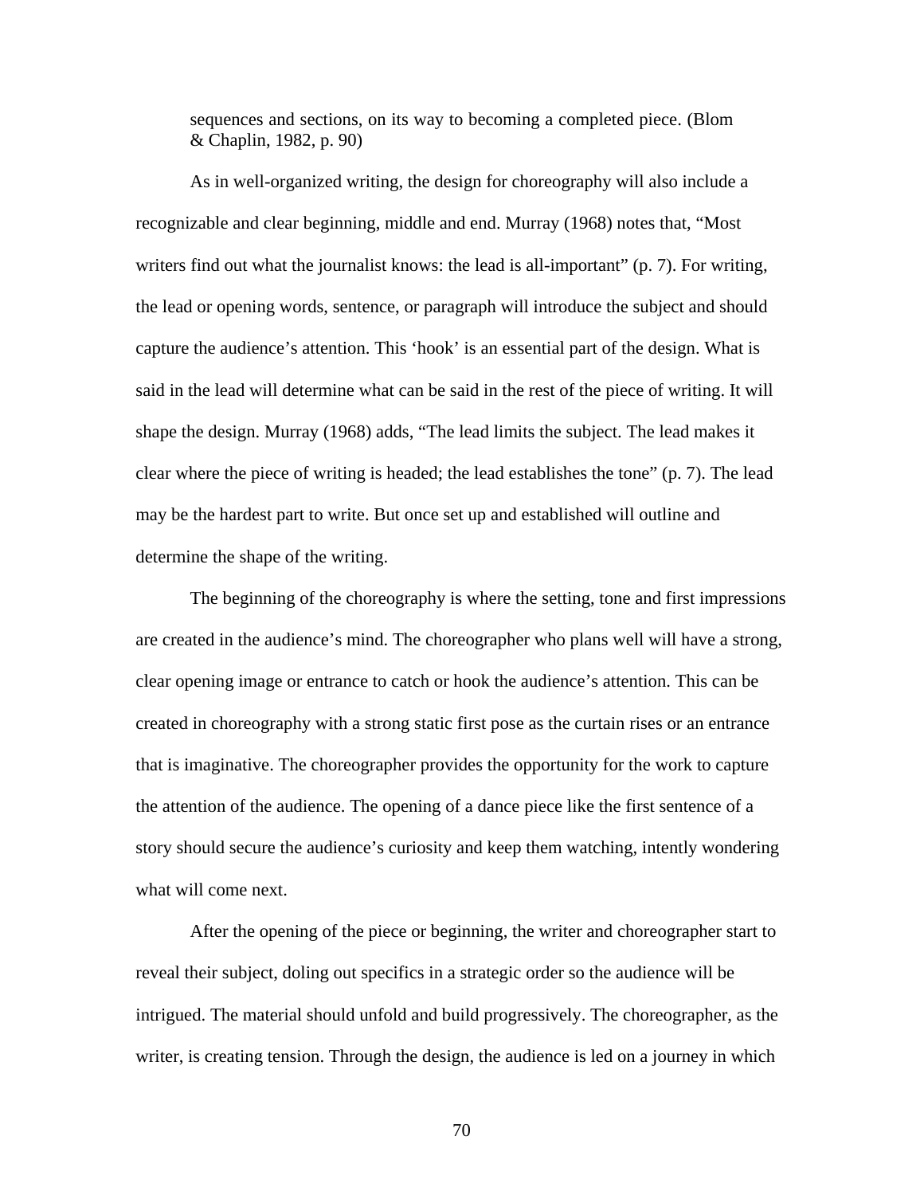> sequences and sections, on its way to becoming a completed piece. (Blom & Chaplin, 1982, p. 90)

As in well-organized writing, the design for choreography will also include a recognizable and clear beginning, middle and end. Murray (1968) notes that, “Most writers find out what the journalist knows: the lead is all-important” (p. 7). For writing, the lead or opening words, sentence, or paragraph will introduce the subject and should capture the audience’s attention. This ‘hook’ is an essential part of the design. What is said in the lead will determine what can be said in the rest of the piece of writing. It will shape the design. Murray (1968) adds, “The lead limits the subject. The lead makes it clear where the piece of writing is headed; the lead establishes the tone” (p. 7). The lead may be the hardest part to write. But once set up and established will outline and determine the shape of the writing.

The beginning of the choreography is where the setting, tone and first impressions are created in the audience’s mind. The choreographer who plans well will have a strong, clear opening image or entrance to catch or hook the audience’s attention. This can be created in choreography with a strong static first pose as the curtain rises or an entrance that is imaginative. The choreographer provides the opportunity for the work to capture the attention of the audience. The opening of a dance piece like the first sentence of a story should secure the audience’s curiosity and keep them watching, intently wondering what will come next.

After the opening of the piece or beginning, the writer and choreographer start to reveal their subject, doling out specifics in a strategic order so the audience will be intrigued. The material should unfold and build progressively. The choreographer, as the writer, is creating tension. Through the design, the audience is led on a journey in which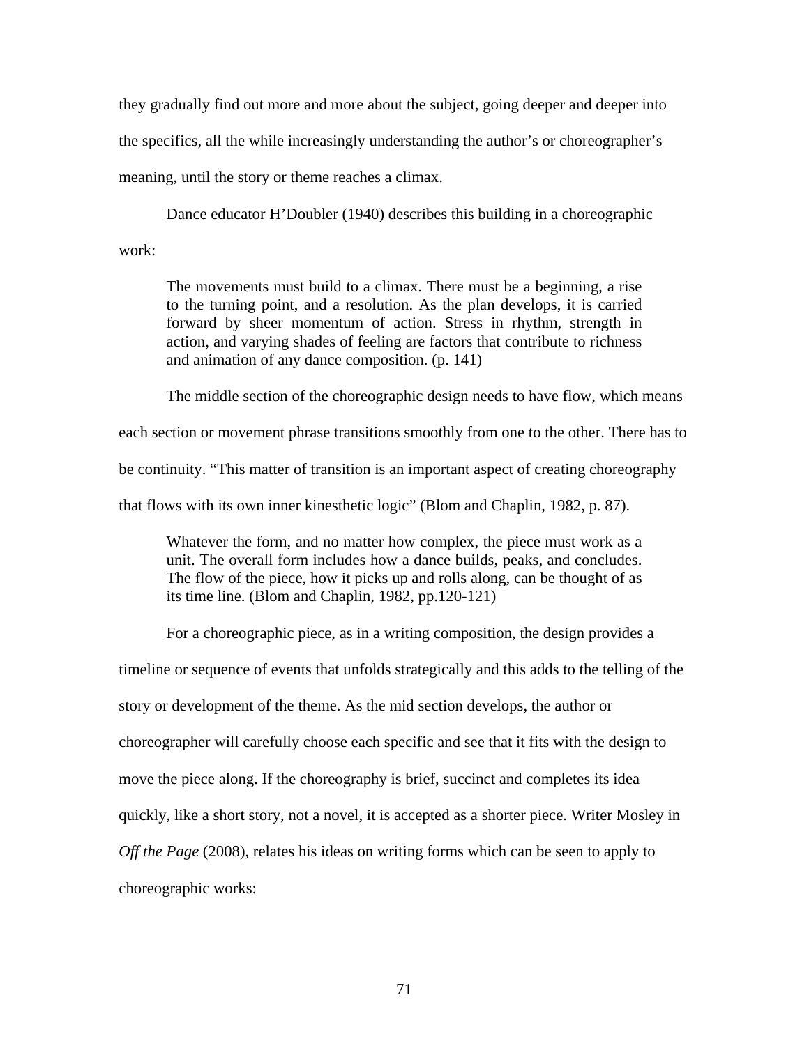they gradually find out more and more about the subject, going deeper and deeper into the specifics, all the while increasingly understanding the author's or choreographer's meaning, until the story or theme reaches a climax.

Dance educator H'Doubler (1940) describes this building in a choreographic work:

> The movements must build to a climax. There must be a beginning, a rise to the turning point, and a resolution. As the plan develops, it is carried forward by sheer momentum of action. Stress in rhythm, strength in action, and varying shades of feeling are factors that contribute to richness and animation of any dance composition. (p. 141)

The middle section of the choreographic design needs to have flow, which means each section or movement phrase transitions smoothly from one to the other. There has to be continuity. "This matter of transition is an important aspect of creating choreography that flows with its own inner kinesthetic logic" (Blom and Chaplin, 1982, p. 87).

> Whatever the form, and no matter how complex, the piece must work as a unit. The overall form includes how a dance builds, peaks, and concludes. The flow of the piece, how it picks up and rolls along, can be thought of as its time line. (Blom and Chaplin, 1982, pp.120-121)

For a choreographic piece, as in a writing composition, the design provides a timeline or sequence of events that unfolds strategically and this adds to the telling of the story or development of the theme. As the mid section develops, the author or choreographer will carefully choose each specific and see that it fits with the design to move the piece along. If the choreography is brief, succinct and completes its idea quickly, like a short story, not a novel, it is accepted as a shorter piece. Writer Mosley in *Off the Page* (2008), relates his ideas on writing forms which can be seen to apply to choreographic works: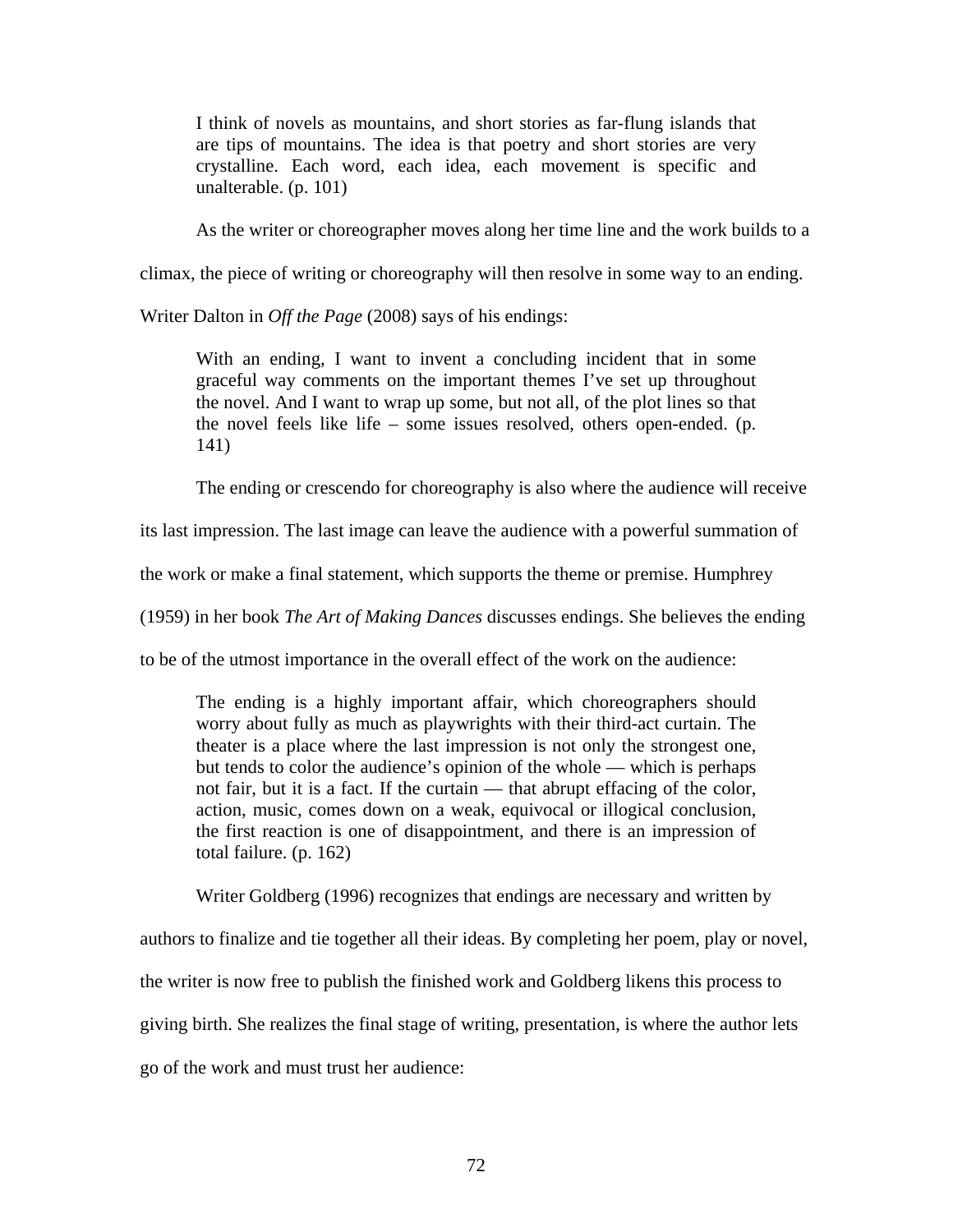> I think of novels as mountains, and short stories as far-flung islands that are tips of mountains. The idea is that poetry and short stories are very crystalline. Each word, each idea, each movement is specific and unalterable. (p. 101)

As the writer or choreographer moves along her time line and the work builds to a climax, the piece of writing or choreography will then resolve in some way to an ending. Writer Dalton in *Off the Page* (2008) says of his endings:

> With an ending, I want to invent a concluding incident that in some graceful way comments on the important themes I've set up throughout the novel. And I want to wrap up some, but not all, of the plot lines so that the novel feels like life – some issues resolved, others open-ended. (p. 141)

The ending or crescendo for choreography is also where the audience will receive its last impression. The last image can leave the audience with a powerful summation of the work or make a final statement, which supports the theme or premise. Humphrey (1959) in her book *The Art of Making Dances* discusses endings. She believes the ending to be of the utmost importance in the overall effect of the work on the audience:

> The ending is a highly important affair, which choreographers should worry about fully as much as playwrights with their third-act curtain. The theater is a place where the last impression is not only the strongest one, but tends to color the audience's opinion of the whole — which is perhaps not fair, but it is a fact. If the curtain — that abrupt effacing of the color, action, music, comes down on a weak, equivocal or illogical conclusion, the first reaction is one of disappointment, and there is an impression of total failure. (p. 162)

Writer Goldberg (1996) recognizes that endings are necessary and written by authors to finalize and tie together all their ideas. By completing her poem, play or novel, the writer is now free to publish the finished work and Goldberg likens this process to giving birth. She realizes the final stage of writing, presentation, is where the author lets go of the work and must trust her audience: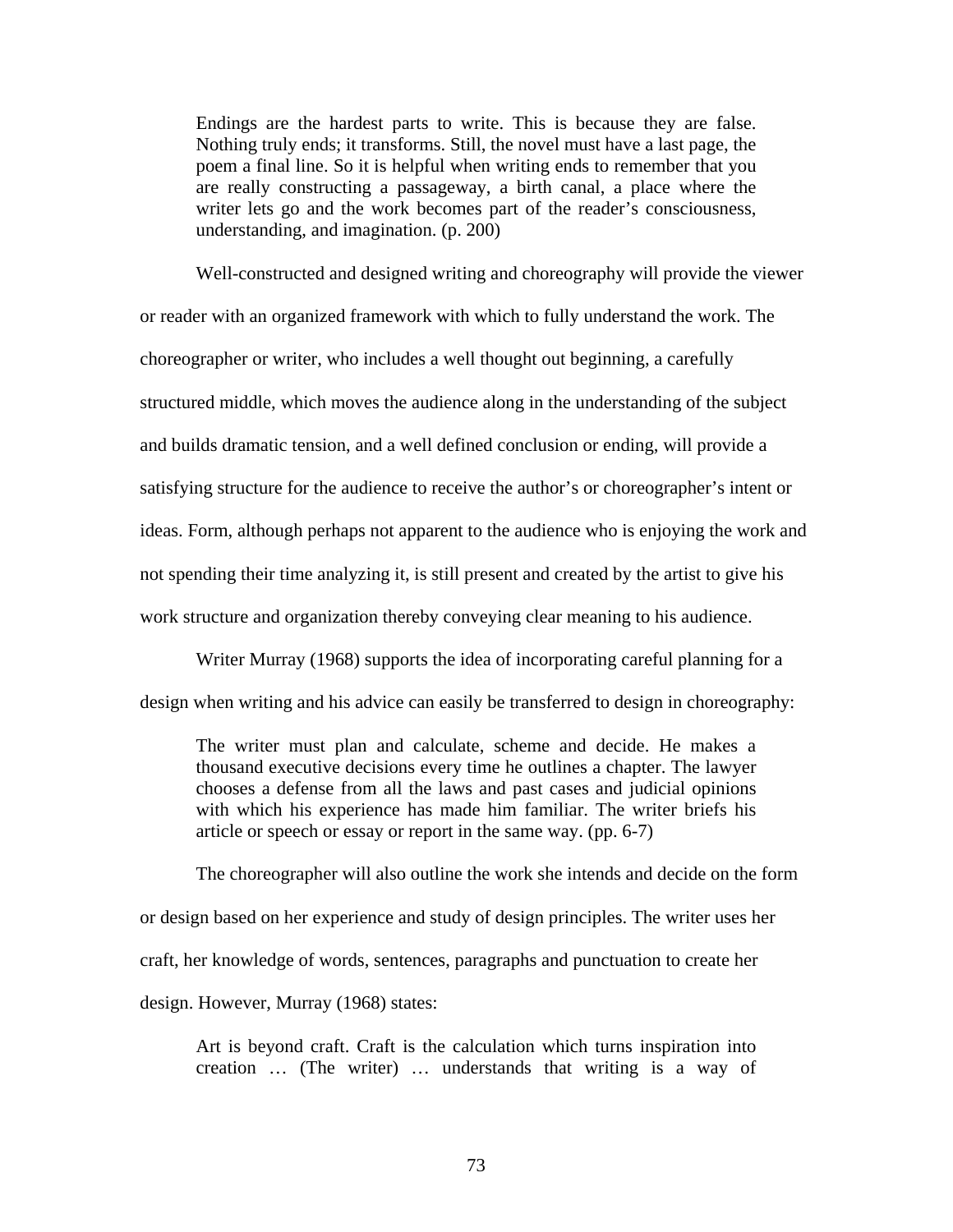> Endings are the hardest parts to write. This is because they are false. Nothing truly ends; it transforms. Still, the novel must have a last page, the poem a final line. So it is helpful when writing ends to remember that you are really constructing a passageway, a birth canal, a place where the writer lets go and the work becomes part of the reader's consciousness, understanding, and imagination. (p. 200)

Well-constructed and designed writing and choreography will provide the viewer or reader with an organized framework with which to fully understand the work. The choreographer or writer, who includes a well thought out beginning, a carefully structured middle, which moves the audience along in the understanding of the subject and builds dramatic tension, and a well defined conclusion or ending, will provide a satisfying structure for the audience to receive the author's or choreographer's intent or ideas. Form, although perhaps not apparent to the audience who is enjoying the work and not spending their time analyzing it, is still present and created by the artist to give his work structure and organization thereby conveying clear meaning to his audience.

Writer Murray (1968) supports the idea of incorporating careful planning for a design when writing and his advice can easily be transferred to design in choreography:

> The writer must plan and calculate, scheme and decide. He makes a thousand executive decisions every time he outlines a chapter. The lawyer chooses a defense from all the laws and past cases and judicial opinions with which his experience has made him familiar. The writer briefs his article or speech or essay or report in the same way. (pp. 6-7)

The choreographer will also outline the work she intends and decide on the form or design based on her experience and study of design principles. The writer uses her craft, her knowledge of words, sentences, paragraphs and punctuation to create her design. However, Murray (1968) states:

> Art is beyond craft. Craft is the calculation which turns inspiration into creation … (The writer) … understands that writing is a way of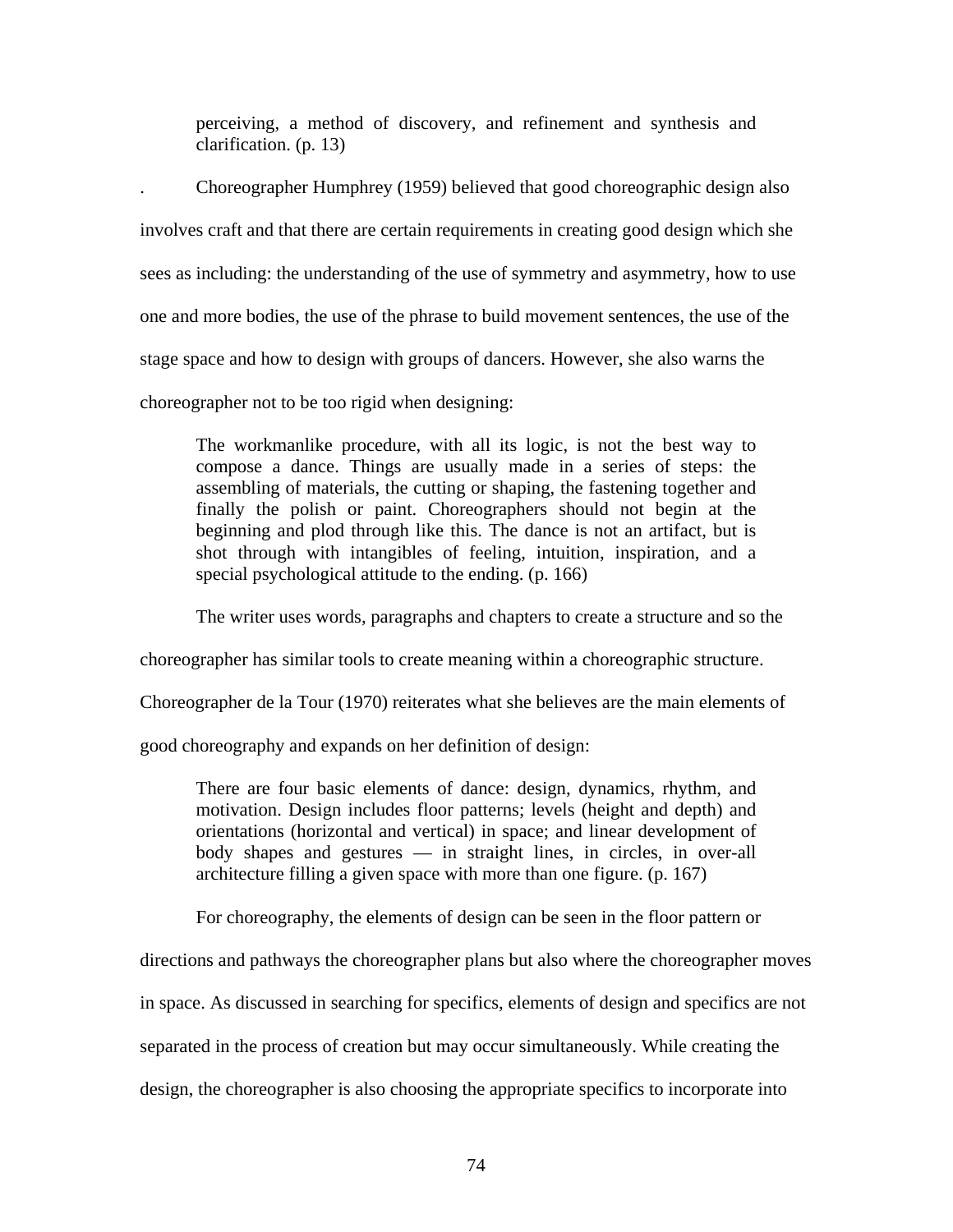> perceiving, a method of discovery, and refinement and synthesis and clarification. (p. 13)

. Choreographer Humphrey (1959) believed that good choreographic design also involves craft and that there are certain requirements in creating good design which she sees as including: the understanding of the use of symmetry and asymmetry, how to use one and more bodies, the use of the phrase to build movement sentences, the use of the stage space and how to design with groups of dancers. However, she also warns the choreographer not to be too rigid when designing:

> The workmanlike procedure, with all its logic, is not the best way to compose a dance. Things are usually made in a series of steps: the assembling of materials, the cutting or shaping, the fastening together and finally the polish or paint. Choreographers should not begin at the beginning and plod through like this. The dance is not an artifact, but is shot through with intangibles of feeling, intuition, inspiration, and a special psychological attitude to the ending. (p. 166)

The writer uses words, paragraphs and chapters to create a structure and so the choreographer has similar tools to create meaning within a choreographic structure. Choreographer de la Tour (1970) reiterates what she believes are the main elements of good choreography and expands on her definition of design:

> There are four basic elements of dance: design, dynamics, rhythm, and motivation. Design includes floor patterns; levels (height and depth) and orientations (horizontal and vertical) in space; and linear development of body shapes and gestures — in straight lines, in circles, in over-all architecture filling a given space with more than one figure. (p. 167)

For choreography, the elements of design can be seen in the floor pattern or directions and pathways the choreographer plans but also where the choreographer moves in space. As discussed in searching for specifics, elements of design and specifics are not separated in the process of creation but may occur simultaneously. While creating the design, the choreographer is also choosing the appropriate specifics to incorporate into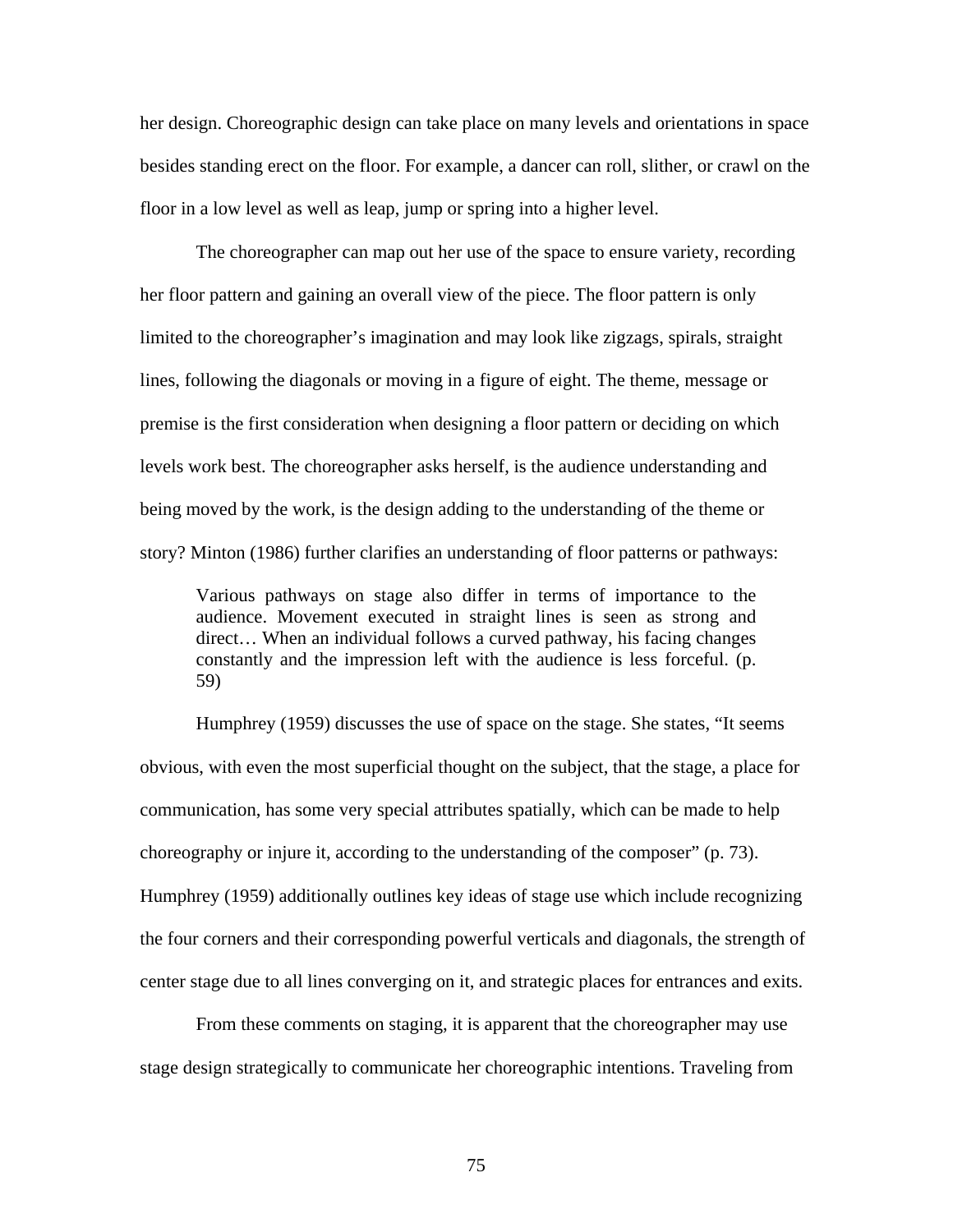her design. Choreographic design can take place on many levels and orientations in space besides standing erect on the floor. For example, a dancer can roll, slither, or crawl on the floor in a low level as well as leap, jump or spring into a higher level.

The choreographer can map out her use of the space to ensure variety, recording her floor pattern and gaining an overall view of the piece. The floor pattern is only limited to the choreographer's imagination and may look like zigzags, spirals, straight lines, following the diagonals or moving in a figure of eight. The theme, message or premise is the first consideration when designing a floor pattern or deciding on which levels work best. The choreographer asks herself, is the audience understanding and being moved by the work, is the design adding to the understanding of the theme or story? Minton (1986) further clarifies an understanding of floor patterns or pathways:

> Various pathways on stage also differ in terms of importance to the audience. Movement executed in straight lines is seen as strong and direct… When an individual follows a curved pathway, his facing changes constantly and the impression left with the audience is less forceful. (p. 59)

Humphrey (1959) discusses the use of space on the stage. She states, "It seems obvious, with even the most superficial thought on the subject, that the stage, a place for communication, has some very special attributes spatially, which can be made to help choreography or injure it, according to the understanding of the composer" (p. 73). Humphrey (1959) additionally outlines key ideas of stage use which include recognizing the four corners and their corresponding powerful verticals and diagonals, the strength of center stage due to all lines converging on it, and strategic places for entrances and exits.

From these comments on staging, it is apparent that the choreographer may use stage design strategically to communicate her choreographic intentions. Traveling from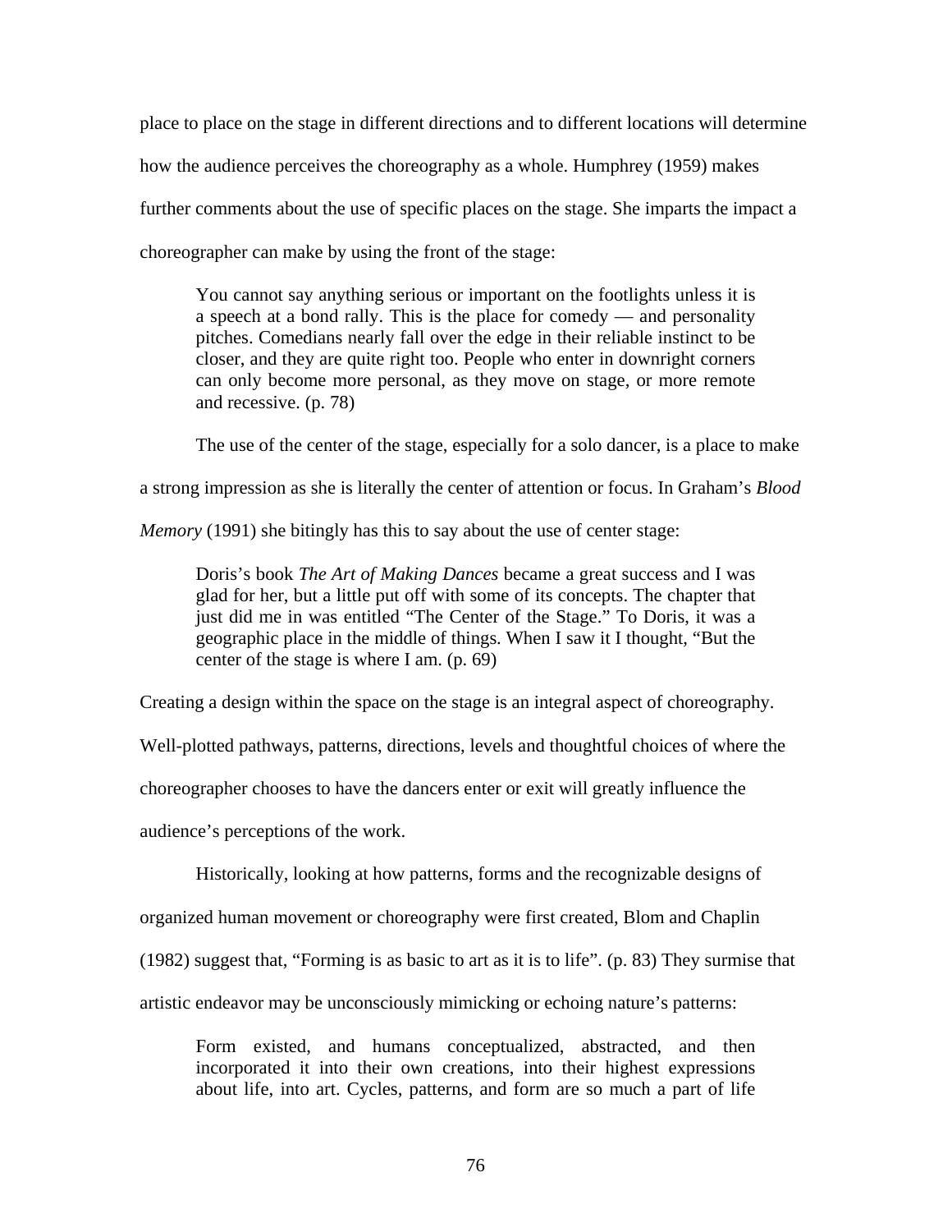place to place on the stage in different directions and to different locations will determine how the audience perceives the choreography as a whole. Humphrey (1959) makes further comments about the use of specific places on the stage. She imparts the impact a choreographer can make by using the front of the stage:

> You cannot say anything serious or important on the footlights unless it is a speech at a bond rally. This is the place for comedy — and personality pitches. Comedians nearly fall over the edge in their reliable instinct to be closer, and they are quite right too. People who enter in downright corners can only become more personal, as they move on stage, or more remote and recessive. (p. 78)

The use of the center of the stage, especially for a solo dancer, is a place to make a strong impression as she is literally the center of attention or focus. In Graham's *Blood Memory* (1991) she bitingly has this to say about the use of center stage:

> Doris's book *The Art of Making Dances* became a great success and I was glad for her, but a little put off with some of its concepts. The chapter that just did me in was entitled "The Center of the Stage." To Doris, it was a geographic place in the middle of things. When I saw it I thought, "But the center of the stage is where I am. (p. 69)

Creating a design within the space on the stage is an integral aspect of choreography. Well-plotted pathways, patterns, directions, levels and thoughtful choices of where the choreographer chooses to have the dancers enter or exit will greatly influence the audience's perceptions of the work.

Historically, looking at how patterns, forms and the recognizable designs of organized human movement or choreography were first created, Blom and Chaplin (1982) suggest that, "Forming is as basic to art as it is to life". (p. 83) They surmise that artistic endeavor may be unconsciously mimicking or echoing nature's patterns:

> Form existed, and humans conceptualized, abstracted, and then incorporated it into their own creations, into their highest expressions about life, into art. Cycles, patterns, and form are so much a part of life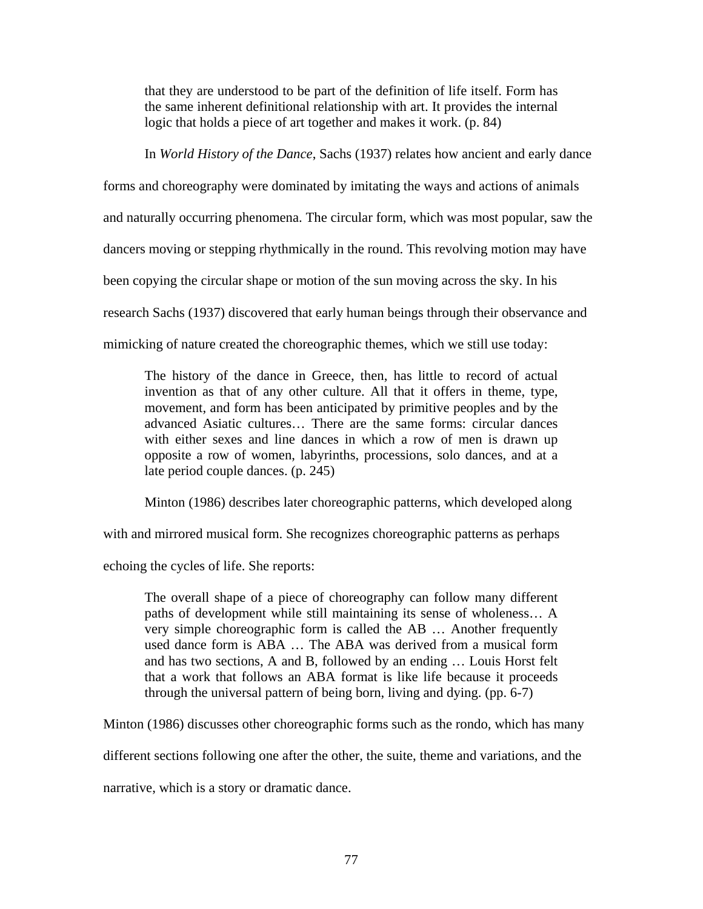> that they are understood to be part of the definition of life itself. Form has the same inherent definitional relationship with art. It provides the internal logic that holds a piece of art together and makes it work. (p. 84)

In *World History of the Dance*, Sachs (1937) relates how ancient and early dance forms and choreography were dominated by imitating the ways and actions of animals and naturally occurring phenomena. The circular form, which was most popular, saw the dancers moving or stepping rhythmically in the round. This revolving motion may have been copying the circular shape or motion of the sun moving across the sky. In his research Sachs (1937) discovered that early human beings through their observance and mimicking of nature created the choreographic themes, which we still use today:

> The history of the dance in Greece, then, has little to record of actual invention as that of any other culture. All that it offers in theme, type, movement, and form has been anticipated by primitive peoples and by the advanced Asiatic cultures… There are the same forms: circular dances with either sexes and line dances in which a row of men is drawn up opposite a row of women, labyrinths, processions, solo dances, and at a late period couple dances. (p. 245)

Minton (1986) describes later choreographic patterns, which developed along with and mirrored musical form. She recognizes choreographic patterns as perhaps echoing the cycles of life. She reports:

> The overall shape of a piece of choreography can follow many different paths of development while still maintaining its sense of wholeness… A very simple choreographic form is called the AB … Another frequently used dance form is ABA … The ABA was derived from a musical form and has two sections, A and B, followed by an ending … Louis Horst felt that a work that follows an ABA format is like life because it proceeds through the universal pattern of being born, living and dying. (pp. 6-7)

Minton (1986) discusses other choreographic forms such as the rondo, which has many different sections following one after the other, the suite, theme and variations, and the narrative, which is a story or dramatic dance.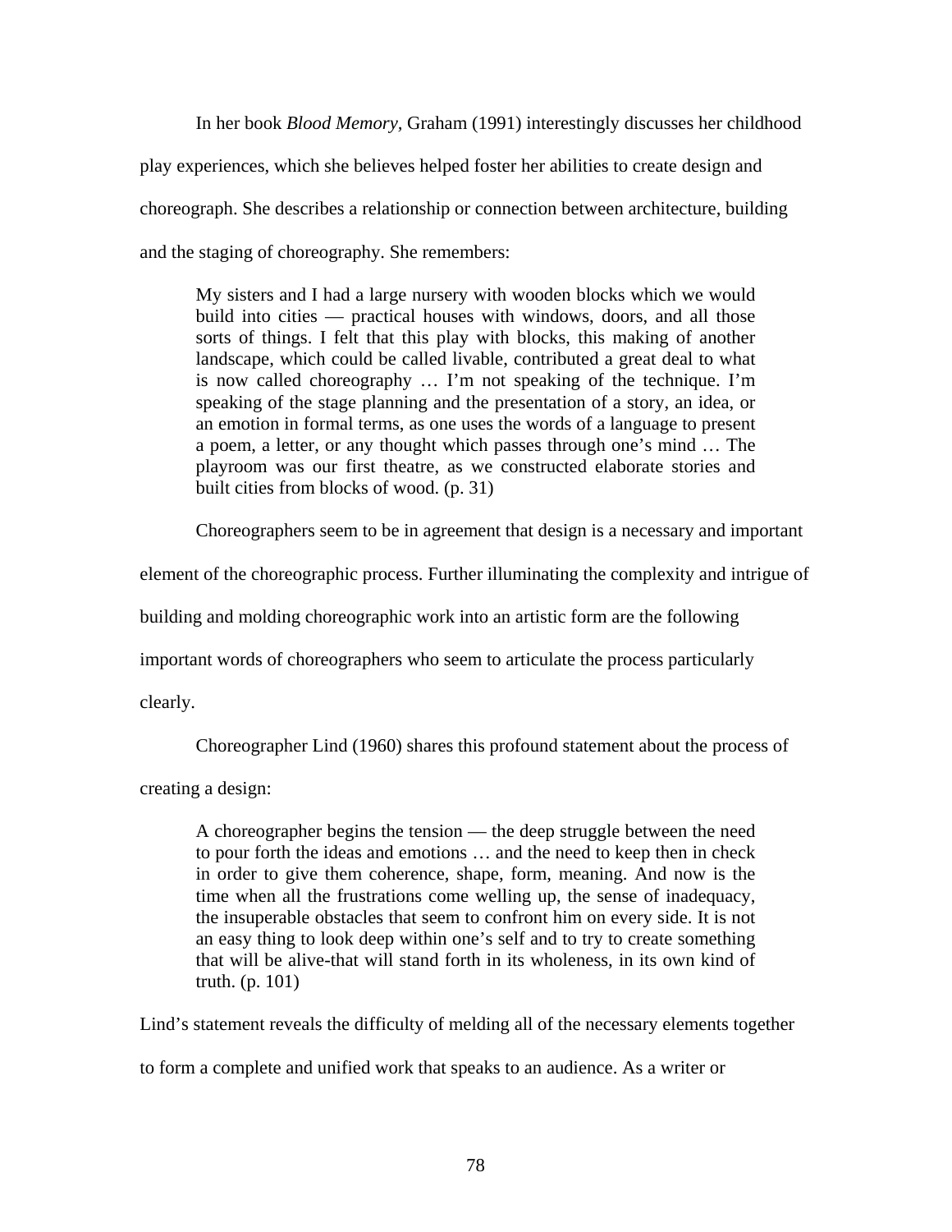In her book *Blood Memory,* Graham (1991) interestingly discusses her childhood play experiences, which she believes helped foster her abilities to create design and choreograph. She describes a relationship or connection between architecture, building and the staging of choreography. She remembers:

> My sisters and I had a large nursery with wooden blocks which we would build into cities — practical houses with windows, doors, and all those sorts of things. I felt that this play with blocks, this making of another landscape, which could be called livable, contributed a great deal to what is now called choreography … I'm not speaking of the technique. I'm speaking of the stage planning and the presentation of a story, an idea, or an emotion in formal terms, as one uses the words of a language to present a poem, a letter, or any thought which passes through one's mind … The playroom was our first theatre, as we constructed elaborate stories and built cities from blocks of wood. (p. 31)

Choreographers seem to be in agreement that design is a necessary and important element of the choreographic process. Further illuminating the complexity and intrigue of building and molding choreographic work into an artistic form are the following important words of choreographers who seem to articulate the process particularly clearly.

Choreographer Lind (1960) shares this profound statement about the process of creating a design:

> A choreographer begins the tension — the deep struggle between the need to pour forth the ideas and emotions … and the need to keep then in check in order to give them coherence, shape, form, meaning. And now is the time when all the frustrations come welling up, the sense of inadequacy, the insuperable obstacles that seem to confront him on every side. It is not an easy thing to look deep within one's self and to try to create something that will be alive-that will stand forth in its wholeness, in its own kind of truth. (p. 101)

Lind's statement reveals the difficulty of melding all of the necessary elements together to form a complete and unified work that speaks to an audience. As a writer or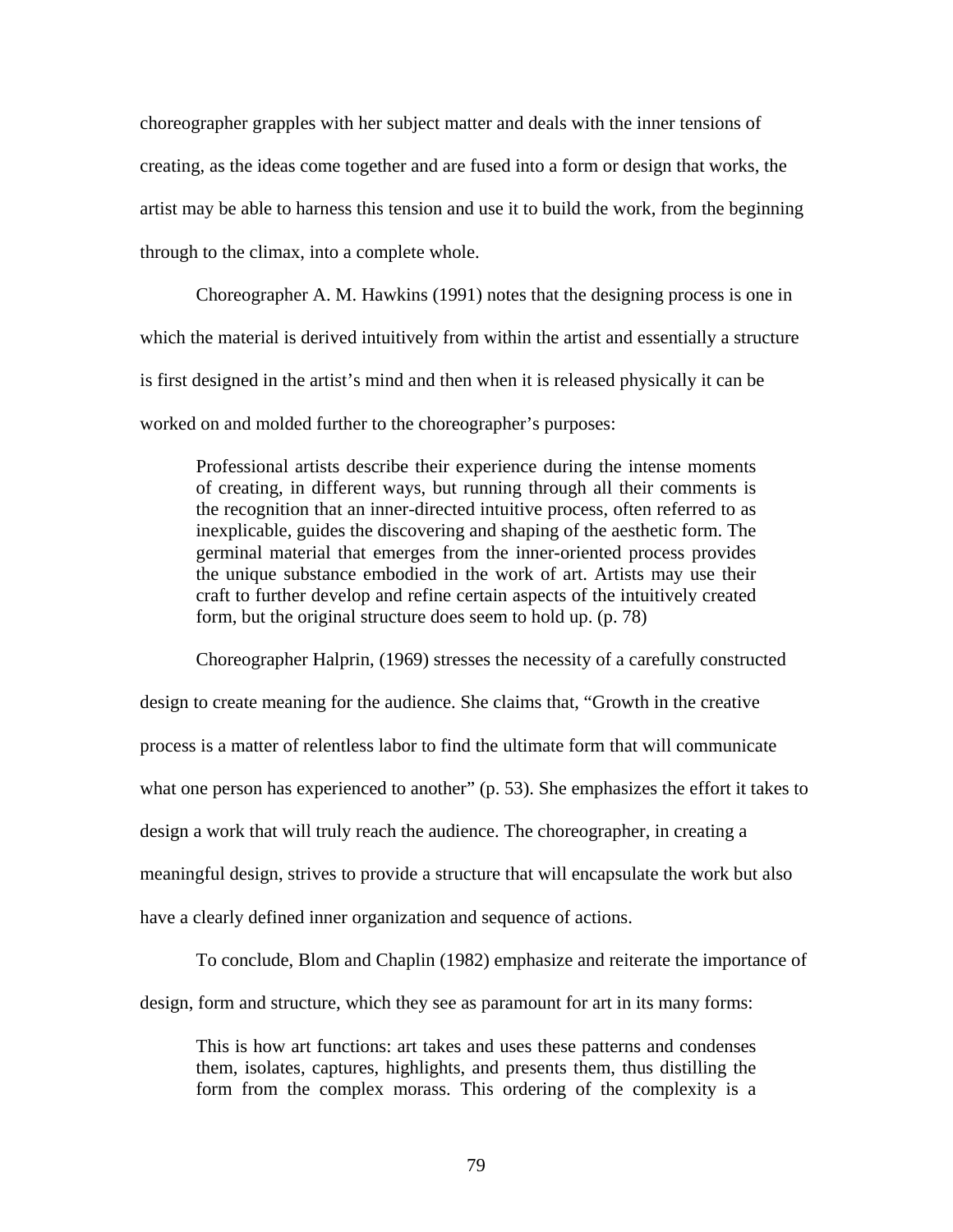choreographer grapples with her subject matter and deals with the inner tensions of creating, as the ideas come together and are fused into a form or design that works, the artist may be able to harness this tension and use it to build the work, from the beginning through to the climax, into a complete whole.

Choreographer A. M. Hawkins (1991) notes that the designing process is one in which the material is derived intuitively from within the artist and essentially a structure is first designed in the artist's mind and then when it is released physically it can be worked on and molded further to the choreographer's purposes:

> Professional artists describe their experience during the intense moments of creating, in different ways, but running through all their comments is the recognition that an inner-directed intuitive process, often referred to as inexplicable, guides the discovering and shaping of the aesthetic form. The germinal material that emerges from the inner-oriented process provides the unique substance embodied in the work of art. Artists may use their craft to further develop and refine certain aspects of the intuitively created form, but the original structure does seem to hold up. (p. 78)

Choreographer Halprin, (1969) stresses the necessity of a carefully constructed design to create meaning for the audience. She claims that, "Growth in the creative process is a matter of relentless labor to find the ultimate form that will communicate what one person has experienced to another" (p. 53). She emphasizes the effort it takes to design a work that will truly reach the audience. The choreographer, in creating a meaningful design, strives to provide a structure that will encapsulate the work but also have a clearly defined inner organization and sequence of actions.

To conclude, Blom and Chaplin (1982) emphasize and reiterate the importance of design, form and structure, which they see as paramount for art in its many forms:

> This is how art functions: art takes and uses these patterns and condenses them, isolates, captures, highlights, and presents them, thus distilling the form from the complex morass. This ordering of the complexity is a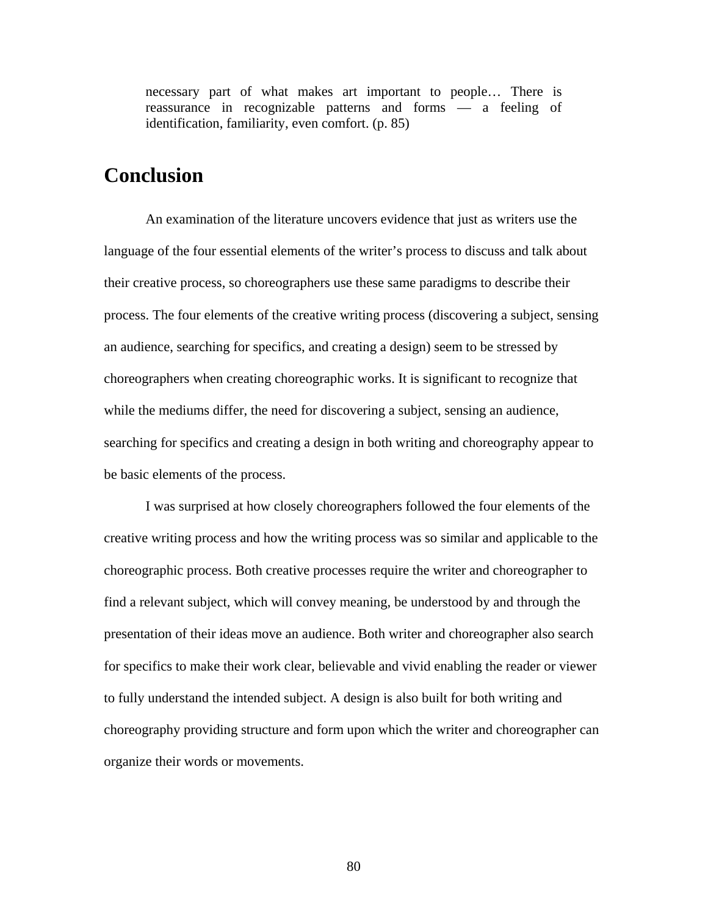> necessary part of what makes art important to people… There is reassurance in recognizable patterns and forms — a feeling of identification, familiarity, even comfort. (p. 85)

## Conclusion

An examination of the literature uncovers evidence that just as writers use the language of the four essential elements of the writer's process to discuss and talk about their creative process, so choreographers use these same paradigms to describe their process. The four elements of the creative writing process (discovering a subject, sensing an audience, searching for specifics, and creating a design) seem to be stressed by choreographers when creating choreographic works. It is significant to recognize that while the mediums differ, the need for discovering a subject, sensing an audience, searching for specifics and creating a design in both writing and choreography appear to be basic elements of the process.

I was surprised at how closely choreographers followed the four elements of the creative writing process and how the writing process was so similar and applicable to the choreographic process. Both creative processes require the writer and choreographer to find a relevant subject, which will convey meaning, be understood by and through the presentation of their ideas move an audience. Both writer and choreographer also search for specifics to make their work clear, believable and vivid enabling the reader or viewer to fully understand the intended subject. A design is also built for both writing and choreography providing structure and form upon which the writer and choreographer can organize their words or movements.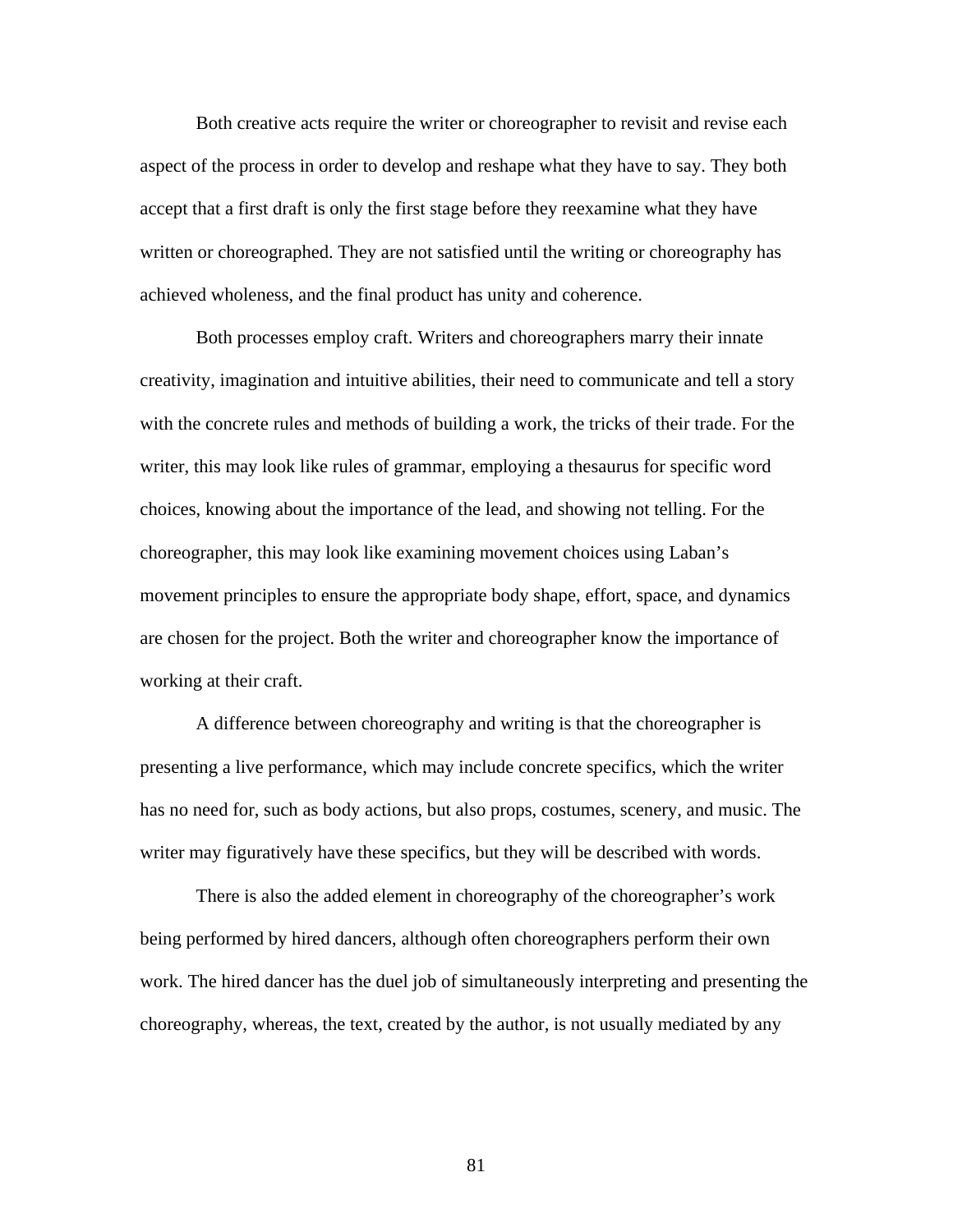Both creative acts require the writer or choreographer to revisit and revise each aspect of the process in order to develop and reshape what they have to say. They both accept that a first draft is only the first stage before they reexamine what they have written or choreographed. They are not satisfied until the writing or choreography has achieved wholeness, and the final product has unity and coherence.

Both processes employ craft. Writers and choreographers marry their innate creativity, imagination and intuitive abilities, their need to communicate and tell a story with the concrete rules and methods of building a work, the tricks of their trade. For the writer, this may look like rules of grammar, employing a thesaurus for specific word choices, knowing about the importance of the lead, and showing not telling. For the choreographer, this may look like examining movement choices using Laban's movement principles to ensure the appropriate body shape, effort, space, and dynamics are chosen for the project. Both the writer and choreographer know the importance of working at their craft.

A difference between choreography and writing is that the choreographer is presenting a live performance, which may include concrete specifics, which the writer has no need for, such as body actions, but also props, costumes, scenery, and music. The writer may figuratively have these specifics, but they will be described with words.

There is also the added element in choreography of the choreographer's work being performed by hired dancers, although often choreographers perform their own work. The hired dancer has the duel job of simultaneously interpreting and presenting the choreography, whereas, the text, created by the author, is not usually mediated by any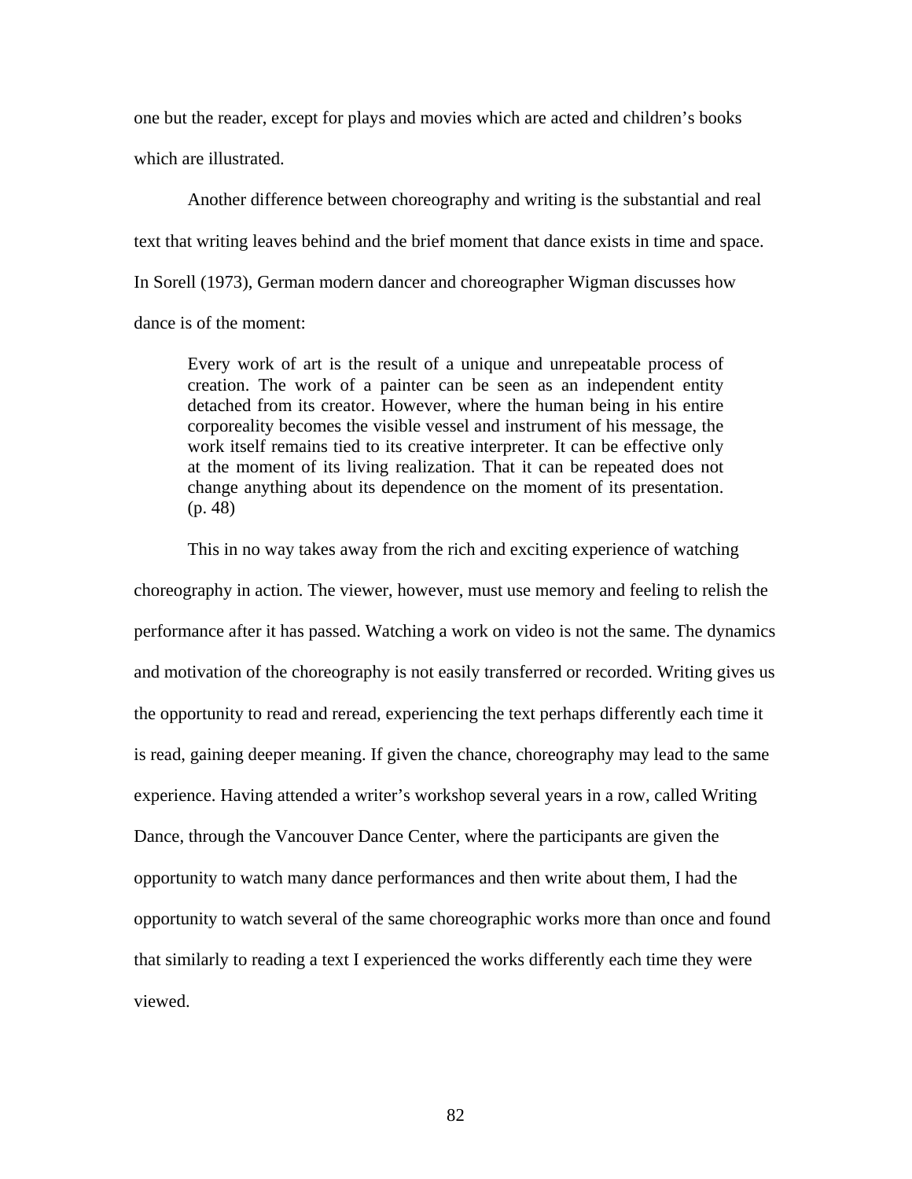one but the reader, except for plays and movies which are acted and children's books which are illustrated.

Another difference between choreography and writing is the substantial and real text that writing leaves behind and the brief moment that dance exists in time and space. In Sorell (1973), German modern dancer and choreographer Wigman discusses how dance is of the moment:

> Every work of art is the result of a unique and unrepeatable process of creation. The work of a painter can be seen as an independent entity detached from its creator. However, where the human being in his entire corporeality becomes the visible vessel and instrument of his message, the work itself remains tied to its creative interpreter. It can be effective only at the moment of its living realization. That it can be repeated does not change anything about its dependence on the moment of its presentation. (p. 48)

This in no way takes away from the rich and exciting experience of watching choreography in action. The viewer, however, must use memory and feeling to relish the performance after it has passed. Watching a work on video is not the same. The dynamics and motivation of the choreography is not easily transferred or recorded. Writing gives us the opportunity to read and reread, experiencing the text perhaps differently each time it is read, gaining deeper meaning. If given the chance, choreography may lead to the same experience. Having attended a writer's workshop several years in a row, called Writing Dance, through the Vancouver Dance Center, where the participants are given the opportunity to watch many dance performances and then write about them, I had the opportunity to watch several of the same choreographic works more than once and found that similarly to reading a text I experienced the works differently each time they were viewed.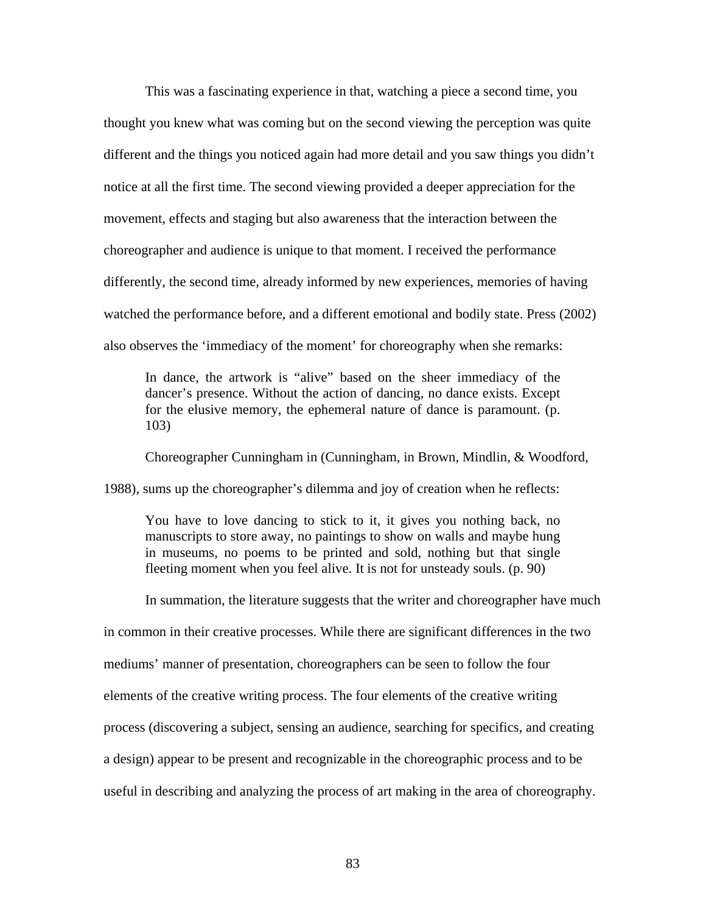This was a fascinating experience in that, watching a piece a second time, you thought you knew what was coming but on the second viewing the perception was quite different and the things you noticed again had more detail and you saw things you didn't notice at all the first time. The second viewing provided a deeper appreciation for the movement, effects and staging but also awareness that the interaction between the choreographer and audience is unique to that moment. I received the performance differently, the second time, already informed by new experiences, memories of having watched the performance before, and a different emotional and bodily state. Press (2002) also observes the 'immediacy of the moment' for choreography when she remarks:

> In dance, the artwork is "alive" based on the sheer immediacy of the dancer's presence. Without the action of dancing, no dance exists. Except for the elusive memory, the ephemeral nature of dance is paramount. (p. 103)

Choreographer Cunningham in (Cunningham, in Brown, Mindlin, & Woodford, 1988), sums up the choreographer's dilemma and joy of creation when he reflects:

> You have to love dancing to stick to it, it gives you nothing back, no manuscripts to store away, no paintings to show on walls and maybe hung in museums, no poems to be printed and sold, nothing but that single fleeting moment when you feel alive. It is not for unsteady souls. (p. 90)

In summation, the literature suggests that the writer and choreographer have much in common in their creative processes. While there are significant differences in the two mediums' manner of presentation, choreographers can be seen to follow the four elements of the creative writing process. The four elements of the creative writing process (discovering a subject, sensing an audience, searching for specifics, and creating a design) appear to be present and recognizable in the choreographic process and to be useful in describing and analyzing the process of art making in the area of choreography.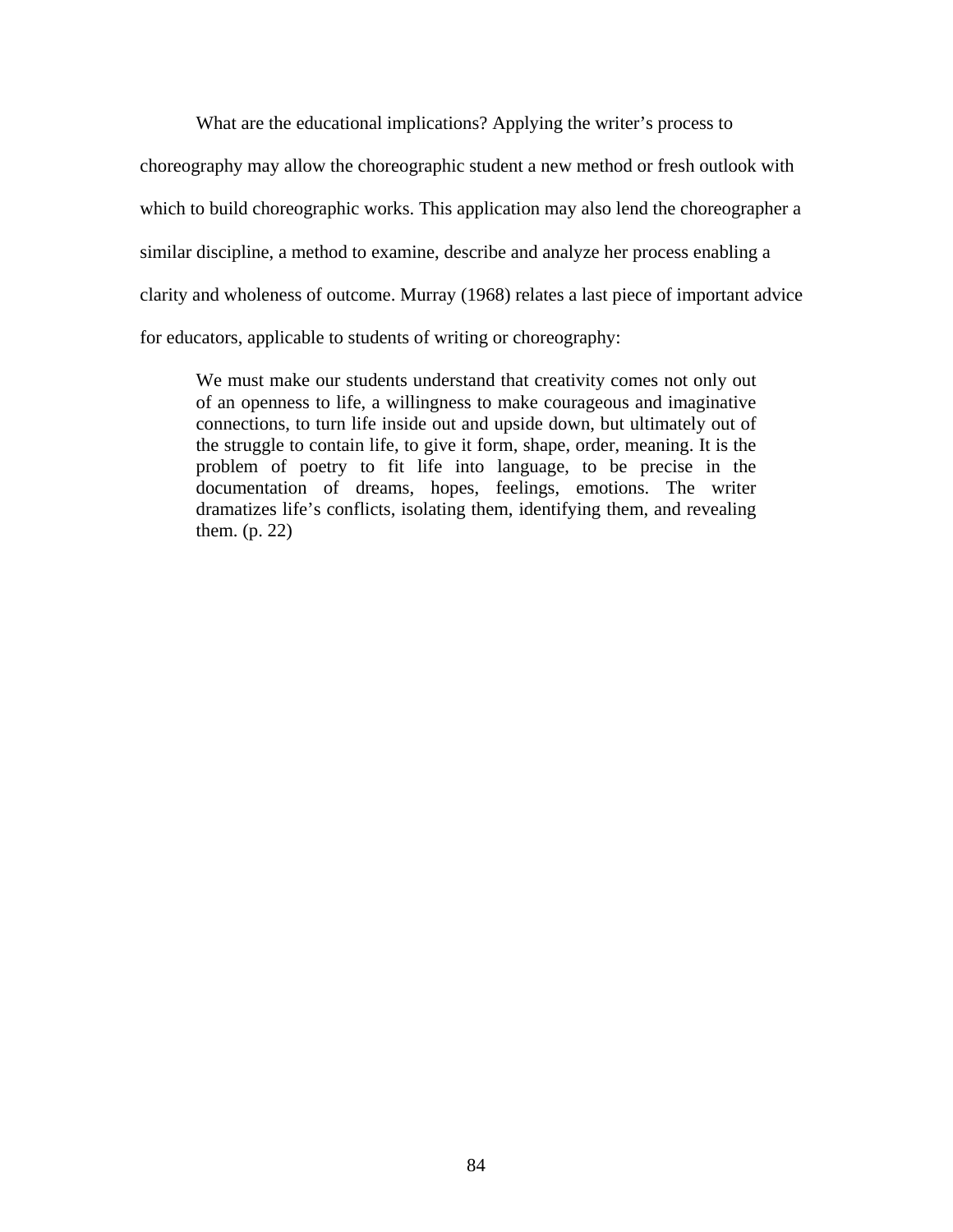What are the educational implications? Applying the writer's process to choreography may allow the choreographic student a new method or fresh outlook with which to build choreographic works. This application may also lend the choreographer a similar discipline, a method to examine, describe and analyze her process enabling a clarity and wholeness of outcome. Murray (1968) relates a last piece of important advice for educators, applicable to students of writing or choreography:

> We must make our students understand that creativity comes not only out of an openness to life, a willingness to make courageous and imaginative connections, to turn life inside out and upside down, but ultimately out of the struggle to contain life, to give it form, shape, order, meaning. It is the problem of poetry to fit life into language, to be precise in the documentation of dreams, hopes, feelings, emotions. The writer dramatizes life's conflicts, isolating them, identifying them, and revealing them. (p. 22)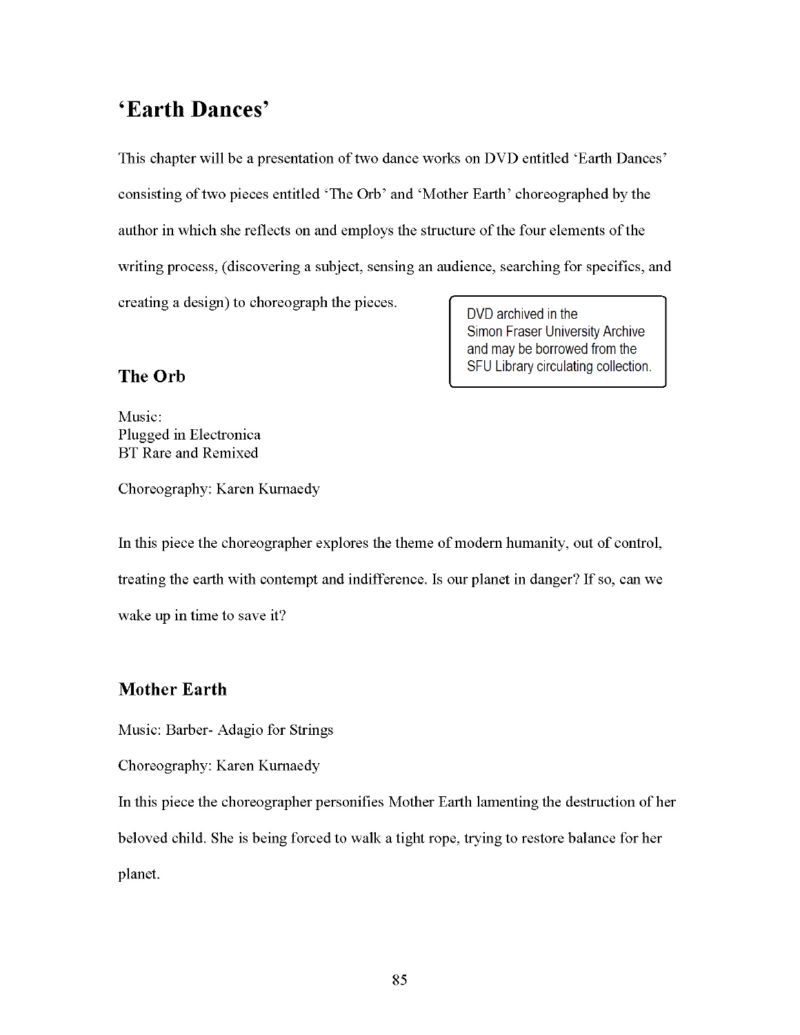# 'Earth Dances'

This chapter will be a presentation of two dance works on DVD entitled 'Earth Dances' consisting of two pieces entitled 'The Orb' and 'Mother Earth' choreographed by the author in which she reflects on and employs the structure of the four elements of the writing process, (discovering a subject, sensing an audience, searching for specifics, and creating a design) to choreograph the pieces.

DVD archived in the Simon Fraser University Archive and may be borrowed from the SFU Library circulating collection.

## The Orb

Music:
Plugged in Electronica
BT Rare and Remixed

Choreography: Karen Kurnaedy

In this piece the choreographer explores the theme of modern humanity, out of control, treating the earth with contempt and indifference. Is our planet in danger? If so, can we wake up in time to save it?

## Mother Earth

Music: Barber- Adagio for Strings

Choreography: Karen Kurnaedy

In this piece the choreographer personifies Mother Earth lamenting the destruction of her beloved child. She is being forced to walk a tight rope, trying to restore balance for her planet.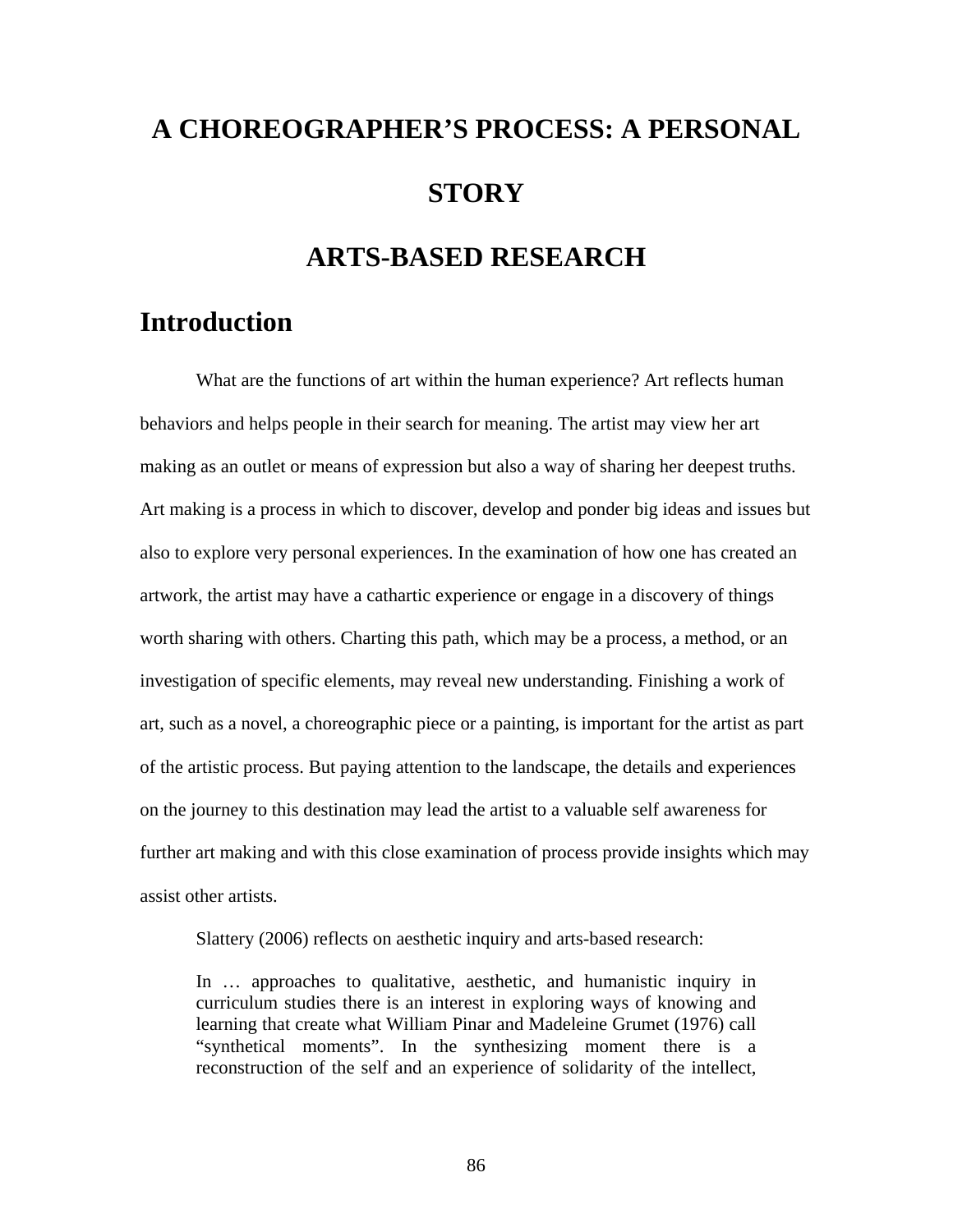# A CHOREOGRAPHER'S PROCESS: A PERSONAL STORY

# ARTS-BASED RESEARCH

## Introduction

What are the functions of art within the human experience? Art reflects human behaviors and helps people in their search for meaning. The artist may view her art making as an outlet or means of expression but also a way of sharing her deepest truths. Art making is a process in which to discover, develop and ponder big ideas and issues but also to explore very personal experiences. In the examination of how one has created an artwork, the artist may have a cathartic experience or engage in a discovery of things worth sharing with others. Charting this path, which may be a process, a method, or an investigation of specific elements, may reveal new understanding. Finishing a work of art, such as a novel, a choreographic piece or a painting, is important for the artist as part of the artistic process. But paying attention to the landscape, the details and experiences on the journey to this destination may lead the artist to a valuable self awareness for further art making and with this close examination of process provide insights which may assist other artists.

Slattery (2006) reflects on aesthetic inquiry and arts-based research:

> In … approaches to qualitative, aesthetic, and humanistic inquiry in curriculum studies there is an interest in exploring ways of knowing and learning that create what William Pinar and Madeleine Grumet (1976) call "synthetical moments". In the synthesizing moment there is a reconstruction of the self and an experience of solidarity of the intellect,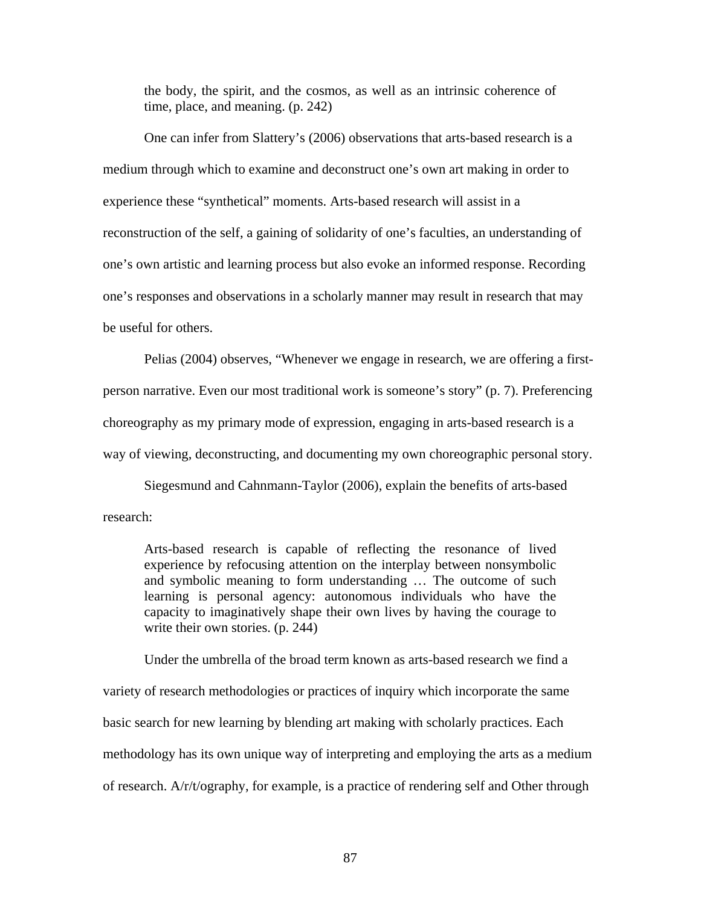> the body, the spirit, and the cosmos, as well as an intrinsic coherence of time, place, and meaning. (p. 242)

One can infer from Slattery's (2006) observations that arts-based research is a medium through which to examine and deconstruct one's own art making in order to experience these "synthetical" moments. Arts-based research will assist in a reconstruction of the self, a gaining of solidarity of one's faculties, an understanding of one's own artistic and learning process but also evoke an informed response. Recording one's responses and observations in a scholarly manner may result in research that may be useful for others.

Pelias (2004) observes, "Whenever we engage in research, we are offering a first-person narrative. Even our most traditional work is someone's story" (p. 7). Preferencing choreography as my primary mode of expression, engaging in arts-based research is a way of viewing, deconstructing, and documenting my own choreographic personal story.

Siegesmund and Cahnmann-Taylor (2006), explain the benefits of arts-based research:

> Arts-based research is capable of reflecting the resonance of lived experience by refocusing attention on the interplay between nonsymbolic and symbolic meaning to form understanding … The outcome of such learning is personal agency: autonomous individuals who have the capacity to imaginatively shape their own lives by having the courage to write their own stories. (p. 244)

Under the umbrella of the broad term known as arts-based research we find a variety of research methodologies or practices of inquiry which incorporate the same basic search for new learning by blending art making with scholarly practices. Each methodology has its own unique way of interpreting and employing the arts as a medium of research. A/r/t/ography, for example, is a practice of rendering self and Other through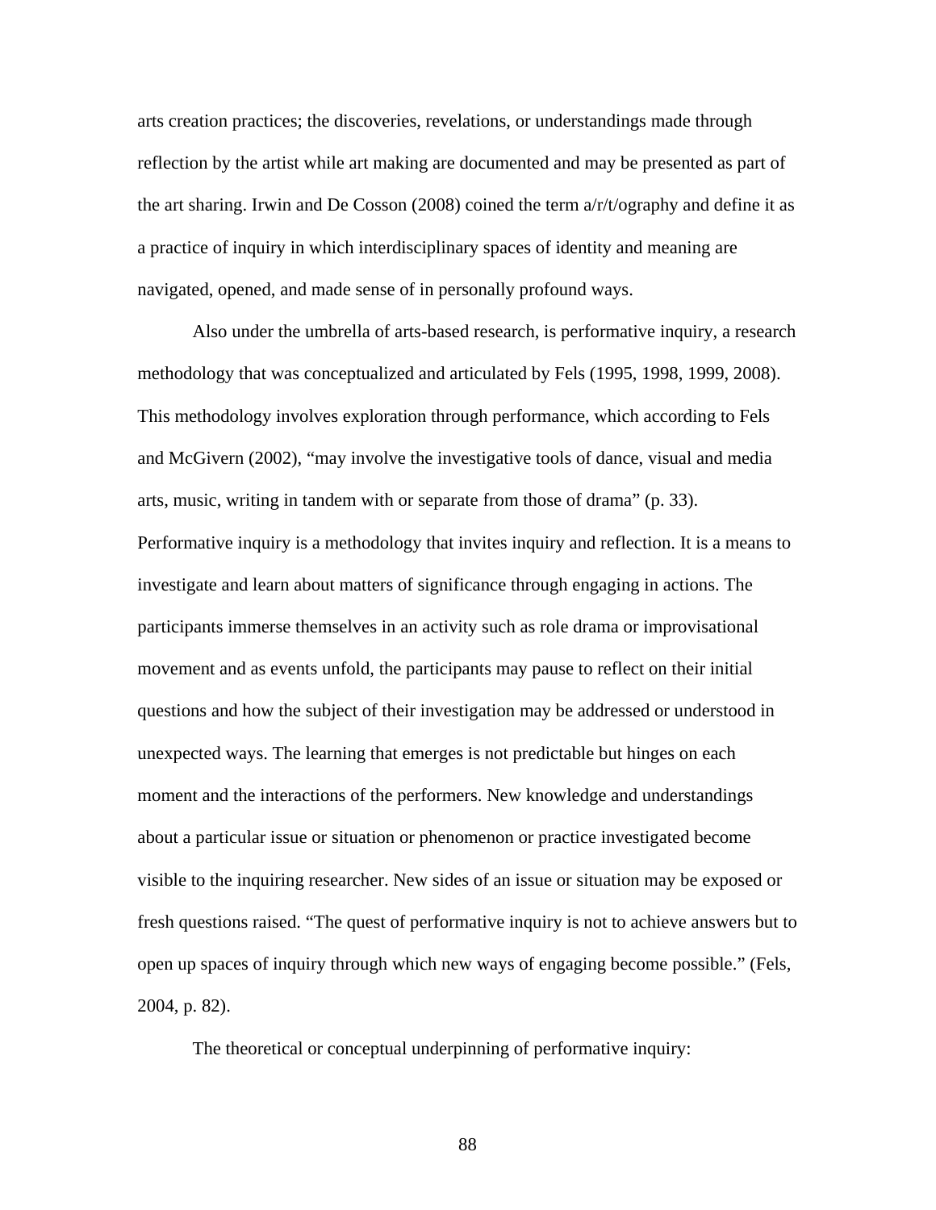arts creation practices; the discoveries, revelations, or understandings made through reflection by the artist while art making are documented and may be presented as part of the art sharing. Irwin and De Cosson (2008) coined the term a/r/t/ography and define it as a practice of inquiry in which interdisciplinary spaces of identity and meaning are navigated, opened, and made sense of in personally profound ways.

Also under the umbrella of arts-based research, is performative inquiry, a research methodology that was conceptualized and articulated by Fels (1995, 1998, 1999, 2008). This methodology involves exploration through performance, which according to Fels and McGivern (2002), "may involve the investigative tools of dance, visual and media arts, music, writing in tandem with or separate from those of drama" (p. 33). Performative inquiry is a methodology that invites inquiry and reflection. It is a means to investigate and learn about matters of significance through engaging in actions. The participants immerse themselves in an activity such as role drama or improvisational movement and as events unfold, the participants may pause to reflect on their initial questions and how the subject of their investigation may be addressed or understood in unexpected ways. The learning that emerges is not predictable but hinges on each moment and the interactions of the performers. New knowledge and understandings about a particular issue or situation or phenomenon or practice investigated become visible to the inquiring researcher. New sides of an issue or situation may be exposed or fresh questions raised. "The quest of performative inquiry is not to achieve answers but to open up spaces of inquiry through which new ways of engaging become possible." (Fels, 2004, p. 82).

The theoretical or conceptual underpinning of performative inquiry: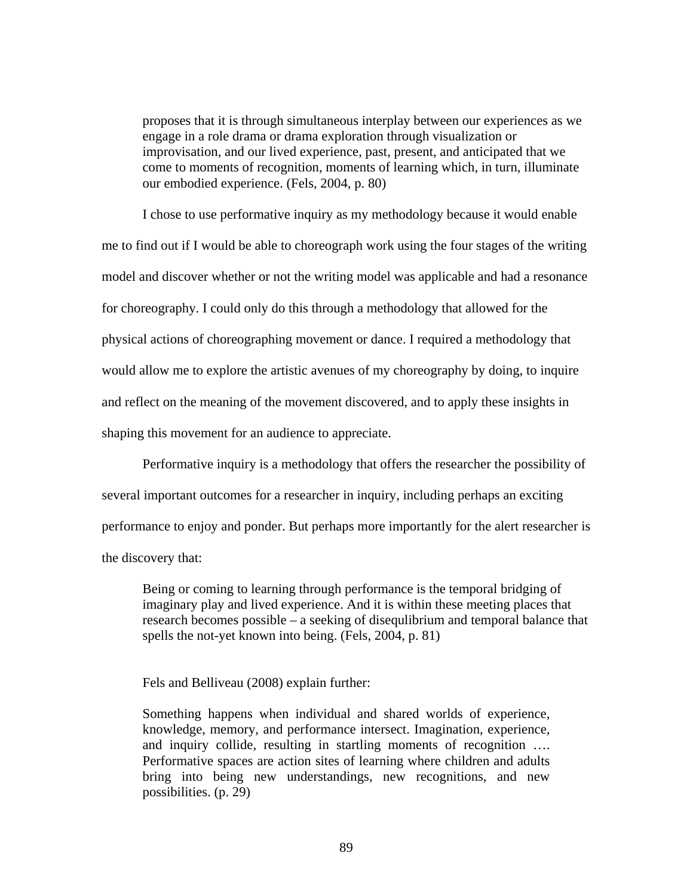> proposes that it is through simultaneous interplay between our experiences as we engage in a role drama or drama exploration through visualization or improvisation, and our lived experience, past, present, and anticipated that we come to moments of recognition, moments of learning which, in turn, illuminate our embodied experience. (Fels, 2004, p. 80)

I chose to use performative inquiry as my methodology because it would enable me to find out if I would be able to choreograph work using the four stages of the writing model and discover whether or not the writing model was applicable and had a resonance for choreography. I could only do this through a methodology that allowed for the physical actions of choreographing movement or dance. I required a methodology that would allow me to explore the artistic avenues of my choreography by doing, to inquire and reflect on the meaning of the movement discovered, and to apply these insights in shaping this movement for an audience to appreciate.

Performative inquiry is a methodology that offers the researcher the possibility of several important outcomes for a researcher in inquiry, including perhaps an exciting performance to enjoy and ponder. But perhaps more importantly for the alert researcher is the discovery that:

> Being or coming to learning through performance is the temporal bridging of imaginary play and lived experience. And it is within these meeting places that research becomes possible – a seeking of disequlibrium and temporal balance that spells the not-yet known into being. (Fels, 2004, p. 81)

Fels and Belliveau (2008) explain further:

> Something happens when individual and shared worlds of experience, knowledge, memory, and performance intersect. Imagination, experience, and inquiry collide, resulting in startling moments of recognition …. Performative spaces are action sites of learning where children and adults bring into being new understandings, new recognitions, and new possibilities. (p. 29)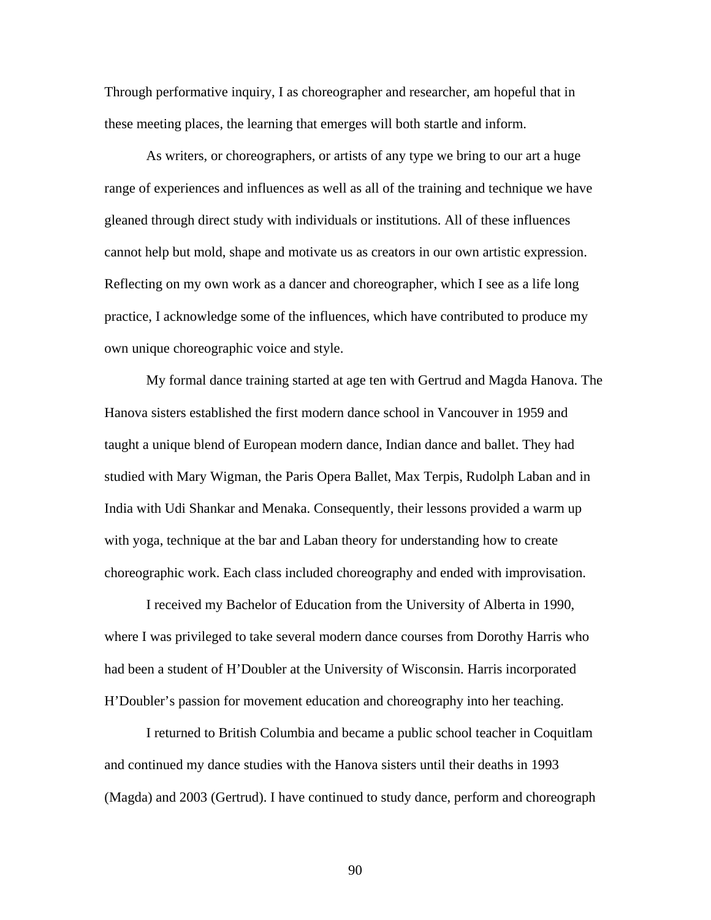Through performative inquiry, I as choreographer and researcher, am hopeful that in these meeting places, the learning that emerges will both startle and inform.

As writers, or choreographers, or artists of any type we bring to our art a huge range of experiences and influences as well as all of the training and technique we have gleaned through direct study with individuals or institutions. All of these influences cannot help but mold, shape and motivate us as creators in our own artistic expression. Reflecting on my own work as a dancer and choreographer, which I see as a life long practice, I acknowledge some of the influences, which have contributed to produce my own unique choreographic voice and style.

My formal dance training started at age ten with Gertrud and Magda Hanova. The Hanova sisters established the first modern dance school in Vancouver in 1959 and taught a unique blend of European modern dance, Indian dance and ballet. They had studied with Mary Wigman, the Paris Opera Ballet, Max Terpis, Rudolph Laban and in India with Udi Shankar and Menaka. Consequently, their lessons provided a warm up with yoga, technique at the bar and Laban theory for understanding how to create choreographic work. Each class included choreography and ended with improvisation.

I received my Bachelor of Education from the University of Alberta in 1990, where I was privileged to take several modern dance courses from Dorothy Harris who had been a student of H'Doubler at the University of Wisconsin. Harris incorporated H'Doubler's passion for movement education and choreography into her teaching.

I returned to British Columbia and became a public school teacher in Coquitlam and continued my dance studies with the Hanova sisters until their deaths in 1993 (Magda) and 2003 (Gertrud). I have continued to study dance, perform and choreograph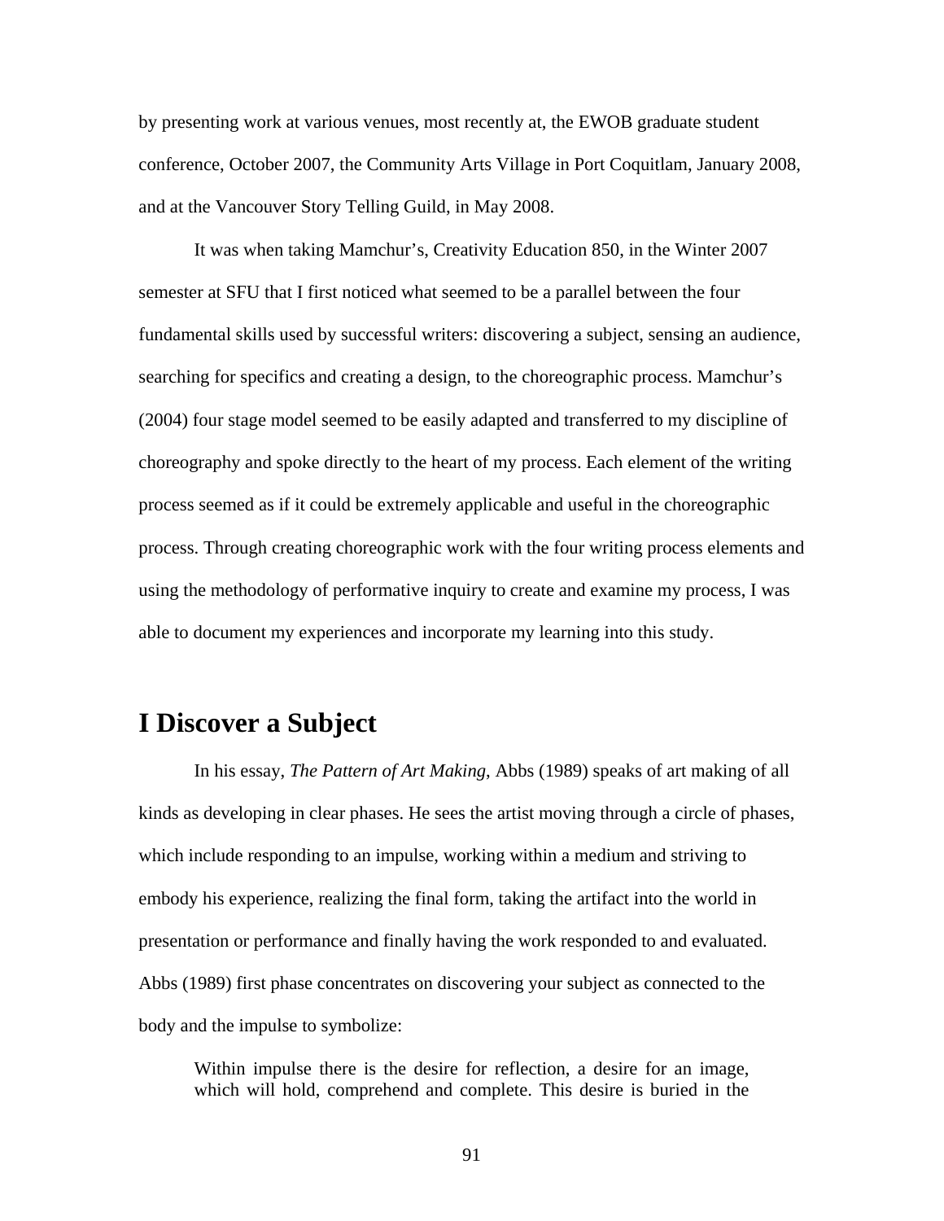by presenting work at various venues, most recently at, the EWOB graduate student conference, October 2007, the Community Arts Village in Port Coquitlam, January 2008, and at the Vancouver Story Telling Guild, in May 2008.

It was when taking Mamchur's, Creativity Education 850, in the Winter 2007 semester at SFU that I first noticed what seemed to be a parallel between the four fundamental skills used by successful writers: discovering a subject, sensing an audience, searching for specifics and creating a design, to the choreographic process. Mamchur's (2004) four stage model seemed to be easily adapted and transferred to my discipline of choreography and spoke directly to the heart of my process. Each element of the writing process seemed as if it could be extremely applicable and useful in the choreographic process. Through creating choreographic work with the four writing process elements and using the methodology of performative inquiry to create and examine my process, I was able to document my experiences and incorporate my learning into this study.

## I Discover a Subject

In his essay, *The Pattern of Art Making*, Abbs (1989) speaks of art making of all kinds as developing in clear phases. He sees the artist moving through a circle of phases, which include responding to an impulse, working within a medium and striving to embody his experience, realizing the final form, taking the artifact into the world in presentation or performance and finally having the work responded to and evaluated. Abbs (1989) first phase concentrates on discovering your subject as connected to the body and the impulse to symbolize:

> Within impulse there is the desire for reflection, a desire for an image, which will hold, comprehend and complete. This desire is buried in the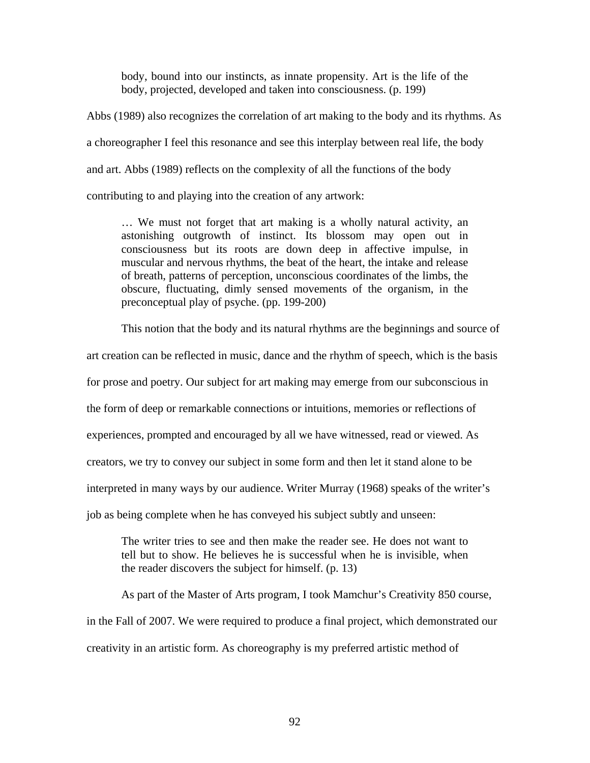> body, bound into our instincts, as innate propensity. Art is the life of the body, projected, developed and taken into consciousness. (p. 199)

Abbs (1989) also recognizes the correlation of art making to the body and its rhythms. As a choreographer I feel this resonance and see this interplay between real life, the body and art. Abbs (1989) reflects on the complexity of all the functions of the body contributing to and playing into the creation of any artwork:

> … We must not forget that art making is a wholly natural activity, an astonishing outgrowth of instinct. Its blossom may open out in consciousness but its roots are down deep in affective impulse, in muscular and nervous rhythms, the beat of the heart, the intake and release of breath, patterns of perception, unconscious coordinates of the limbs, the obscure, fluctuating, dimly sensed movements of the organism, in the preconceptual play of psyche. (pp. 199-200)

This notion that the body and its natural rhythms are the beginnings and source of art creation can be reflected in music, dance and the rhythm of speech, which is the basis for prose and poetry. Our subject for art making may emerge from our subconscious in the form of deep or remarkable connections or intuitions, memories or reflections of experiences, prompted and encouraged by all we have witnessed, read or viewed. As creators, we try to convey our subject in some form and then let it stand alone to be interpreted in many ways by our audience. Writer Murray (1968) speaks of the writer's job as being complete when he has conveyed his subject subtly and unseen:

> The writer tries to see and then make the reader see. He does not want to tell but to show. He believes he is successful when he is invisible, when the reader discovers the subject for himself. (p. 13)

As part of the Master of Arts program, I took Mamchur's Creativity 850 course, in the Fall of 2007. We were required to produce a final project, which demonstrated our creativity in an artistic form. As choreography is my preferred artistic method of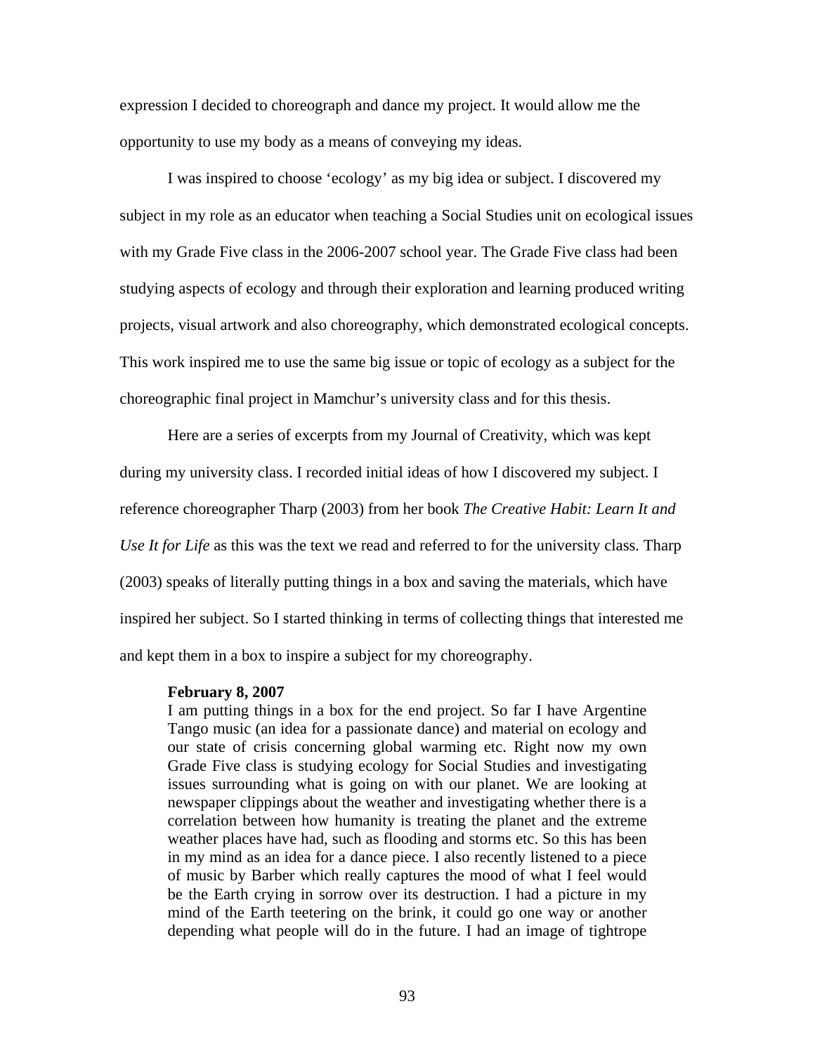expression I decided to choreograph and dance my project. It would allow me the opportunity to use my body as a means of conveying my ideas.

I was inspired to choose 'ecology' as my big idea or subject. I discovered my subject in my role as an educator when teaching a Social Studies unit on ecological issues with my Grade Five class in the 2006-2007 school year. The Grade Five class had been studying aspects of ecology and through their exploration and learning produced writing projects, visual artwork and also choreography, which demonstrated ecological concepts. This work inspired me to use the same big issue or topic of ecology as a subject for the choreographic final project in Mamchur's university class and for this thesis.

Here are a series of excerpts from my Journal of Creativity, which was kept during my university class. I recorded initial ideas of how I discovered my subject. I reference choreographer Tharp (2003) from her book *The Creative Habit: Learn It and Use It for Life* as this was the text we read and referred to for the university class. Tharp (2003) speaks of literally putting things in a box and saving the materials, which have inspired her subject. So I started thinking in terms of collecting things that interested me and kept them in a box to inspire a subject for my choreography.

> **February 8, 2007**
> I am putting things in a box for the end project. So far I have Argentine Tango music (an idea for a passionate dance) and material on ecology and our state of crisis concerning global warming etc. Right now my own Grade Five class is studying ecology for Social Studies and investigating issues surrounding what is going on with our planet. We are looking at newspaper clippings about the weather and investigating whether there is a correlation between how humanity is treating the planet and the extreme weather places have had, such as flooding and storms etc. So this has been in my mind as an idea for a dance piece. I also recently listened to a piece of music by Barber which really captures the mood of what I feel would be the Earth crying in sorrow over its destruction. I had a picture in my mind of the Earth teetering on the brink, it could go one way or another depending what people will do in the future. I had an image of tightrope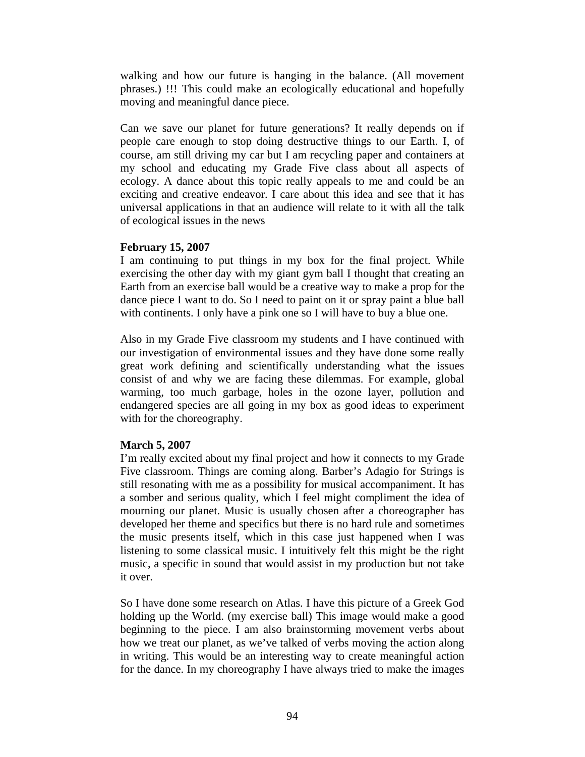walking and how our future is hanging in the balance. (All movement phrases.) !!! This could make an ecologically educational and hopefully moving and meaningful dance piece.

Can we save our planet for future generations? It really depends on if people care enough to stop doing destructive things to our Earth. I, of course, am still driving my car but I am recycling paper and containers at my school and educating my Grade Five class about all aspects of ecology. A dance about this topic really appeals to me and could be an exciting and creative endeavor. I care about this idea and see that it has universal applications in that an audience will relate to it with all the talk of ecological issues in the news

**February 15, 2007**
I am continuing to put things in my box for the final project. While exercising the other day with my giant gym ball I thought that creating an Earth from an exercise ball would be a creative way to make a prop for the dance piece I want to do. So I need to paint on it or spray paint a blue ball with continents. I only have a pink one so I will have to buy a blue one.

Also in my Grade Five classroom my students and I have continued with our investigation of environmental issues and they have done some really great work defining and scientifically understanding what the issues consist of and why we are facing these dilemmas. For example, global warming, too much garbage, holes in the ozone layer, pollution and endangered species are all going in my box as good ideas to experiment with for the choreography.

**March 5, 2007**
I'm really excited about my final project and how it connects to my Grade Five classroom. Things are coming along. Barber's Adagio for Strings is still resonating with me as a possibility for musical accompaniment. It has a somber and serious quality, which I feel might compliment the idea of mourning our planet. Music is usually chosen after a choreographer has developed her theme and specifics but there is no hard rule and sometimes the music presents itself, which in this case just happened when I was listening to some classical music. I intuitively felt this might be the right music, a specific in sound that would assist in my production but not take it over.

So I have done some research on Atlas. I have this picture of a Greek God holding up the World. (my exercise ball) This image would make a good beginning to the piece. I am also brainstorming movement verbs about how we treat our planet, as we've talked of verbs moving the action along in writing. This would be an interesting way to create meaningful action for the dance. In my choreography I have always tried to make the images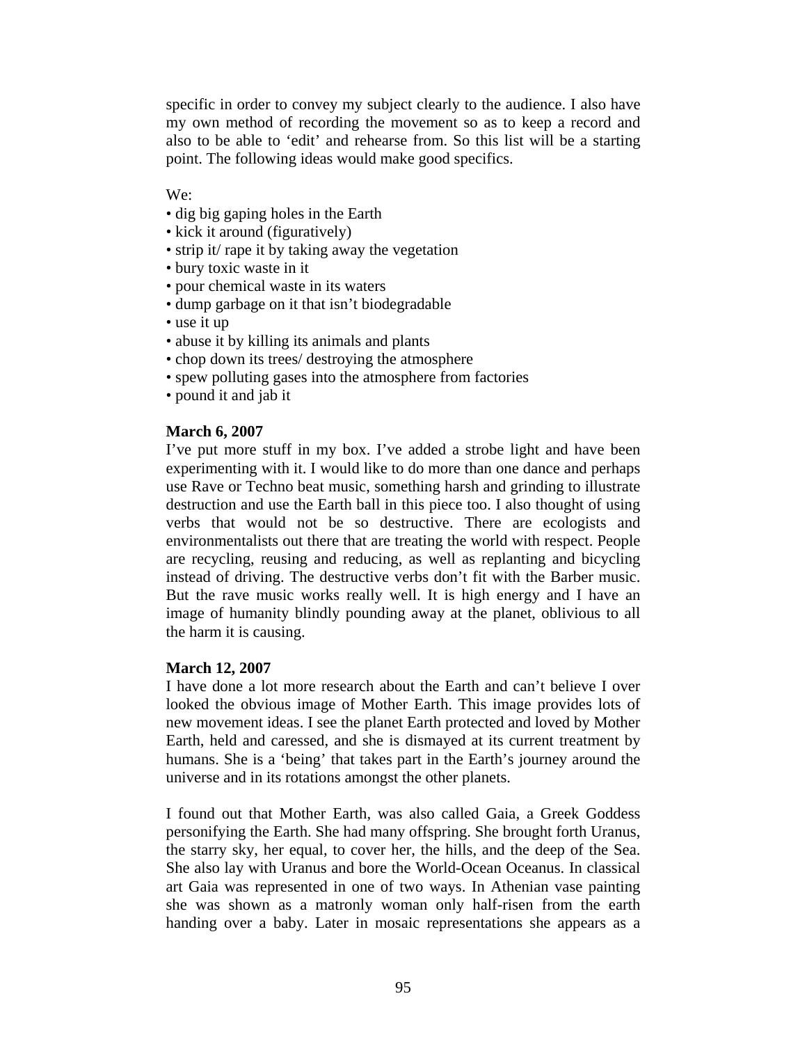specific in order to convey my subject clearly to the audience. I also have my own method of recording the movement so as to keep a record and also to be able to 'edit' and rehearse from. So this list will be a starting point. The following ideas would make good specifics.

We:

- dig big gaping holes in the Earth
- kick it around (figuratively)
- strip it/ rape it by taking away the vegetation
- bury toxic waste in it
- pour chemical waste in its waters
- dump garbage on it that isn't biodegradable
- use it up
- abuse it by killing its animals and plants
- chop down its trees/ destroying the atmosphere
- spew polluting gases into the atmosphere from factories
- pound it and jab it

**March 6, 2007**

I've put more stuff in my box. I've added a strobe light and have been experimenting with it. I would like to do more than one dance and perhaps use Rave or Techno beat music, something harsh and grinding to illustrate destruction and use the Earth ball in this piece too. I also thought of using verbs that would not be so destructive. There are ecologists and environmentalists out there that are treating the world with respect. People are recycling, reusing and reducing, as well as replanting and bicycling instead of driving. The destructive verbs don't fit with the Barber music. But the rave music works really well. It is high energy and I have an image of humanity blindly pounding away at the planet, oblivious to all the harm it is causing.

**March 12, 2007**

I have done a lot more research about the Earth and can't believe I over looked the obvious image of Mother Earth. This image provides lots of new movement ideas. I see the planet Earth protected and loved by Mother Earth, held and caressed, and she is dismayed at its current treatment by humans. She is a 'being' that takes part in the Earth's journey around the universe and in its rotations amongst the other planets.

I found out that Mother Earth, was also called Gaia, a Greek Goddess personifying the Earth. She had many offspring. She brought forth Uranus, the starry sky, her equal, to cover her, the hills, and the deep of the Sea. She also lay with Uranus and bore the World-Ocean Oceanus. In classical art Gaia was represented in one of two ways. In Athenian vase painting she was shown as a matronly woman only half-risen from the earth handing over a baby. Later in mosaic representations she appears as a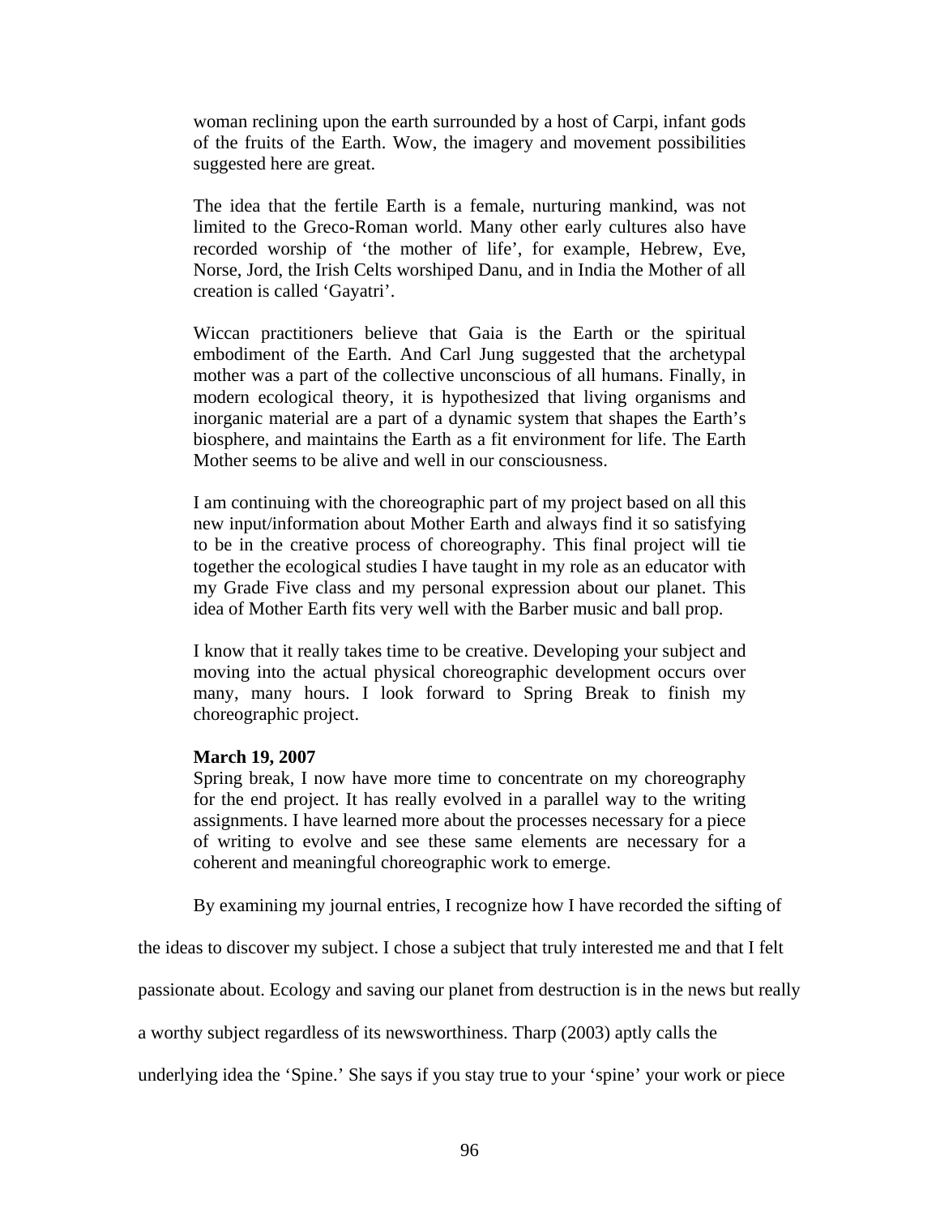woman reclining upon the earth surrounded by a host of Carpi, infant gods of the fruits of the Earth. Wow, the imagery and movement possibilities suggested here are great.

The idea that the fertile Earth is a female, nurturing mankind, was not limited to the Greco-Roman world. Many other early cultures also have recorded worship of 'the mother of life', for example, Hebrew, Eve, Norse, Jord, the Irish Celts worshiped Danu, and in India the Mother of all creation is called 'Gayatri'.

Wiccan practitioners believe that Gaia is the Earth or the spiritual embodiment of the Earth. And Carl Jung suggested that the archetypal mother was a part of the collective unconscious of all humans. Finally, in modern ecological theory, it is hypothesized that living organisms and inorganic material are a part of a dynamic system that shapes the Earth's biosphere, and maintains the Earth as a fit environment for life. The Earth Mother seems to be alive and well in our consciousness.

I am continuing with the choreographic part of my project based on all this new input/information about Mother Earth and always find it so satisfying to be in the creative process of choreography. This final project will tie together the ecological studies I have taught in my role as an educator with my Grade Five class and my personal expression about our planet. This idea of Mother Earth fits very well with the Barber music and ball prop.

I know that it really takes time to be creative. Developing your subject and moving into the actual physical choreographic development occurs over many, many hours. I look forward to Spring Break to finish my choreographic project.

**March 19, 2007**
Spring break, I now have more time to concentrate on my choreography for the end project. It has really evolved in a parallel way to the writing assignments. I have learned more about the processes necessary for a piece of writing to evolve and see these same elements are necessary for a coherent and meaningful choreographic work to emerge.

By examining my journal entries, I recognize how I have recorded the sifting of the ideas to discover my subject. I chose a subject that truly interested me and that I felt passionate about. Ecology and saving our planet from destruction is in the news but really a worthy subject regardless of its newsworthiness. Tharp (2003) aptly calls the underlying idea the 'Spine.' She says if you stay true to your 'spine' your work or piece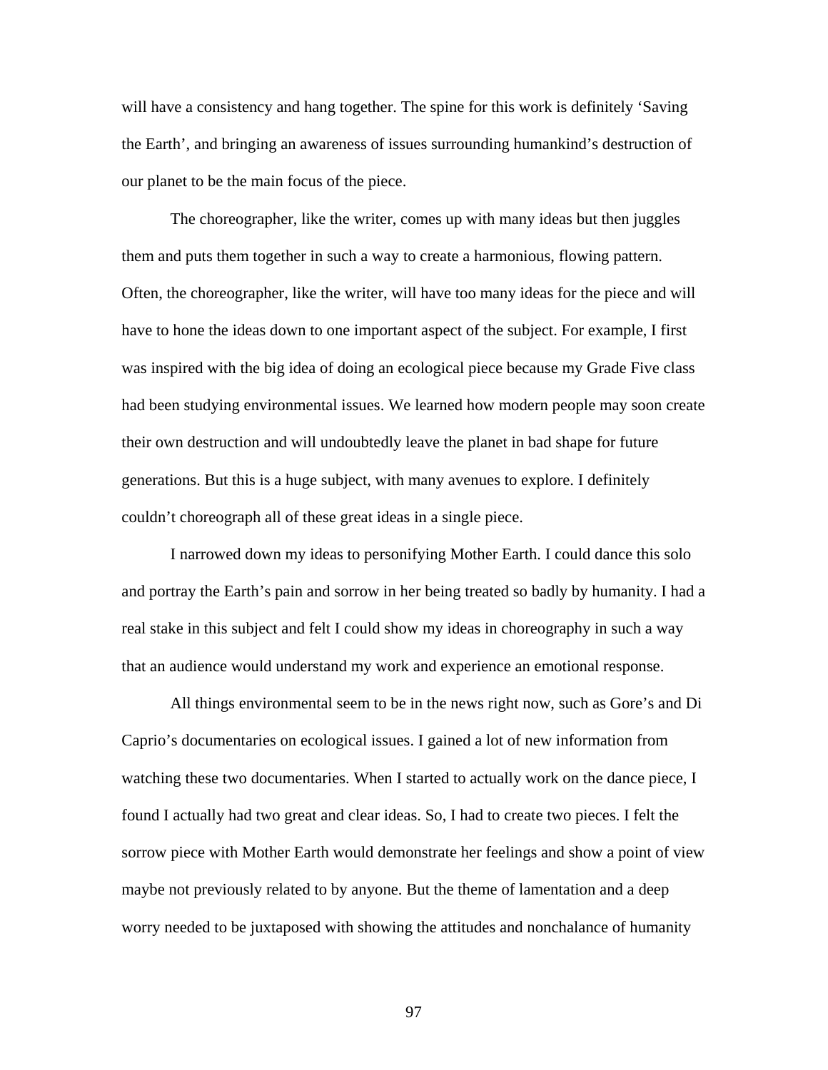will have a consistency and hang together. The spine for this work is definitely 'Saving the Earth', and bringing an awareness of issues surrounding humankind's destruction of our planet to be the main focus of the piece.

The choreographer, like the writer, comes up with many ideas but then juggles them and puts them together in such a way to create a harmonious, flowing pattern. Often, the choreographer, like the writer, will have too many ideas for the piece and will have to hone the ideas down to one important aspect of the subject. For example, I first was inspired with the big idea of doing an ecological piece because my Grade Five class had been studying environmental issues. We learned how modern people may soon create their own destruction and will undoubtedly leave the planet in bad shape for future generations. But this is a huge subject, with many avenues to explore. I definitely couldn't choreograph all of these great ideas in a single piece.

I narrowed down my ideas to personifying Mother Earth. I could dance this solo and portray the Earth's pain and sorrow in her being treated so badly by humanity. I had a real stake in this subject and felt I could show my ideas in choreography in such a way that an audience would understand my work and experience an emotional response.

All things environmental seem to be in the news right now, such as Gore's and Di Caprio's documentaries on ecological issues. I gained a lot of new information from watching these two documentaries. When I started to actually work on the dance piece, I found I actually had two great and clear ideas. So, I had to create two pieces. I felt the sorrow piece with Mother Earth would demonstrate her feelings and show a point of view maybe not previously related to by anyone. But the theme of lamentation and a deep worry needed to be juxtaposed with showing the attitudes and nonchalance of humanity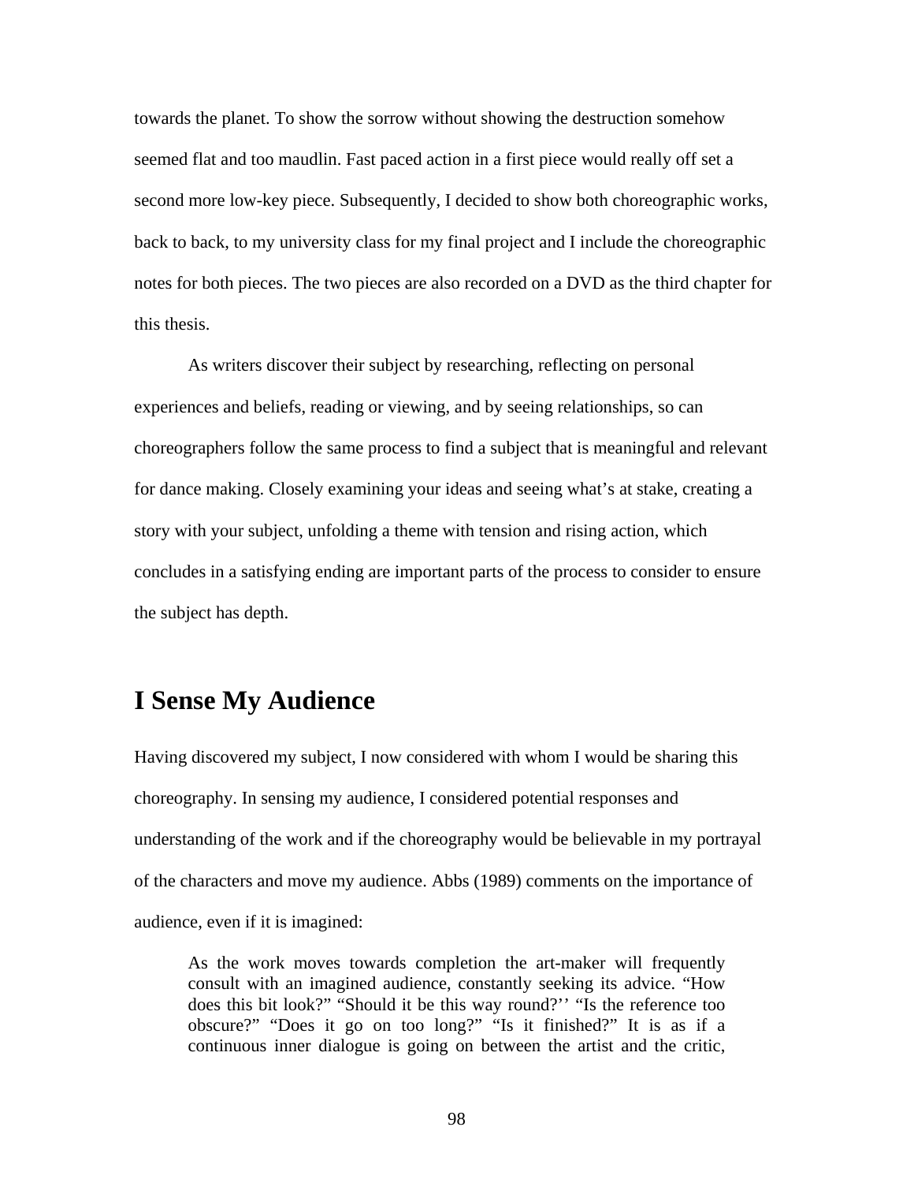towards the planet. To show the sorrow without showing the destruction somehow seemed flat and too maudlin. Fast paced action in a first piece would really off set a second more low-key piece. Subsequently, I decided to show both choreographic works, back to back, to my university class for my final project and I include the choreographic notes for both pieces. The two pieces are also recorded on a DVD as the third chapter for this thesis.

As writers discover their subject by researching, reflecting on personal experiences and beliefs, reading or viewing, and by seeing relationships, so can choreographers follow the same process to find a subject that is meaningful and relevant for dance making. Closely examining your ideas and seeing what's at stake, creating a story with your subject, unfolding a theme with tension and rising action, which concludes in a satisfying ending are important parts of the process to consider to ensure the subject has depth.

## I Sense My Audience

Having discovered my subject, I now considered with whom I would be sharing this choreography. In sensing my audience, I considered potential responses and understanding of the work and if the choreography would be believable in my portrayal of the characters and move my audience. Abbs (1989) comments on the importance of audience, even if it is imagined:

> As the work moves towards completion the art-maker will frequently consult with an imagined audience, constantly seeking its advice. "How does this bit look?" "Should it be this way round?'' "Is the reference too obscure?" "Does it go on too long?" "Is it finished?" It is as if a continuous inner dialogue is going on between the artist and the critic,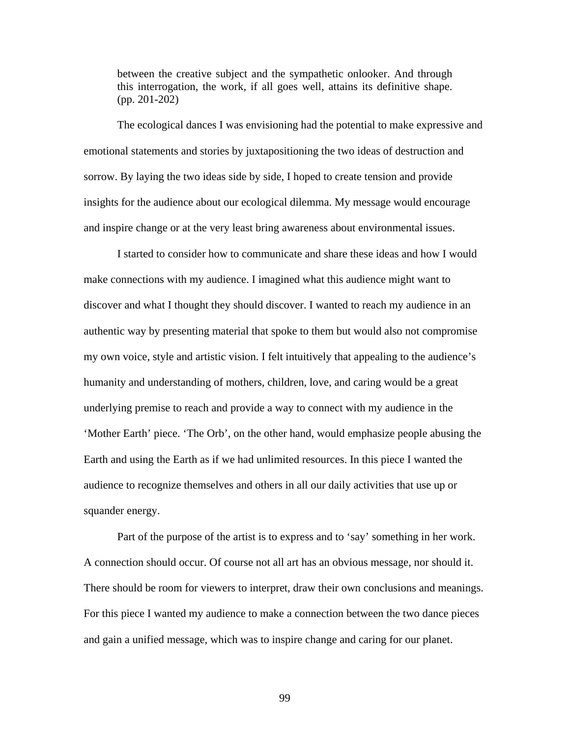> between the creative subject and the sympathetic onlooker. And through this interrogation, the work, if all goes well, attains its definitive shape. (pp. 201-202)

The ecological dances I was envisioning had the potential to make expressive and emotional statements and stories by juxtapositioning the two ideas of destruction and sorrow. By laying the two ideas side by side, I hoped to create tension and provide insights for the audience about our ecological dilemma. My message would encourage and inspire change or at the very least bring awareness about environmental issues.

I started to consider how to communicate and share these ideas and how I would make connections with my audience. I imagined what this audience might want to discover and what I thought they should discover. I wanted to reach my audience in an authentic way by presenting material that spoke to them but would also not compromise my own voice, style and artistic vision. I felt intuitively that appealing to the audience's humanity and understanding of mothers, children, love, and caring would be a great underlying premise to reach and provide a way to connect with my audience in the 'Mother Earth' piece. 'The Orb', on the other hand, would emphasize people abusing the Earth and using the Earth as if we had unlimited resources. In this piece I wanted the audience to recognize themselves and others in all our daily activities that use up or squander energy.

Part of the purpose of the artist is to express and to 'say' something in her work. A connection should occur. Of course not all art has an obvious message, nor should it. There should be room for viewers to interpret, draw their own conclusions and meanings. For this piece I wanted my audience to make a connection between the two dance pieces and gain a unified message, which was to inspire change and caring for our planet.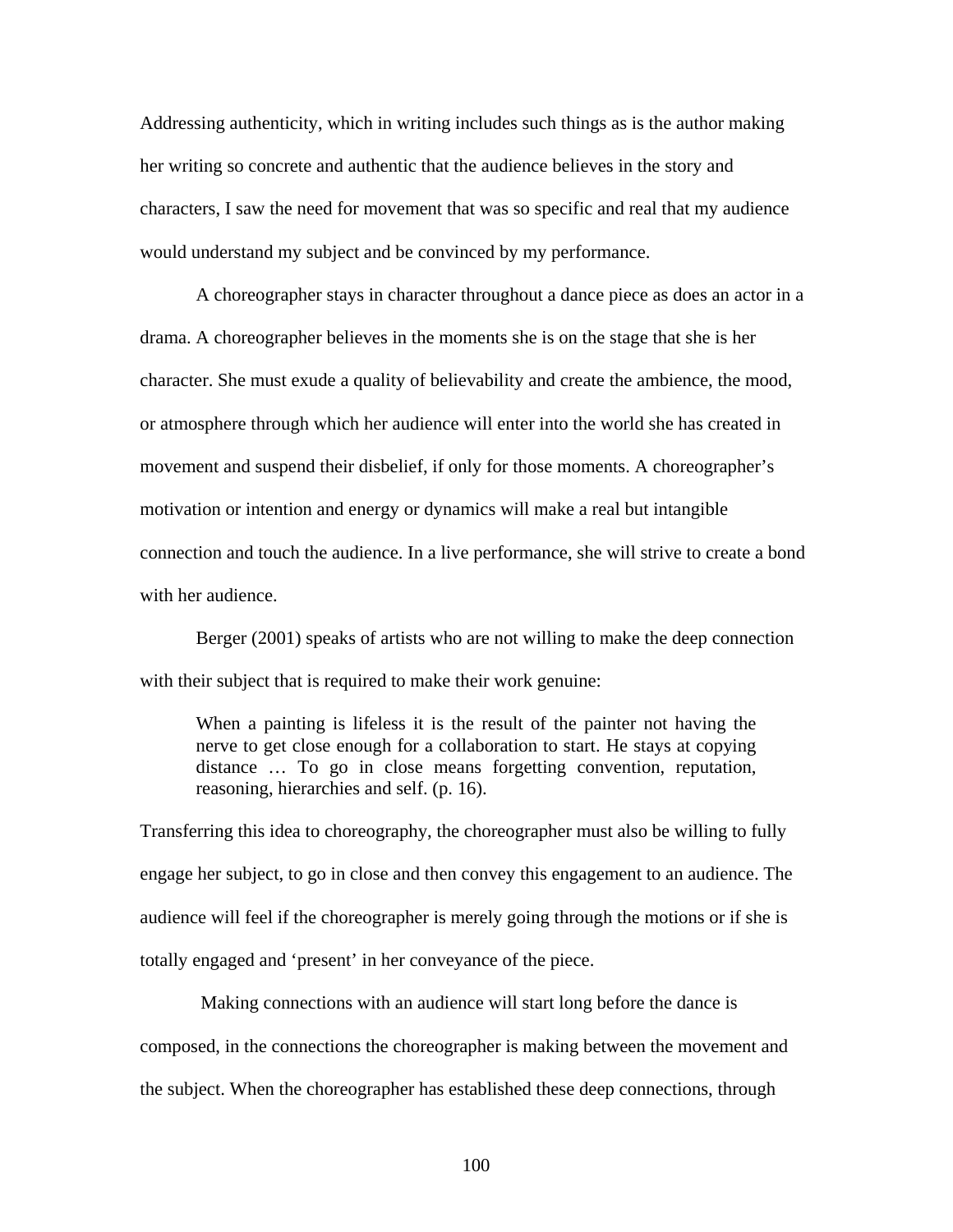Addressing authenticity, which in writing includes such things as is the author making her writing so concrete and authentic that the audience believes in the story and characters, I saw the need for movement that was so specific and real that my audience would understand my subject and be convinced by my performance.

A choreographer stays in character throughout a dance piece as does an actor in a drama. A choreographer believes in the moments she is on the stage that she is her character. She must exude a quality of believability and create the ambience, the mood, or atmosphere through which her audience will enter into the world she has created in movement and suspend their disbelief, if only for those moments. A choreographer's motivation or intention and energy or dynamics will make a real but intangible connection and touch the audience. In a live performance, she will strive to create a bond with her audience.

Berger (2001) speaks of artists who are not willing to make the deep connection with their subject that is required to make their work genuine:

> When a painting is lifeless it is the result of the painter not having the nerve to get close enough for a collaboration to start. He stays at copying distance … To go in close means forgetting convention, reputation, reasoning, hierarchies and self. (p. 16).

Transferring this idea to choreography, the choreographer must also be willing to fully engage her subject, to go in close and then convey this engagement to an audience. The audience will feel if the choreographer is merely going through the motions or if she is totally engaged and 'present' in her conveyance of the piece.

Making connections with an audience will start long before the dance is composed, in the connections the choreographer is making between the movement and the subject. When the choreographer has established these deep connections, through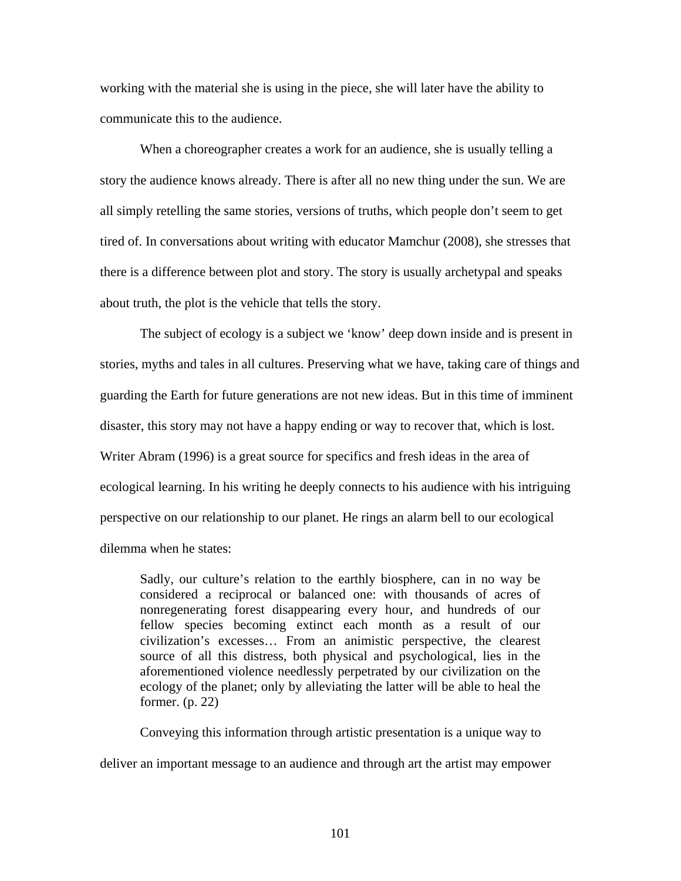working with the material she is using in the piece, she will later have the ability to communicate this to the audience.

When a choreographer creates a work for an audience, she is usually telling a story the audience knows already. There is after all no new thing under the sun. We are all simply retelling the same stories, versions of truths, which people don't seem to get tired of. In conversations about writing with educator Mamchur (2008), she stresses that there is a difference between plot and story. The story is usually archetypal and speaks about truth, the plot is the vehicle that tells the story.

The subject of ecology is a subject we 'know' deep down inside and is present in stories, myths and tales in all cultures. Preserving what we have, taking care of things and guarding the Earth for future generations are not new ideas. But in this time of imminent disaster, this story may not have a happy ending or way to recover that, which is lost. Writer Abram (1996) is a great source for specifics and fresh ideas in the area of ecological learning. In his writing he deeply connects to his audience with his intriguing perspective on our relationship to our planet. He rings an alarm bell to our ecological dilemma when he states:

> Sadly, our culture's relation to the earthly biosphere, can in no way be considered a reciprocal or balanced one: with thousands of acres of nonregenerating forest disappearing every hour, and hundreds of our fellow species becoming extinct each month as a result of our civilization's excesses… From an animistic perspective, the clearest source of all this distress, both physical and psychological, lies in the aforementioned violence needlessly perpetrated by our civilization on the ecology of the planet; only by alleviating the latter will be able to heal the former. (p. 22)

Conveying this information through artistic presentation is a unique way to deliver an important message to an audience and through art the artist may empower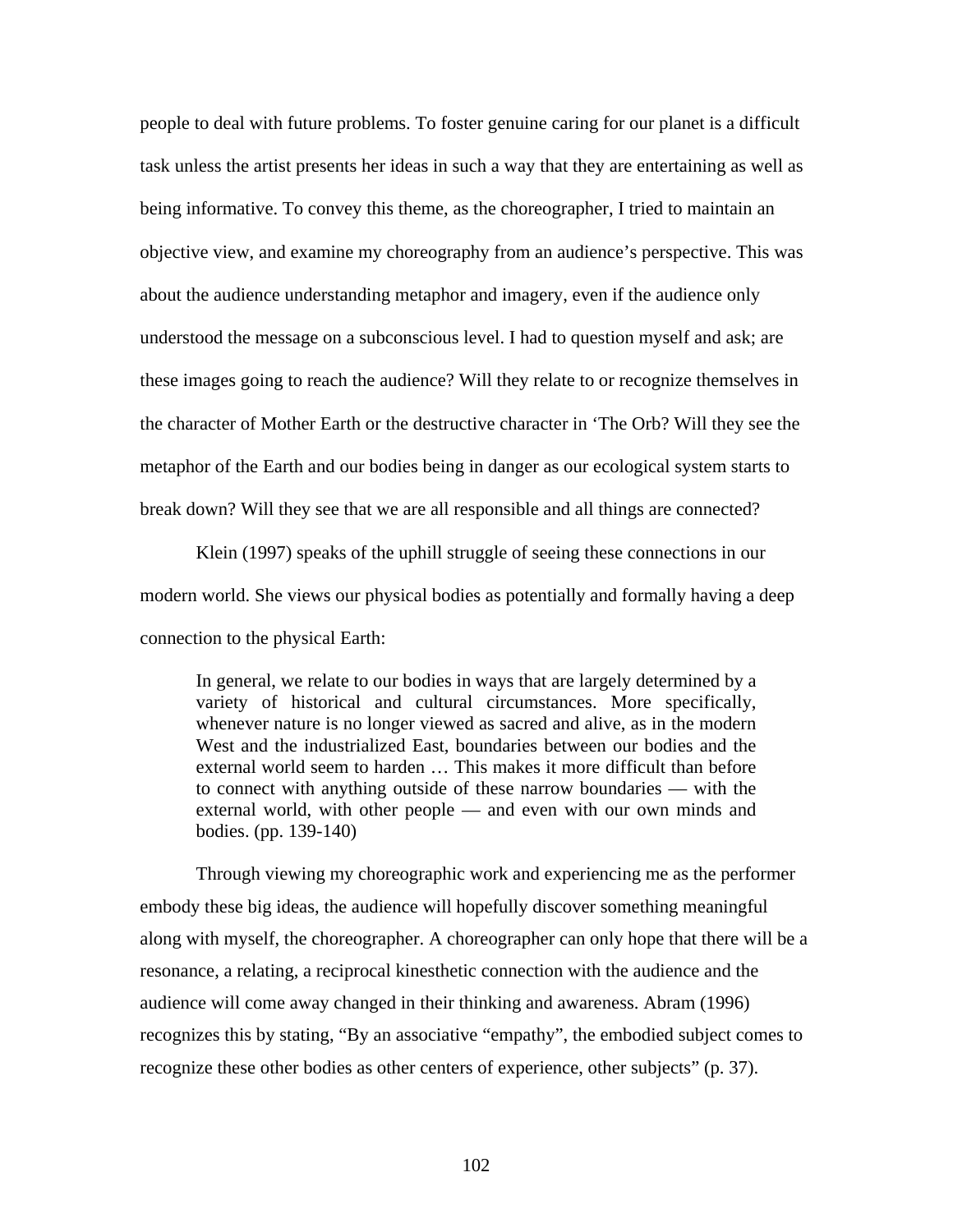people to deal with future problems. To foster genuine caring for our planet is a difficult task unless the artist presents her ideas in such a way that they are entertaining as well as being informative. To convey this theme, as the choreographer, I tried to maintain an objective view, and examine my choreography from an audience's perspective. This was about the audience understanding metaphor and imagery, even if the audience only understood the message on a subconscious level. I had to question myself and ask; are these images going to reach the audience? Will they relate to or recognize themselves in the character of Mother Earth or the destructive character in 'The Orb? Will they see the metaphor of the Earth and our bodies being in danger as our ecological system starts to break down? Will they see that we are all responsible and all things are connected?

Klein (1997) speaks of the uphill struggle of seeing these connections in our modern world. She views our physical bodies as potentially and formally having a deep connection to the physical Earth:

> In general, we relate to our bodies in ways that are largely determined by a variety of historical and cultural circumstances. More specifically, whenever nature is no longer viewed as sacred and alive, as in the modern West and the industrialized East, boundaries between our bodies and the external world seem to harden … This makes it more difficult than before to connect with anything outside of these narrow boundaries — with the external world, with other people — and even with our own minds and bodies. (pp. 139-140)

Through viewing my choreographic work and experiencing me as the performer embody these big ideas, the audience will hopefully discover something meaningful along with myself, the choreographer. A choreographer can only hope that there will be a resonance, a relating, a reciprocal kinesthetic connection with the audience and the audience will come away changed in their thinking and awareness. Abram (1996) recognizes this by stating, "By an associative "empathy", the embodied subject comes to recognize these other bodies as other centers of experience, other subjects" (p. 37).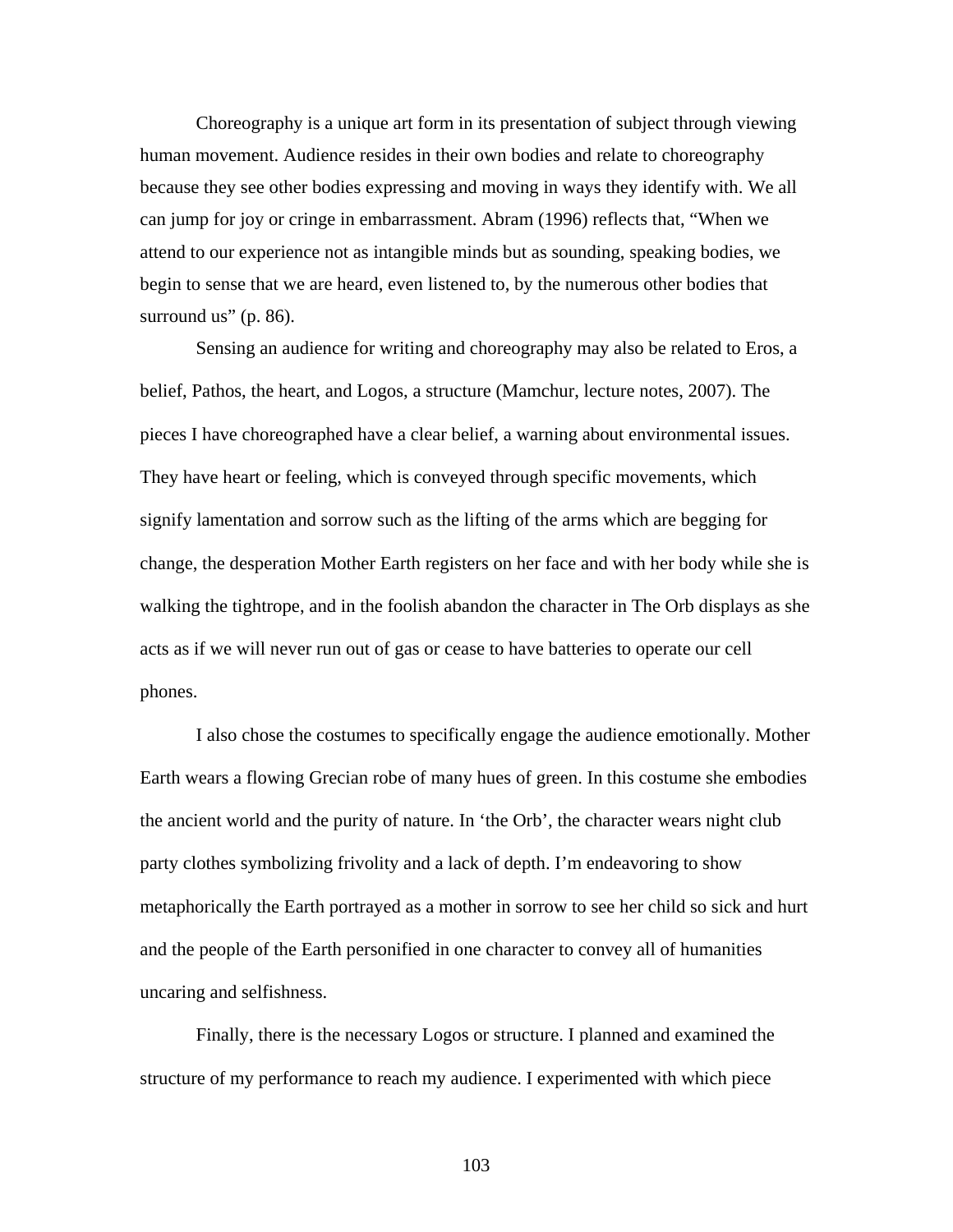Choreography is a unique art form in its presentation of subject through viewing human movement. Audience resides in their own bodies and relate to choreography because they see other bodies expressing and moving in ways they identify with. We all can jump for joy or cringe in embarrassment. Abram (1996) reflects that, "When we attend to our experience not as intangible minds but as sounding, speaking bodies, we begin to sense that we are heard, even listened to, by the numerous other bodies that surround us" (p. 86).

Sensing an audience for writing and choreography may also be related to Eros, a belief, Pathos, the heart, and Logos, a structure (Mamchur, lecture notes, 2007). The pieces I have choreographed have a clear belief, a warning about environmental issues. They have heart or feeling, which is conveyed through specific movements, which signify lamentation and sorrow such as the lifting of the arms which are begging for change, the desperation Mother Earth registers on her face and with her body while she is walking the tightrope, and in the foolish abandon the character in The Orb displays as she acts as if we will never run out of gas or cease to have batteries to operate our cell phones.

I also chose the costumes to specifically engage the audience emotionally. Mother Earth wears a flowing Grecian robe of many hues of green. In this costume she embodies the ancient world and the purity of nature. In 'the Orb', the character wears night club party clothes symbolizing frivolity and a lack of depth. I'm endeavoring to show metaphorically the Earth portrayed as a mother in sorrow to see her child so sick and hurt and the people of the Earth personified in one character to convey all of humanities uncaring and selfishness.

Finally, there is the necessary Logos or structure. I planned and examined the structure of my performance to reach my audience. I experimented with which piece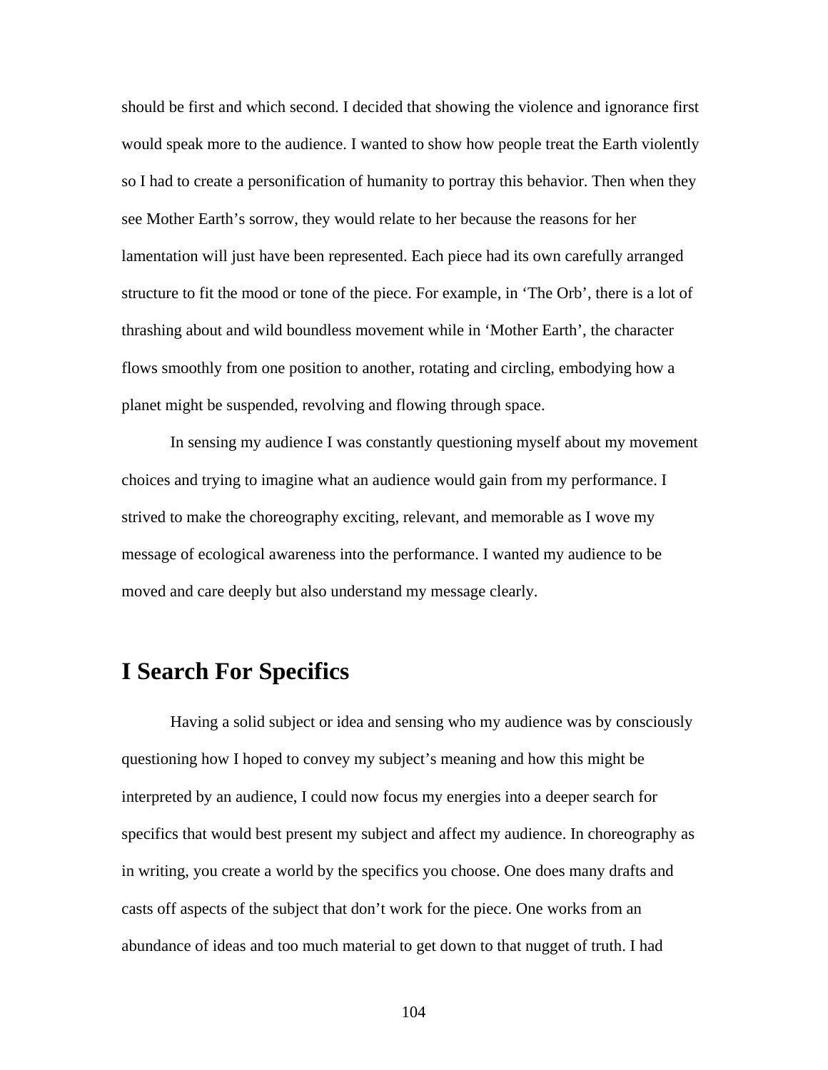should be first and which second. I decided that showing the violence and ignorance first would speak more to the audience. I wanted to show how people treat the Earth violently so I had to create a personification of humanity to portray this behavior. Then when they see Mother Earth's sorrow, they would relate to her because the reasons for her lamentation will just have been represented. Each piece had its own carefully arranged structure to fit the mood or tone of the piece. For example, in 'The Orb', there is a lot of thrashing about and wild boundless movement while in 'Mother Earth', the character flows smoothly from one position to another, rotating and circling, embodying how a planet might be suspended, revolving and flowing through space.

In sensing my audience I was constantly questioning myself about my movement choices and trying to imagine what an audience would gain from my performance. I strived to make the choreography exciting, relevant, and memorable as I wove my message of ecological awareness into the performance. I wanted my audience to be moved and care deeply but also understand my message clearly.

## I Search For Specifics

Having a solid subject or idea and sensing who my audience was by consciously questioning how I hoped to convey my subject's meaning and how this might be interpreted by an audience, I could now focus my energies into a deeper search for specifics that would best present my subject and affect my audience. In choreography as in writing, you create a world by the specifics you choose. One does many drafts and casts off aspects of the subject that don't work for the piece. One works from an abundance of ideas and too much material to get down to that nugget of truth. I had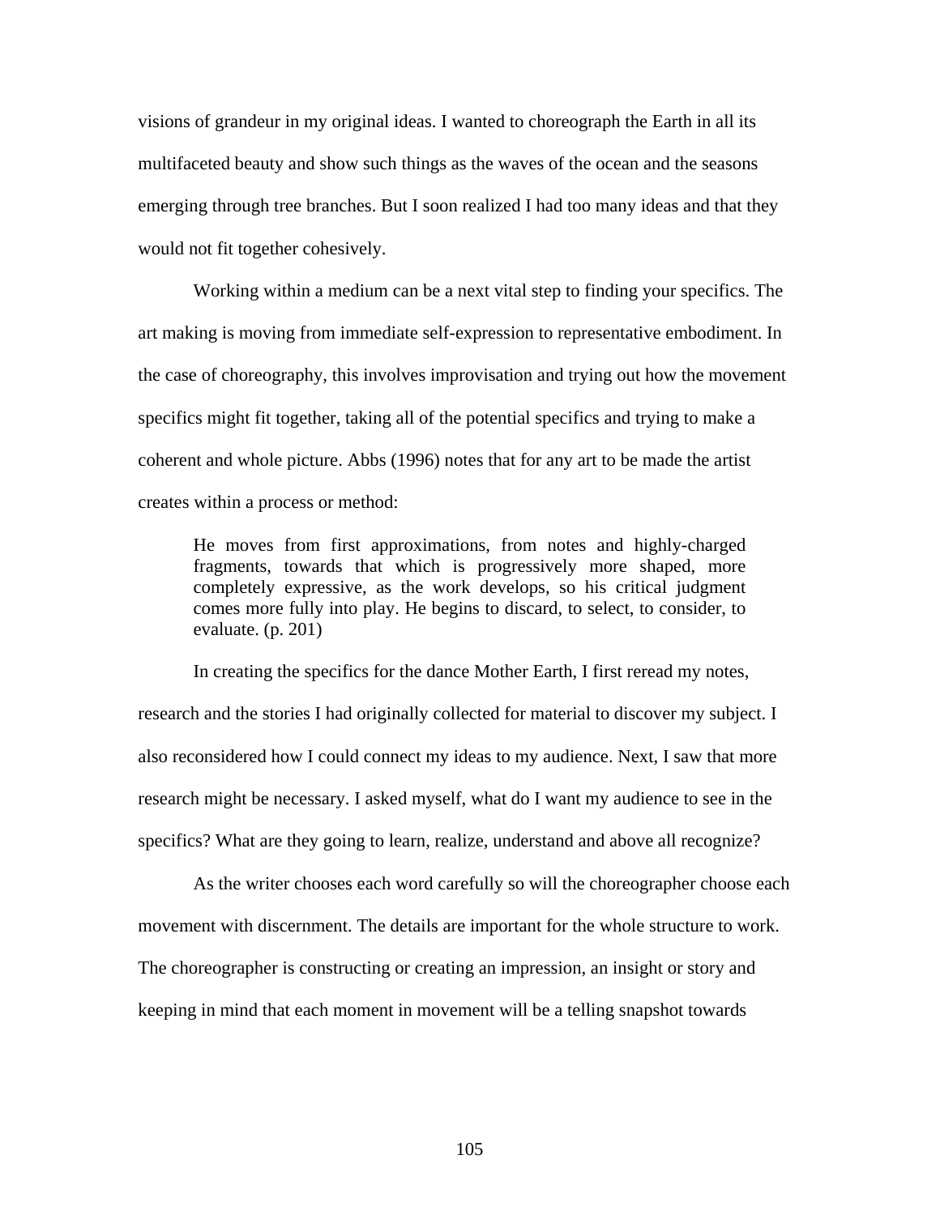visions of grandeur in my original ideas. I wanted to choreograph the Earth in all its multifaceted beauty and show such things as the waves of the ocean and the seasons emerging through tree branches. But I soon realized I had too many ideas and that they would not fit together cohesively.

Working within a medium can be a next vital step to finding your specifics. The art making is moving from immediate self-expression to representative embodiment. In the case of choreography, this involves improvisation and trying out how the movement specifics might fit together, taking all of the potential specifics and trying to make a coherent and whole picture. Abbs (1996) notes that for any art to be made the artist creates within a process or method:

> He moves from first approximations, from notes and highly-charged fragments, towards that which is progressively more shaped, more completely expressive, as the work develops, so his critical judgment comes more fully into play. He begins to discard, to select, to consider, to evaluate. (p. 201)

In creating the specifics for the dance Mother Earth, I first reread my notes, research and the stories I had originally collected for material to discover my subject. I also reconsidered how I could connect my ideas to my audience. Next, I saw that more research might be necessary. I asked myself, what do I want my audience to see in the specifics? What are they going to learn, realize, understand and above all recognize?

As the writer chooses each word carefully so will the choreographer choose each movement with discernment. The details are important for the whole structure to work. The choreographer is constructing or creating an impression, an insight or story and keeping in mind that each moment in movement will be a telling snapshot towards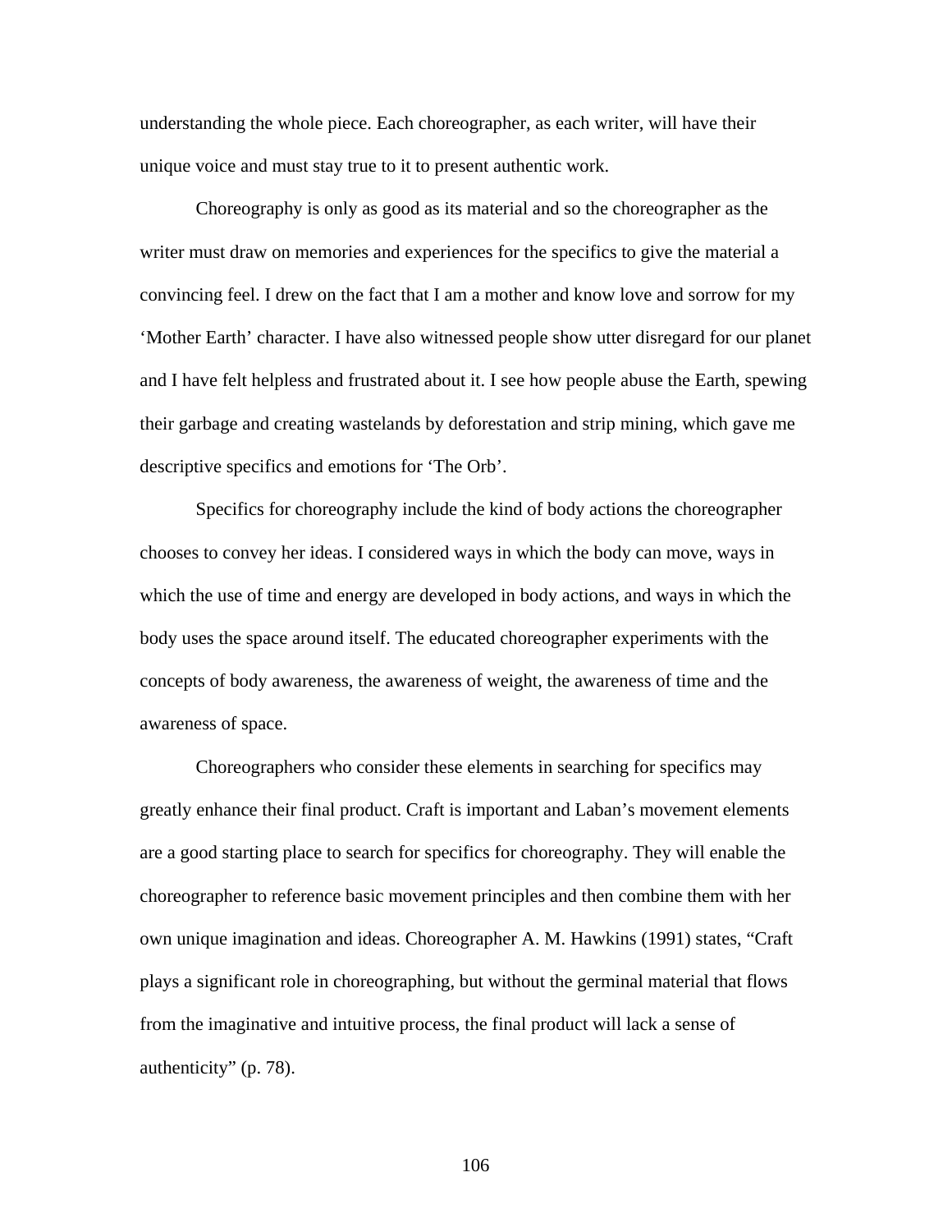understanding the whole piece. Each choreographer, as each writer, will have their unique voice and must stay true to it to present authentic work.

Choreography is only as good as its material and so the choreographer as the writer must draw on memories and experiences for the specifics to give the material a convincing feel. I drew on the fact that I am a mother and know love and sorrow for my 'Mother Earth' character. I have also witnessed people show utter disregard for our planet and I have felt helpless and frustrated about it. I see how people abuse the Earth, spewing their garbage and creating wastelands by deforestation and strip mining, which gave me descriptive specifics and emotions for 'The Orb'.

Specifics for choreography include the kind of body actions the choreographer chooses to convey her ideas. I considered ways in which the body can move, ways in which the use of time and energy are developed in body actions, and ways in which the body uses the space around itself. The educated choreographer experiments with the concepts of body awareness, the awareness of weight, the awareness of time and the awareness of space.

Choreographers who consider these elements in searching for specifics may greatly enhance their final product. Craft is important and Laban's movement elements are a good starting place to search for specifics for choreography. They will enable the choreographer to reference basic movement principles and then combine them with her own unique imagination and ideas. Choreographer A. M. Hawkins (1991) states, "Craft plays a significant role in choreographing, but without the germinal material that flows from the imaginative and intuitive process, the final product will lack a sense of authenticity" (p. 78).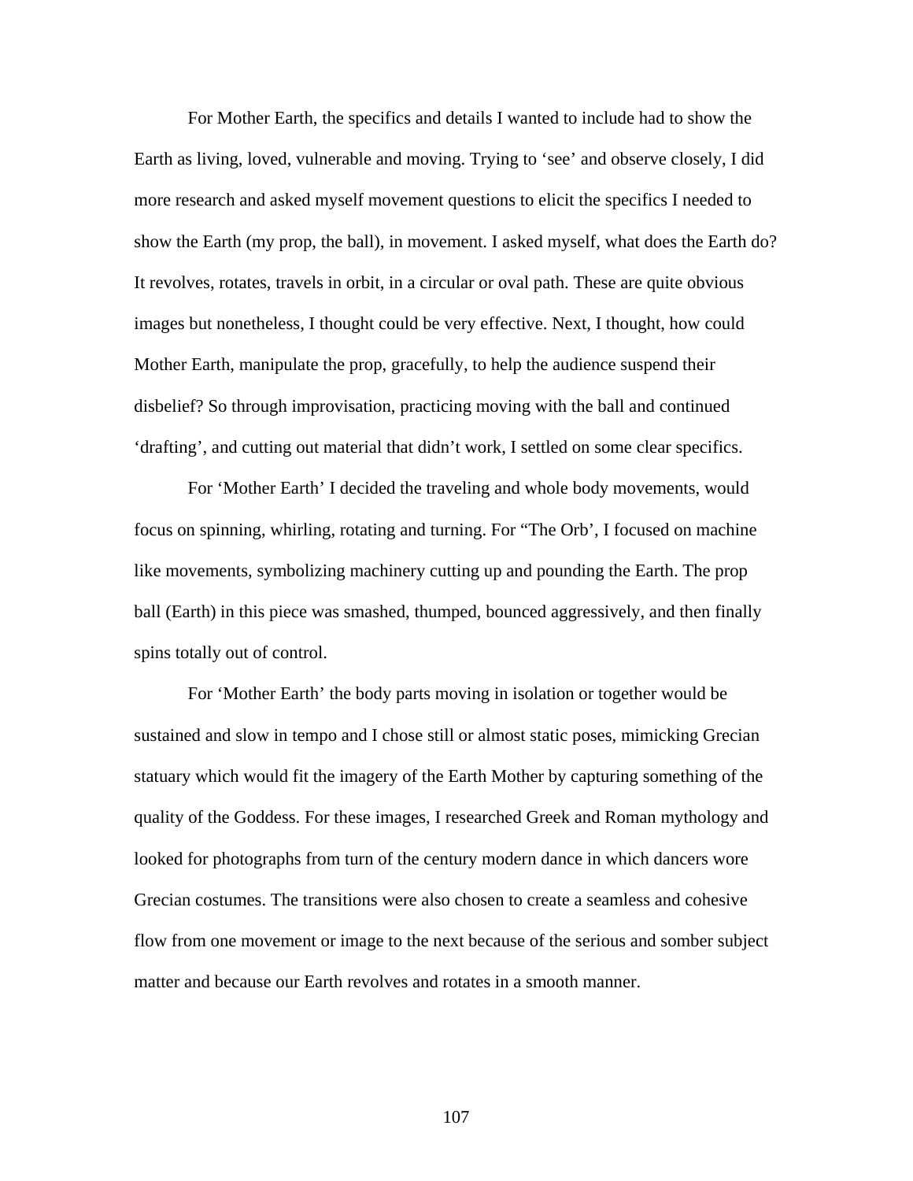For Mother Earth, the specifics and details I wanted to include had to show the Earth as living, loved, vulnerable and moving. Trying to 'see' and observe closely, I did more research and asked myself movement questions to elicit the specifics I needed to show the Earth (my prop, the ball), in movement. I asked myself, what does the Earth do? It revolves, rotates, travels in orbit, in a circular or oval path. These are quite obvious images but nonetheless, I thought could be very effective. Next, I thought, how could Mother Earth, manipulate the prop, gracefully, to help the audience suspend their disbelief? So through improvisation, practicing moving with the ball and continued 'drafting', and cutting out material that didn't work, I settled on some clear specifics.

For 'Mother Earth' I decided the traveling and whole body movements, would focus on spinning, whirling, rotating and turning. For "The Orb', I focused on machine like movements, symbolizing machinery cutting up and pounding the Earth. The prop ball (Earth) in this piece was smashed, thumped, bounced aggressively, and then finally spins totally out of control.

For 'Mother Earth' the body parts moving in isolation or together would be sustained and slow in tempo and I chose still or almost static poses, mimicking Grecian statuary which would fit the imagery of the Earth Mother by capturing something of the quality of the Goddess. For these images, I researched Greek and Roman mythology and looked for photographs from turn of the century modern dance in which dancers wore Grecian costumes. The transitions were also chosen to create a seamless and cohesive flow from one movement or image to the next because of the serious and somber subject matter and because our Earth revolves and rotates in a smooth manner.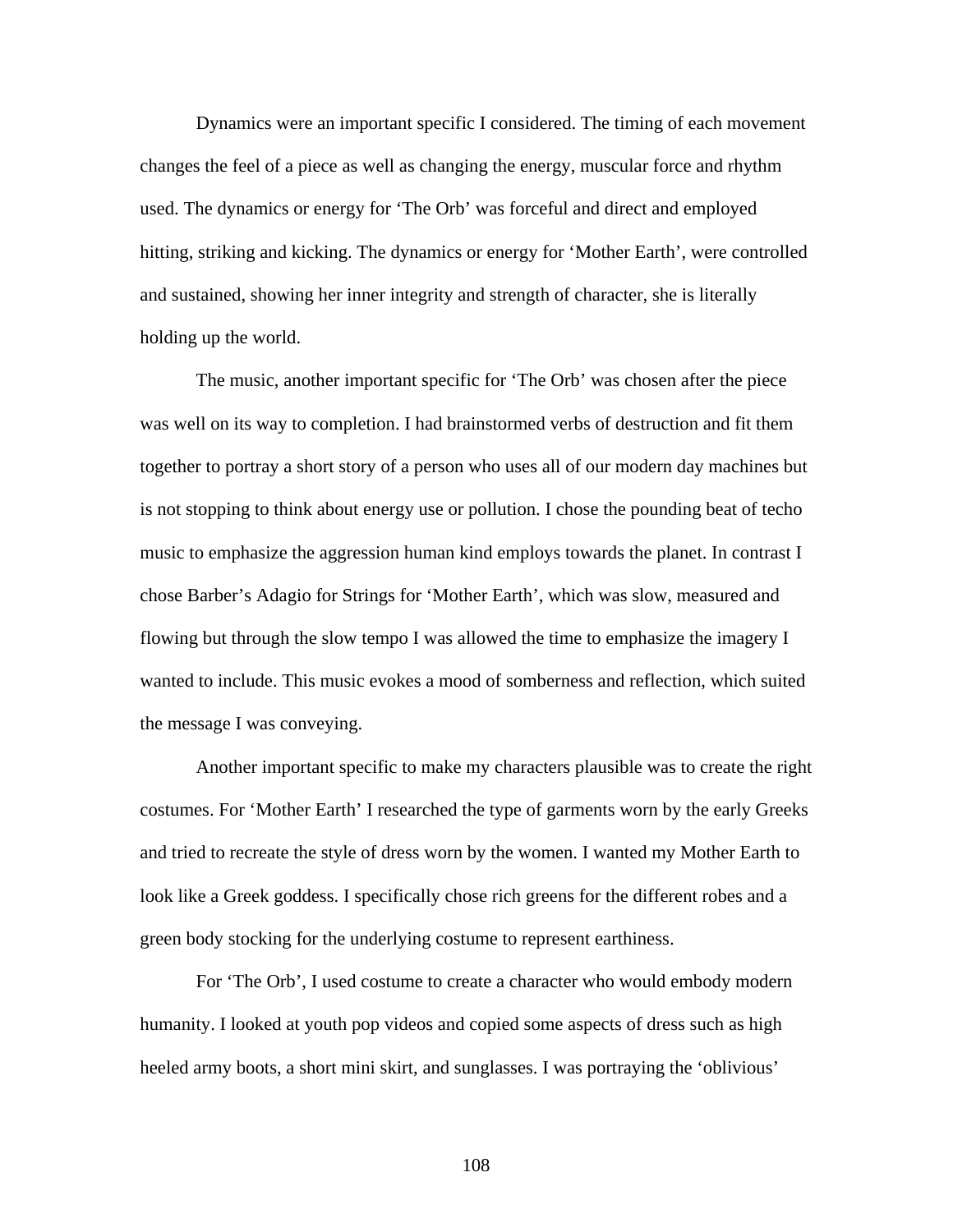Dynamics were an important specific I considered. The timing of each movement changes the feel of a piece as well as changing the energy, muscular force and rhythm used. The dynamics or energy for 'The Orb' was forceful and direct and employed hitting, striking and kicking. The dynamics or energy for 'Mother Earth', were controlled and sustained, showing her inner integrity and strength of character, she is literally holding up the world.

The music, another important specific for 'The Orb' was chosen after the piece was well on its way to completion. I had brainstormed verbs of destruction and fit them together to portray a short story of a person who uses all of our modern day machines but is not stopping to think about energy use or pollution. I chose the pounding beat of techo music to emphasize the aggression human kind employs towards the planet. In contrast I chose Barber's Adagio for Strings for 'Mother Earth', which was slow, measured and flowing but through the slow tempo I was allowed the time to emphasize the imagery I wanted to include. This music evokes a mood of somberness and reflection, which suited the message I was conveying.

Another important specific to make my characters plausible was to create the right costumes. For 'Mother Earth' I researched the type of garments worn by the early Greeks and tried to recreate the style of dress worn by the women. I wanted my Mother Earth to look like a Greek goddess. I specifically chose rich greens for the different robes and a green body stocking for the underlying costume to represent earthiness.

For 'The Orb', I used costume to create a character who would embody modern humanity. I looked at youth pop videos and copied some aspects of dress such as high heeled army boots, a short mini skirt, and sunglasses. I was portraying the 'oblivious'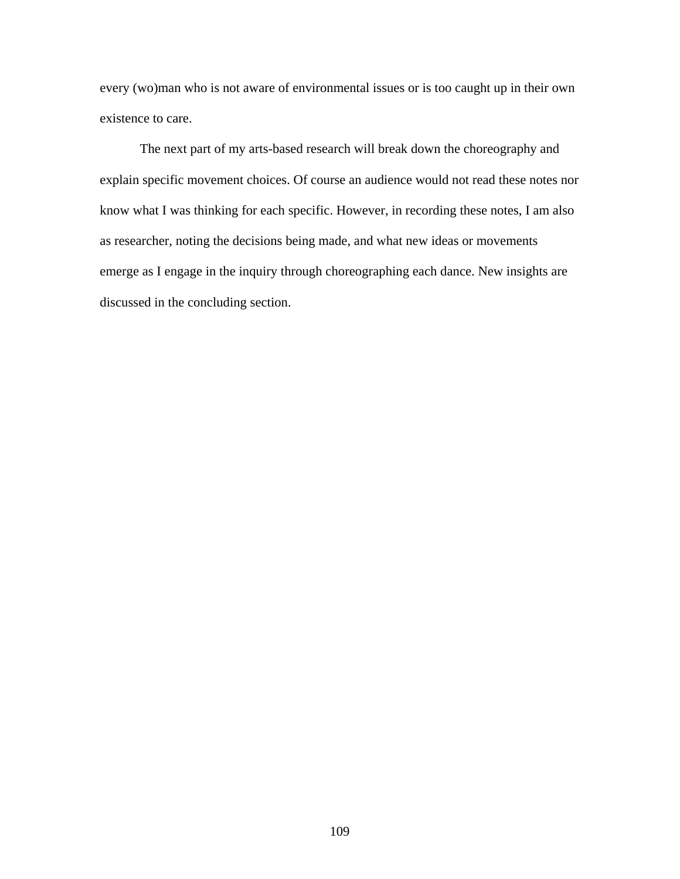every (wo)man who is not aware of environmental issues or is too caught up in their own existence to care.

The next part of my arts-based research will break down the choreography and explain specific movement choices. Of course an audience would not read these notes nor know what I was thinking for each specific. However, in recording these notes, I am also as researcher, noting the decisions being made, and what new ideas or movements emerge as I engage in the inquiry through choreographing each dance. New insights are discussed in the concluding section.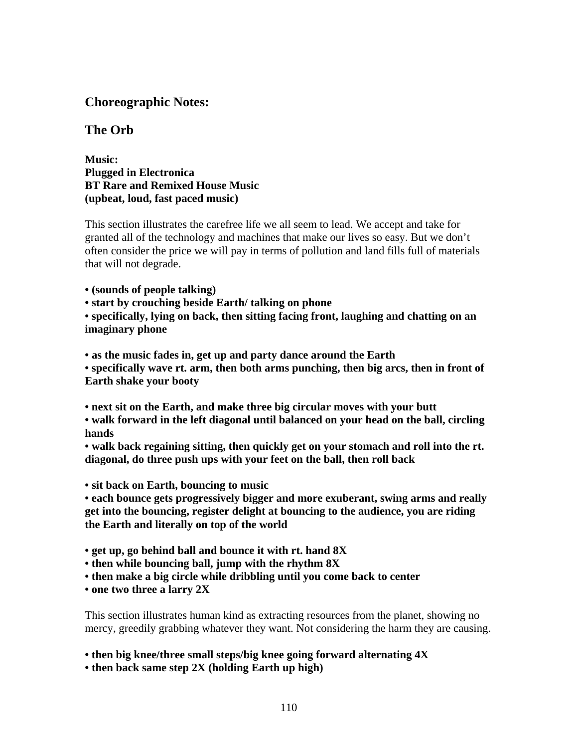## Choreographic Notes:

## The Orb

**Music:**
**Plugged in Electronica**
**BT Rare and Remixed House Music**
**(upbeat, loud, fast paced music)**

This section illustrates the carefree life we all seem to lead. We accept and take for granted all of the technology and machines that make our lives so easy. But we don't often consider the price we will pay in terms of pollution and land fills full of materials that will not degrade.

- **(sounds of people talking)**
- **start by crouching beside Earth/ talking on phone**
- **specifically, lying on back, then sitting facing front, laughing and chatting on an imaginary phone**

- **as the music fades in, get up and party dance around the Earth**
- **specifically wave rt. arm, then both arms punching, then big arcs, then in front of Earth shake your booty**

- **next sit on the Earth, and make three big circular moves with your butt**
- **walk forward in the left diagonal until balanced on your head on the ball, circling hands**
- **walk back regaining sitting, then quickly get on your stomach and roll into the rt. diagonal, do three push ups with your feet on the ball, then roll back**

- **sit back on Earth, bouncing to music**
- **each bounce gets progressively bigger and more exuberant, swing arms and really get into the bouncing, register delight at bouncing to the audience, you are riding the Earth and literally on top of the world**

- **get up, go behind ball and bounce it with rt. hand 8X**
- **then while bouncing ball, jump with the rhythm 8X**
- **then make a big circle while dribbling until you come back to center**
- **one two three a larry 2X**

This section illustrates human kind as extracting resources from the planet, showing no mercy, greedily grabbing whatever they want. Not considering the harm they are causing.

- **then big knee/three small steps/big knee going forward alternating 4X**
- **then back same step 2X (holding Earth up high)**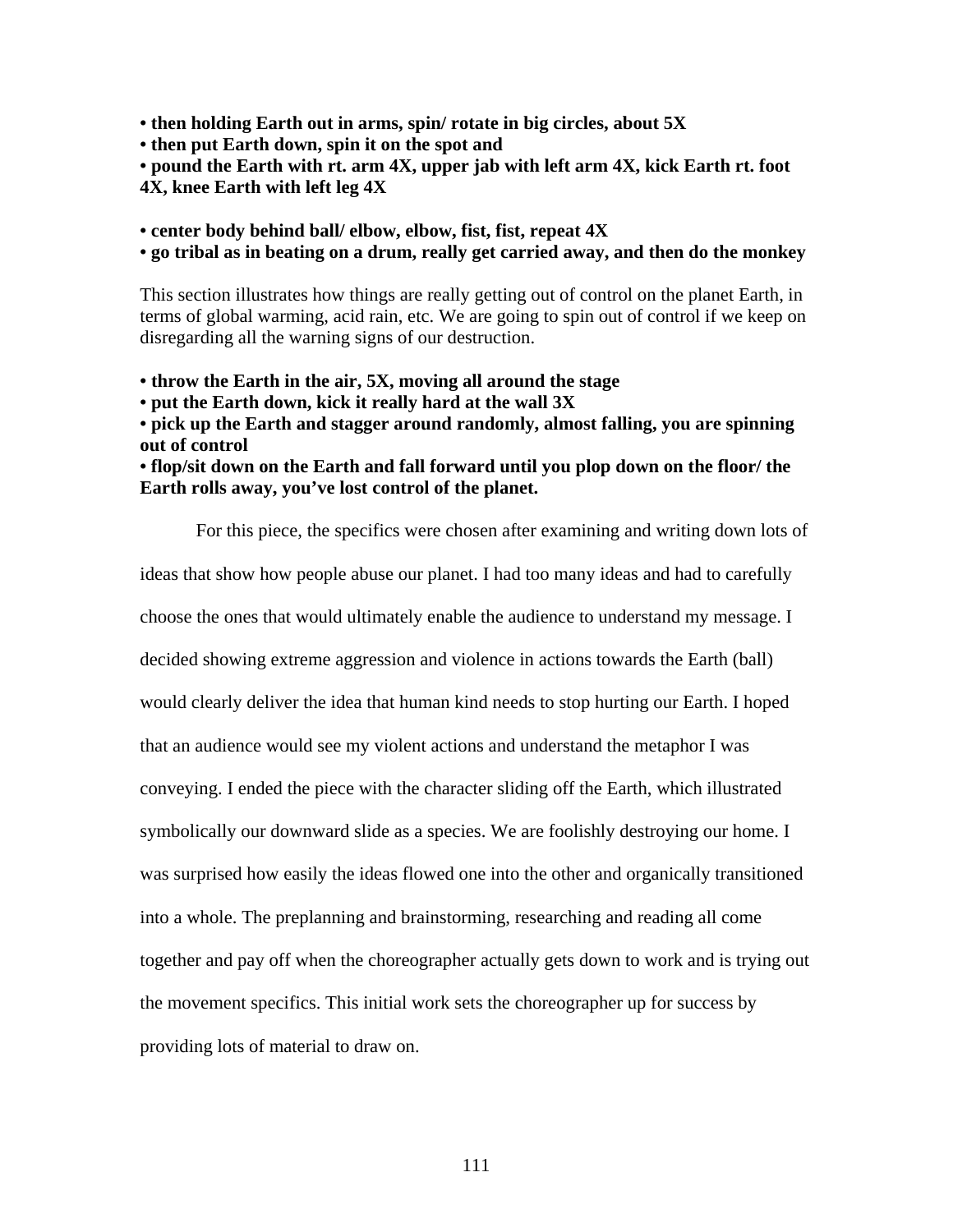- **then holding Earth out in arms, spin/ rotate in big circles, about 5X**
- **then put Earth down, spin it on the spot and**
- **pound the Earth with rt. arm 4X, upper jab with left arm 4X, kick Earth rt. foot 4X, knee Earth with left leg 4X**

- **center body behind ball/ elbow, elbow, fist, fist, repeat 4X**
- **go tribal as in beating on a drum, really get carried away, and then do the monkey**

This section illustrates how things are really getting out of control on the planet Earth, in terms of global warming, acid rain, etc. We are going to spin out of control if we keep on disregarding all the warning signs of our destruction.

- **throw the Earth in the air, 5X, moving all around the stage**
- **put the Earth down, kick it really hard at the wall 3X**
- **pick up the Earth and stagger around randomly, almost falling, you are spinning out of control**
- **flop/sit down on the Earth and fall forward until you plop down on the floor/ the Earth rolls away, you've lost control of the planet.**

For this piece, the specifics were chosen after examining and writing down lots of ideas that show how people abuse our planet. I had too many ideas and had to carefully choose the ones that would ultimately enable the audience to understand my message. I decided showing extreme aggression and violence in actions towards the Earth (ball) would clearly deliver the idea that human kind needs to stop hurting our Earth. I hoped that an audience would see my violent actions and understand the metaphor I was conveying. I ended the piece with the character sliding off the Earth, which illustrated symbolically our downward slide as a species. We are foolishly destroying our home. I was surprised how easily the ideas flowed one into the other and organically transitioned into a whole. The preplanning and brainstorming, researching and reading all come together and pay off when the choreographer actually gets down to work and is trying out the movement specifics. This initial work sets the choreographer up for success by providing lots of material to draw on.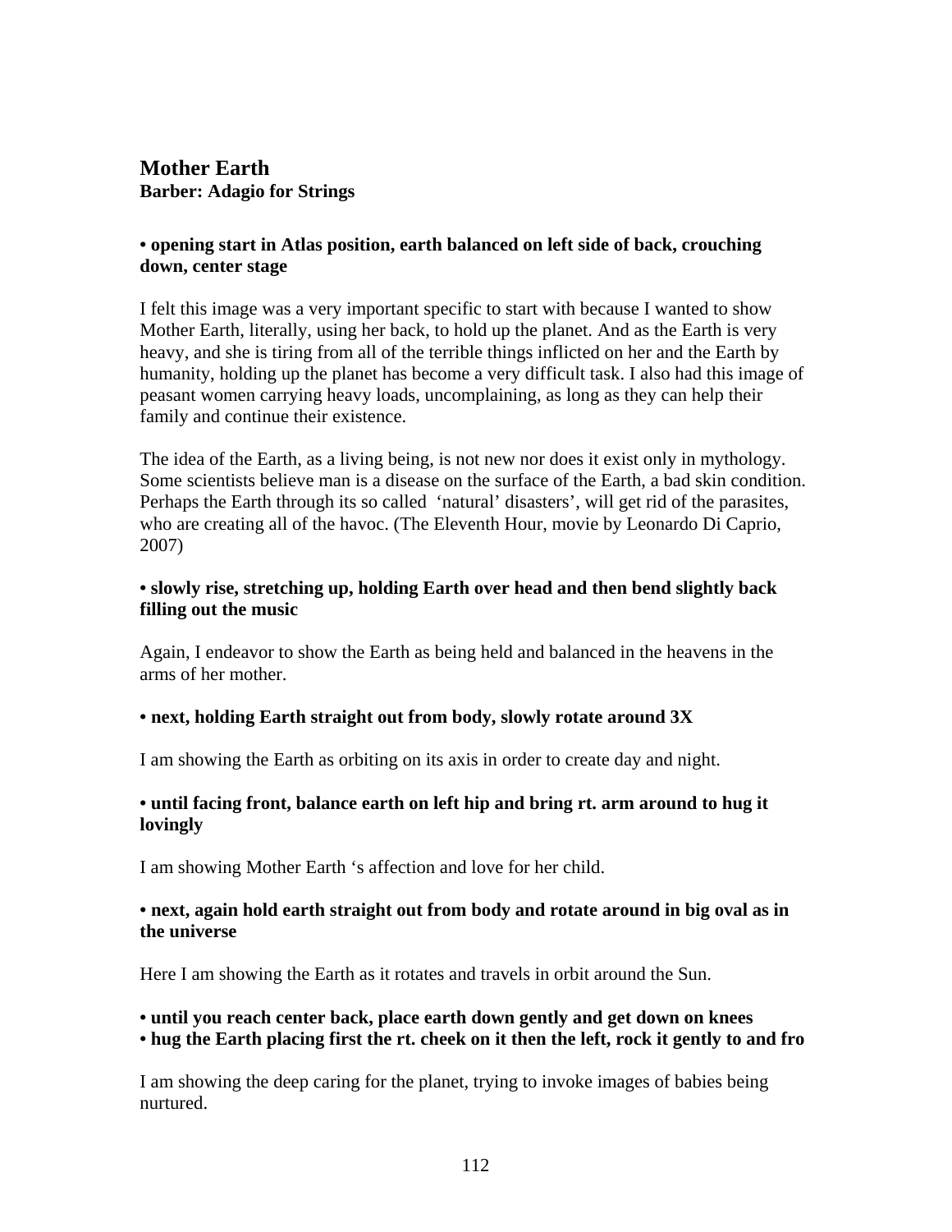## Mother Earth

**Barber: Adagio for Strings**

**• opening start in Atlas position, earth balanced on left side of back, crouching down, center stage**

I felt this image was a very important specific to start with because I wanted to show Mother Earth, literally, using her back, to hold up the planet. And as the Earth is very heavy, and she is tiring from all of the terrible things inflicted on her and the Earth by humanity, holding up the planet has become a very difficult task. I also had this image of peasant women carrying heavy loads, uncomplaining, as long as they can help their family and continue their existence.

The idea of the Earth, as a living being, is not new nor does it exist only in mythology. Some scientists believe man is a disease on the surface of the Earth, a bad skin condition. Perhaps the Earth through its so called 'natural' disasters', will get rid of the parasites, who are creating all of the havoc. (The Eleventh Hour, movie by Leonardo Di Caprio, 2007)

**• slowly rise, stretching up, holding Earth over head and then bend slightly back filling out the music**

Again, I endeavor to show the Earth as being held and balanced in the heavens in the arms of her mother.

**• next, holding Earth straight out from body, slowly rotate around 3X**

I am showing the Earth as orbiting on its axis in order to create day and night.

**• until facing front, balance earth on left hip and bring rt. arm around to hug it lovingly**

I am showing Mother Earth 's affection and love for her child.

**• next, again hold earth straight out from body and rotate around in big oval as in the universe**

Here I am showing the Earth as it rotates and travels in orbit around the Sun.

**• until you reach center back, place earth down gently and get down on knees**
**• hug the Earth placing first the rt. cheek on it then the left, rock it gently to and fro**

I am showing the deep caring for the planet, trying to invoke images of babies being nurtured.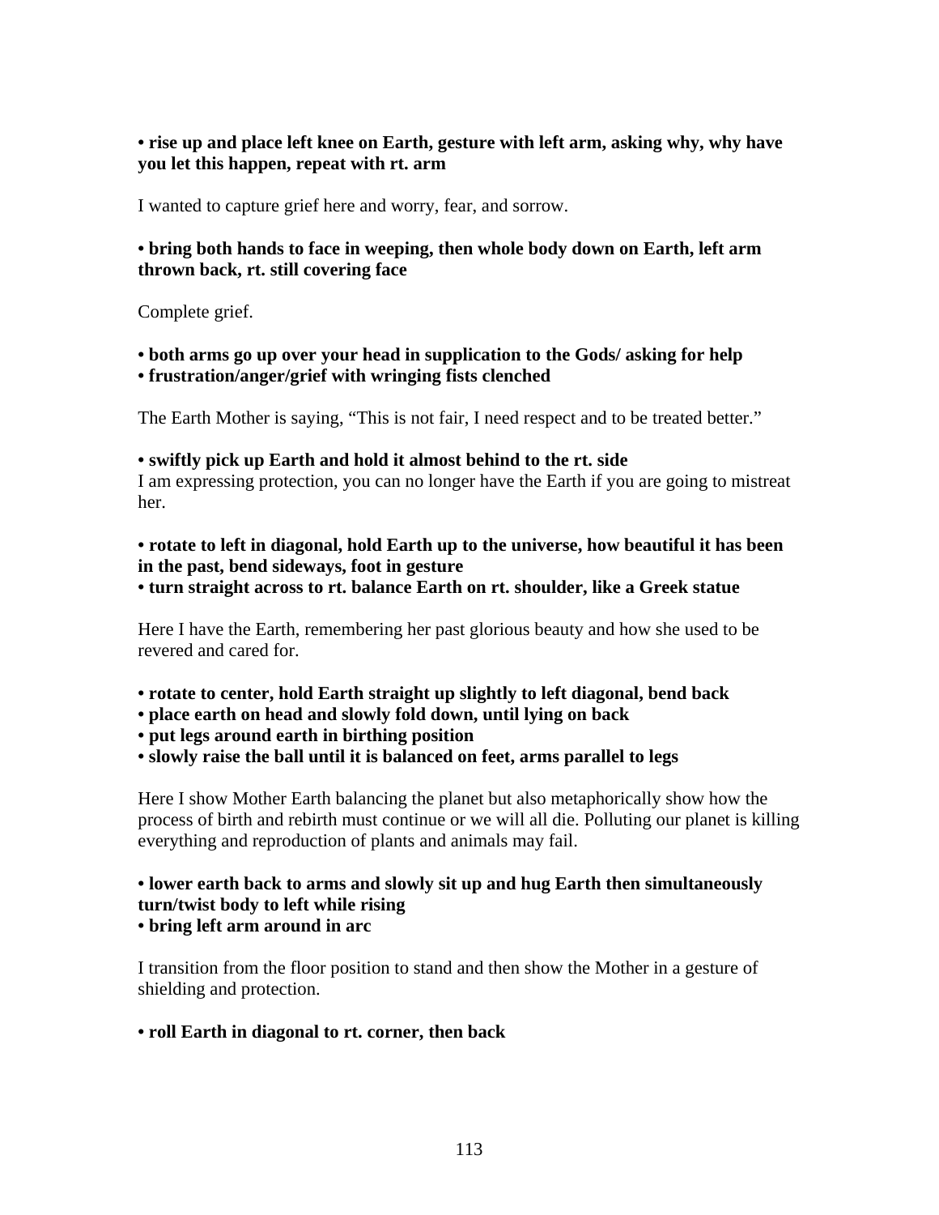**• rise up and place left knee on Earth, gesture with left arm, asking why, why have you let this happen, repeat with rt. arm**

I wanted to capture grief here and worry, fear, and sorrow.

**• bring both hands to face in weeping, then whole body down on Earth, left arm thrown back, rt. still covering face**

Complete grief.

**• both arms go up over your head in supplication to the Gods/ asking for help**
**• frustration/anger/grief with wringing fists clenched**

The Earth Mother is saying, "This is not fair, I need respect and to be treated better."

**• swiftly pick up Earth and hold it almost behind to the rt. side**
I am expressing protection, you can no longer have the Earth if you are going to mistreat her.

**• rotate to left in diagonal, hold Earth up to the universe, how beautiful it has been in the past, bend sideways, foot in gesture**
**• turn straight across to rt. balance Earth on rt. shoulder, like a Greek statue**

Here I have the Earth, remembering her past glorious beauty and how she used to be revered and cared for.

**• rotate to center, hold Earth straight up slightly to left diagonal, bend back**
**• place earth on head and slowly fold down, until lying on back**
**• put legs around earth in birthing position**
**• slowly raise the ball until it is balanced on feet, arms parallel to legs**

Here I show Mother Earth balancing the planet but also metaphorically show how the process of birth and rebirth must continue or we will all die. Polluting our planet is killing everything and reproduction of plants and animals may fail.

**• lower earth back to arms and slowly sit up and hug Earth then simultaneously turn/twist body to left while rising**
**• bring left arm around in arc**

I transition from the floor position to stand and then show the Mother in a gesture of shielding and protection.

**• roll Earth in diagonal to rt. corner, then back**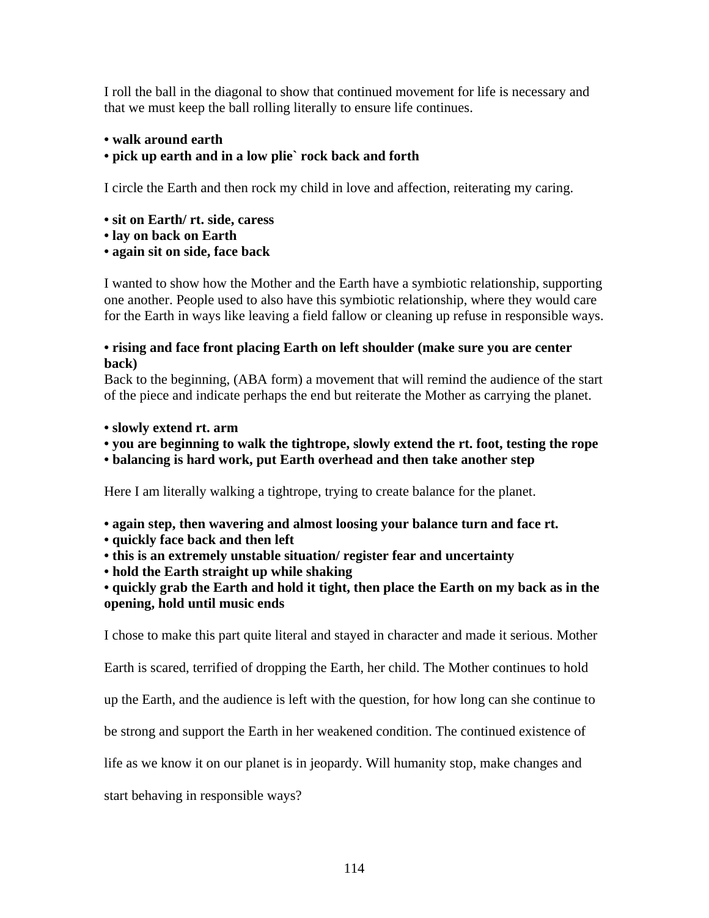I roll the ball in the diagonal to show that continued movement for life is necessary and that we must keep the ball rolling literally to ensure life continues.

**• walk around earth**
**• pick up earth and in a low plie` rock back and forth**

I circle the Earth and then rock my child in love and affection, reiterating my caring.

**• sit on Earth/ rt. side, caress**
**• lay on back on Earth**
**• again sit on side, face back**

I wanted to show how the Mother and the Earth have a symbiotic relationship, supporting one another. People used to also have this symbiotic relationship, where they would care for the Earth in ways like leaving a field fallow or cleaning up refuse in responsible ways.

**• rising and face front placing Earth on left shoulder (make sure you are center back)**
Back to the beginning, (ABA form) a movement that will remind the audience of the start of the piece and indicate perhaps the end but reiterate the Mother as carrying the planet.

**• slowly extend rt. arm**
**• you are beginning to walk the tightrope, slowly extend the rt. foot, testing the rope**
**• balancing is hard work, put Earth overhead and then take another step**

Here I am literally walking a tightrope, trying to create balance for the planet.

**• again step, then wavering and almost loosing your balance turn and face rt.**
**• quickly face back and then left**
**• this is an extremely unstable situation/ register fear and uncertainty**
**• hold the Earth straight up while shaking**
**• quickly grab the Earth and hold it tight, then place the Earth on my back as in the opening, hold until music ends**

I chose to make this part quite literal and stayed in character and made it serious. Mother Earth is scared, terrified of dropping the Earth, her child. The Mother continues to hold up the Earth, and the audience is left with the question, for how long can she continue to be strong and support the Earth in her weakened condition. The continued existence of life as we know it on our planet is in jeopardy. Will humanity stop, make changes and start behaving in responsible ways?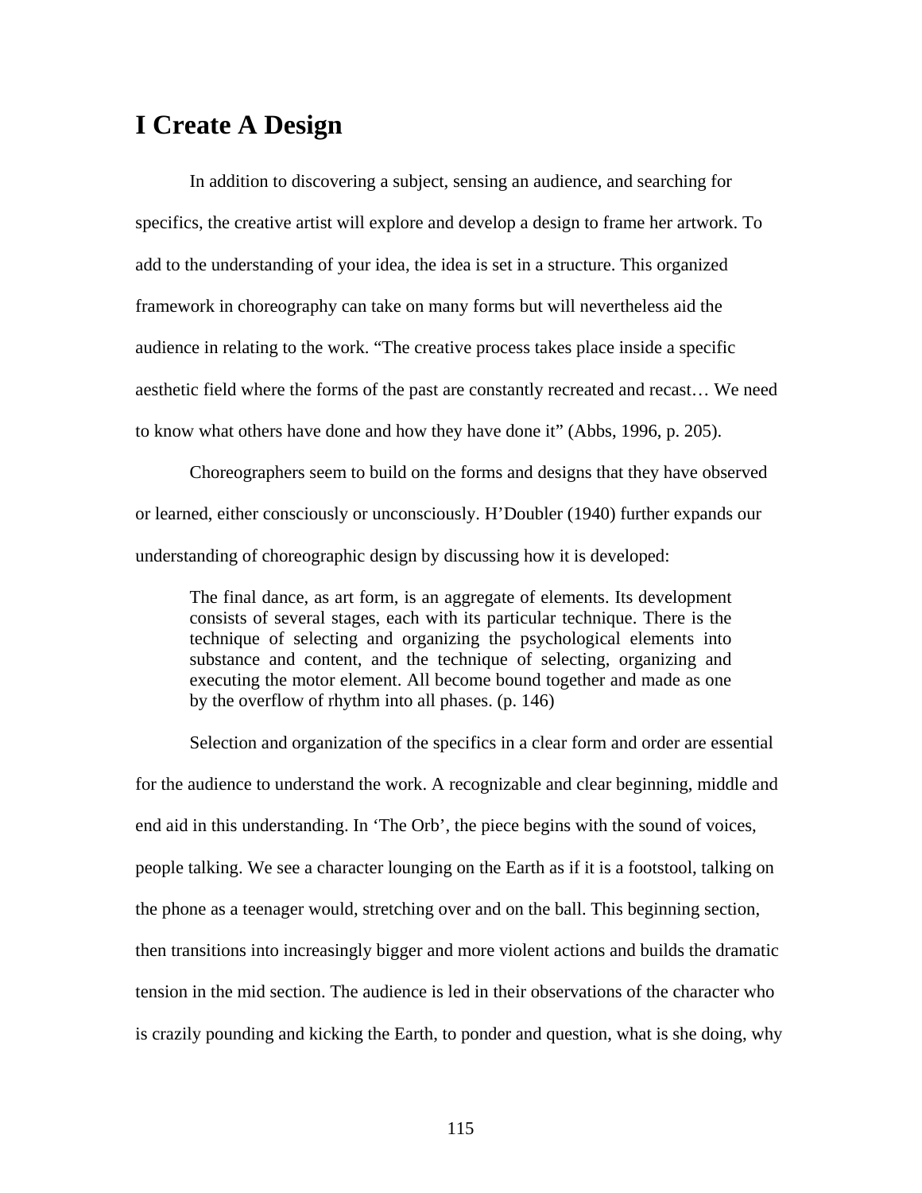## I Create A Design

In addition to discovering a subject, sensing an audience, and searching for specifics, the creative artist will explore and develop a design to frame her artwork. To add to the understanding of your idea, the idea is set in a structure. This organized framework in choreography can take on many forms but will nevertheless aid the audience in relating to the work. “The creative process takes place inside a specific aesthetic field where the forms of the past are constantly recreated and recast… We need to know what others have done and how they have done it” (Abbs, 1996, p. 205).

Choreographers seem to build on the forms and designs that they have observed or learned, either consciously or unconsciously. H’Doubler (1940) further expands our understanding of choreographic design by discussing how it is developed:

> The final dance, as art form, is an aggregate of elements. Its development consists of several stages, each with its particular technique. There is the technique of selecting and organizing the psychological elements into substance and content, and the technique of selecting, organizing and executing the motor element. All become bound together and made as one by the overflow of rhythm into all phases. (p. 146)

Selection and organization of the specifics in a clear form and order are essential for the audience to understand the work. A recognizable and clear beginning, middle and end aid in this understanding. In ‘The Orb’, the piece begins with the sound of voices, people talking. We see a character lounging on the Earth as if it is a footstool, talking on the phone as a teenager would, stretching over and on the ball. This beginning section, then transitions into increasingly bigger and more violent actions and builds the dramatic tension in the mid section. The audience is led in their observations of the character who is crazily pounding and kicking the Earth, to ponder and question, what is she doing, why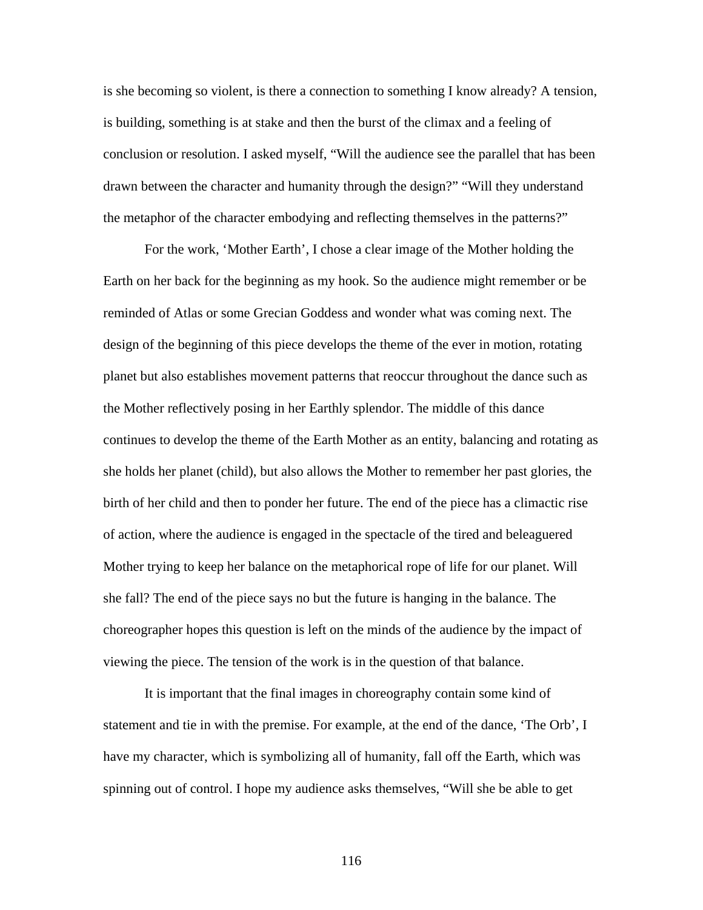is she becoming so violent, is there a connection to something I know already? A tension, is building, something is at stake and then the burst of the climax and a feeling of conclusion or resolution. I asked myself, "Will the audience see the parallel that has been drawn between the character and humanity through the design?" "Will they understand the metaphor of the character embodying and reflecting themselves in the patterns?"

For the work, 'Mother Earth', I chose a clear image of the Mother holding the Earth on her back for the beginning as my hook. So the audience might remember or be reminded of Atlas or some Grecian Goddess and wonder what was coming next. The design of the beginning of this piece develops the theme of the ever in motion, rotating planet but also establishes movement patterns that reoccur throughout the dance such as the Mother reflectively posing in her Earthly splendor. The middle of this dance continues to develop the theme of the Earth Mother as an entity, balancing and rotating as she holds her planet (child), but also allows the Mother to remember her past glories, the birth of her child and then to ponder her future. The end of the piece has a climactic rise of action, where the audience is engaged in the spectacle of the tired and beleaguered Mother trying to keep her balance on the metaphorical rope of life for our planet. Will she fall? The end of the piece says no but the future is hanging in the balance. The choreographer hopes this question is left on the minds of the audience by the impact of viewing the piece. The tension of the work is in the question of that balance.

It is important that the final images in choreography contain some kind of statement and tie in with the premise. For example, at the end of the dance, 'The Orb', I have my character, which is symbolizing all of humanity, fall off the Earth, which was spinning out of control. I hope my audience asks themselves, "Will she be able to get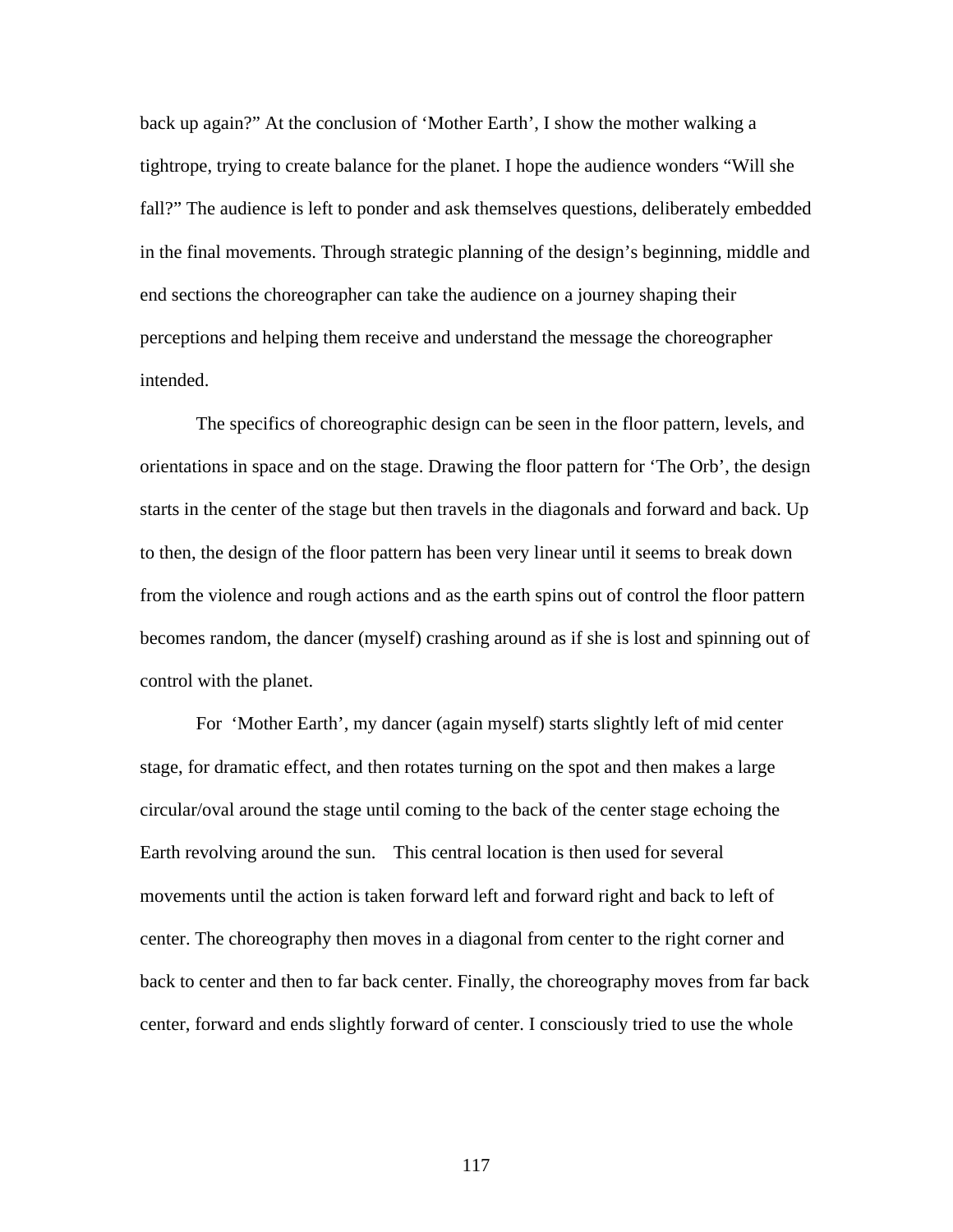back up again?" At the conclusion of 'Mother Earth', I show the mother walking a tightrope, trying to create balance for the planet. I hope the audience wonders "Will she fall?" The audience is left to ponder and ask themselves questions, deliberately embedded in the final movements. Through strategic planning of the design's beginning, middle and end sections the choreographer can take the audience on a journey shaping their perceptions and helping them receive and understand the message the choreographer intended.

The specifics of choreographic design can be seen in the floor pattern, levels, and orientations in space and on the stage. Drawing the floor pattern for 'The Orb', the design starts in the center of the stage but then travels in the diagonals and forward and back. Up to then, the design of the floor pattern has been very linear until it seems to break down from the violence and rough actions and as the earth spins out of control the floor pattern becomes random, the dancer (myself) crashing around as if she is lost and spinning out of control with the planet.

For 'Mother Earth', my dancer (again myself) starts slightly left of mid center stage, for dramatic effect, and then rotates turning on the spot and then makes a large circular/oval around the stage until coming to the back of the center stage echoing the Earth revolving around the sun. This central location is then used for several movements until the action is taken forward left and forward right and back to left of center. The choreography then moves in a diagonal from center to the right corner and back to center and then to far back center. Finally, the choreography moves from far back center, forward and ends slightly forward of center. I consciously tried to use the whole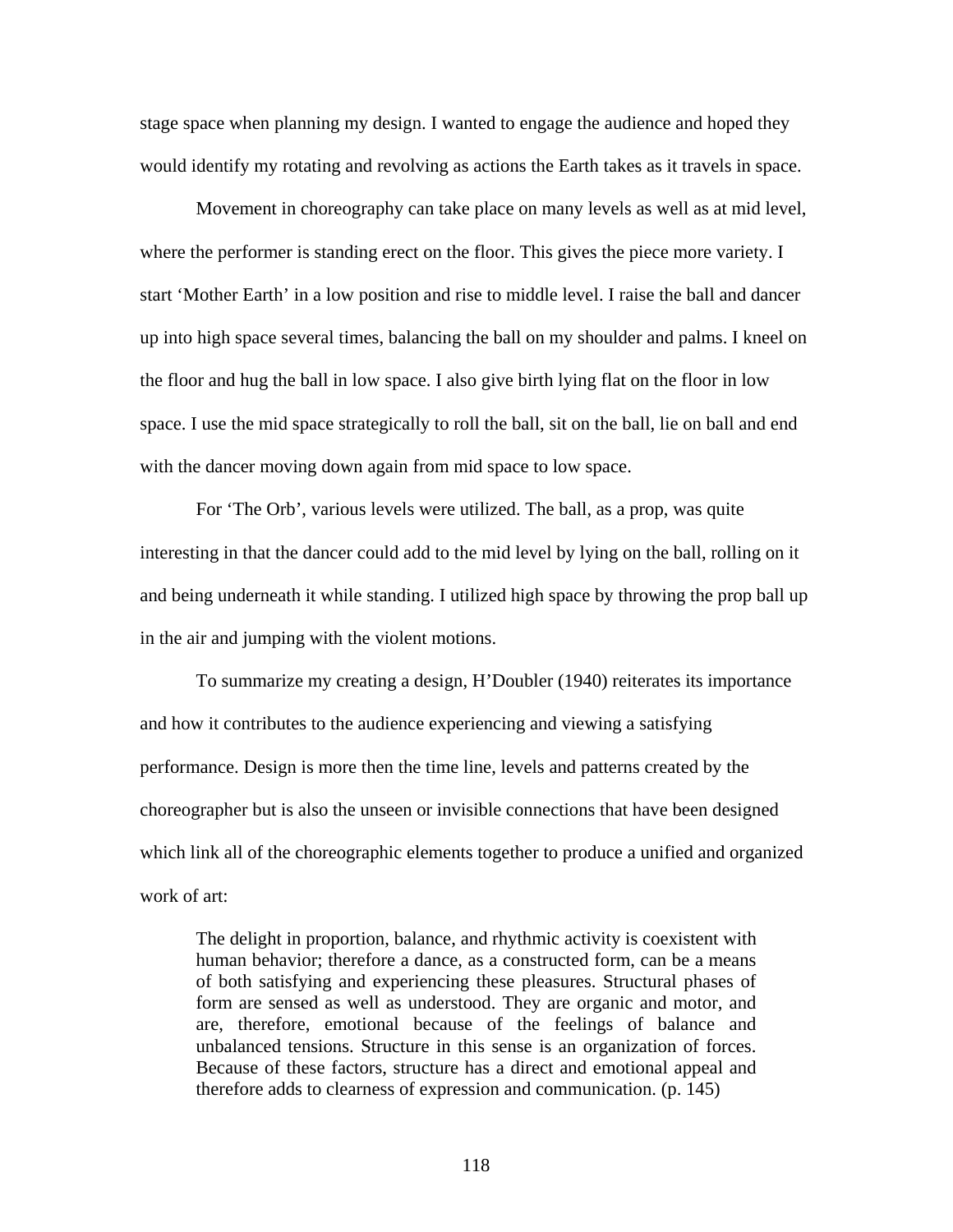stage space when planning my design. I wanted to engage the audience and hoped they would identify my rotating and revolving as actions the Earth takes as it travels in space.

Movement in choreography can take place on many levels as well as at mid level, where the performer is standing erect on the floor. This gives the piece more variety. I start 'Mother Earth' in a low position and rise to middle level. I raise the ball and dancer up into high space several times, balancing the ball on my shoulder and palms. I kneel on the floor and hug the ball in low space. I also give birth lying flat on the floor in low space. I use the mid space strategically to roll the ball, sit on the ball, lie on ball and end with the dancer moving down again from mid space to low space.

For 'The Orb', various levels were utilized. The ball, as a prop, was quite interesting in that the dancer could add to the mid level by lying on the ball, rolling on it and being underneath it while standing. I utilized high space by throwing the prop ball up in the air and jumping with the violent motions.

To summarize my creating a design, H'Doubler (1940) reiterates its importance and how it contributes to the audience experiencing and viewing a satisfying performance. Design is more then the time line, levels and patterns created by the choreographer but is also the unseen or invisible connections that have been designed which link all of the choreographic elements together to produce a unified and organized work of art:

> The delight in proportion, balance, and rhythmic activity is coexistent with human behavior; therefore a dance, as a constructed form, can be a means of both satisfying and experiencing these pleasures. Structural phases of form are sensed as well as understood. They are organic and motor, and are, therefore, emotional because of the feelings of balance and unbalanced tensions. Structure in this sense is an organization of forces. Because of these factors, structure has a direct and emotional appeal and therefore adds to clearness of expression and communication. (p. 145)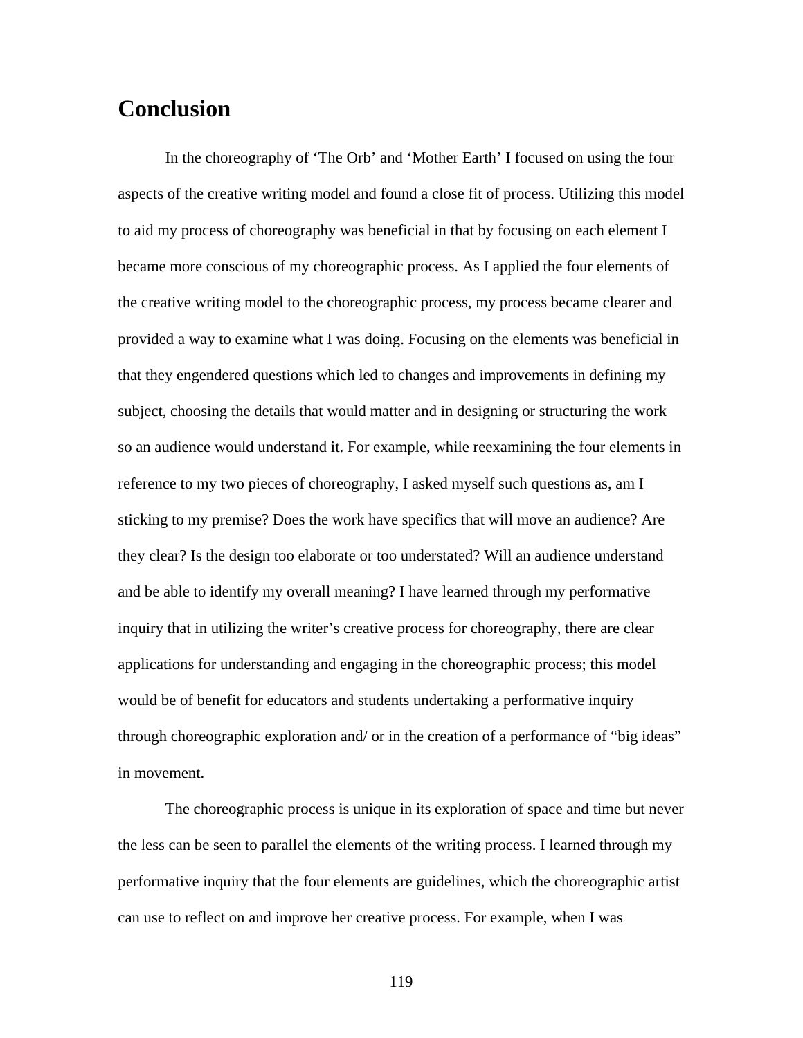## Conclusion

In the choreography of 'The Orb' and 'Mother Earth' I focused on using the four aspects of the creative writing model and found a close fit of process. Utilizing this model to aid my process of choreography was beneficial in that by focusing on each element I became more conscious of my choreographic process. As I applied the four elements of the creative writing model to the choreographic process, my process became clearer and provided a way to examine what I was doing. Focusing on the elements was beneficial in that they engendered questions which led to changes and improvements in defining my subject, choosing the details that would matter and in designing or structuring the work so an audience would understand it. For example, while reexamining the four elements in reference to my two pieces of choreography, I asked myself such questions as, am I sticking to my premise? Does the work have specifics that will move an audience? Are they clear? Is the design too elaborate or too understated? Will an audience understand and be able to identify my overall meaning? I have learned through my performative inquiry that in utilizing the writer's creative process for choreography, there are clear applications for understanding and engaging in the choreographic process; this model would be of benefit for educators and students undertaking a performative inquiry through choreographic exploration and/ or in the creation of a performance of "big ideas" in movement.

The choreographic process is unique in its exploration of space and time but never the less can be seen to parallel the elements of the writing process. I learned through my performative inquiry that the four elements are guidelines, which the choreographic artist can use to reflect on and improve her creative process. For example, when I was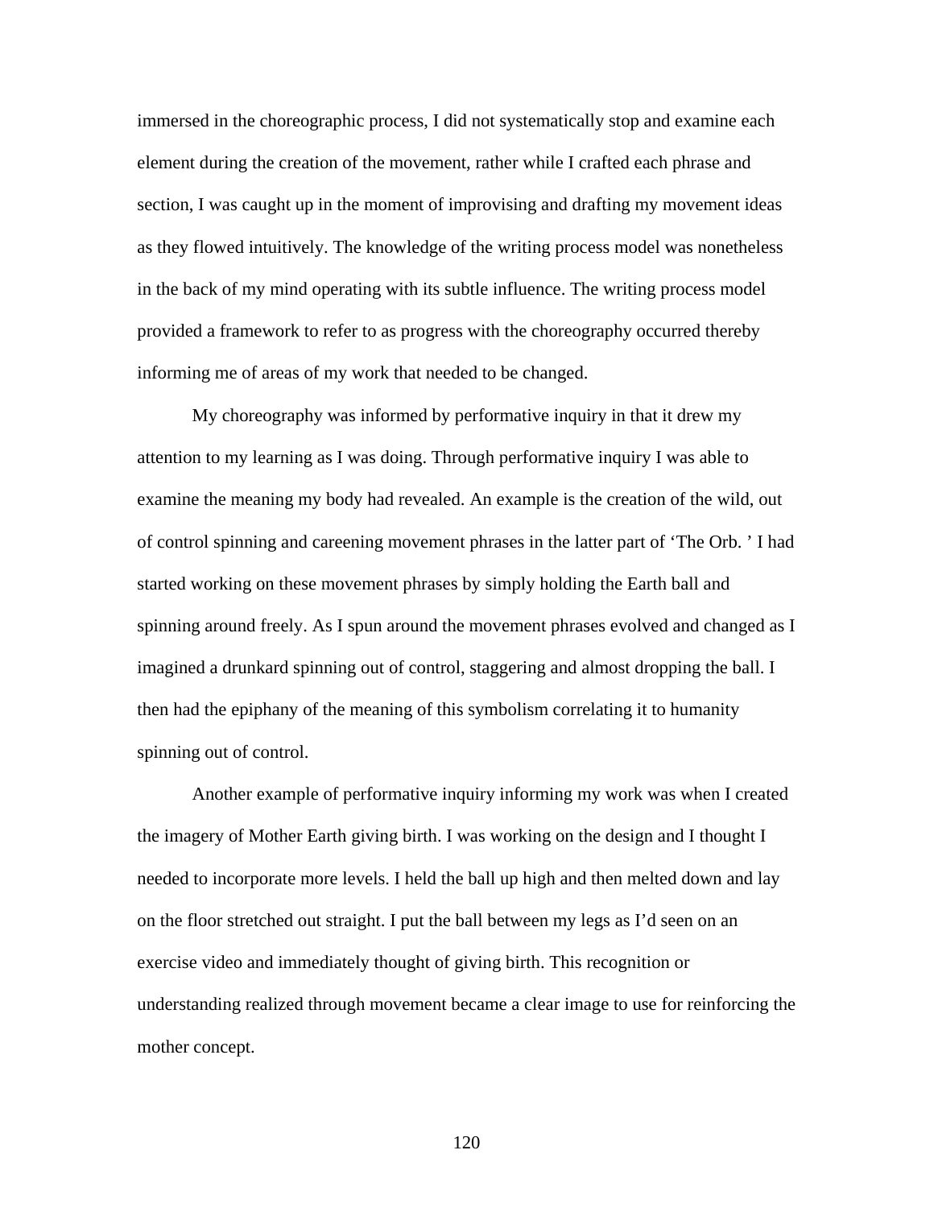immersed in the choreographic process, I did not systematically stop and examine each element during the creation of the movement, rather while I crafted each phrase and section, I was caught up in the moment of improvising and drafting my movement ideas as they flowed intuitively. The knowledge of the writing process model was nonetheless in the back of my mind operating with its subtle influence. The writing process model provided a framework to refer to as progress with the choreography occurred thereby informing me of areas of my work that needed to be changed.

My choreography was informed by performative inquiry in that it drew my attention to my learning as I was doing. Through performative inquiry I was able to examine the meaning my body had revealed. An example is the creation of the wild, out of control spinning and careening movement phrases in the latter part of 'The Orb. ' I had started working on these movement phrases by simply holding the Earth ball and spinning around freely. As I spun around the movement phrases evolved and changed as I imagined a drunkard spinning out of control, staggering and almost dropping the ball. I then had the epiphany of the meaning of this symbolism correlating it to humanity spinning out of control.

Another example of performative inquiry informing my work was when I created the imagery of Mother Earth giving birth. I was working on the design and I thought I needed to incorporate more levels. I held the ball up high and then melted down and lay on the floor stretched out straight. I put the ball between my legs as I'd seen on an exercise video and immediately thought of giving birth. This recognition or understanding realized through movement became a clear image to use for reinforcing the mother concept.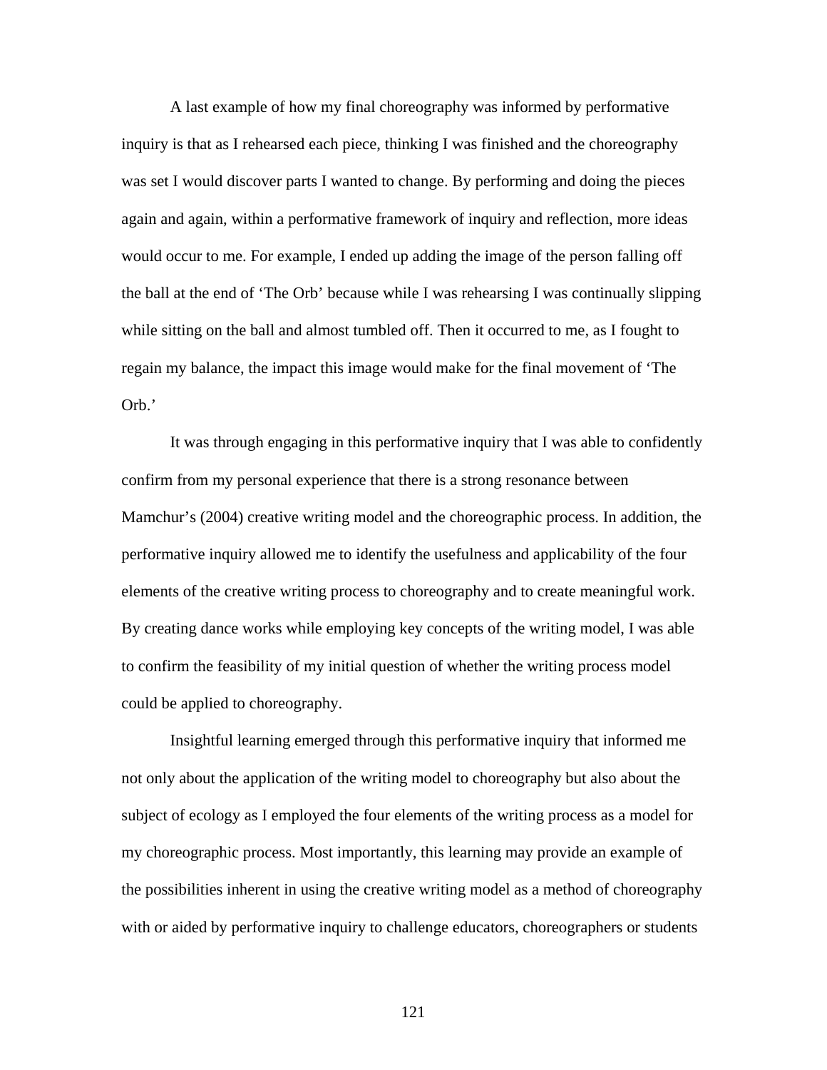A last example of how my final choreography was informed by performative inquiry is that as I rehearsed each piece, thinking I was finished and the choreography was set I would discover parts I wanted to change. By performing and doing the pieces again and again, within a performative framework of inquiry and reflection, more ideas would occur to me. For example, I ended up adding the image of the person falling off the ball at the end of 'The Orb' because while I was rehearsing I was continually slipping while sitting on the ball and almost tumbled off. Then it occurred to me, as I fought to regain my balance, the impact this image would make for the final movement of 'The Orb.'

It was through engaging in this performative inquiry that I was able to confidently confirm from my personal experience that there is a strong resonance between Mamchur's (2004) creative writing model and the choreographic process. In addition, the performative inquiry allowed me to identify the usefulness and applicability of the four elements of the creative writing process to choreography and to create meaningful work. By creating dance works while employing key concepts of the writing model, I was able to confirm the feasibility of my initial question of whether the writing process model could be applied to choreography.

Insightful learning emerged through this performative inquiry that informed me not only about the application of the writing model to choreography but also about the subject of ecology as I employed the four elements of the writing process as a model for my choreographic process. Most importantly, this learning may provide an example of the possibilities inherent in using the creative writing model as a method of choreography with or aided by performative inquiry to challenge educators, choreographers or students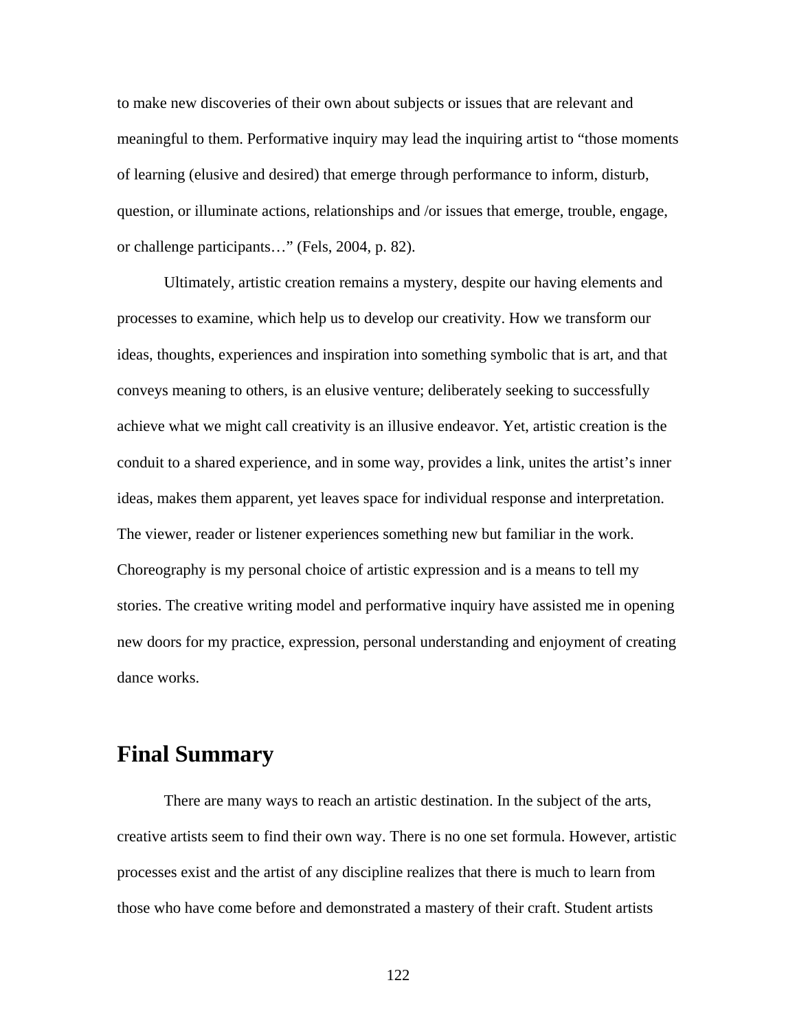to make new discoveries of their own about subjects or issues that are relevant and meaningful to them. Performative inquiry may lead the inquiring artist to "those moments of learning (elusive and desired) that emerge through performance to inform, disturb, question, or illuminate actions, relationships and /or issues that emerge, trouble, engage, or challenge participants…" (Fels, 2004, p. 82).

Ultimately, artistic creation remains a mystery, despite our having elements and processes to examine, which help us to develop our creativity. How we transform our ideas, thoughts, experiences and inspiration into something symbolic that is art, and that conveys meaning to others, is an elusive venture; deliberately seeking to successfully achieve what we might call creativity is an illusive endeavor. Yet, artistic creation is the conduit to a shared experience, and in some way, provides a link, unites the artist's inner ideas, makes them apparent, yet leaves space for individual response and interpretation. The viewer, reader or listener experiences something new but familiar in the work. Choreography is my personal choice of artistic expression and is a means to tell my stories. The creative writing model and performative inquiry have assisted me in opening new doors for my practice, expression, personal understanding and enjoyment of creating dance works.

## Final Summary

There are many ways to reach an artistic destination. In the subject of the arts, creative artists seem to find their own way. There is no one set formula. However, artistic processes exist and the artist of any discipline realizes that there is much to learn from those who have come before and demonstrated a mastery of their craft. Student artists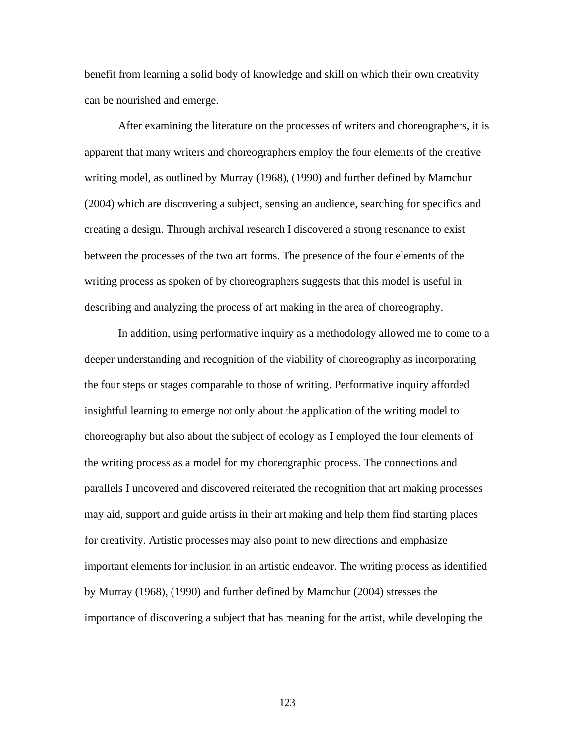benefit from learning a solid body of knowledge and skill on which their own creativity can be nourished and emerge.

After examining the literature on the processes of writers and choreographers, it is apparent that many writers and choreographers employ the four elements of the creative writing model, as outlined by Murray (1968), (1990) and further defined by Mamchur (2004) which are discovering a subject, sensing an audience, searching for specifics and creating a design. Through archival research I discovered a strong resonance to exist between the processes of the two art forms. The presence of the four elements of the writing process as spoken of by choreographers suggests that this model is useful in describing and analyzing the process of art making in the area of choreography.

In addition, using performative inquiry as a methodology allowed me to come to a deeper understanding and recognition of the viability of choreography as incorporating the four steps or stages comparable to those of writing. Performative inquiry afforded insightful learning to emerge not only about the application of the writing model to choreography but also about the subject of ecology as I employed the four elements of the writing process as a model for my choreographic process. The connections and parallels I uncovered and discovered reiterated the recognition that art making processes may aid, support and guide artists in their art making and help them find starting places for creativity. Artistic processes may also point to new directions and emphasize important elements for inclusion in an artistic endeavor. The writing process as identified by Murray (1968), (1990) and further defined by Mamchur (2004) stresses the importance of discovering a subject that has meaning for the artist, while developing the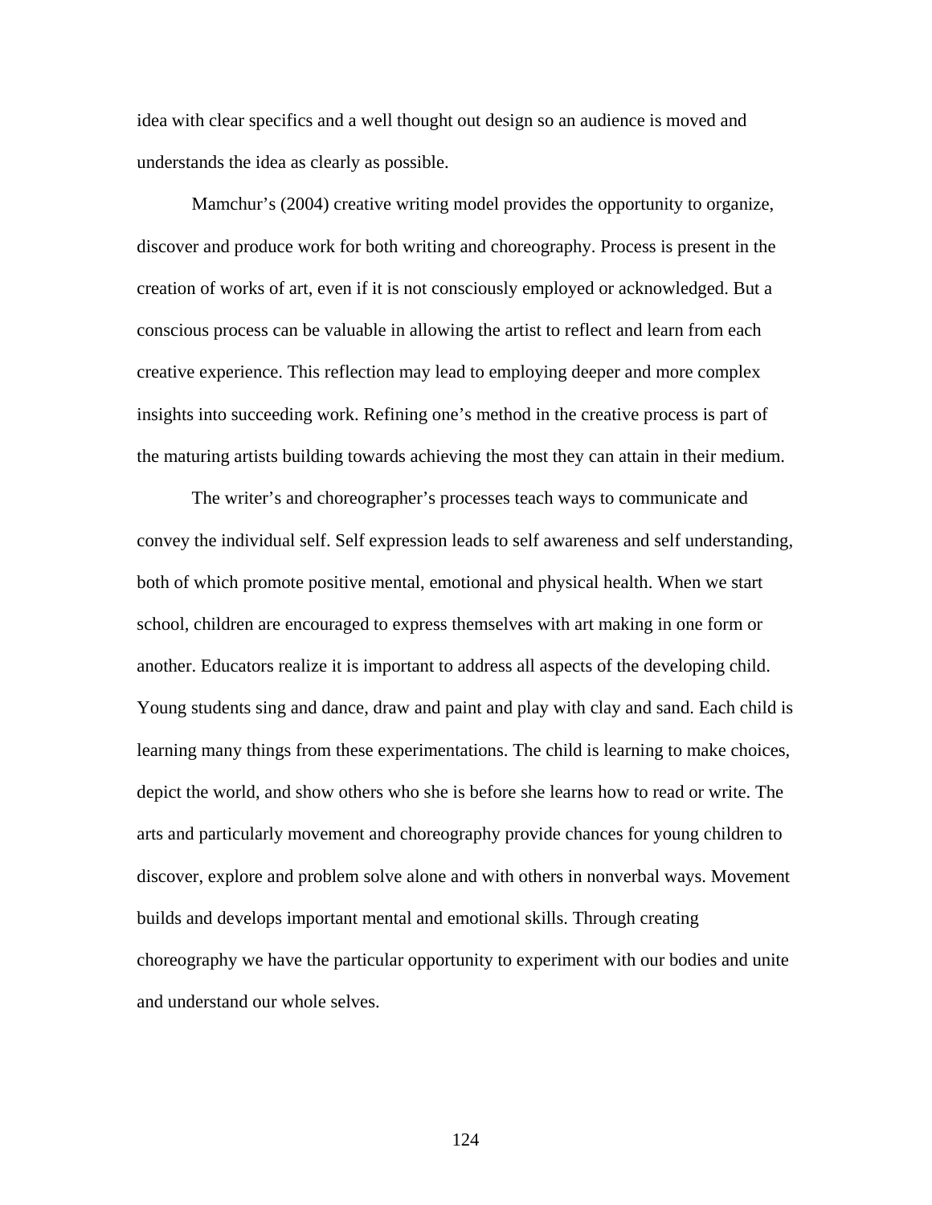idea with clear specifics and a well thought out design so an audience is moved and understands the idea as clearly as possible.

Mamchur's (2004) creative writing model provides the opportunity to organize, discover and produce work for both writing and choreography. Process is present in the creation of works of art, even if it is not consciously employed or acknowledged. But a conscious process can be valuable in allowing the artist to reflect and learn from each creative experience. This reflection may lead to employing deeper and more complex insights into succeeding work. Refining one's method in the creative process is part of the maturing artists building towards achieving the most they can attain in their medium.

The writer's and choreographer's processes teach ways to communicate and convey the individual self. Self expression leads to self awareness and self understanding, both of which promote positive mental, emotional and physical health. When we start school, children are encouraged to express themselves with art making in one form or another. Educators realize it is important to address all aspects of the developing child. Young students sing and dance, draw and paint and play with clay and sand. Each child is learning many things from these experimentations. The child is learning to make choices, depict the world, and show others who she is before she learns how to read or write. The arts and particularly movement and choreography provide chances for young children to discover, explore and problem solve alone and with others in nonverbal ways. Movement builds and develops important mental and emotional skills. Through creating choreography we have the particular opportunity to experiment with our bodies and unite and understand our whole selves.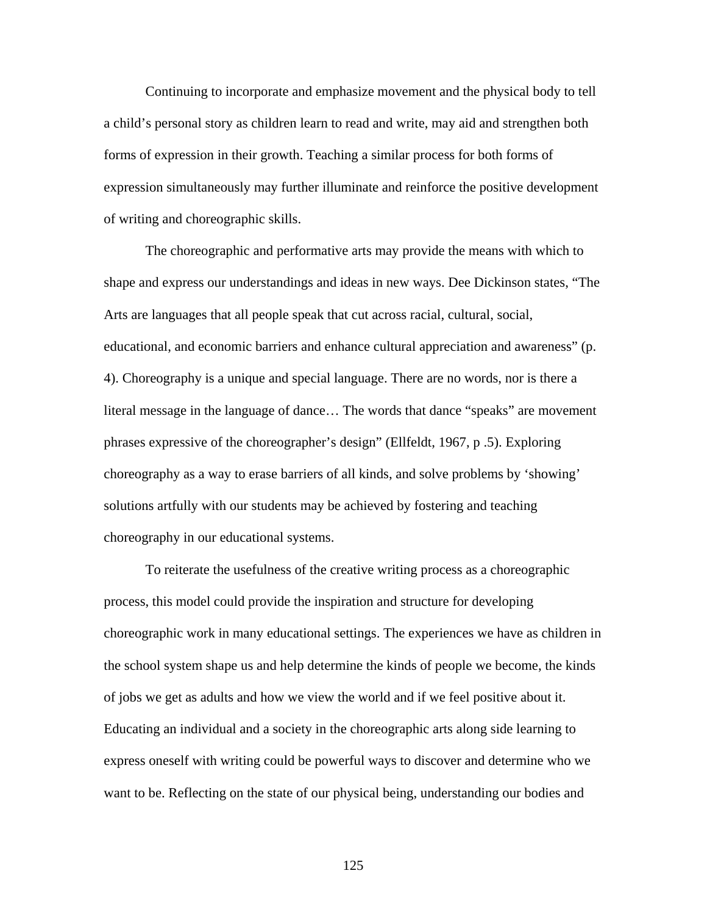Continuing to incorporate and emphasize movement and the physical body to tell a child's personal story as children learn to read and write, may aid and strengthen both forms of expression in their growth. Teaching a similar process for both forms of expression simultaneously may further illuminate and reinforce the positive development of writing and choreographic skills.

The choreographic and performative arts may provide the means with which to shape and express our understandings and ideas in new ways. Dee Dickinson states, "The Arts are languages that all people speak that cut across racial, cultural, social, educational, and economic barriers and enhance cultural appreciation and awareness" (p. 4). Choreography is a unique and special language. There are no words, nor is there a literal message in the language of dance… The words that dance "speaks" are movement phrases expressive of the choreographer's design" (Ellfeldt, 1967, p .5). Exploring choreography as a way to erase barriers of all kinds, and solve problems by 'showing' solutions artfully with our students may be achieved by fostering and teaching choreography in our educational systems.

To reiterate the usefulness of the creative writing process as a choreographic process, this model could provide the inspiration and structure for developing choreographic work in many educational settings. The experiences we have as children in the school system shape us and help determine the kinds of people we become, the kinds of jobs we get as adults and how we view the world and if we feel positive about it. Educating an individual and a society in the choreographic arts along side learning to express oneself with writing could be powerful ways to discover and determine who we want to be. Reflecting on the state of our physical being, understanding our bodies and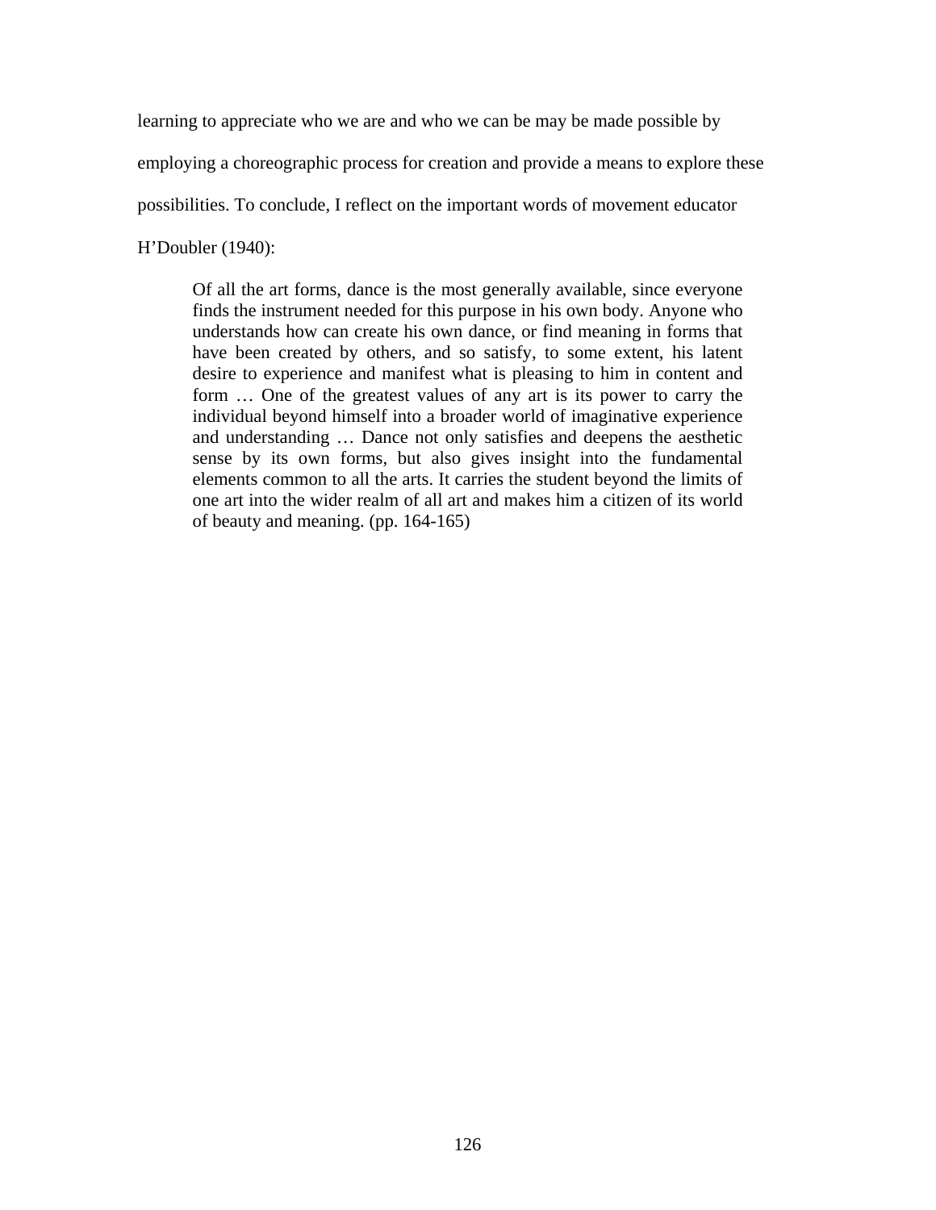learning to appreciate who we are and who we can be may be made possible by employing a choreographic process for creation and provide a means to explore these possibilities. To conclude, I reflect on the important words of movement educator H'Doubler (1940):

> Of all the art forms, dance is the most generally available, since everyone finds the instrument needed for this purpose in his own body. Anyone who understands how can create his own dance, or find meaning in forms that have been created by others, and so satisfy, to some extent, his latent desire to experience and manifest what is pleasing to him in content and form … One of the greatest values of any art is its power to carry the individual beyond himself into a broader world of imaginative experience and understanding … Dance not only satisfies and deepens the aesthetic sense by its own forms, but also gives insight into the fundamental elements common to all the arts. It carries the student beyond the limits of one art into the wider realm of all art and makes him a citizen of its world of beauty and meaning. (pp. 164-165)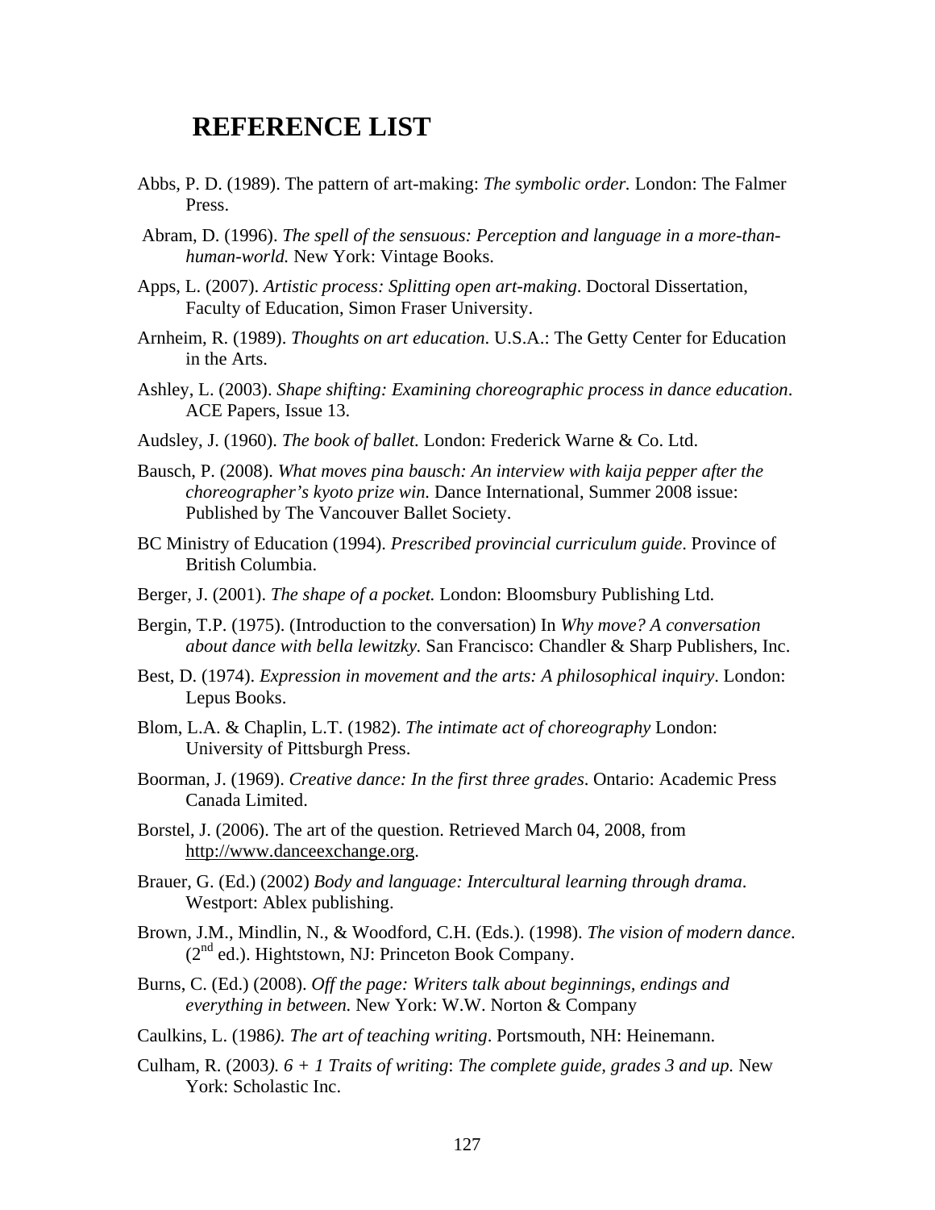# REFERENCE LIST

Abbs, P. D. (1989). The pattern of art-making: *The symbolic order.* London: The Falmer Press.

Abram, D. (1996). *The spell of the sensuous: Perception and language in a more-than-human-world.* New York: Vintage Books.

Apps, L. (2007). *Artistic process: Splitting open art-making*. Doctoral Dissertation, Faculty of Education, Simon Fraser University.

Arnheim, R. (1989). *Thoughts on art education*. U.S.A.: The Getty Center for Education in the Arts.

Ashley, L. (2003). *Shape shifting: Examining choreographic process in dance education*. ACE Papers, Issue 13.

Audsley, J. (1960). *The book of ballet.* London: Frederick Warne & Co. Ltd.

Bausch, P. (2008). *What moves pina bausch: An interview with kaija pepper after the choreographer's kyoto prize win.* Dance International, Summer 2008 issue: Published by The Vancouver Ballet Society.

BC Ministry of Education (1994). *Prescribed provincial curriculum guide*. Province of British Columbia.

Berger, J. (2001). *The shape of a pocket.* London: Bloomsbury Publishing Ltd.

Bergin, T.P. (1975). (Introduction to the conversation) In *Why move? A conversation about dance with bella lewitzky.* San Francisco: Chandler & Sharp Publishers, Inc.

Best, D. (1974). *Expression in movement and the arts: A philosophical inquiry*. London: Lepus Books.

Blom, L.A. & Chaplin, L.T. (1982). *The intimate act of choreography* London: University of Pittsburgh Press.

Boorman, J. (1969). *Creative dance: In the first three grades*. Ontario: Academic Press Canada Limited.

Borstel, J. (2006). The art of the question. Retrieved March 04, 2008, from http://www.danceexchange.org.

Brauer, G. (Ed.) (2002) *Body and language: Intercultural learning through drama*. Westport: Ablex publishing.

Brown, J.M., Mindlin, N., & Woodford, C.H. (Eds.). (1998). *The vision of modern dance*. (2nd ed.). Hightstown, NJ: Princeton Book Company.

Burns, C. (Ed.) (2008). *Off the page: Writers talk about beginnings, endings and everything in between*. New York: W.W. Norton & Company

Caulkins, L. (1986*). The art of teaching writing*. Portsmouth, NH: Heinemann.

Culham, R. (2003*). 6 + 1 Traits of writing*: *The complete guide, grades 3 and up.* New York: Scholastic Inc.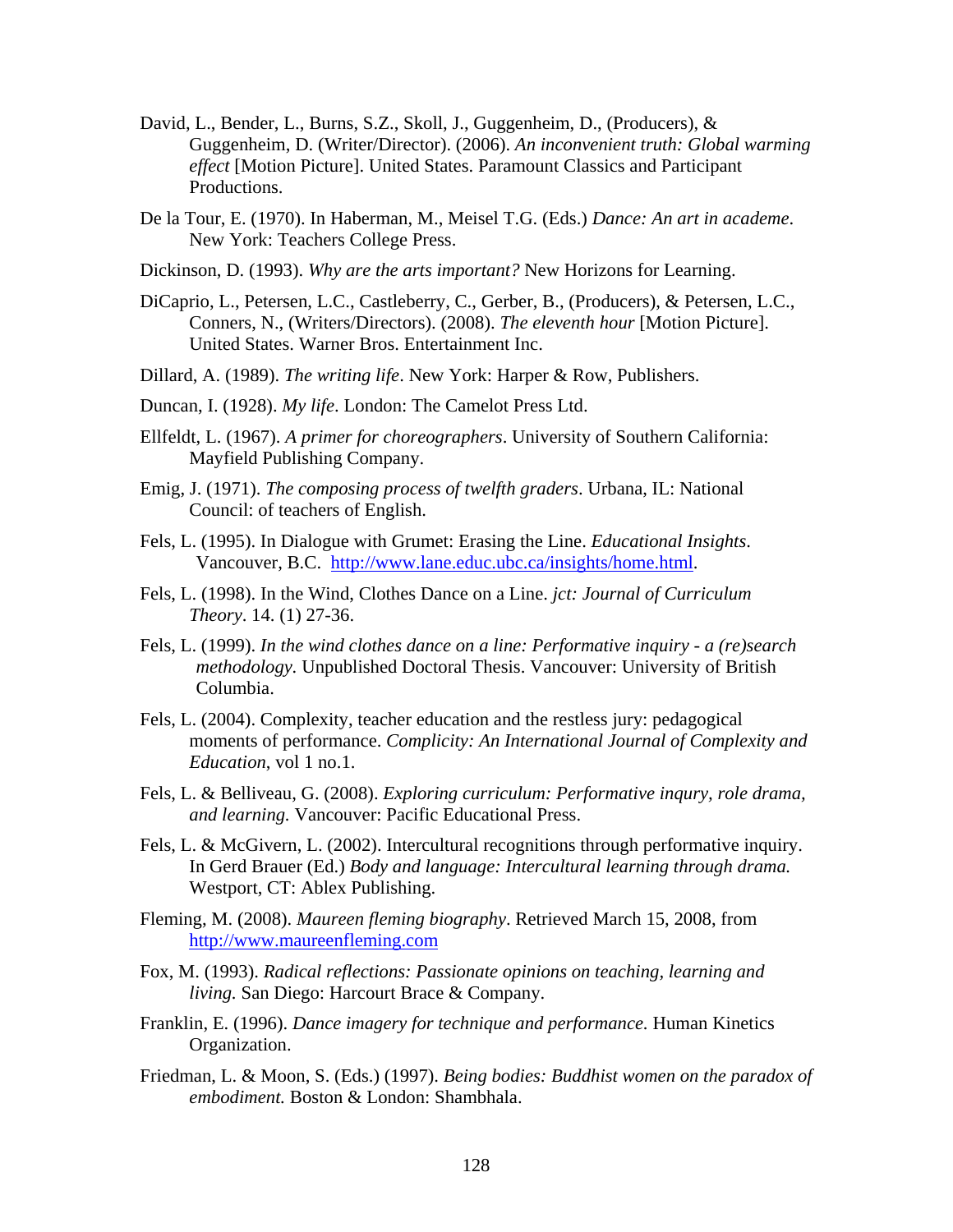David, L., Bender, L., Burns, S.Z., Skoll, J., Guggenheim, D., (Producers), & Guggenheim, D. (Writer/Director). (2006). *An inconvenient truth: Global warming effect* [Motion Picture]. United States. Paramount Classics and Participant Productions.

De la Tour, E. (1970). In Haberman, M., Meisel T.G. (Eds.) *Dance: An art in academe*. New York: Teachers College Press.

Dickinson, D. (1993). *Why are the arts important?* New Horizons for Learning.

DiCaprio, L., Petersen, L.C., Castleberry, C., Gerber, B., (Producers), & Petersen, L.C., Conners, N., (Writers/Directors). (2008). *The eleventh hour* [Motion Picture]. United States. Warner Bros. Entertainment Inc.

Dillard, A. (1989). *The writing life*. New York: Harper & Row, Publishers.

Duncan, I. (1928). *My life*. London: The Camelot Press Ltd.

Ellfeldt, L. (1967). *A primer for choreographers*. University of Southern California: Mayfield Publishing Company.

Emig, J. (1971). *The composing process of twelfth graders*. Urbana, IL: National Council: of teachers of English.

Fels, L. (1995). In Dialogue with Grumet: Erasing the Line. *Educational Insights*. Vancouver, B.C. http://www.lane.educ.ubc.ca/insights/home.html.

Fels, L. (1998). In the Wind, Clothes Dance on a Line. *jct: Journal of Curriculum Theory*. 14. (1) 27-36.

Fels, L. (1999). *In the wind clothes dance on a line: Performative inquiry - a (re)search methodology*. Unpublished Doctoral Thesis. Vancouver: University of British Columbia.

Fels, L. (2004). Complexity, teacher education and the restless jury: pedagogical moments of performance. *Complicity: An International Journal of Complexity and Education*, vol 1 no.1.

Fels, L. & Belliveau, G. (2008). *Exploring curriculum: Performative inqury, role drama, and learning.* Vancouver: Pacific Educational Press.

Fels, L. & McGivern, L. (2002). Intercultural recognitions through performative inquiry. In Gerd Brauer (Ed.) *Body and language: Intercultural learning through drama.* Westport, CT: Ablex Publishing.

Fleming, M. (2008). *Maureen fleming biography*. Retrieved March 15, 2008, from http://www.maureenfleming.com

Fox, M. (1993). *Radical reflections: Passionate opinions on teaching, learning and living.* San Diego: Harcourt Brace & Company.

Franklin, E. (1996). *Dance imagery for technique and performance.* Human Kinetics Organization.

Friedman, L. & Moon, S. (Eds.) (1997). *Being bodies: Buddhist women on the paradox of embodiment.* Boston & London: Shambhala.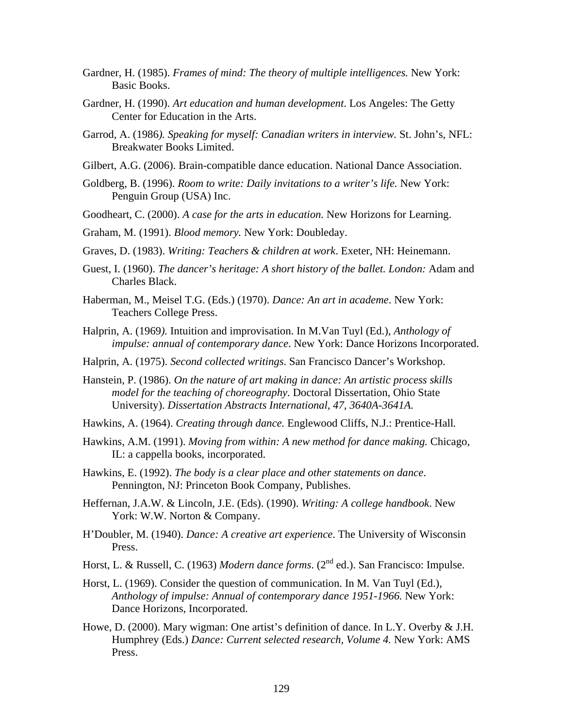Gardner, H. (1985). *Frames of mind: The theory of multiple intelligences.* New York: Basic Books.

Gardner, H. (1990). *Art education and human development*. Los Angeles: The Getty Center for Education in the Arts.

Garrod, A. (1986*). Speaking for myself: Canadian writers in interview.* St. John's, NFL: Breakwater Books Limited.

Gilbert, A.G. (2006). Brain-compatible dance education. National Dance Association.

Goldberg, B. (1996). *Room to write: Daily invitations to a writer's life.* New York: Penguin Group (USA) Inc.

Goodheart, C. (2000). *A case for the arts in education.* New Horizons for Learning.

Graham, M. (1991). *Blood memory.* New York: Doubleday.

Graves, D. (1983). *Writing: Teachers & children at work*. Exeter, NH: Heinemann.

Guest, I. (1960). *The dancer's heritage: A short history of the ballet. London:* Adam and Charles Black.

Haberman, M., Meisel T.G. (Eds.) (1970). *Dance: An art in academe*. New York: Teachers College Press.

Halprin, A. (1969*).* Intuition and improvisation. In M.Van Tuyl (Ed.), *Anthology of impulse: annual of contemporary dance*. New York: Dance Horizons Incorporated.

Halprin, A. (1975). *Second collected writings*. San Francisco Dancer's Workshop.

Hanstein, P. (1986). *On the nature of art making in dance: An artistic process skills model for the teaching of choreography*. Doctoral Dissertation, Ohio State University). *Dissertation Abstracts International, 47, 3640A-3641A.*

Hawkins, A. (1964). *Creating through dance.* Englewood Cliffs, N.J.: Prentice-Hall*.*

Hawkins, A.M. (1991). *Moving from within: A new method for dance making.* Chicago, IL: a cappella books, incorporated.

Hawkins, E. (1992). *The body is a clear place and other statements on dance*. Pennington, NJ: Princeton Book Company, Publishes.

Heffernan, J.A.W. & Lincoln, J.E. (Eds). (1990). *Writing: A college handbook*. New York: W.W. Norton & Company.

H'Doubler, M. (1940). *Dance: A creative art experience*. The University of Wisconsin Press.

Horst, L. & Russell, C. (1963) *Modern dance forms*. (2nd ed.). San Francisco: Impulse.

Horst, L. (1969). Consider the question of communication. In M. Van Tuyl (Ed.), *Anthology of impulse: Annual of contemporary dance 1951-1966.* New York: Dance Horizons, Incorporated.

Howe, D. (2000). Mary wigman: One artist's definition of dance. In L.Y. Overby & J.H. Humphrey (Eds.) *Dance: Current selected research, Volume 4.* New York: AMS Press.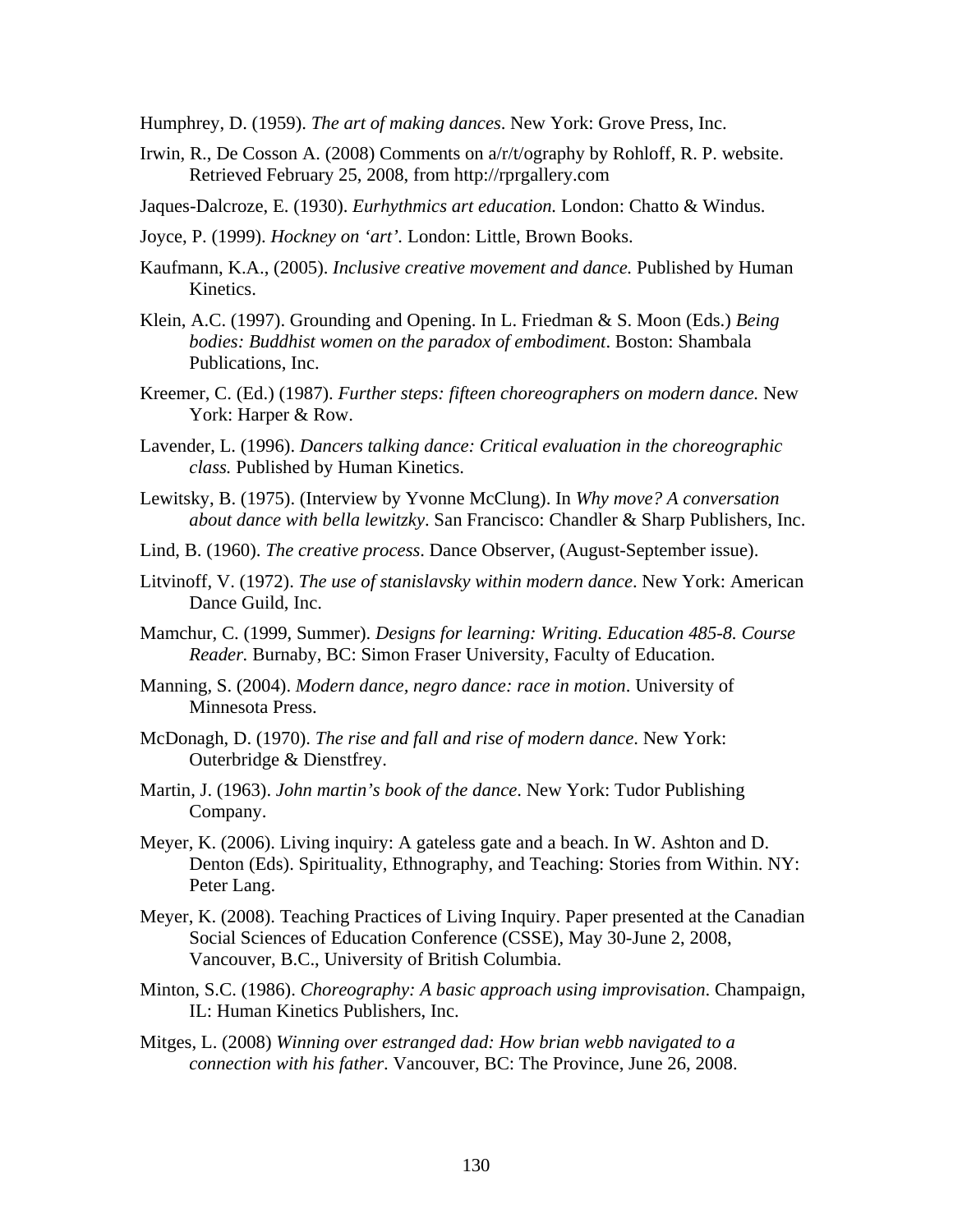Humphrey, D. (1959). *The art of making dances*. New York: Grove Press, Inc.

Irwin, R., De Cosson A. (2008) Comments on a/r/t/ography by Rohloff, R. P. website. Retrieved February 25, 2008, from http://rprgallery.com

Jaques-Dalcroze, E. (1930). *Eurhythmics art education.* London: Chatto & Windus.

Joyce, P. (1999). *Hockney on 'art'.* London: Little, Brown Books.

Kaufmann, K.A., (2005). *Inclusive creative movement and dance.* Published by Human Kinetics.

Klein, A.C. (1997). Grounding and Opening. In L. Friedman & S. Moon (Eds.) *Being bodies: Buddhist women on the paradox of embodiment*. Boston: Shambala Publications, Inc.

Kreemer, C. (Ed.) (1987). *Further steps: fifteen choreographers on modern dance.* New York: Harper & Row.

Lavender, L. (1996). *Dancers talking dance: Critical evaluation in the choreographic class.* Published by Human Kinetics.

Lewitsky, B. (1975). (Interview by Yvonne McClung). In *Why move? A conversation about dance with bella lewitzky*. San Francisco: Chandler & Sharp Publishers, Inc.

Lind, B. (1960). *The creative process*. Dance Observer, (August-September issue).

Litvinoff, V. (1972). *The use of stanislavsky within modern dance*. New York: American Dance Guild, Inc.

Mamchur, C. (1999, Summer). *Designs for learning: Writing. Education 485-8. Course Reader.* Burnaby, BC: Simon Fraser University, Faculty of Education.

Manning, S. (2004). *Modern dance, negro dance: race in motion*. University of Minnesota Press.

McDonagh, D. (1970). *The rise and fall and rise of modern dance*. New York: Outerbridge & Dienstfrey.

Martin, J. (1963). *John martin's book of the dance*. New York: Tudor Publishing Company.

Meyer, K. (2006). Living inquiry: A gateless gate and a beach. In W. Ashton and D. Denton (Eds). Spirituality, Ethnography, and Teaching: Stories from Within. NY: Peter Lang.

Meyer, K. (2008). Teaching Practices of Living Inquiry. Paper presented at the Canadian Social Sciences of Education Conference (CSSE), May 30-June 2, 2008, Vancouver, B.C., University of British Columbia.

Minton, S.C. (1986). *Choreography: A basic approach using improvisation*. Champaign, IL: Human Kinetics Publishers, Inc.

Mitges, L. (2008) *Winning over estranged dad: How brian webb navigated to a connection with his father*. Vancouver, BC: The Province, June 26, 2008.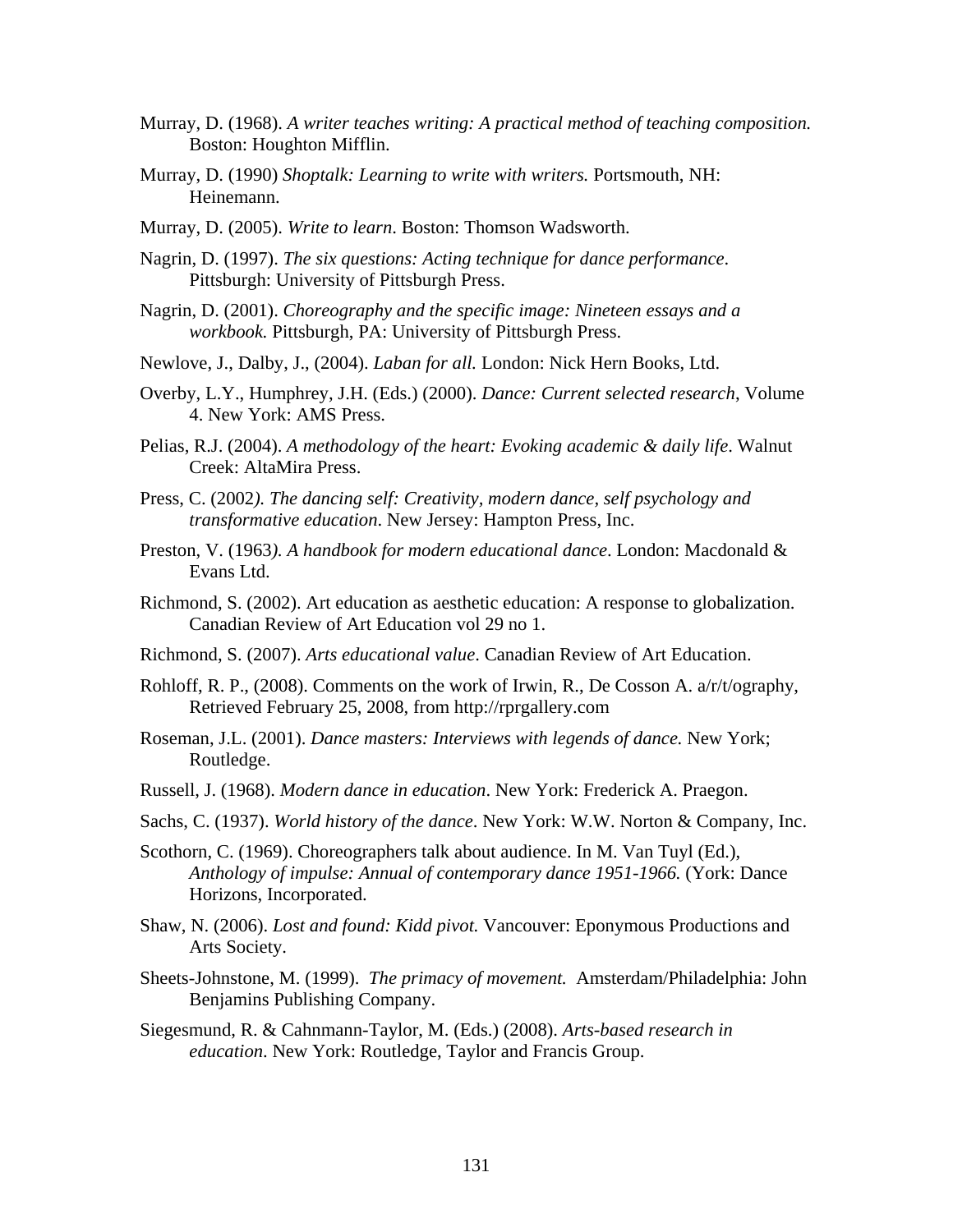Murray, D. (1968). *A writer teaches writing: A practical method of teaching composition.* Boston: Houghton Mifflin.

Murray, D. (1990) *Shoptalk: Learning to write with writers.* Portsmouth, NH: Heinemann.

Murray, D. (2005). *Write to learn*. Boston: Thomson Wadsworth.

Nagrin, D. (1997). *The six questions: Acting technique for dance performance*. Pittsburgh: University of Pittsburgh Press.

Nagrin, D. (2001). *Choreography and the specific image: Nineteen essays and a workbook.* Pittsburgh, PA: University of Pittsburgh Press.

Newlove, J., Dalby, J., (2004). *Laban for all.* London: Nick Hern Books, Ltd.

Overby, L.Y., Humphrey, J.H. (Eds.) (2000). *Dance: Current selected research*, Volume 4. New York: AMS Press.

Pelias, R.J. (2004). *A methodology of the heart: Evoking academic & daily life*. Walnut Creek: AltaMira Press.

Press, C. (2002*). The dancing self: Creativity, modern dance, self psychology and transformative education*. New Jersey: Hampton Press, Inc.

Preston, V. (1963*). A handbook for modern educational dance*. London: Macdonald & Evans Ltd.

Richmond, S. (2002). Art education as aesthetic education: A response to globalization. Canadian Review of Art Education vol 29 no 1.

Richmond, S. (2007). *Arts educational value*. Canadian Review of Art Education.

Rohloff, R. P., (2008). Comments on the work of Irwin, R., De Cosson A. a/r/t/ography, Retrieved February 25, 2008, from http://rprgallery.com

Roseman, J.L. (2001). *Dance masters: Interviews with legends of dance.* New York; Routledge.

Russell, J. (1968). *Modern dance in education*. New York: Frederick A. Praegon.

Sachs, C. (1937). *World history of the dance*. New York: W.W. Norton & Company, Inc.

Scothorn, C. (1969). Choreographers talk about audience. In M. Van Tuyl (Ed.), *Anthology of impulse: Annual of contemporary dance 1951-1966.* (York: Dance Horizons, Incorporated.

Shaw, N. (2006). *Lost and found: Kidd pivot.* Vancouver: Eponymous Productions and Arts Society.

Sheets-Johnstone, M. (1999). *The primacy of movement.* Amsterdam/Philadelphia: John Benjamins Publishing Company.

Siegesmund, R. & Cahnmann-Taylor, M. (Eds.) (2008). *Arts-based research in education*. New York: Routledge, Taylor and Francis Group.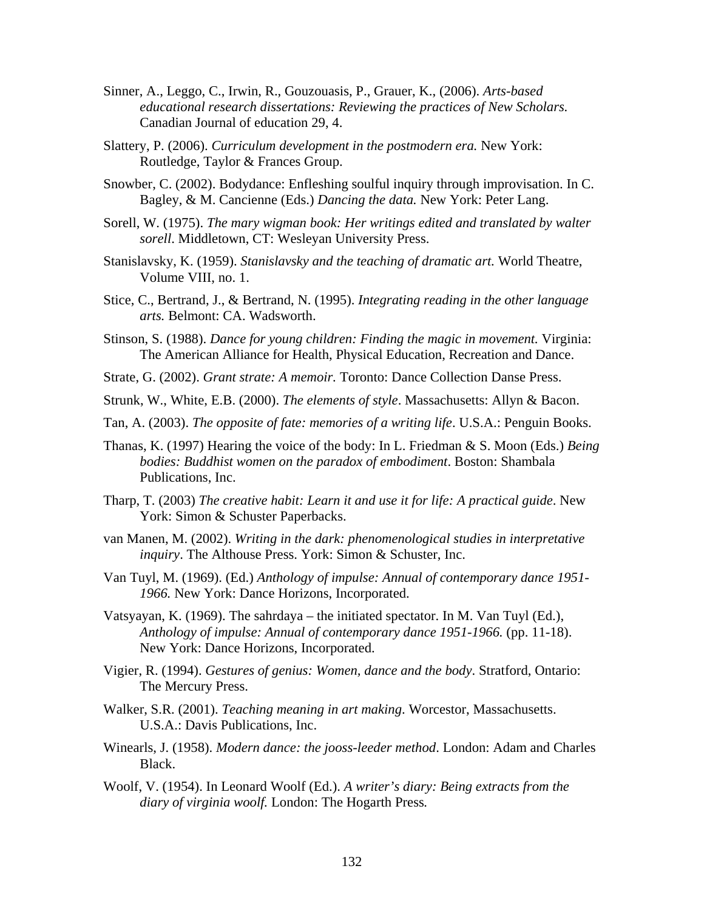Sinner, A., Leggo, C., Irwin, R., Gouzouasis, P., Grauer, K., (2006). *Arts-based educational research dissertations: Reviewing the practices of New Scholars.* Canadian Journal of education 29, 4.

Slattery, P. (2006). *Curriculum development in the postmodern era.* New York: Routledge, Taylor & Frances Group.

Snowber, C. (2002). Bodydance: Enfleshing soulful inquiry through improvisation. In C. Bagley, & M. Cancienne (Eds.) *Dancing the data.* New York: Peter Lang.

Sorell, W. (1975). *The mary wigman book: Her writings edited and translated by walter sorell*. Middletown, CT: Wesleyan University Press.

Stanislavsky, K. (1959). *Stanislavsky and the teaching of dramatic art.* World Theatre, Volume VIII, no. 1.

Stice, C., Bertrand, J., & Bertrand, N. (1995). *Integrating reading in the other language arts.* Belmont: CA. Wadsworth.

Stinson, S. (1988). *Dance for young children: Finding the magic in movement.* Virginia: The American Alliance for Health, Physical Education, Recreation and Dance.

Strate, G. (2002). *Grant strate: A memoir.* Toronto: Dance Collection Danse Press.

Strunk, W., White, E.B. (2000). *The elements of style*. Massachusetts: Allyn & Bacon.

Tan, A. (2003). *The opposite of fate: memories of a writing life*. U.S.A.: Penguin Books.

Thanas, K. (1997) Hearing the voice of the body: In L. Friedman & S. Moon (Eds.) *Being bodies: Buddhist women on the paradox of embodiment*. Boston: Shambala Publications, Inc.

Tharp, T. (2003) *The creative habit: Learn it and use it for life: A practical guide*. New York: Simon & Schuster Paperbacks.

van Manen, M. (2002). *Writing in the dark: phenomenological studies in interpretative inquiry*. The Althouse Press. York: Simon & Schuster, Inc.

Van Tuyl, M. (1969). (Ed.) *Anthology of impulse: Annual of contemporary dance 1951-1966.* New York: Dance Horizons, Incorporated.

Vatsyayan, K. (1969). The sahrdaya – the initiated spectator. In M. Van Tuyl (Ed.), *Anthology of impulse: Annual of contemporary dance 1951-1966.* (pp. 11-18). New York: Dance Horizons, Incorporated.

Vigier, R. (1994). *Gestures of genius: Women, dance and the body*. Stratford, Ontario: The Mercury Press.

Walker, S.R. (2001). *Teaching meaning in art making*. Worcestor, Massachusetts. U.S.A.: Davis Publications, Inc.

Winearls, J. (1958). *Modern dance: the jooss-leeder method*. London: Adam and Charles Black.

Woolf, V. (1954). In Leonard Woolf (Ed.). *A writer's diary: Being extracts from the diary of virginia woolf.* London: The Hogarth Press.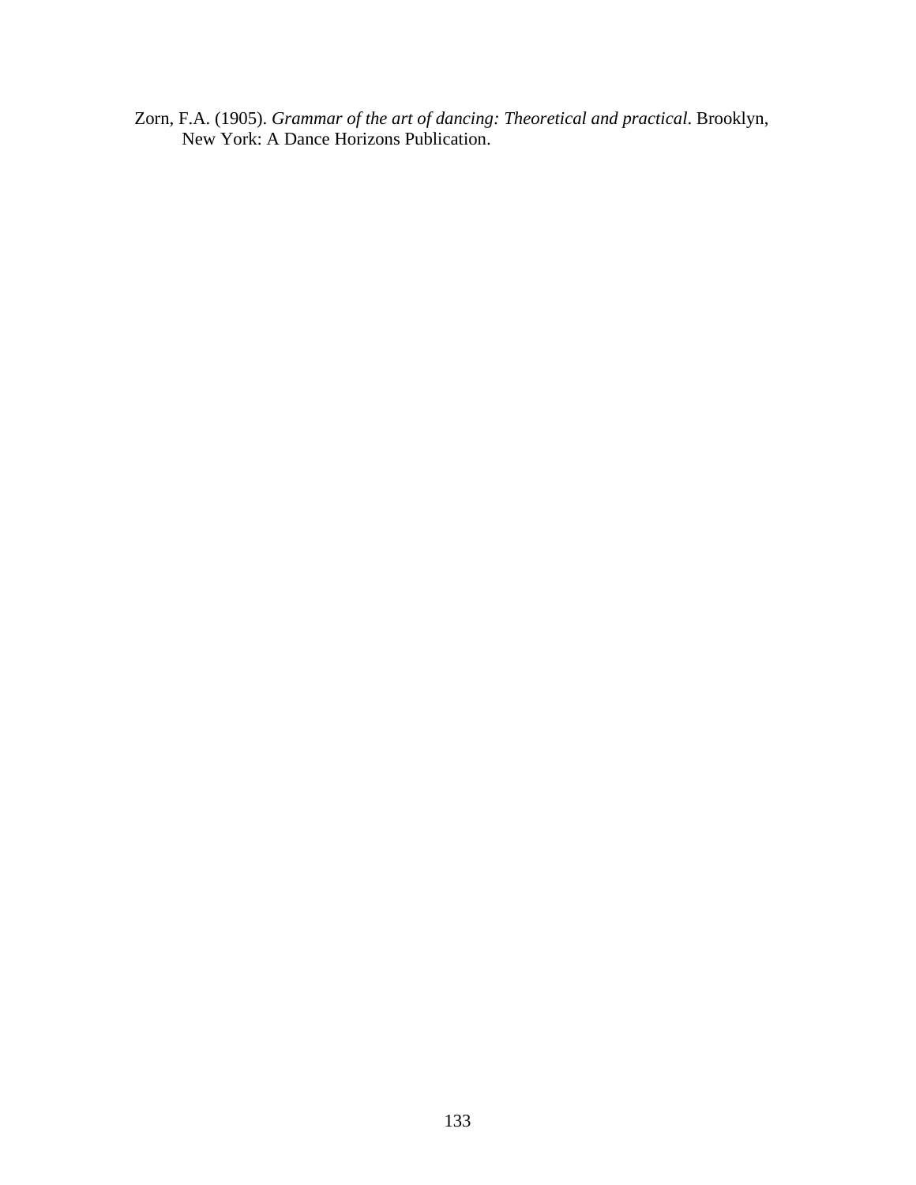Zorn, F.A. (1905). *Grammar of the art of dancing: Theoretical and practical*. Brooklyn, New York: A Dance Horizons Publication.